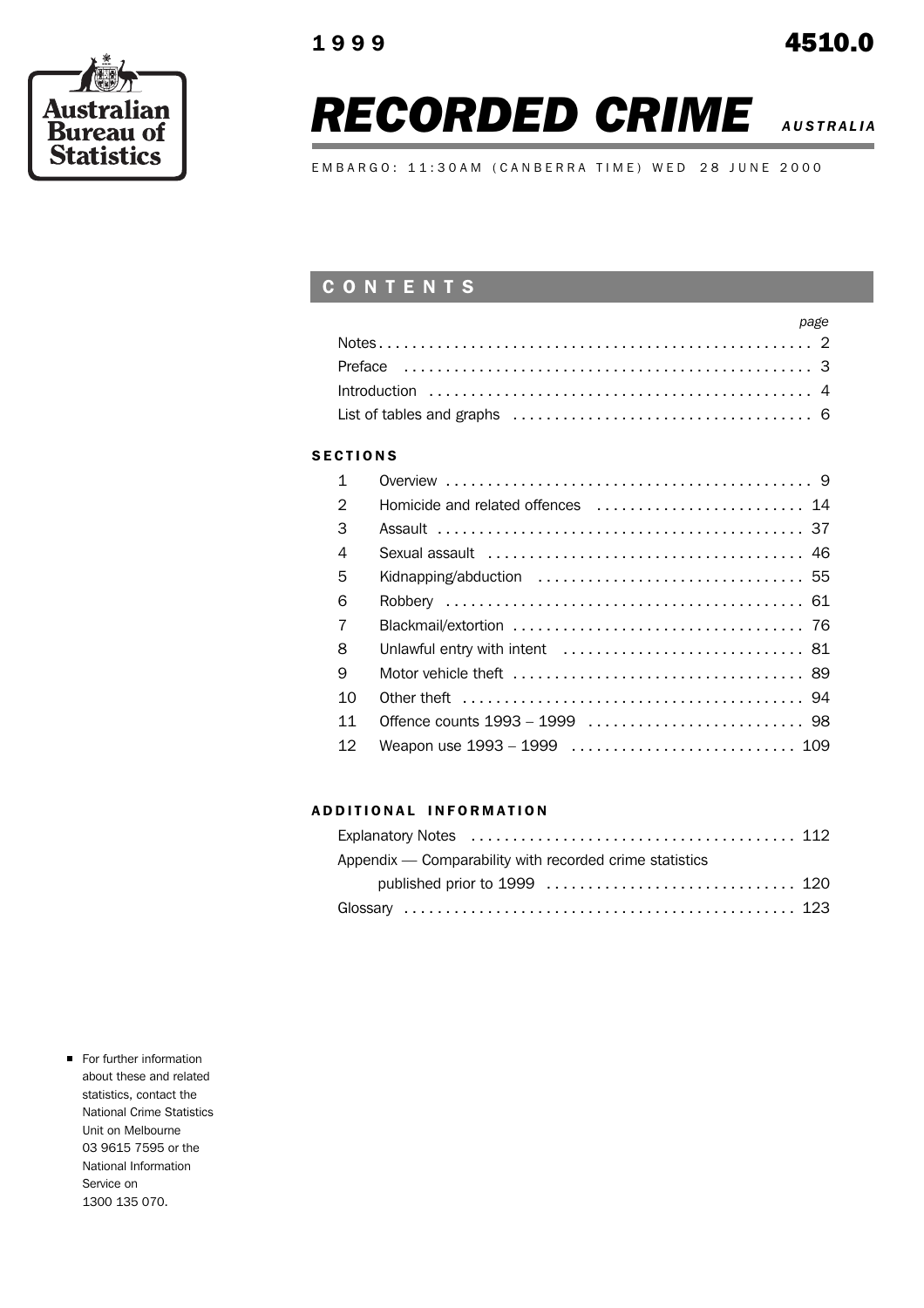Australian Bureau of Statistics

1999 **4510.0**

# *RECORDED CRIME* *AUSTRALIA*

EMBARGO: 11:30AM (CANBERRA TIME) WED 28 JUNE 2000

## CONTENTS

| | page |
|---|---|
| Notes | 2 |
| Preface | 3 |
| Introduction | 4 |
| List of tables and graphs | 6 |

### SECTIONS

| | | |
|---|---|---|
| 1 | Overview | 9 |
| 2 | Homicide and related offences | 14 |
| 3 | Assault | 37 |
| 4 | Sexual assault | 46 |
| 5 | Kidnapping/abduction | 55 |
| 6 | Robbery | 61 |
| 7 | Blackmail/extortion | 76 |
| 8 | Unlawful entry with intent | 81 |
| 9 | Motor vehicle theft | 89 |
| 10 | Other theft | 94 |
| 11 | Offence counts 1993 – 1999 | 98 |
| 12 | Weapon use 1993 – 1999 | 109 |

### ADDITIONAL INFORMATION

| | |
|---|---|
| Explanatory Notes | 112 |
| Appendix — Comparability with recorded crime statistics published prior to 1999 | 120 |
| Glossary | 123 |

- For further information about these and related statistics, contact the National Crime Statistics Unit on Melbourne 03 9615 7595 or the National Information Service on 1300 135 070.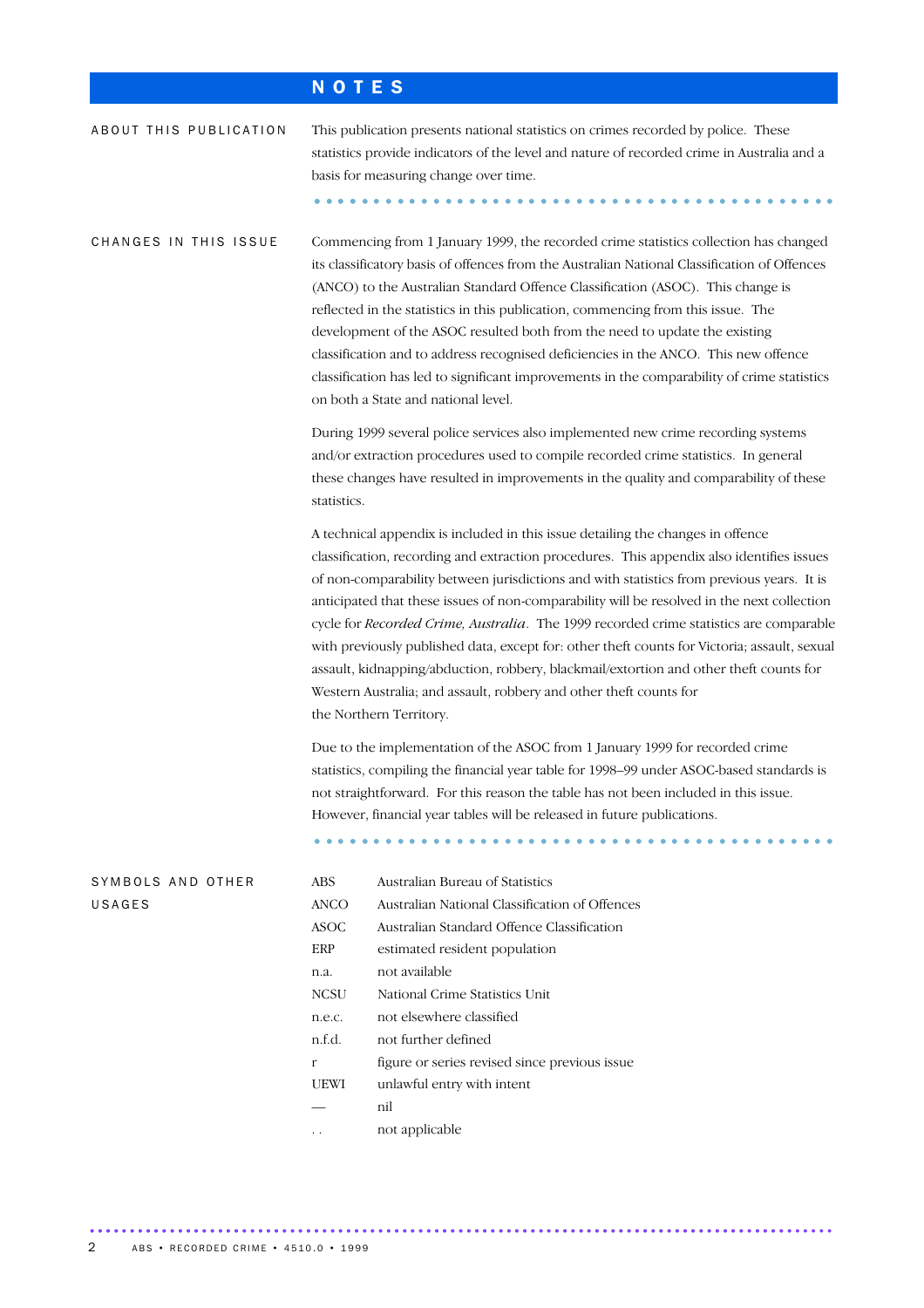# NOTES

## ABOUT THIS PUBLICATION

This publication presents national statistics on crimes recorded by police. These statistics provide indicators of the level and nature of recorded crime in Australia and a basis for measuring change over time.

## CHANGES IN THIS ISSUE

Commencing from 1 January 1999, the recorded crime statistics collection has changed its classificatory basis of offences from the Australian National Classification of Offences (ANCO) to the Australian Standard Offence Classification (ASOC). This change is reflected in the statistics in this publication, commencing from this issue. The development of the ASOC resulted both from the need to update the existing classification and to address recognised deficiencies in the ANCO. This new offence classification has led to significant improvements in the comparability of crime statistics on both a State and national level.

During 1999 several police services also implemented new crime recording systems and/or extraction procedures used to compile recorded crime statistics. In general these changes have resulted in improvements in the quality and comparability of these statistics.

A technical appendix is included in this issue detailing the changes in offence classification, recording and extraction procedures. This appendix also identifies issues of non-comparability between jurisdictions and with statistics from previous years. It is anticipated that these issues of non-comparability will be resolved in the next collection cycle for *Recorded Crime, Australia*. The 1999 recorded crime statistics are comparable with previously published data, except for: other theft counts for Victoria; assault, sexual assault, kidnapping/abduction, robbery, blackmail/extortion and other theft counts for Western Australia; and assault, robbery and other theft counts for the Northern Territory.

Due to the implementation of the ASOC from 1 January 1999 for recorded crime statistics, compiling the financial year table for 1998–99 under ASOC-based standards is not straightforward. For this reason the table has not been included in this issue. However, financial year tables will be released in future publications.

## SYMBOLS AND OTHER USAGES

| | |
|---|---|
| ABS | Australian Bureau of Statistics |
| ANCO | Australian National Classification of Offences |
| ASOC | Australian Standard Offence Classification |
| ERP | estimated resident population |
| n.a. | not available |
| NCSU | National Crime Statistics Unit |
| n.e.c. | not elsewhere classified |
| n.f.d. | not further defined |
| r | figure or series revised since previous issue |
| UEWI | unlawful entry with intent |
| — | nil |
| . . | not applicable |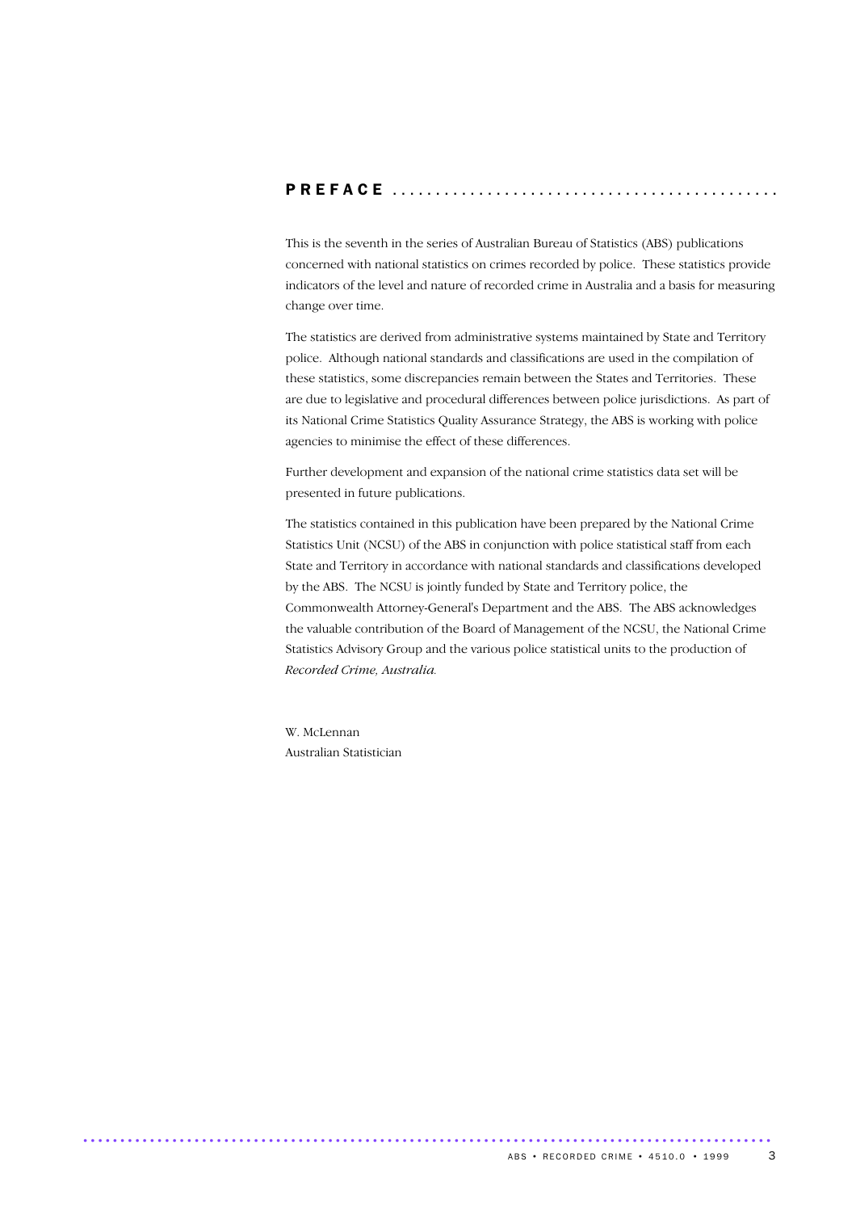# PREFACE

This is the seventh in the series of Australian Bureau of Statistics (ABS) publications concerned with national statistics on crimes recorded by police. These statistics provide indicators of the level and nature of recorded crime in Australia and a basis for measuring change over time.

The statistics are derived from administrative systems maintained by State and Territory police. Although national standards and classifications are used in the compilation of these statistics, some discrepancies remain between the States and Territories. These are due to legislative and procedural differences between police jurisdictions. As part of its National Crime Statistics Quality Assurance Strategy, the ABS is working with police agencies to minimise the effect of these differences.

Further development and expansion of the national crime statistics data set will be presented in future publications.

The statistics contained in this publication have been prepared by the National Crime Statistics Unit (NCSU) of the ABS in conjunction with police statistical staff from each State and Territory in accordance with national standards and classifications developed by the ABS. The NCSU is jointly funded by State and Territory police, the Commonwealth Attorney-General's Department and the ABS. The ABS acknowledges the valuable contribution of the Board of Management of the NCSU, the National Crime Statistics Advisory Group and the various police statistical units to the production of *Recorded Crime, Australia.*

W. McLennan
Australian Statistician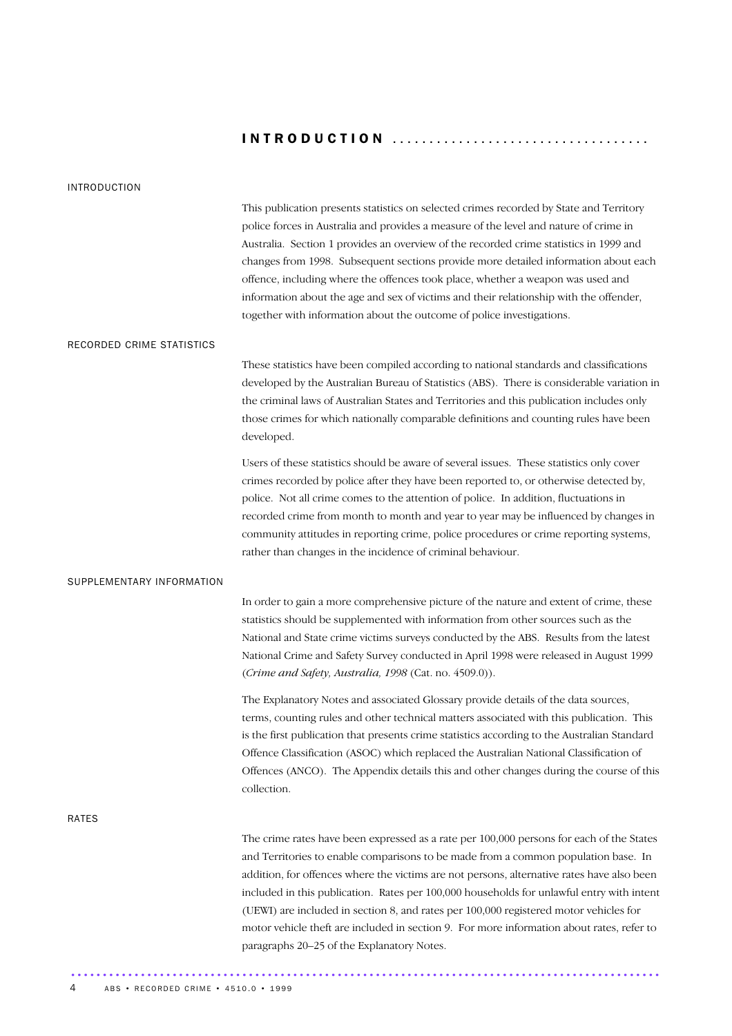# INTRODUCTION

## INTRODUCTION

This publication presents statistics on selected crimes recorded by State and Territory police forces in Australia and provides a measure of the level and nature of crime in Australia. Section 1 provides an overview of the recorded crime statistics in 1999 and changes from 1998. Subsequent sections provide more detailed information about each offence, including where the offences took place, whether a weapon was used and information about the age and sex of victims and their relationship with the offender, together with information about the outcome of police investigations.

## RECORDED CRIME STATISTICS

These statistics have been compiled according to national standards and classifications developed by the Australian Bureau of Statistics (ABS). There is considerable variation in the criminal laws of Australian States and Territories and this publication includes only those crimes for which nationally comparable definitions and counting rules have been developed.

Users of these statistics should be aware of several issues. These statistics only cover crimes recorded by police after they have been reported to, or otherwise detected by, police. Not all crime comes to the attention of police. In addition, fluctuations in recorded crime from month to month and year to year may be influenced by changes in community attitudes in reporting crime, police procedures or crime reporting systems, rather than changes in the incidence of criminal behaviour.

## SUPPLEMENTARY INFORMATION

In order to gain a more comprehensive picture of the nature and extent of crime, these statistics should be supplemented with information from other sources such as the National and State crime victims surveys conducted by the ABS. Results from the latest National Crime and Safety Survey conducted in April 1998 were released in August 1999 (*Crime and Safety, Australia, 1998* (Cat. no. 4509.0)).

The Explanatory Notes and associated Glossary provide details of the data sources, terms, counting rules and other technical matters associated with this publication. This is the first publication that presents crime statistics according to the Australian Standard Offence Classification (ASOC) which replaced the Australian National Classification of Offences (ANCO). The Appendix details this and other changes during the course of this collection.

## RATES

The crime rates have been expressed as a rate per 100,000 persons for each of the States and Territories to enable comparisons to be made from a common population base. In addition, for offences where the victims are not persons, alternative rates have also been included in this publication. Rates per 100,000 households for unlawful entry with intent (UEWI) are included in section 8, and rates per 100,000 registered motor vehicles for motor vehicle theft are included in section 9. For more information about rates, refer to paragraphs 20–25 of the Explanatory Notes.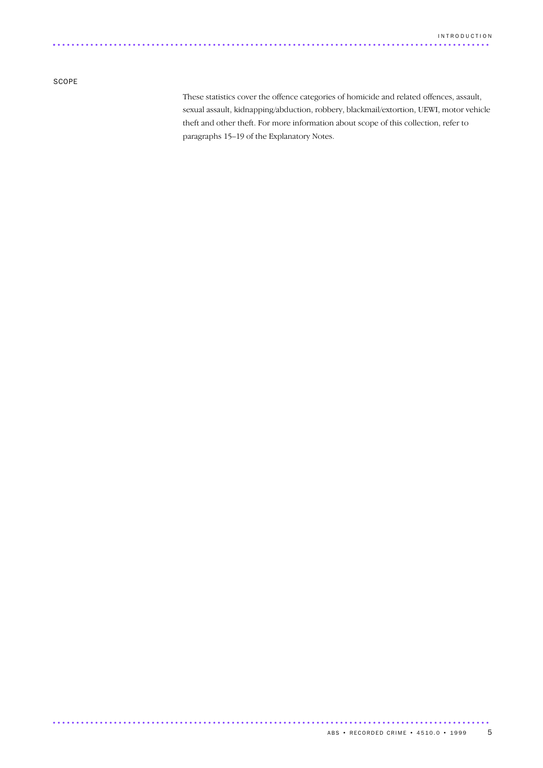## SCOPE

These statistics cover the offence categories of homicide and related offences, assault, sexual assault, kidnapping/abduction, robbery, blackmail/extortion, UEWI, motor vehicle theft and other theft. For more information about scope of this collection, refer to paragraphs 15–19 of the Explanatory Notes.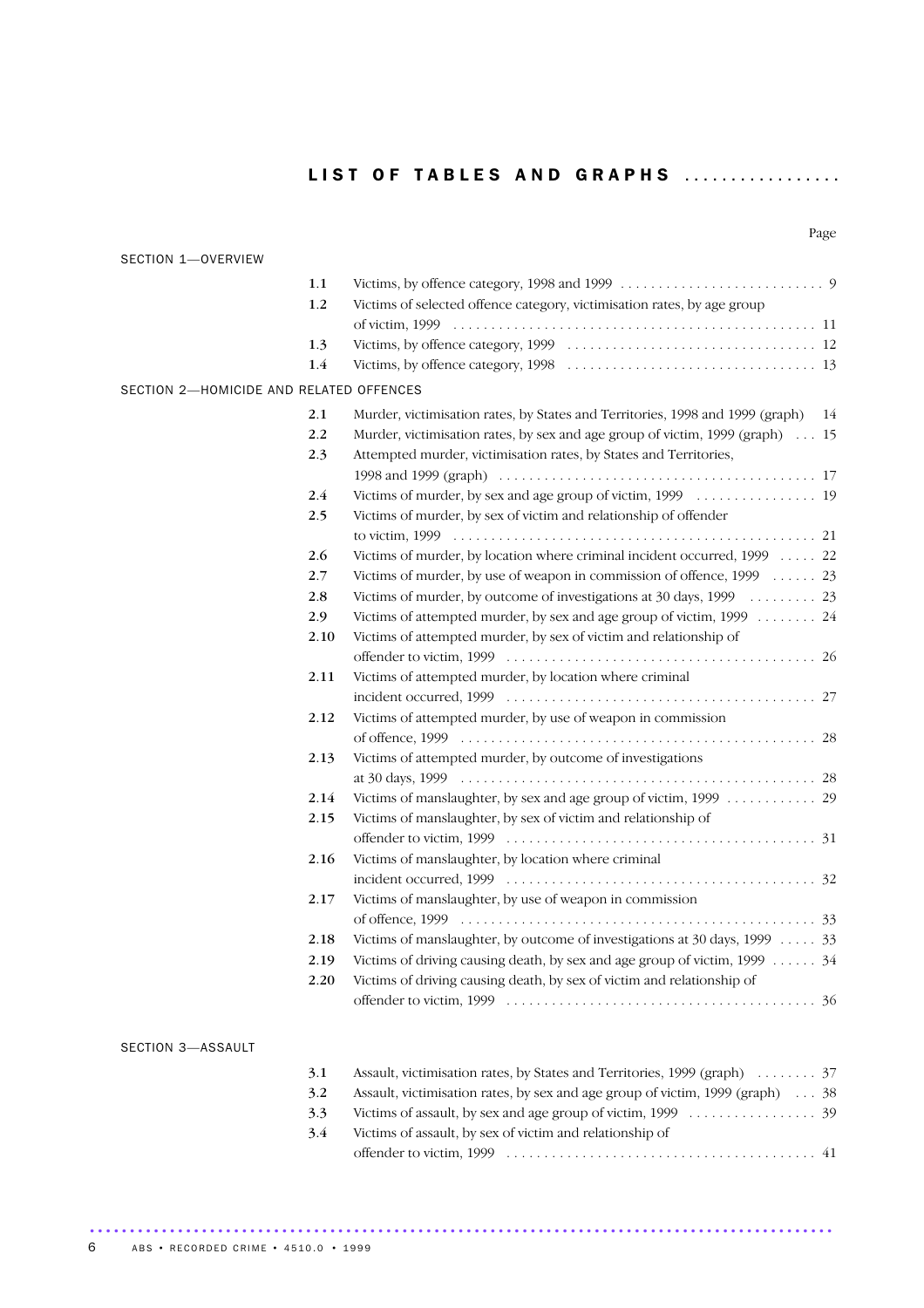# LIST OF TABLES AND GRAPHS

| | | Page |
|---|---|---|
| **SECTION 1—OVERVIEW** | | |
| 1.1 | Victims, by offence category, 1998 and 1999 | 9 |
| 1.2 | Victims of selected offence category, victimisation rates, by age group of victim, 1999 | 11 |
| 1.3 | Victims, by offence category, 1999 | 12 |
| 1.4 | Victims, by offence category, 1998 | 13 |
| **SECTION 2—HOMICIDE AND RELATED OFFENCES** | | |
| 2.1 | Murder, victimisation rates, by States and Territories, 1998 and 1999 (graph) | 14 |
| 2.2 | Murder, victimisation rates, by sex and age group of victim, 1999 (graph) | 15 |
| 2.3 | Attempted murder, victimisation rates, by States and Territories, 1998 and 1999 (graph) | 17 |
| 2.4 | Victims of murder, by sex and age group of victim, 1999 | 19 |
| 2.5 | Victims of murder, by sex of victim and relationship of offender to victim, 1999 | 21 |
| 2.6 | Victims of murder, by location where criminal incident occurred, 1999 | 22 |
| 2.7 | Victims of murder, by use of weapon in commission of offence, 1999 | 23 |
| 2.8 | Victims of murder, by outcome of investigations at 30 days, 1999 | 23 |
| 2.9 | Victims of attempted murder, by sex and age group of victim, 1999 | 24 |
| 2.10 | Victims of attempted murder, by sex of victim and relationship of offender to victim, 1999 | 26 |
| 2.11 | Victims of attempted murder, by location where criminal incident occurred, 1999 | 27 |
| 2.12 | Victims of attempted murder, by use of weapon in commission of offence, 1999 | 28 |
| 2.13 | Victims of attempted murder, by outcome of investigations at 30 days, 1999 | 28 |
| 2.14 | Victims of manslaughter, by sex and age group of victim, 1999 | 29 |
| 2.15 | Victims of manslaughter, by sex of victim and relationship of offender to victim, 1999 | 31 |
| 2.16 | Victims of manslaughter, by location where criminal incident occurred, 1999 | 32 |
| 2.17 | Victims of manslaughter, by use of weapon in commission of offence, 1999 | 33 |
| 2.18 | Victims of manslaughter, by outcome of investigations at 30 days, 1999 | 33 |
| 2.19 | Victims of driving causing death, by sex and age group of victim, 1999 | 34 |
| 2.20 | Victims of driving causing death, by sex of victim and relationship of offender to victim, 1999 | 36 |
| **SECTION 3—ASSAULT** | | |
| 3.1 | Assault, victimisation rates, by States and Territories, 1999 (graph) | 37 |
| 3.2 | Assault, victimisation rates, by sex and age group of victim, 1999 (graph) | 38 |
| 3.3 | Victims of assault, by sex and age group of victim, 1999 | 39 |
| 3.4 | Victims of assault, by sex of victim and relationship of offender to victim, 1999 | 41 |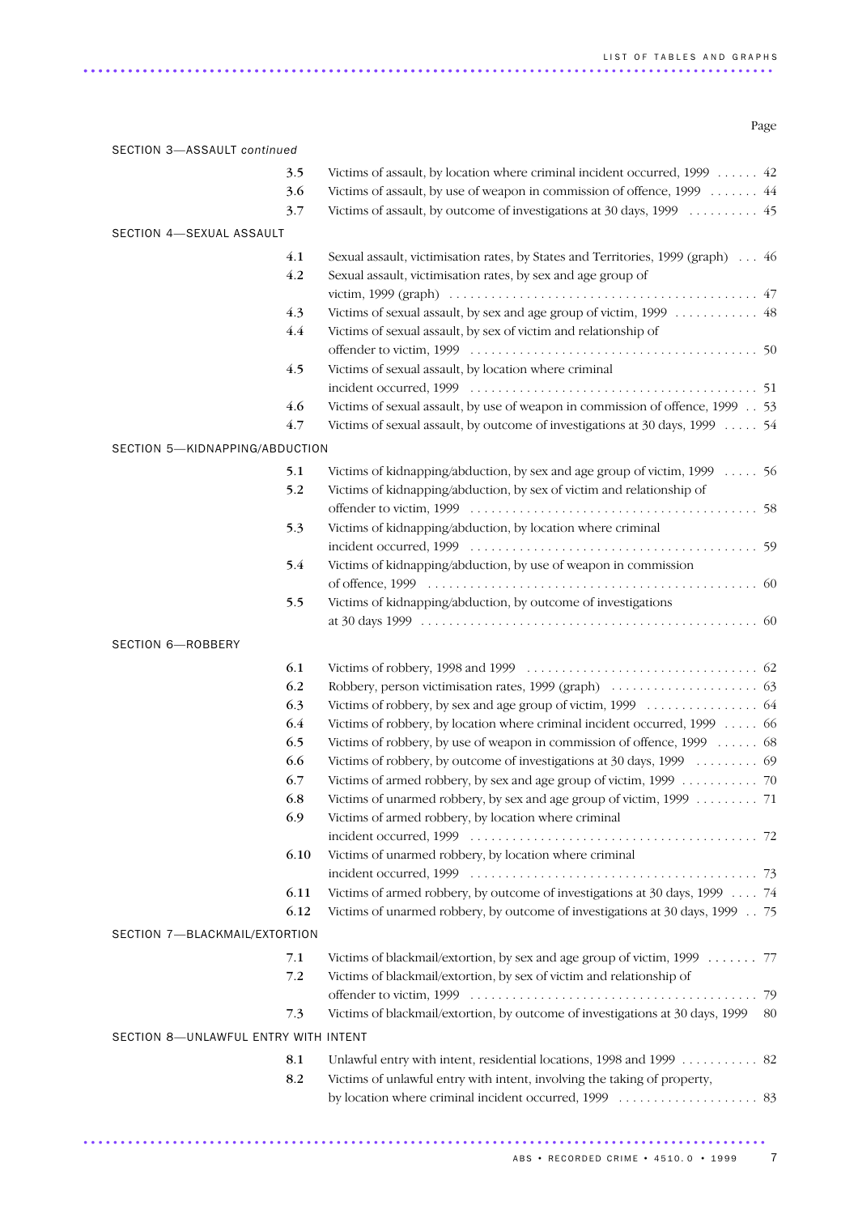| | | Page |
|---|---|---|
| **SECTION 3—ASSAULT *continued*** | | |
| 3.5 | Victims of assault, by location where criminal incident occurred, 1999 | 42 |
| 3.6 | Victims of assault, by use of weapon in commission of offence, 1999 | 44 |
| 3.7 | Victims of assault, by outcome of investigations at 30 days, 1999 | 45 |
| **SECTION 4—SEXUAL ASSAULT** | | |
| 4.1 | Sexual assault, victimisation rates, by States and Territories, 1999 (graph) | 46 |
| 4.2 | Sexual assault, victimisation rates, by sex and age group of victim, 1999 (graph) | 47 |
| 4.3 | Victims of sexual assault, by sex and age group of victim, 1999 | 48 |
| 4.4 | Victims of sexual assault, by sex of victim and relationship of offender to victim, 1999 | 50 |
| 4.5 | Victims of sexual assault, by location where criminal incident occurred, 1999 | 51 |
| 4.6 | Victims of sexual assault, by use of weapon in commission of offence, 1999 | 53 |
| 4.7 | Victims of sexual assault, by outcome of investigations at 30 days, 1999 | 54 |
| **SECTION 5—KIDNAPPING/ABDUCTION** | | |
| 5.1 | Victims of kidnapping/abduction, by sex and age group of victim, 1999 | 56 |
| 5.2 | Victims of kidnapping/abduction, by sex of victim and relationship of offender to victim, 1999 | 58 |
| 5.3 | Victims of kidnapping/abduction, by location where criminal incident occurred, 1999 | 59 |
| 5.4 | Victims of kidnapping/abduction, by use of weapon in commission of offence, 1999 | 60 |
| 5.5 | Victims of kidnapping/abduction, by outcome of investigations at 30 days 1999 | 60 |
| **SECTION 6—ROBBERY** | | |
| 6.1 | Victims of robbery, 1998 and 1999 | 62 |
| 6.2 | Robbery, person victimisation rates, 1999 (graph) | 63 |
| 6.3 | Victims of robbery, by sex and age group of victim, 1999 | 64 |
| 6.4 | Victims of robbery, by location where criminal incident occurred, 1999 | 66 |
| 6.5 | Victims of robbery, by use of weapon in commission of offence, 1999 | 68 |
| 6.6 | Victims of robbery, by outcome of investigations at 30 days, 1999 | 69 |
| 6.7 | Victims of armed robbery, by sex and age group of victim, 1999 | 70 |
| 6.8 | Victims of unarmed robbery, by sex and age group of victim, 1999 | 71 |
| 6.9 | Victims of armed robbery, by location where criminal incident occurred, 1999 | 72 |
| 6.10 | Victims of unarmed robbery, by location where criminal incident occurred, 1999 | 73 |
| 6.11 | Victims of armed robbery, by outcome of investigations at 30 days, 1999 | 74 |
| 6.12 | Victims of unarmed robbery, by outcome of investigations at 30 days, 1999 | 75 |
| **SECTION 7—BLACKMAIL/EXTORTION** | | |
| 7.1 | Victims of blackmail/extortion, by sex and age group of victim, 1999 | 77 |
| 7.2 | Victims of blackmail/extortion, by sex of victim and relationship of offender to victim, 1999 | 79 |
| 7.3 | Victims of blackmail/extortion, by outcome of investigations at 30 days, 1999 | 80 |
| **SECTION 8—UNLAWFUL ENTRY WITH INTENT** | | |
| 8.1 | Unlawful entry with intent, residential locations, 1998 and 1999 | 82 |
| 8.2 | Victims of unlawful entry with intent, involving the taking of property, by location where criminal incident occurred, 1999 | 83 |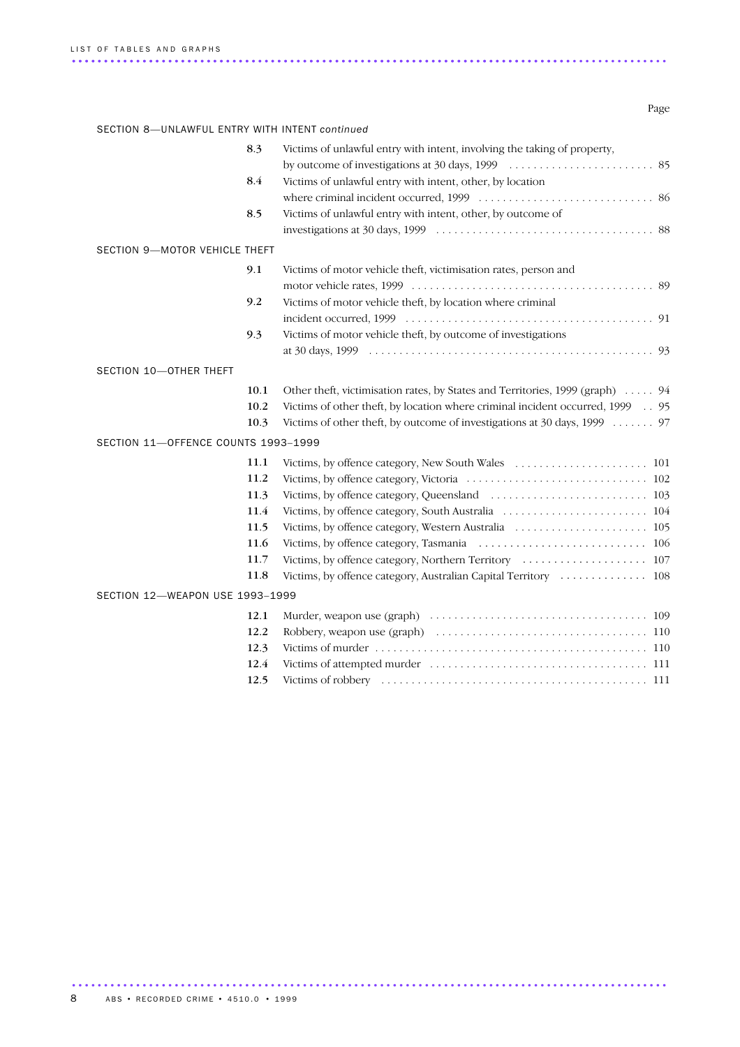| | | Page |
|---|---|---|
| **SECTION 8—UNLAWFUL ENTRY WITH INTENT *continued*** | | |
| 8.3 | Victims of unlawful entry with intent, involving the taking of property, by outcome of investigations at 30 days, 1999 | 85 |
| 8.4 | Victims of unlawful entry with intent, other, by location where criminal incident occurred, 1999 | 86 |
| 8.5 | Victims of unlawful entry with intent, other, by outcome of investigations at 30 days, 1999 | 88 |
| **SECTION 9—MOTOR VEHICLE THEFT** | | |
| 9.1 | Victims of motor vehicle theft, victimisation rates, person and motor vehicle rates, 1999 | 89 |
| 9.2 | Victims of motor vehicle theft, by location where criminal incident occurred, 1999 | 91 |
| 9.3 | Victims of motor vehicle theft, by outcome of investigations at 30 days, 1999 | 93 |
| **SECTION 10—OTHER THEFT** | | |
| 10.1 | Other theft, victimisation rates, by States and Territories, 1999 (graph) | 94 |
| 10.2 | Victims of other theft, by location where criminal incident occurred, 1999 | 95 |
| 10.3 | Victims of other theft, by outcome of investigations at 30 days, 1999 | 97 |
| **SECTION 11—OFFENCE COUNTS 1993–1999** | | |
| 11.1 | Victims, by offence category, New South Wales | 101 |
| 11.2 | Victims, by offence category, Victoria | 102 |
| 11.3 | Victims, by offence category, Queensland | 103 |
| 11.4 | Victims, by offence category, South Australia | 104 |
| 11.5 | Victims, by offence category, Western Australia | 105 |
| 11.6 | Victims, by offence category, Tasmania | 106 |
| 11.7 | Victims, by offence category, Northern Territory | 107 |
| 11.8 | Victims, by offence category, Australian Capital Territory | 108 |
| **SECTION 12—WEAPON USE 1993–1999** | | |
| 12.1 | Murder, weapon use (graph) | 109 |
| 12.2 | Robbery, weapon use (graph) | 110 |
| 12.3 | Victims of murder | 110 |
| 12.4 | Victims of attempted murder | 111 |
| 12.5 | Victims of robbery | 111 |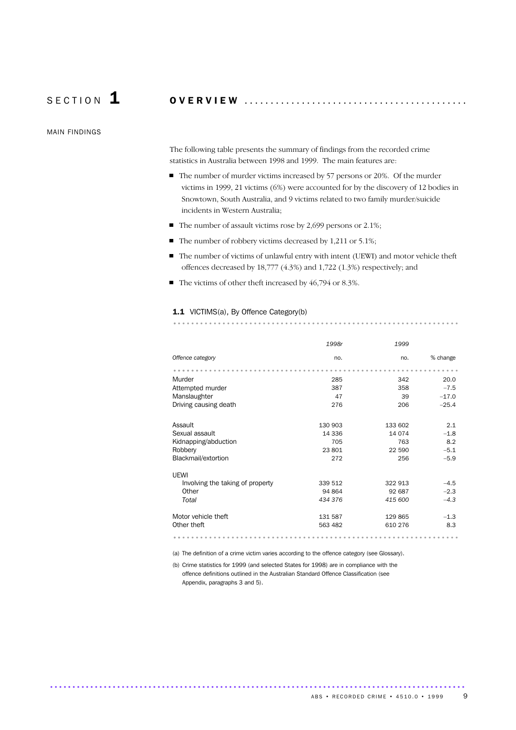# SECTION 1 OVERVIEW

## MAIN FINDINGS

The following table presents the summary of findings from the recorded crime statistics in Australia between 1998 and 1999. The main features are:

- The number of murder victims increased by 57 persons or 20%. Of the murder victims in 1999, 21 victims (6%) were accounted for by the discovery of 12 bodies in Snowtown, South Australia, and 9 victims related to two family murder/suicide incidents in Western Australia;
- The number of assault victims rose by 2,699 persons or 2.1%;
- The number of robbery victims decreased by 1,211 or 5.1%;
- The number of victims of unlawful entry with intent (UEWI) and motor vehicle theft offences decreased by 18,777 (4.3%) and 1,722 (1.3%) respectively; and
- The victims of other theft increased by 46,794 or 8.3%.

**1.1** VICTIMS(a), By Offence Category(b)

| | *1998r* | *1999* | |
|---|---|---|---|
| *Offence category* | no. | no. | % change |
| Murder | 285 | 342 | 20.0 |
| Attempted murder | 387 | 358 | –7.5 |
| Manslaughter | 47 | 39 | –17.0 |
| Driving causing death | 276 | 206 | –25.4 |
| Assault | 130 903 | 133 602 | 2.1 |
| Sexual assault | 14 336 | 14 074 | –1.8 |
| Kidnapping/abduction | 705 | 763 | 8.2 |
| Robbery | 23 801 | 22 590 | –5.1 |
| Blackmail/extortion | 272 | 256 | –5.9 |
| UEWI | | | |
| Involving the taking of property | 339 512 | 322 913 | –4.5 |
| Other | 94 864 | 92 687 | –2.3 |
| *Total* | *434 376* | *415 600* | *–4.3* |
| Motor vehicle theft | 131 587 | 129 865 | –1.3 |
| Other theft | 563 482 | 610 276 | 8.3 |

(a) The definition of a crime victim varies according to the offence category (see Glossary).

(b) Crime statistics for 1999 (and selected States for 1998) are in compliance with the offence definitions outlined in the Australian Standard Offence Classification (see Appendix, paragraphs 3 and 5).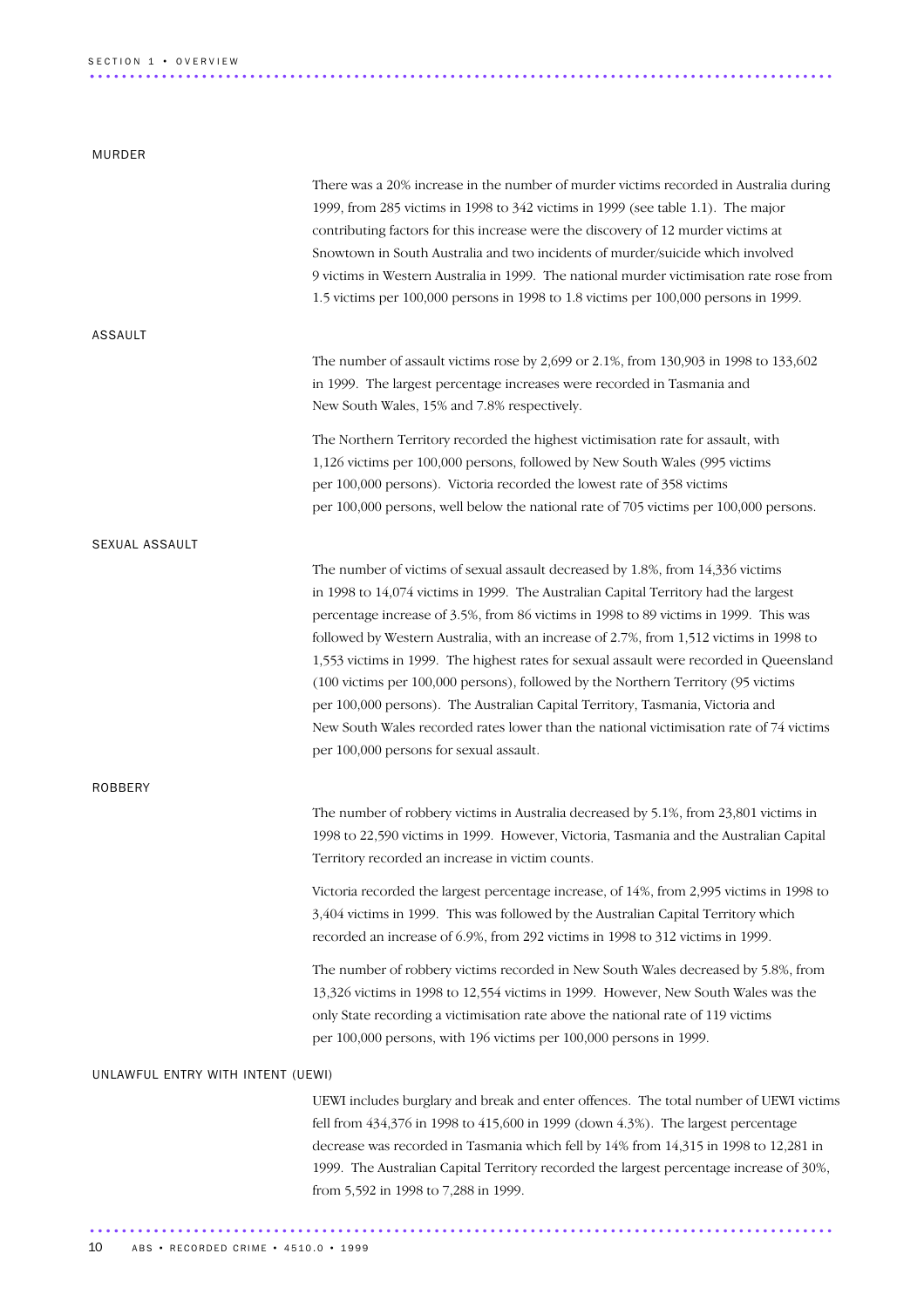## MURDER

There was a 20% increase in the number of murder victims recorded in Australia during 1999, from 285 victims in 1998 to 342 victims in 1999 (see table 1.1). The major contributing factors for this increase were the discovery of 12 murder victims at Snowtown in South Australia and two incidents of murder/suicide which involved 9 victims in Western Australia in 1999. The national murder victimisation rate rose from 1.5 victims per 100,000 persons in 1998 to 1.8 victims per 100,000 persons in 1999.

## ASSAULT

The number of assault victims rose by 2,699 or 2.1%, from 130,903 in 1998 to 133,602 in 1999. The largest percentage increases were recorded in Tasmania and New South Wales, 15% and 7.8% respectively.

The Northern Territory recorded the highest victimisation rate for assault, with 1,126 victims per 100,000 persons, followed by New South Wales (995 victims per 100,000 persons). Victoria recorded the lowest rate of 358 victims per 100,000 persons, well below the national rate of 705 victims per 100,000 persons.

## SEXUAL ASSAULT

The number of victims of sexual assault decreased by 1.8%, from 14,336 victims in 1998 to 14,074 victims in 1999. The Australian Capital Territory had the largest percentage increase of 3.5%, from 86 victims in 1998 to 89 victims in 1999. This was followed by Western Australia, with an increase of 2.7%, from 1,512 victims in 1998 to 1,553 victims in 1999. The highest rates for sexual assault were recorded in Queensland (100 victims per 100,000 persons), followed by the Northern Territory (95 victims per 100,000 persons). The Australian Capital Territory, Tasmania, Victoria and New South Wales recorded rates lower than the national victimisation rate of 74 victims per 100,000 persons for sexual assault.

## ROBBERY

The number of robbery victims in Australia decreased by 5.1%, from 23,801 victims in 1998 to 22,590 victims in 1999. However, Victoria, Tasmania and the Australian Capital Territory recorded an increase in victim counts.

Victoria recorded the largest percentage increase, of 14%, from 2,995 victims in 1998 to 3,404 victims in 1999. This was followed by the Australian Capital Territory which recorded an increase of 6.9%, from 292 victims in 1998 to 312 victims in 1999.

The number of robbery victims recorded in New South Wales decreased by 5.8%, from 13,326 victims in 1998 to 12,554 victims in 1999. However, New South Wales was the only State recording a victimisation rate above the national rate of 119 victims per 100,000 persons, with 196 victims per 100,000 persons in 1999.

## UNLAWFUL ENTRY WITH INTENT (UEWI)

UEWI includes burglary and break and enter offences. The total number of UEWI victims fell from 434,376 in 1998 to 415,600 in 1999 (down 4.3%). The largest percentage decrease was recorded in Tasmania which fell by 14% from 14,315 in 1998 to 12,281 in 1999. The Australian Capital Territory recorded the largest percentage increase of 30%, from 5,592 in 1998 to 7,288 in 1999.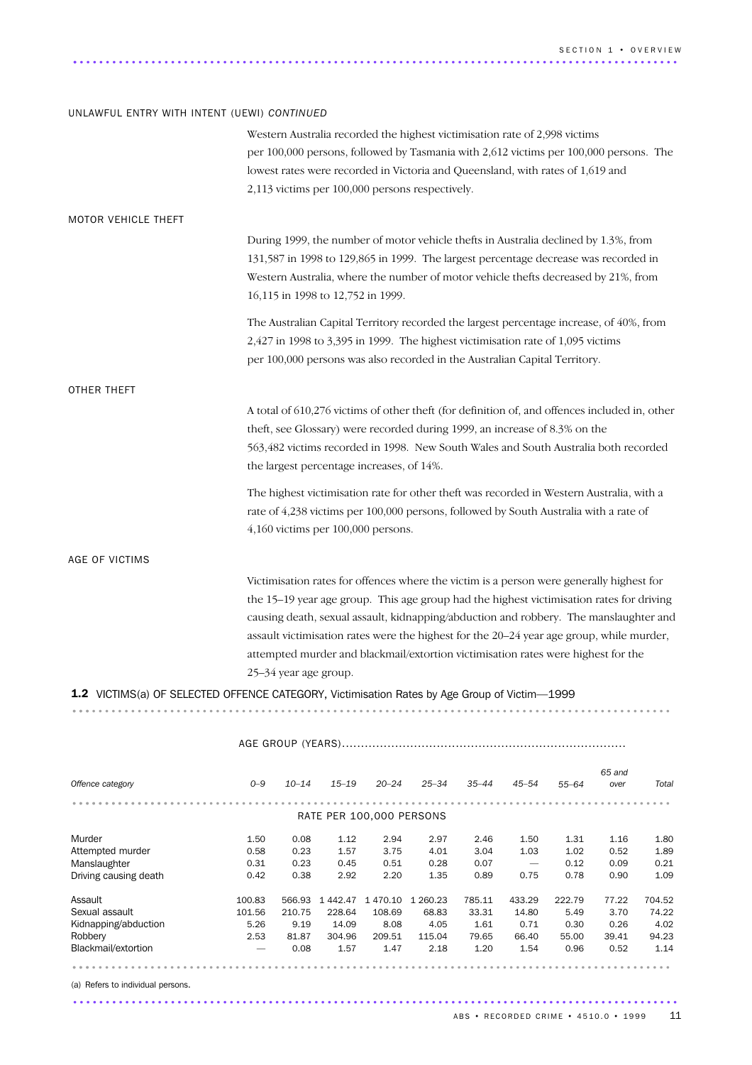### UNLAWFUL ENTRY WITH INTENT (UEWI) *CONTINUED*

Western Australia recorded the highest victimisation rate of 2,998 victims per 100,000 persons, followed by Tasmania with 2,612 victims per 100,000 persons. The lowest rates were recorded in Victoria and Queensland, with rates of 1,619 and 2,113 victims per 100,000 persons respectively.

### MOTOR VEHICLE THEFT

During 1999, the number of motor vehicle thefts in Australia declined by 1.3%, from 131,587 in 1998 to 129,865 in 1999. The largest percentage decrease was recorded in Western Australia, where the number of motor vehicle thefts decreased by 21%, from 16,115 in 1998 to 12,752 in 1999.

The Australian Capital Territory recorded the largest percentage increase, of 40%, from 2,427 in 1998 to 3,395 in 1999. The highest victimisation rate of 1,095 victims per 100,000 persons was also recorded in the Australian Capital Territory.

### OTHER THEFT

A total of 610,276 victims of other theft (for definition of, and offences included in, other theft, see Glossary) were recorded during 1999, an increase of 8.3% on the 563,482 victims recorded in 1998. New South Wales and South Australia both recorded the largest percentage increases, of 14%.

The highest victimisation rate for other theft was recorded in Western Australia, with a rate of 4,238 victims per 100,000 persons, followed by South Australia with a rate of 4,160 victims per 100,000 persons.

### AGE OF VICTIMS

Victimisation rates for offences where the victim is a person were generally highest for the 15–19 year age group. This age group had the highest victimisation rates for driving causing death, sexual assault, kidnapping/abduction and robbery. The manslaughter and assault victimisation rates were the highest for the 20–24 year age group, while murder, attempted murder and blackmail/extortion victimisation rates were highest for the 25–34 year age group.

**1.2** VICTIMS(a) OF SELECTED OFFENCE CATEGORY, Victimisation Rates by Age Group of Victim—1999

| | AGE GROUP (YEARS) | | | | | | | | | |
|---|---|---|---|---|---|---|---|---|---|---|
| *Offence category* | *0–9* | *10–14* | *15–19* | *20–24* | *25–34* | *35–44* | *45–54* | *55–64* | *65 and over* | *Total* |
| | RATE PER 100,000 PERSONS | | | | | | | | | |
| Murder | 1.50 | 0.08 | 1.12 | 2.94 | 2.97 | 2.46 | 1.50 | 1.31 | 1.16 | 1.80 |
| Attempted murder | 0.58 | 0.23 | 1.57 | 3.75 | 4.01 | 3.04 | 1.03 | 1.02 | 0.52 | 1.89 |
| Manslaughter | 0.31 | 0.23 | 0.45 | 0.51 | 0.28 | 0.07 | — | 0.12 | 0.09 | 0.21 |
| Driving causing death | 0.42 | 0.38 | 2.92 | 2.20 | 1.35 | 0.89 | 0.75 | 0.78 | 0.90 | 1.09 |
| Assault | 100.83 | 566.93 | 1 442.47 | 1 470.10 | 1 260.23 | 785.11 | 433.29 | 222.79 | 77.22 | 704.52 |
| Sexual assault | 101.56 | 210.75 | 228.64 | 108.69 | 68.83 | 33.31 | 14.80 | 5.49 | 3.70 | 74.22 |
| Kidnapping/abduction | 5.26 | 9.19 | 14.09 | 8.08 | 4.05 | 1.61 | 0.71 | 0.30 | 0.26 | 4.02 |
| Robbery | 2.53 | 81.87 | 304.96 | 209.51 | 115.04 | 79.65 | 66.40 | 55.00 | 39.41 | 94.23 |
| Blackmail/extortion | — | 0.08 | 1.57 | 1.47 | 2.18 | 1.20 | 1.54 | 0.96 | 0.52 | 1.14 |

(a) Refers to individual persons.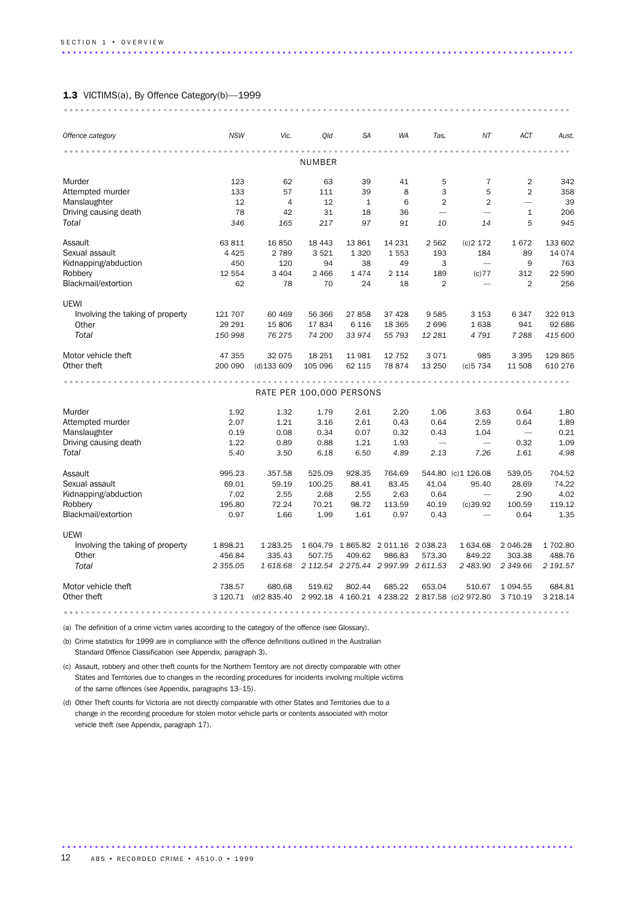**1.3** VICTIMS(a), By Offence Category(b)—1999

| *Offence category* | *NSW* | *Vic.* | *Qld* | *SA* | *WA* | *Tas.* | *NT* | *ACT* | *Aust.* |
|---|---|---|---|---|---|---|---|---|---|
| | | | NUMBER | | | | | | |
| Murder | 123 | 62 | 63 | 39 | 41 | 5 | 7 | 2 | 342 |
| Attempted murder | 133 | 57 | 111 | 39 | 8 | 3 | 5 | 2 | 358 |
| Manslaughter | 12 | 4 | 12 | 1 | 6 | 2 | 2 | — | 39 |
| Driving causing death | 78 | 42 | 31 | 18 | 36 | — | — | 1 | 206 |
| *Total* | *346* | *165* | *217* | *97* | *91* | *10* | *14* | *5* | *945* |
| Assault | 63 811 | 16 850 | 18 443 | 13 861 | 14 231 | 2 562 | (c)2 172 | 1 672 | 133 602 |
| Sexual assault | 4 425 | 2 789 | 3 521 | 1 320 | 1 553 | 193 | 184 | 89 | 14 074 |
| Kidnapping/abduction | 450 | 120 | 94 | 38 | 49 | 3 | — | 9 | 763 |
| Robbery | 12 554 | 3 404 | 2 466 | 1 474 | 2 114 | 189 | (c)77 | 312 | 22 590 |
| Blackmail/extortion | 62 | 78 | 70 | 24 | 18 | 2 | — | 2 | 256 |
| UEWI | | | | | | | | | |
| Involving the taking of property | 121 707 | 60 469 | 56 366 | 27 858 | 37 428 | 9 585 | 3 153 | 6 347 | 322 913 |
| Other | 29 291 | 15 806 | 17 834 | 6 116 | 18 365 | 2 696 | 1 638 | 941 | 92 686 |
| *Total* | *150 998* | *76 275* | *74 200* | *33 974* | *55 793* | *12 281* | *4 791* | *7 288* | *415 600* |
| Motor vehicle theft | 47 355 | 32 075 | 18 251 | 11 981 | 12 752 | 3 071 | 985 | 3 395 | 129 865 |
| Other theft | 200 090 | (d)133 609 | 105 096 | 62 115 | 78 874 | 13 250 | (c)5 734 | 11 508 | 610 276 |
| | | | RATE PER 100,000 PERSONS | | | | | | |
| Murder | 1.92 | 1.32 | 1.79 | 2.61 | 2.20 | 1.06 | 3.63 | 0.64 | 1.80 |
| Attempted murder | 2.07 | 1.21 | 3.16 | 2.61 | 0.43 | 0.64 | 2.59 | 0.64 | 1.89 |
| Manslaughter | 0.19 | 0.08 | 0.34 | 0.07 | 0.32 | 0.43 | 1.04 | — | 0.21 |
| Driving causing death | 1.22 | 0.89 | 0.88 | 1.21 | 1.93 | — | — | 0.32 | 1.09 |
| *Total* | *5.40* | *3.50* | *6.18* | *6.50* | *4.89* | *2.13* | *7.26* | *1.61* | *4.98* |
| Assault | 995.23 | 357.58 | 525.09 | 928.35 | 764.69 | 544.80 | (c)1 126.08 | 539.05 | 704.52 |
| Sexual assault | 69.01 | 59.19 | 100.25 | 88.41 | 83.45 | 41.04 | 95.40 | 28.69 | 74.22 |
| Kidnapping/abduction | 7.02 | 2.55 | 2.68 | 2.55 | 2.63 | 0.64 | — | 2.90 | 4.02 |
| Robbery | 195.80 | 72.24 | 70.21 | 98.72 | 113.59 | 40.19 | (c)39.92 | 100.59 | 119.12 |
| Blackmail/extortion | 0.97 | 1.66 | 1.99 | 1.61 | 0.97 | 0.43 | — | 0.64 | 1.35 |
| UEWI | | | | | | | | | |
| Involving the taking of property | 1 898.21 | 1 283.25 | 1 604.79 | 1 865.82 | 2 011.16 | 2 038.23 | 1 634.68 | 2 046.28 | 1 702.80 |
| Other | 456.84 | 335.43 | 507.75 | 409.62 | 986.83 | 573.30 | 849.22 | 303.38 | 488.76 |
| *Total* | *2 355.05* | *1 618.68* | *2 112.54* | *2 275.44* | *2 997.99* | *2 611.53* | *2 483.90* | *2 349.66* | *2 191.57* |
| Motor vehicle theft | 738.57 | 680.68 | 519.62 | 802.44 | 685.22 | 653.04 | 510.67 | 1 094.55 | 684.81 |
| Other theft | 3 120.71 | (d)2 835.40 | 2 992.18 | 4 160.21 | 4 238.22 | 2 817.58 | (c)2 972.80 | 3 710.19 | 3 218.14 |

(a) The definition of a crime victim varies according to the category of the offence (see Glossary).

(b) Crime statistics for 1999 are in compliance with the offence definitions outlined in the Australian Standard Offence Classification (see Appendix, paragraph 3).

(c) Assault, robbery and other theft counts for the Northern Territory are not directly comparable with other States and Territories due to changes in the recording procedures for incidents involving multiple victims of the same offences (see Appendix, paragraphs 13–15).

(d) Other Theft counts for Victoria are not directly comparable with other States and Territories due to a change in the recording procedure for stolen motor vehicle parts or contents associated with motor vehicle theft (see Appendix, paragraph 17).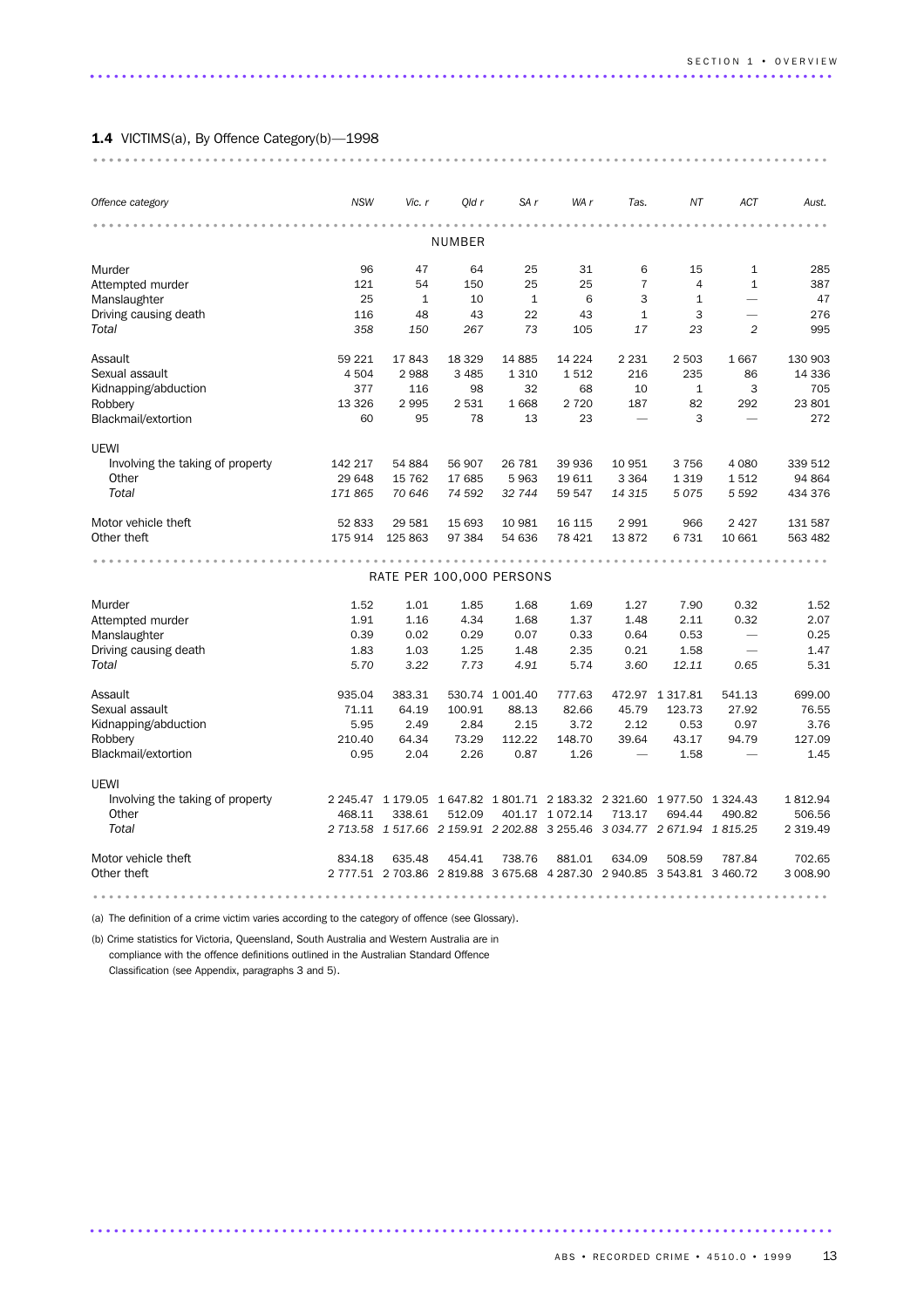**1.4** VICTIMS(a), By Offence Category(b)—1998

| *Offence category* | *NSW* | *Vic. r* | *Qld r* | *SA r* | *WA r* | *Tas.* | *NT* | *ACT* | *Aust.* |
|---|---|---|---|---|---|---|---|---|---|
| | | | | NUMBER | | | | | |
| Murder | 96 | 47 | 64 | 25 | 31 | 6 | 15 | 1 | 285 |
| Attempted murder | 121 | 54 | 150 | 25 | 25 | 7 | 4 | 1 | 387 |
| Manslaughter | 25 | 1 | 10 | 1 | 6 | 3 | 1 | — | 47 |
| Driving causing death | 116 | 48 | 43 | 22 | 43 | 1 | 3 | — | 276 |
| *Total* | *358* | *150* | *267* | *73* | 105 | *17* | *23* | *2* | 995 |
| Assault | 59 221 | 17 843 | 18 329 | 14 885 | 14 224 | 2 231 | 2 503 | 1 667 | 130 903 |
| Sexual assault | 4 504 | 2 988 | 3 485 | 1 310 | 1 512 | 216 | 235 | 86 | 14 336 |
| Kidnapping/abduction | 377 | 116 | 98 | 32 | 68 | 10 | 1 | 3 | 705 |
| Robbery | 13 326 | 2 995 | 2 531 | 1 668 | 2 720 | 187 | 82 | 292 | 23 801 |
| Blackmail/extortion | 60 | 95 | 78 | 13 | 23 | — | 3 | — | 272 |
| UEWI | | | | | | | | | |
| Involving the taking of property | 142 217 | 54 884 | 56 907 | 26 781 | 39 936 | 10 951 | 3 756 | 4 080 | 339 512 |
| Other | 29 648 | 15 762 | 17 685 | 5 963 | 19 611 | 3 364 | 1 319 | 1 512 | 94 864 |
| *Total* | *171 865* | *70 646* | *74 592* | *32 744* | *59 547* | *14 315* | *5 075* | *5 592* | *434 376* |
| Motor vehicle theft | 52 833 | 29 581 | 15 693 | 10 981 | 16 115 | 2 991 | 966 | 2 427 | 131 587 |
| Other theft | 175 914 | 125 863 | 97 384 | 54 636 | 78 421 | 13 872 | 6 731 | 10 661 | 563 482 |
| | | | | RATE PER 100,000 PERSONS | | | | | |
| Murder | 1.52 | 1.01 | 1.85 | 1.68 | 1.69 | 1.27 | 7.90 | 0.32 | 1.52 |
| Attempted murder | 1.91 | 1.16 | 4.34 | 1.68 | 1.37 | 1.48 | 2.11 | 0.32 | 2.07 |
| Manslaughter | 0.39 | 0.02 | 0.29 | 0.07 | 0.33 | 0.64 | 0.53 | — | 0.25 |
| Driving causing death | 1.83 | 1.03 | 1.25 | 1.48 | 2.35 | 0.21 | 1.58 | — | 1.47 |
| *Total* | *5.70* | *3.22* | *7.73* | *4.91* | 5.74 | *3.60* | *12.11* | *0.65* | 5.31 |
| Assault | 935.04 | 383.31 | 530.74 | 1 001.40 | 777.63 | 472.97 | 1 317.81 | 541.13 | 699.00 |
| Sexual assault | 71.11 | 64.19 | 100.91 | 88.13 | 82.66 | 45.79 | 123.73 | 27.92 | 76.55 |
| Kidnapping/abduction | 5.95 | 2.49 | 2.84 | 2.15 | 3.72 | 2.12 | 0.53 | 0.97 | 3.76 |
| Robbery | 210.40 | 64.34 | 73.29 | 112.22 | 148.70 | 39.64 | 43.17 | 94.79 | 127.09 |
| Blackmail/extortion | 0.95 | 2.04 | 2.26 | 0.87 | 1.26 | — | 1.58 | — | 1.45 |
| UEWI | | | | | | | | | |
| Involving the taking of property | 2 245.47 | 1 179.05 | 1 647.82 | 1 801.71 | 2 183.32 | 2 321.60 | 1 977.50 | 1 324.43 | 1 812.94 |
| Other | 468.11 | 338.61 | 512.09 | 401.17 | 1 072.14 | 713.17 | 694.44 | 490.82 | 506.56 |
| *Total* | *2 713.58* | *1 517.66* | *2 159.91* | *2 202.88* | *3 255.46* | *3 034.77* | *2 671.94* | *1 815.25* | *2 319.49* |
| Motor vehicle theft | 834.18 | 635.48 | 454.41 | 738.76 | 881.01 | 634.09 | 508.59 | 787.84 | 702.65 |
| Other theft | 2 777.51 | 2 703.86 | 2 819.88 | 3 675.68 | 4 287.30 | 2 940.85 | 3 543.81 | 3 460.72 | 3 008.90 |

(a) The definition of a crime victim varies according to the category of offence (see Glossary).

(b) Crime statistics for Victoria, Queensland, South Australia and Western Australia are in compliance with the offence definitions outlined in the Australian Standard Offence Classification (see Appendix, paragraphs 3 and 5).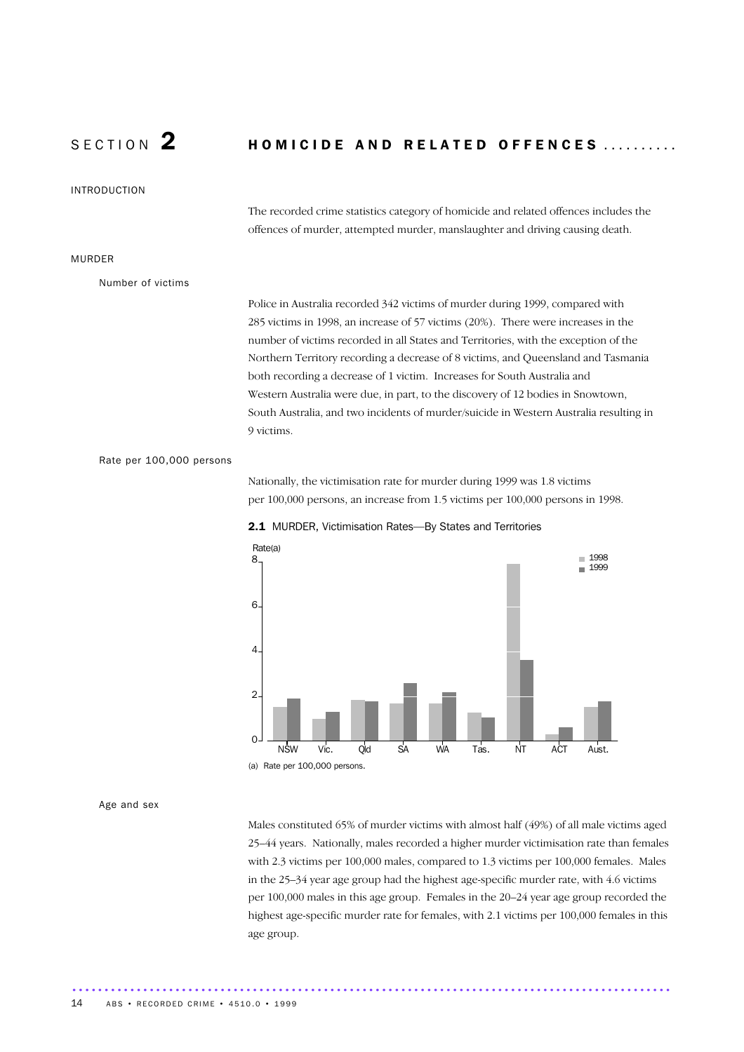# SECTION 2 HOMICIDE AND RELATED OFFENCES

## INTRODUCTION

The recorded crime statistics category of homicide and related offences includes the offences of murder, attempted murder, manslaughter and driving causing death.

## MURDER

### Number of victims

Police in Australia recorded 342 victims of murder during 1999, compared with 285 victims in 1998, an increase of 57 victims (20%). There were increases in the number of victims recorded in all States and Territories, with the exception of the Northern Territory recording a decrease of 8 victims, and Queensland and Tasmania both recording a decrease of 1 victim. Increases for South Australia and Western Australia were due, in part, to the discovery of 12 bodies in Snowtown, South Australia, and two incidents of murder/suicide in Western Australia resulting in 9 victims.

### Rate per 100,000 persons

Nationally, the victimisation rate for murder during 1999 was 1.8 victims per 100,000 persons, an increase from 1.5 victims per 100,000 persons in 1998.

**2.1** MURDER, Victimisation Rates—By States and Territories

(a) Rate per 100,000 persons.

### Age and sex

Males constituted 65% of murder victims with almost half (49%) of all male victims aged 25–44 years. Nationally, males recorded a higher murder victimisation rate than females with 2.3 victims per 100,000 males, compared to 1.3 victims per 100,000 females. Males in the 25–34 year age group had the highest age-specific murder rate, with 4.6 victims per 100,000 males in this age group. Females in the 20–24 year age group recorded the highest age-specific murder rate for females, with 2.1 victims per 100,000 females in this age group.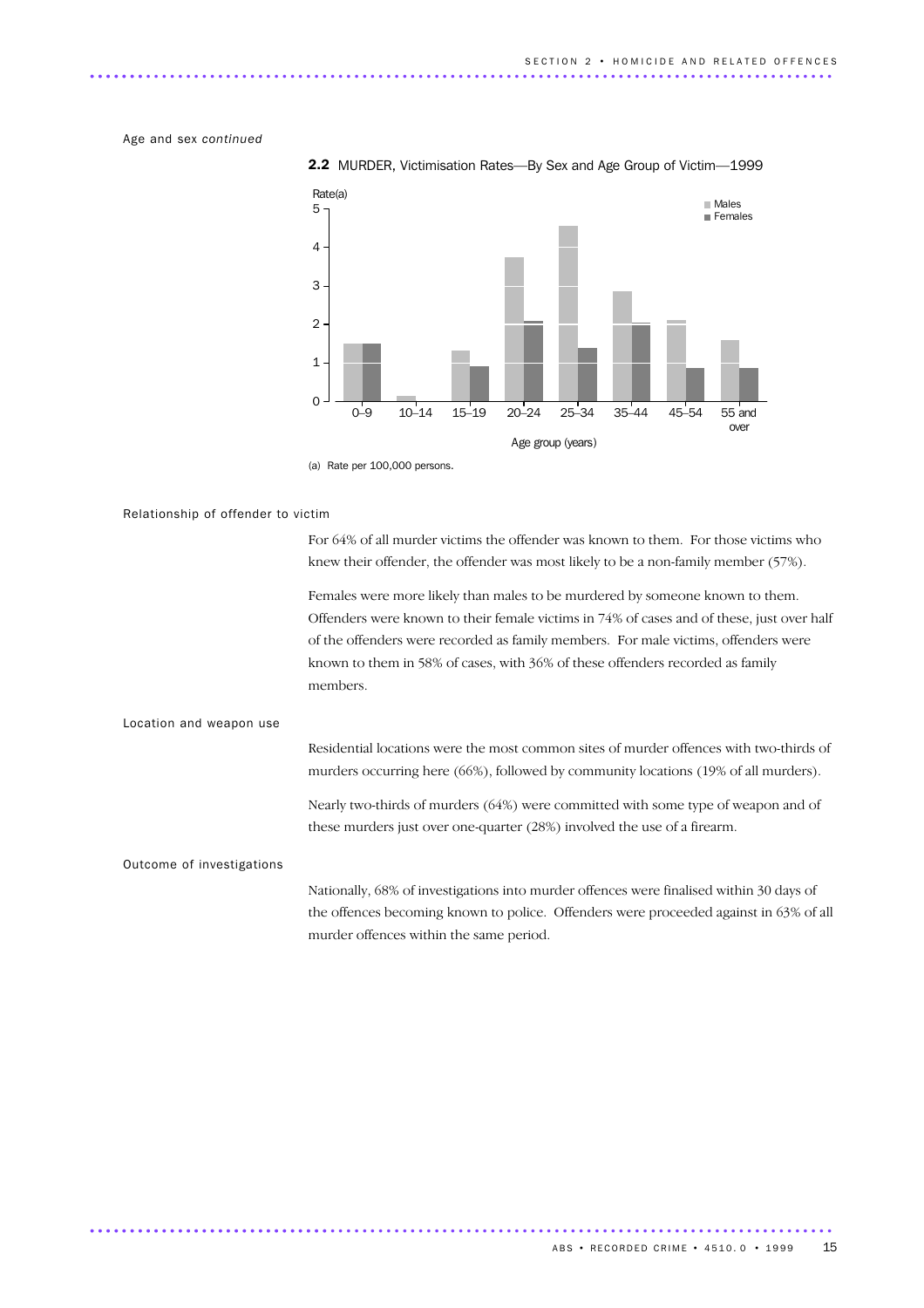Age and sex *continued*

**2.2** MURDER, Victimisation Rates—By Sex and Age Group of Victim—1999

(a) Rate per 100,000 persons.

## Relationship of offender to victim

For 64% of all murder victims the offender was known to them. For those victims who knew their offender, the offender was most likely to be a non-family member (57%).

Females were more likely than males to be murdered by someone known to them. Offenders were known to their female victims in 74% of cases and of these, just over half of the offenders were recorded as family members. For male victims, offenders were known to them in 58% of cases, with 36% of these offenders recorded as family members.

## Location and weapon use

Residential locations were the most common sites of murder offences with two-thirds of murders occurring here (66%), followed by community locations (19% of all murders).

Nearly two-thirds of murders (64%) were committed with some type of weapon and of these murders just over one-quarter (28%) involved the use of a firearm.

## Outcome of investigations

Nationally, 68% of investigations into murder offences were finalised within 30 days of the offences becoming known to police. Offenders were proceeded against in 63% of all murder offences within the same period.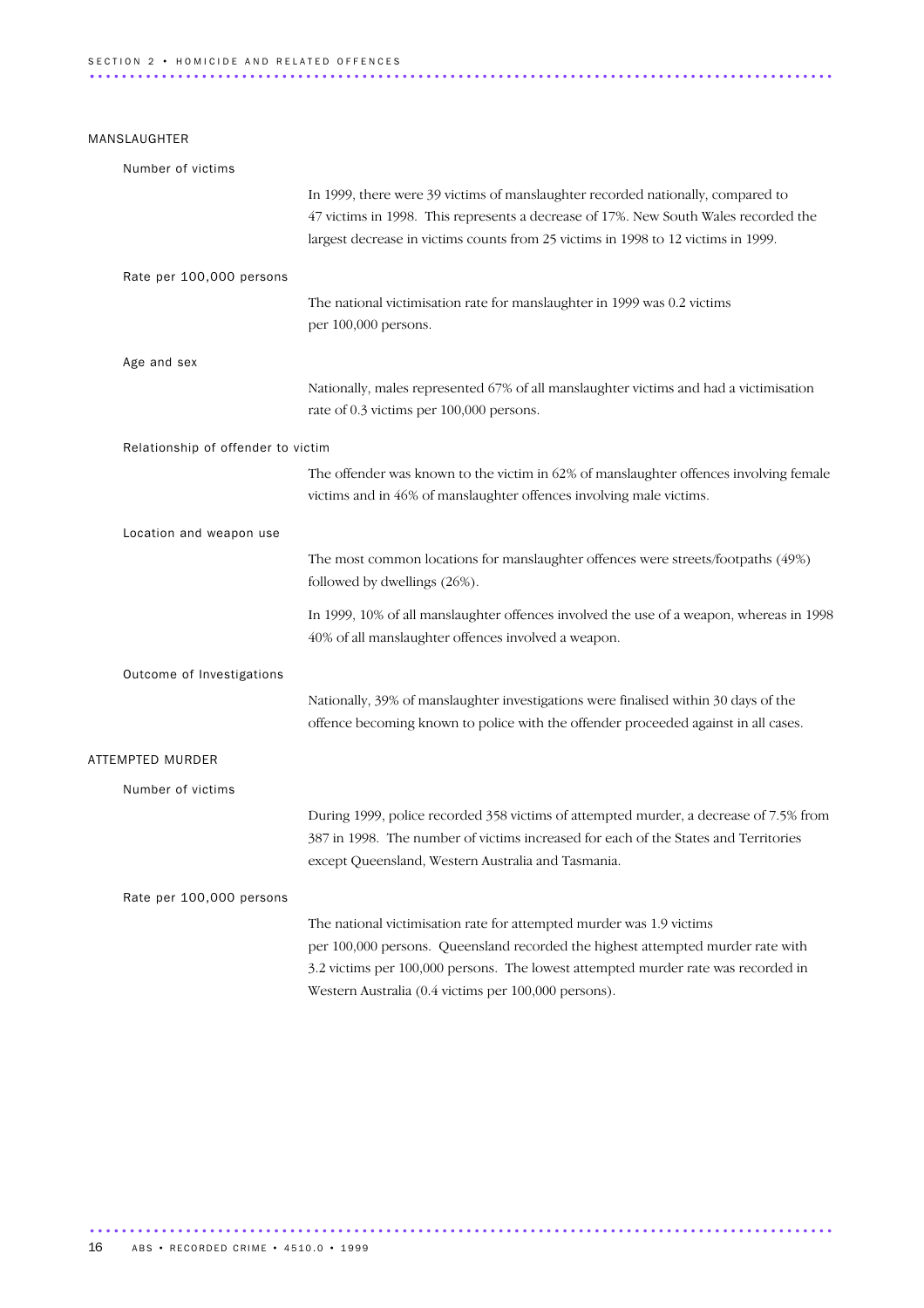## MANSLAUGHTER

### Number of victims

In 1999, there were 39 victims of manslaughter recorded nationally, compared to 47 victims in 1998. This represents a decrease of 17%. New South Wales recorded the largest decrease in victims counts from 25 victims in 1998 to 12 victims in 1999.

### Rate per 100,000 persons

The national victimisation rate for manslaughter in 1999 was 0.2 victims per 100,000 persons.

### Age and sex

Nationally, males represented 67% of all manslaughter victims and had a victimisation rate of 0.3 victims per 100,000 persons.

### Relationship of offender to victim

The offender was known to the victim in 62% of manslaughter offences involving female victims and in 46% of manslaughter offences involving male victims.

### Location and weapon use

The most common locations for manslaughter offences were streets/footpaths (49%) followed by dwellings (26%).

In 1999, 10% of all manslaughter offences involved the use of a weapon, whereas in 1998 40% of all manslaughter offences involved a weapon.

### Outcome of Investigations

Nationally, 39% of manslaughter investigations were finalised within 30 days of the offence becoming known to police with the offender proceeded against in all cases.

## ATTEMPTED MURDER

### Number of victims

During 1999, police recorded 358 victims of attempted murder, a decrease of 7.5% from 387 in 1998. The number of victims increased for each of the States and Territories except Queensland, Western Australia and Tasmania.

### Rate per 100,000 persons

The national victimisation rate for attempted murder was 1.9 victims per 100,000 persons. Queensland recorded the highest attempted murder rate with 3.2 victims per 100,000 persons. The lowest attempted murder rate was recorded in Western Australia (0.4 victims per 100,000 persons).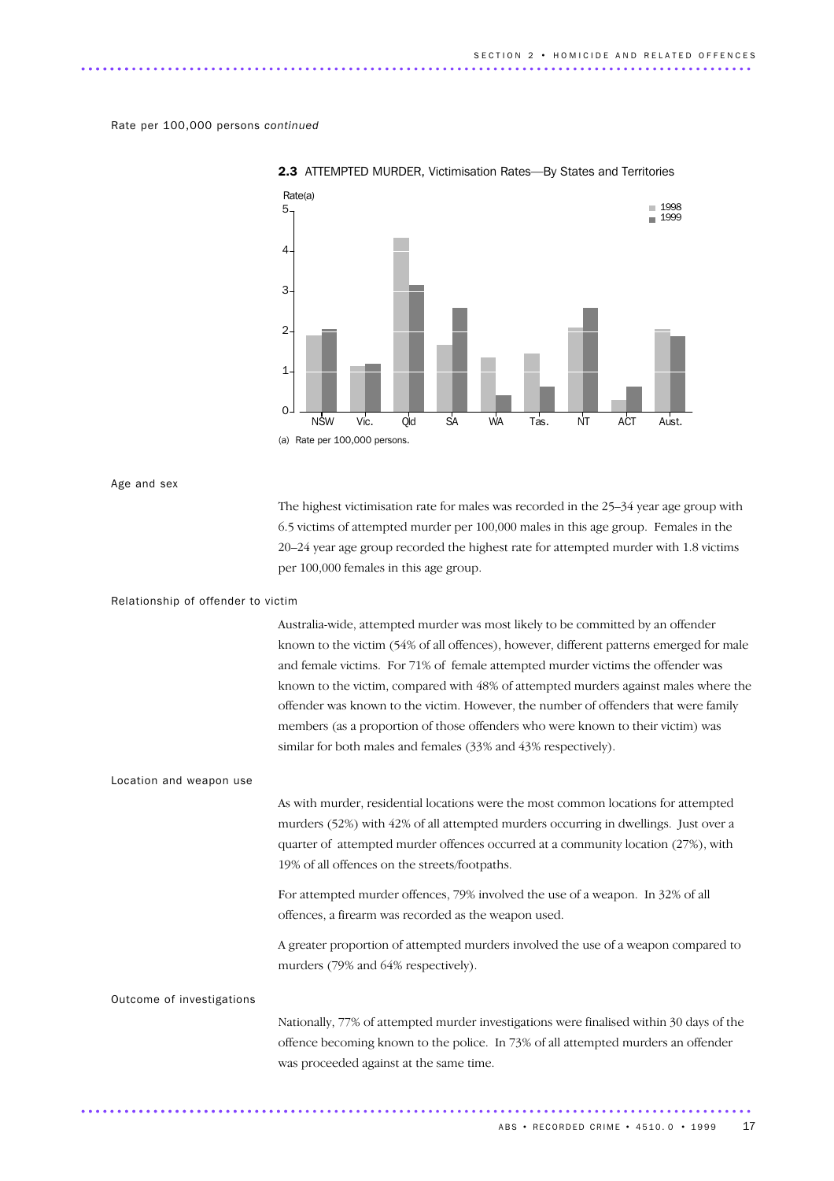Rate per 100,000 persons *continued*

**2.3** ATTEMPTED MURDER, Victimisation Rates—By States and Territories

(a) Rate per 100,000 persons.

## Age and sex

The highest victimisation rate for males was recorded in the 25–34 year age group with 6.5 victims of attempted murder per 100,000 males in this age group. Females in the 20–24 year age group recorded the highest rate for attempted murder with 1.8 victims per 100,000 females in this age group.

## Relationship of offender to victim

Australia-wide, attempted murder was most likely to be committed by an offender known to the victim (54% of all offences), however, different patterns emerged for male and female victims. For 71% of female attempted murder victims the offender was known to the victim, compared with 48% of attempted murders against males where the offender was known to the victim. However, the number of offenders that were family members (as a proportion of those offenders who were known to their victim) was similar for both males and females (33% and 43% respectively).

## Location and weapon use

As with murder, residential locations were the most common locations for attempted murders (52%) with 42% of all attempted murders occurring in dwellings. Just over a quarter of attempted murder offences occurred at a community location (27%), with 19% of all offences on the streets/footpaths.

For attempted murder offences, 79% involved the use of a weapon. In 32% of all offences, a firearm was recorded as the weapon used.

A greater proportion of attempted murders involved the use of a weapon compared to murders (79% and 64% respectively).

## Outcome of investigations

Nationally, 77% of attempted murder investigations were finalised within 30 days of the offence becoming known to the police. In 73% of all attempted murders an offender was proceeded against at the same time.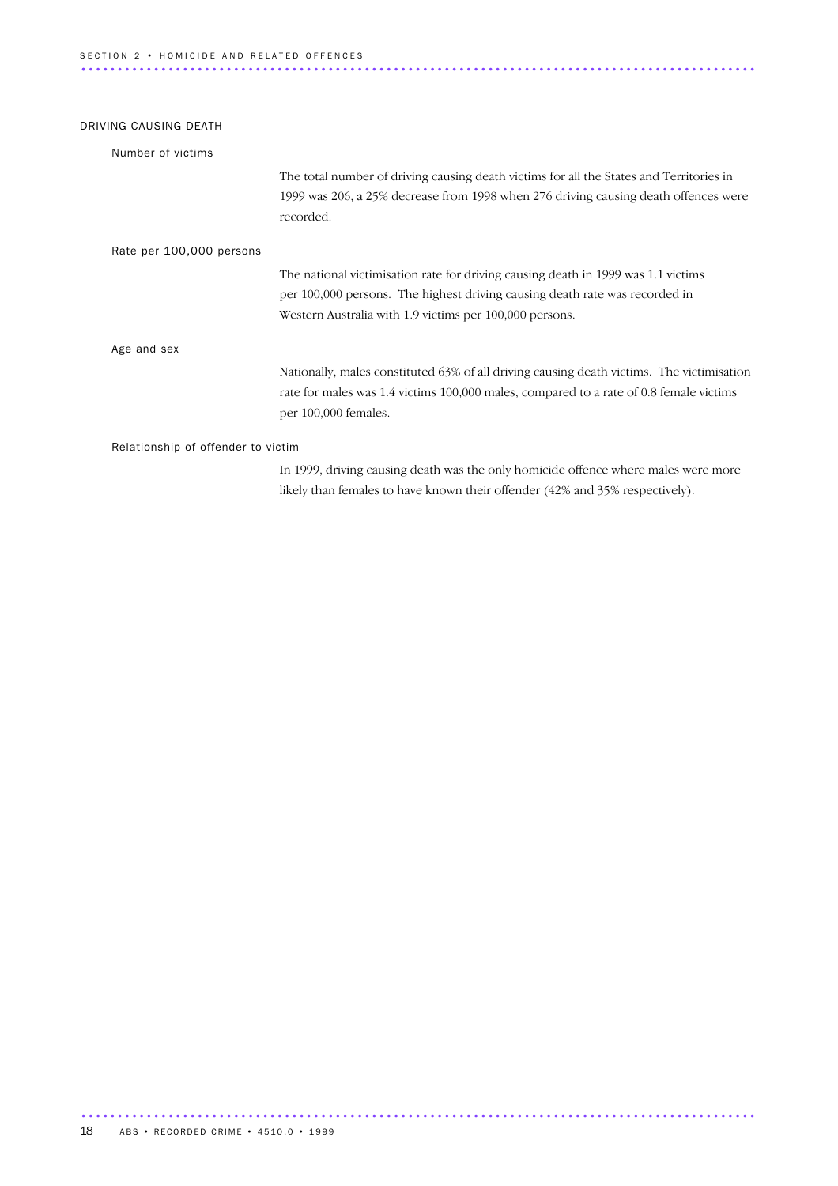## DRIVING CAUSING DEATH

### Number of victims

The total number of driving causing death victims for all the States and Territories in 1999 was 206, a 25% decrease from 1998 when 276 driving causing death offences were recorded.

### Rate per 100,000 persons

The national victimisation rate for driving causing death in 1999 was 1.1 victims per 100,000 persons. The highest driving causing death rate was recorded in Western Australia with 1.9 victims per 100,000 persons.

### Age and sex

Nationally, males constituted 63% of all driving causing death victims. The victimisation rate for males was 1.4 victims 100,000 males, compared to a rate of 0.8 female victims per 100,000 females.

### Relationship of offender to victim

In 1999, driving causing death was the only homicide offence where males were more likely than females to have known their offender (42% and 35% respectively).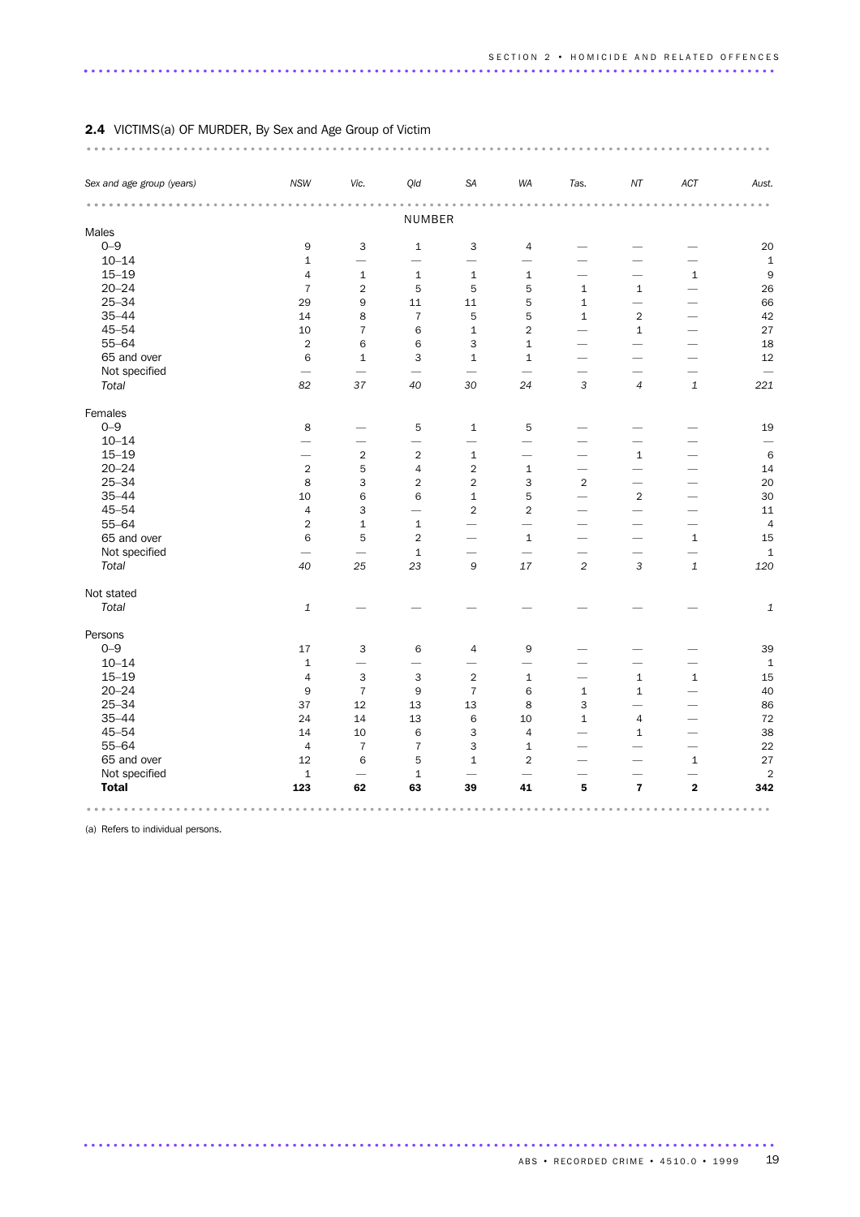**2.4** VICTIMS(a) OF MURDER, By Sex and Age Group of Victim

| *Sex and age group (years)* | *NSW* | *Vic.* | *Qld* | *SA* | *WA* | *Tas.* | *NT* | *ACT* | *Aust.* |
|---|---|---|---|---|---|---|---|---|---|
| | | | NUMBER | | | | | | |
| Males | | | | | | | | | |
| 0–9 | 9 | 3 | 1 | 3 | 4 | — | — | — | 20 |
| 10–14 | 1 | — | — | — | — | — | — | — | 1 |
| 15–19 | 4 | 1 | 1 | 1 | 1 | — | — | 1 | 9 |
| 20–24 | 7 | 2 | 5 | 5 | 5 | 1 | 1 | — | 26 |
| 25–34 | 29 | 9 | 11 | 11 | 5 | 1 | — | — | 66 |
| 35–44 | 14 | 8 | 7 | 5 | 5 | 1 | 2 | — | 42 |
| 45–54 | 10 | 7 | 6 | 1 | 2 | — | 1 | — | 27 |
| 55–64 | 2 | 6 | 6 | 3 | 1 | — | — | — | 18 |
| 65 and over | 6 | 1 | 3 | 1 | 1 | — | — | — | 12 |
| Not specified | — | — | — | — | — | — | — | — | — |
| *Total* | *82* | *37* | *40* | *30* | *24* | *3* | *4* | *1* | *221* |
| Females | | | | | | | | | |
| 0–9 | 8 | — | 5 | 1 | 5 | — | — | — | 19 |
| 10–14 | — | — | — | — | — | — | — | — | — |
| 15–19 | — | 2 | 2 | 1 | — | — | 1 | — | 6 |
| 20–24 | 2 | 5 | 4 | 2 | 1 | — | — | — | 14 |
| 25–34 | 8 | 3 | 2 | 2 | 3 | 2 | — | — | 20 |
| 35–44 | 10 | 6 | 6 | 1 | 5 | — | 2 | — | 30 |
| 45–54 | 4 | 3 | — | 2 | 2 | — | — | — | 11 |
| 55–64 | 2 | 1 | 1 | — | — | — | — | — | 4 |
| 65 and over | 6 | 5 | 2 | — | 1 | — | — | 1 | 15 |
| Not specified | — | — | 1 | — | — | — | — | — | 1 |
| *Total* | *40* | *25* | *23* | *9* | *17* | *2* | *3* | *1* | *120* |
| Not stated | | | | | | | | | |
| *Total* | *1* | — | — | — | — | — | — | — | *1* |
| Persons | | | | | | | | | |
| 0–9 | 17 | 3 | 6 | 4 | 9 | — | — | — | 39 |
| 10–14 | 1 | — | — | — | — | — | — | — | 1 |
| 15–19 | 4 | 3 | 3 | 2 | 1 | — | 1 | 1 | 15 |
| 20–24 | 9 | 7 | 9 | 7 | 6 | 1 | 1 | — | 40 |
| 25–34 | 37 | 12 | 13 | 13 | 8 | 3 | — | — | 86 |
| 35–44 | 24 | 14 | 13 | 6 | 10 | 1 | 4 | — | 72 |
| 45–54 | 14 | 10 | 6 | 3 | 4 | — | 1 | — | 38 |
| 55–64 | 4 | 7 | 7 | 3 | 1 | — | — | — | 22 |
| 65 and over | 12 | 6 | 5 | 1 | 2 | — | — | 1 | 27 |
| Not specified | 1 | — | 1 | — | — | — | — | — | 2 |
| **Total** | **123** | **62** | **63** | **39** | **41** | **5** | **7** | **2** | **342** |

(a) Refers to individual persons.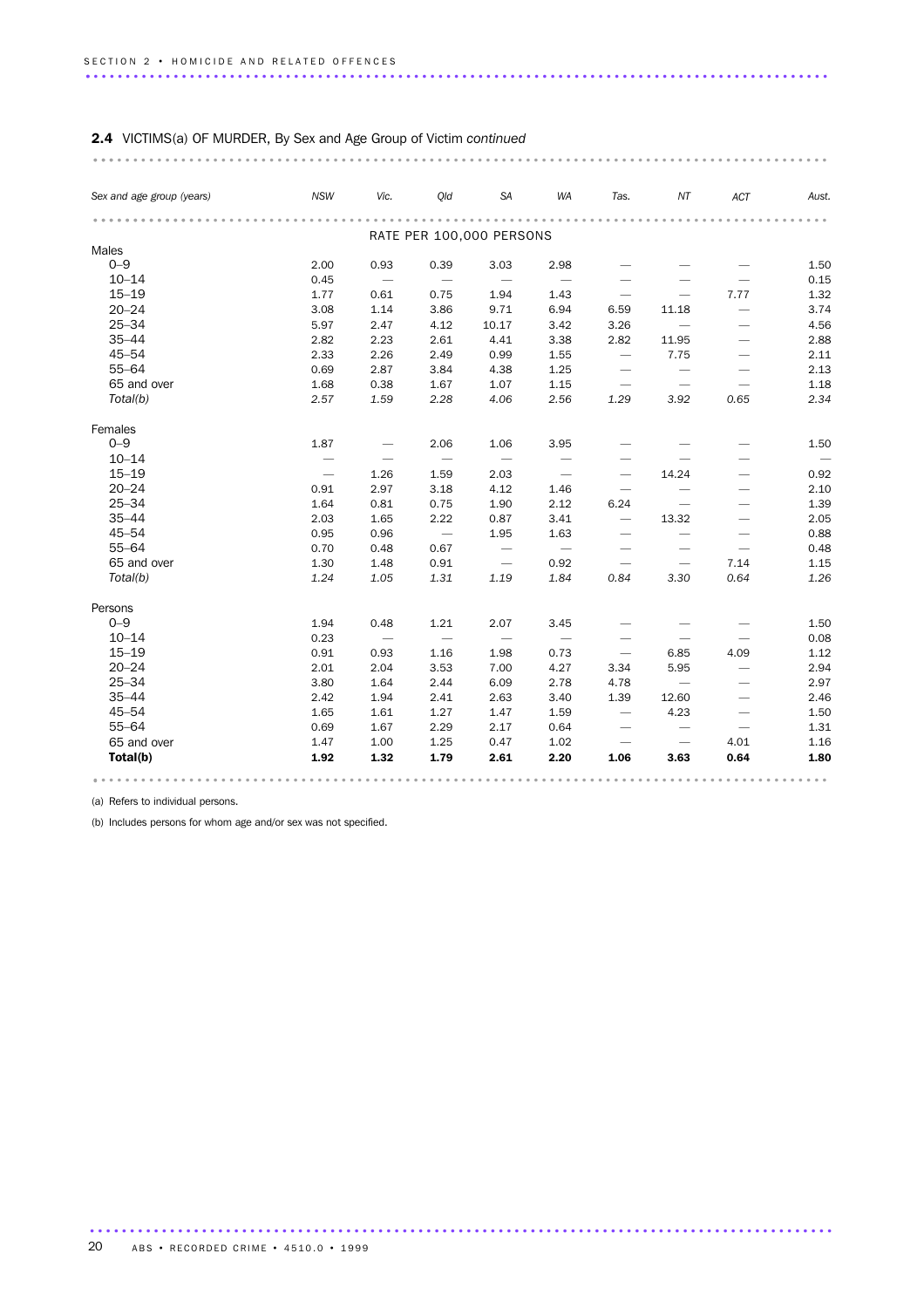## 2.4 VICTIMS(a) OF MURDER, By Sex and Age Group of Victim *continued*

| *Sex and age group (years)* | *NSW* | *Vic.* | *Qld* | *SA* | *WA* | *Tas.* | *NT* | *ACT* | *Aust.* |
|---|---|---|---|---|---|---|---|---|---|
| | | | | RATE PER 100,000 PERSONS | | | | | |
| **Males** | | | | | | | | | |
| 0–9 | 2.00 | 0.93 | 0.39 | 3.03 | 2.98 | — | — | — | 1.50 |
| 10–14 | 0.45 | — | — | — | — | — | — | — | 0.15 |
| 15–19 | 1.77 | 0.61 | 0.75 | 1.94 | 1.43 | — | — | 7.77 | 1.32 |
| 20–24 | 3.08 | 1.14 | 3.86 | 9.71 | 6.94 | 6.59 | 11.18 | — | 3.74 |
| 25–34 | 5.97 | 2.47 | 4.12 | 10.17 | 3.42 | 3.26 | — | — | 4.56 |
| 35–44 | 2.82 | 2.23 | 2.61 | 4.41 | 3.38 | 2.82 | 11.95 | — | 2.88 |
| 45–54 | 2.33 | 2.26 | 2.49 | 0.99 | 1.55 | — | 7.75 | — | 2.11 |
| 55–64 | 0.69 | 2.87 | 3.84 | 4.38 | 1.25 | — | — | — | 2.13 |
| 65 and over | 1.68 | 0.38 | 1.67 | 1.07 | 1.15 | — | — | — | 1.18 |
| *Total(b)* | *2.57* | *1.59* | *2.28* | *4.06* | *2.56* | *1.29* | *3.92* | *0.65* | *2.34* |
| **Females** | | | | | | | | | |
| 0–9 | 1.87 | — | 2.06 | 1.06 | 3.95 | — | — | — | 1.50 |
| 10–14 | — | — | — | — | — | — | — | — | — |
| 15–19 | — | 1.26 | 1.59 | 2.03 | — | — | 14.24 | — | 0.92 |
| 20–24 | 0.91 | 2.97 | 3.18 | 4.12 | 1.46 | — | — | — | 2.10 |
| 25–34 | 1.64 | 0.81 | 0.75 | 1.90 | 2.12 | 6.24 | — | — | 1.39 |
| 35–44 | 2.03 | 1.65 | 2.22 | 0.87 | 3.41 | — | 13.32 | — | 2.05 |
| 45–54 | 0.95 | 0.96 | — | 1.95 | 1.63 | — | — | — | 0.88 |
| 55–64 | 0.70 | 0.48 | 0.67 | — | — | — | — | — | 0.48 |
| 65 and over | 1.30 | 1.48 | 0.91 | — | 0.92 | — | — | 7.14 | 1.15 |
| *Total(b)* | *1.24* | *1.05* | *1.31* | *1.19* | *1.84* | *0.84* | *3.30* | *0.64* | *1.26* |
| **Persons** | | | | | | | | | |
| 0–9 | 1.94 | 0.48 | 1.21 | 2.07 | 3.45 | — | — | — | 1.50 |
| 10–14 | 0.23 | — | — | — | — | — | — | — | 0.08 |
| 15–19 | 0.91 | 0.93 | 1.16 | 1.98 | 0.73 | — | 6.85 | 4.09 | 1.12 |
| 20–24 | 2.01 | 2.04 | 3.53 | 7.00 | 4.27 | 3.34 | 5.95 | — | 2.94 |
| 25–34 | 3.80 | 1.64 | 2.44 | 6.09 | 2.78 | 4.78 | — | — | 2.97 |
| 35–44 | 2.42 | 1.94 | 2.41 | 2.63 | 3.40 | 1.39 | 12.60 | — | 2.46 |
| 45–54 | 1.65 | 1.61 | 1.27 | 1.47 | 1.59 | — | 4.23 | — | 1.50 |
| 55–64 | 0.69 | 1.67 | 2.29 | 2.17 | 0.64 | — | — | — | 1.31 |
| 65 and over | 1.47 | 1.00 | 1.25 | 0.47 | 1.02 | — | — | 4.01 | 1.16 |
| **Total(b)** | **1.92** | **1.32** | **1.79** | **2.61** | **2.20** | **1.06** | **3.63** | **0.64** | **1.80** |

(a) Refers to individual persons.

(b) Includes persons for whom age and/or sex was not specified.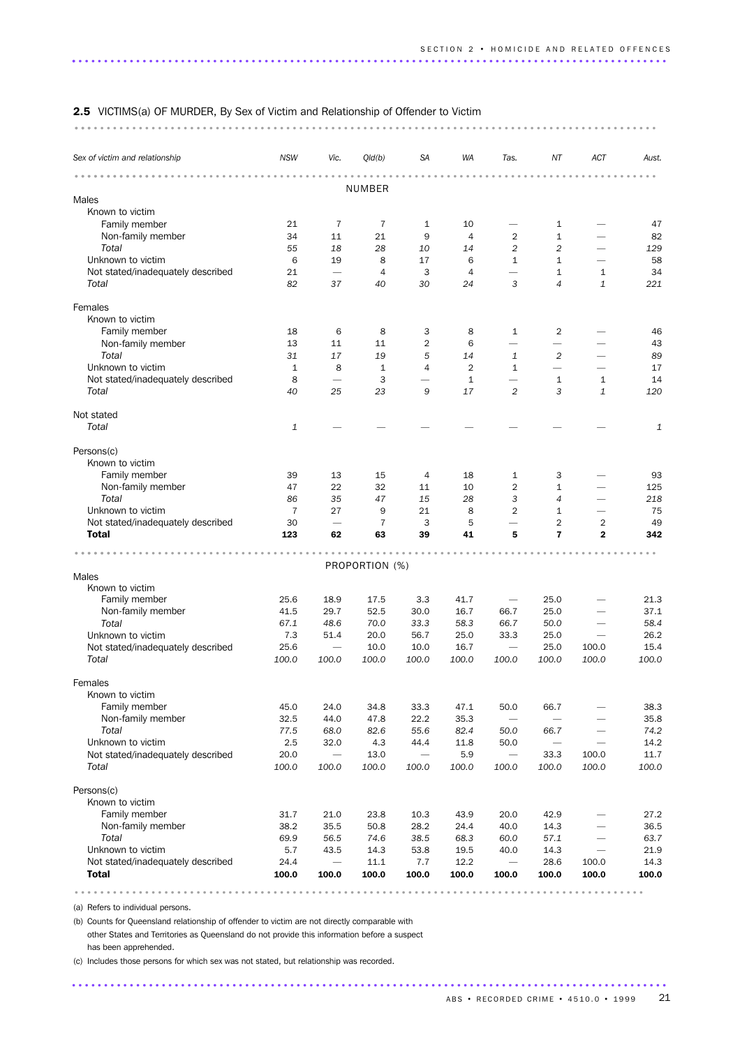**2.5** VICTIMS(a) OF MURDER, By Sex of Victim and Relationship of Offender to Victim

| Sex of victim and relationship | NSW | Vic. | Qld(b) | SA | WA | Tas. | NT | ACT | Aust. |
|---|---|---|---|---|---|---|---|---|---|
| | | | NUMBER | | | | | | |
| **Males** | | | | | | | | | |
| Known to victim | | | | | | | | | |
| Family member | 21 | 7 | 7 | 1 | 10 | — | 1 | — | 47 |
| Non-family member | 34 | 11 | 21 | 9 | 4 | 2 | 1 | — | 82 |
| *Total* | *55* | *18* | *28* | *10* | *14* | *2* | *2* | — | *129* |
| Unknown to victim | 6 | 19 | 8 | 17 | 6 | 1 | 1 | — | 58 |
| Not stated/inadequately described | 21 | — | 4 | 3 | 4 | — | 1 | 1 | 34 |
| *Total* | *82* | *37* | *40* | *30* | *24* | *3* | *4* | *1* | *221* |
| **Females** | | | | | | | | | |
| Known to victim | | | | | | | | | |
| Family member | 18 | 6 | 8 | 3 | 8 | 1 | 2 | — | 46 |
| Non-family member | 13 | 11 | 11 | 2 | 6 | — | — | — | 43 |
| *Total* | *31* | *17* | *19* | *5* | *14* | *1* | *2* | — | *89* |
| Unknown to victim | 1 | 8 | 1 | 4 | 2 | 1 | — | — | 17 |
| Not stated/inadequately described | 8 | — | 3 | — | 1 | — | 1 | 1 | 14 |
| *Total* | *40* | *25* | *23* | *9* | *17* | *2* | *3* | *1* | *120* |
| **Not stated** | | | | | | | | | |
| *Total* | *1* | — | — | — | — | — | — | — | *1* |
| **Persons(c)** | | | | | | | | | |
| Known to victim | | | | | | | | | |
| Family member | 39 | 13 | 15 | 4 | 18 | 1 | 3 | — | 93 |
| Non-family member | 47 | 22 | 32 | 11 | 10 | 2 | 1 | — | 125 |
| *Total* | *86* | *35* | *47* | *15* | *28* | *3* | *4* | — | *218* |
| Unknown to victim | 7 | 27 | 9 | 21 | 8 | 2 | 1 | — | 75 |
| Not stated/inadequately described | 30 | — | 7 | 3 | 5 | — | 2 | 2 | 49 |
| **Total** | **123** | **62** | **63** | **39** | **41** | **5** | **7** | **2** | **342** |
| | | | PROPORTION (%) | | | | | | |
| **Males** | | | | | | | | | |
| Known to victim | | | | | | | | | |
| Family member | 25.6 | 18.9 | 17.5 | 3.3 | 41.7 | — | 25.0 | — | 21.3 |
| Non-family member | 41.5 | 29.7 | 52.5 | 30.0 | 16.7 | 66.7 | 25.0 | — | 37.1 |
| *Total* | *67.1* | *48.6* | *70.0* | *33.3* | *58.3* | *66.7* | *50.0* | — | *58.4* |
| Unknown to victim | 7.3 | 51.4 | 20.0 | 56.7 | 25.0 | 33.3 | 25.0 | — | 26.2 |
| Not stated/inadequately described | 25.6 | — | 10.0 | 10.0 | 16.7 | — | 25.0 | 100.0 | 15.4 |
| *Total* | *100.0* | *100.0* | *100.0* | *100.0* | *100.0* | *100.0* | *100.0* | *100.0* | *100.0* |
| **Females** | | | | | | | | | |
| Known to victim | | | | | | | | | |
| Family member | 45.0 | 24.0 | 34.8 | 33.3 | 47.1 | 50.0 | 66.7 | — | 38.3 |
| Non-family member | 32.5 | 44.0 | 47.8 | 22.2 | 35.3 | — | — | — | 35.8 |
| *Total* | *77.5* | *68.0* | *82.6* | *55.6* | *82.4* | *50.0* | *66.7* | — | *74.2* |
| Unknown to victim | 2.5 | 32.0 | 4.3 | 44.4 | 11.8 | 50.0 | — | — | 14.2 |
| Not stated/inadequately described | 20.0 | — | 13.0 | — | 5.9 | — | 33.3 | 100.0 | 11.7 |
| *Total* | *100.0* | *100.0* | *100.0* | *100.0* | *100.0* | *100.0* | *100.0* | *100.0* | *100.0* |
| **Persons(c)** | | | | | | | | | |
| Known to victim | | | | | | | | | |
| Family member | 31.7 | 21.0 | 23.8 | 10.3 | 43.9 | 20.0 | 42.9 | — | 27.2 |
| Non-family member | 38.2 | 35.5 | 50.8 | 28.2 | 24.4 | 40.0 | 14.3 | — | 36.5 |
| *Total* | *69.9* | *56.5* | *74.6* | *38.5* | *68.3* | *60.0* | *57.1* | — | *63.7* |
| Unknown to victim | 5.7 | 43.5 | 14.3 | 53.8 | 19.5 | 40.0 | 14.3 | — | 21.9 |
| Not stated/inadequately described | 24.4 | — | 11.1 | 7.7 | 12.2 | — | 28.6 | 100.0 | 14.3 |
| **Total** | **100.0** | **100.0** | **100.0** | **100.0** | **100.0** | **100.0** | **100.0** | **100.0** | **100.0** |

(a) Refers to individual persons.

(b) Counts for Queensland relationship of offender to victim are not directly comparable with other States and Territories as Queensland do not provide this information before a suspect has been apprehended.

(c) Includes those persons for which sex was not stated, but relationship was recorded.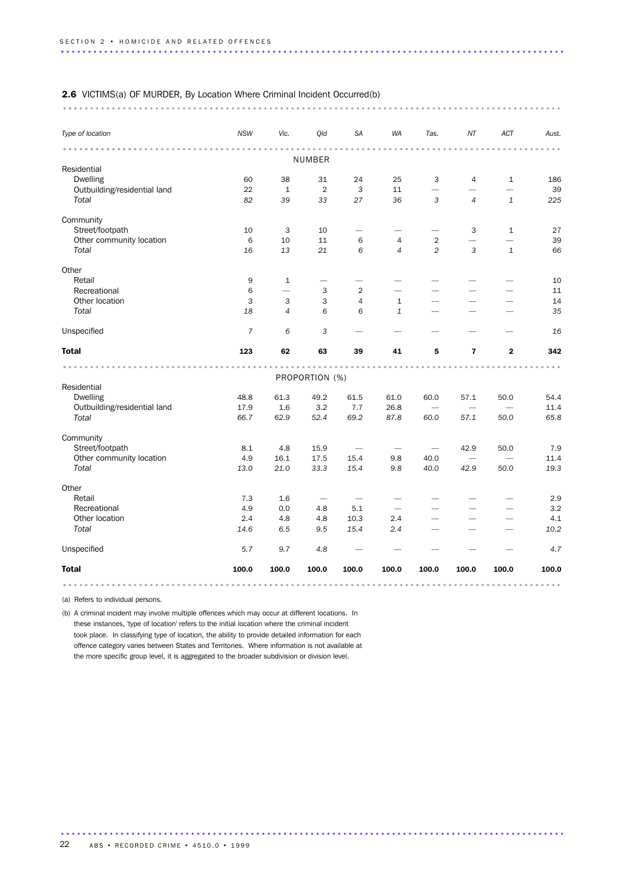## 2.6 VICTIMS(a) OF MURDER, By Location Where Criminal Incident Occurred(b)

| *Type of location* | *NSW* | *Vic.* | *Qld* | *SA* | *WA* | *Tas.* | *NT* | *ACT* | *Aust.* |
|---|---|---|---|---|---|---|---|---|---|
| | | | NUMBER | | | | | | |
| Residential | | | | | | | | | |
| Dwelling | 60 | 38 | 31 | 24 | 25 | 3 | 4 | 1 | 186 |
| Outbuilding/residential land | 22 | 1 | 2 | 3 | 11 | — | — | — | 39 |
| *Total* | *82* | *39* | *33* | *27* | *36* | *3* | *4* | *1* | *225* |
| Community | | | | | | | | | |
| Street/footpath | 10 | 3 | 10 | — | — | — | 3 | 1 | 27 |
| Other community location | 6 | 10 | 11 | 6 | 4 | 2 | — | — | 39 |
| *Total* | *16* | *13* | *21* | *6* | *4* | *2* | *3* | *1* | *66* |
| Other | | | | | | | | | |
| Retail | 9 | 1 | — | — | — | — | — | — | 10 |
| Recreational | 6 | — | 3 | 2 | — | — | — | — | 11 |
| Other location | 3 | 3 | 3 | 4 | 1 | — | — | — | 14 |
| *Total* | *18* | *4* | *6* | *6* | *1* | — | — | — | *35* |
| Unspecified | *7* | *6* | *3* | — | — | — | — | — | *16* |
| **Total** | **123** | **62** | **63** | **39** | **41** | **5** | **7** | **2** | **342** |
| | | | PROPORTION (%) | | | | | | |
| Residential | | | | | | | | | |
| Dwelling | 48.8 | 61.3 | 49.2 | 61.5 | 61.0 | 60.0 | 57.1 | 50.0 | 54.4 |
| Outbuilding/residential land | 17.9 | 1.6 | 3.2 | 7.7 | 26.8 | — | — | — | 11.4 |
| *Total* | *66.7* | *62.9* | *52.4* | *69.2* | *87.8* | *60.0* | *57.1* | *50.0* | *65.8* |
| Community | | | | | | | | | |
| Street/footpath | 8.1 | 4.8 | 15.9 | — | — | — | 42.9 | 50.0 | 7.9 |
| Other community location | 4.9 | 16.1 | 17.5 | 15.4 | 9.8 | 40.0 | — | — | 11.4 |
| *Total* | *13.0* | *21.0* | *33.3* | *15.4* | *9.8* | *40.0* | *42.9* | *50.0* | *19.3* |
| Other | | | | | | | | | |
| Retail | 7.3 | 1.6 | — | — | — | — | — | — | 2.9 |
| Recreational | 4.9 | 0.0 | 4.8 | 5.1 | — | — | — | — | 3.2 |
| Other location | 2.4 | 4.8 | 4.8 | 10.3 | 2.4 | — | — | — | 4.1 |
| *Total* | *14.6* | *6.5* | *9.5* | *15.4* | *2.4* | — | — | — | *10.2* |
| Unspecified | *5.7* | *9.7* | *4.8* | — | — | — | — | — | *4.7* |
| **Total** | **100.0** | **100.0** | **100.0** | **100.0** | **100.0** | **100.0** | **100.0** | **100.0** | **100.0** |

(a) Refers to individual persons.

(b) A criminal incident may involve multiple offences which may occur at different locations. In these instances, 'type of location' refers to the initial location where the criminal incident took place. In classifying type of location, the ability to provide detailed information for each offence category varies between States and Territories. Where information is not available at the more specific group level, it is aggregated to the broader subdivision or division level.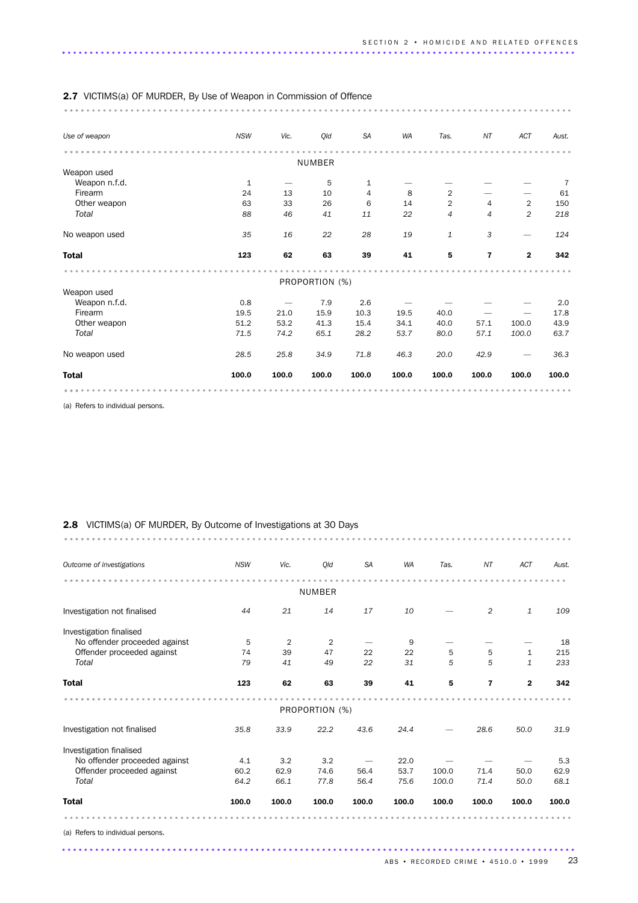## **2.7** VICTIMS(a) OF MURDER, By Use of Weapon in Commission of Offence

| *Use of weapon* | *NSW* | *Vic.* | *Qld* | *SA* | *WA* | *Tas.* | *NT* | *ACT* | *Aust.* |
|---|---|---|---|---|---|---|---|---|---|
| | | | | NUMBER | | | | | |
| Weapon used | | | | | | | | | |
| Weapon n.f.d. | 1 | — | 5 | 1 | — | — | — | — | 7 |
| Firearm | 24 | 13 | 10 | 4 | 8 | 2 | — | — | 61 |
| Other weapon | 63 | 33 | 26 | 6 | 14 | 2 | 4 | 2 | 150 |
| *Total* | *88* | *46* | *41* | *11* | *22* | *4* | *4* | *2* | *218* |
| No weapon used | *35* | *16* | *22* | *28* | *19* | *1* | *3* | — | *124* |
| **Total** | **123** | **62** | **63** | **39** | **41** | **5** | **7** | **2** | **342** |
| | | | | PROPORTION (%) | | | | | |
| Weapon used | | | | | | | | | |
| Weapon n.f.d. | 0.8 | — | 7.9 | 2.6 | — | — | — | — | 2.0 |
| Firearm | 19.5 | 21.0 | 15.9 | 10.3 | 19.5 | 40.0 | — | — | 17.8 |
| Other weapon | 51.2 | 53.2 | 41.3 | 15.4 | 34.1 | 40.0 | 57.1 | 100.0 | 43.9 |
| *Total* | *71.5* | *74.2* | *65.1* | *28.2* | *53.7* | *80.0* | *57.1* | *100.0* | *63.7* |
| No weapon used | *28.5* | *25.8* | *34.9* | *71.8* | *46.3* | *20.0* | *42.9* | — | *36.3* |
| **Total** | **100.0** | **100.0** | **100.0** | **100.0** | **100.0** | **100.0** | **100.0** | **100.0** | **100.0** |

(a) Refers to individual persons.

## **2.8** VICTIMS(a) OF MURDER, By Outcome of Investigations at 30 Days

| *Outcome of investigations* | *NSW* | *Vic.* | *Qld* | *SA* | *WA* | *Tas.* | *NT* | *ACT* | *Aust.* |
|---|---|---|---|---|---|---|---|---|---|
| | | | | NUMBER | | | | | |
| Investigation not finalised | *44* | *21* | *14* | *17* | *10* | — | *2* | *1* | *109* |
| Investigation finalised | | | | | | | | | |
| No offender proceeded against | 5 | 2 | 2 | — | 9 | — | — | — | 18 |
| Offender proceeded against | 74 | 39 | 47 | 22 | 22 | 5 | 5 | 1 | 215 |
| *Total* | *79* | *41* | *49* | *22* | *31* | *5* | *5* | *1* | *233* |
| **Total** | **123** | **62** | **63** | **39** | **41** | **5** | **7** | **2** | **342** |
| | | | | PROPORTION (%) | | | | | |
| Investigation not finalised | *35.8* | *33.9* | *22.2* | *43.6* | *24.4* | — | *28.6* | *50.0* | *31.9* |
| Investigation finalised | | | | | | | | | |
| No offender proceeded against | 4.1 | 3.2 | 3.2 | — | 22.0 | — | — | — | 5.3 |
| Offender proceeded against | 60.2 | 62.9 | 74.6 | 56.4 | 53.7 | 100.0 | 71.4 | 50.0 | 62.9 |
| *Total* | *64.2* | *66.1* | *77.8* | *56.4* | *75.6* | *100.0* | *71.4* | *50.0* | *68.1* |
| **Total** | **100.0** | **100.0** | **100.0** | **100.0** | **100.0** | **100.0** | **100.0** | **100.0** | **100.0** |

(a) Refers to individual persons.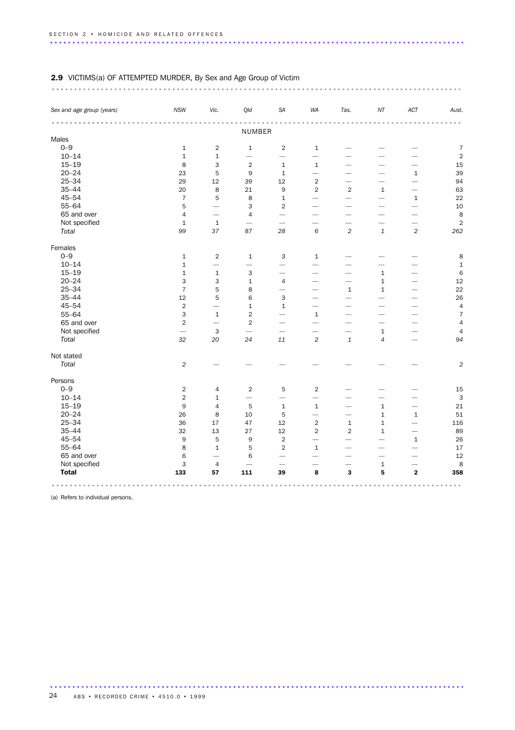**2.9** VICTIMS(a) OF ATTEMPTED MURDER, By Sex and Age Group of Victim

| *Sex and age group (years)* | *NSW* | *Vic.* | *Qld* | *SA* | *WA* | *Tas.* | *NT* | *ACT* | *Aust.* |
|---|---|---|---|---|---|---|---|---|---|
| | | | NUMBER | | | | | | |
| Males | | | | | | | | | |
| 0–9 | 1 | 2 | 1 | 2 | 1 | — | — | — | 7 |
| 10–14 | 1 | 1 | — | — | — | — | — | — | 2 |
| 15–19 | 8 | 3 | 2 | 1 | 1 | — | — | — | 15 |
| 20–24 | 23 | 5 | 9 | 1 | — | — | — | 1 | 39 |
| 25–34 | 29 | 12 | 39 | 12 | 2 | — | — | — | 94 |
| 35–44 | 20 | 8 | 21 | 9 | 2 | 2 | 1 | — | 63 |
| 45–54 | 7 | 5 | 8 | 1 | — | — | — | 1 | 22 |
| 55–64 | 5 | — | 3 | 2 | — | — | — | — | 10 |
| 65 and over | 4 | — | 4 | — | — | — | — | — | 8 |
| Not specified | 1 | 1 | — | — | — | — | — | — | 2 |
| *Total* | *99* | *37* | *87* | *28* | *6* | *2* | *1* | *2* | *262* |
| Females | | | | | | | | | |
| 0–9 | 1 | 2 | 1 | 3 | 1 | — | — | — | 8 |
| 10–14 | 1 | — | — | — | — | — | — | — | 1 |
| 15–19 | 1 | 1 | 3 | — | — | — | 1 | — | 6 |
| 20–24 | 3 | 3 | 1 | 4 | — | — | 1 | — | 12 |
| 25–34 | 7 | 5 | 8 | — | — | 1 | 1 | — | 22 |
| 35–44 | 12 | 5 | 6 | 3 | — | — | — | — | 26 |
| 45–54 | 2 | — | 1 | 1 | — | — | — | — | 4 |
| 55–64 | 3 | 1 | 2 | — | 1 | — | — | — | 7 |
| 65 and over | 2 | — | 2 | — | — | — | — | — | 4 |
| Not specified | — | 3 | — | — | — | — | 1 | — | 4 |
| *Total* | *32* | *20* | *24* | *11* | *2* | *1* | *4* | — | *94* |
| Not stated | | | | | | | | | |
| *Total* | *2* | — | — | — | — | — | — | — | *2* |
| Persons | | | | | | | | | |
| 0–9 | 2 | 4 | 2 | 5 | 2 | — | — | — | 15 |
| 10–14 | 2 | 1 | — | — | — | — | — | — | 3 |
| 15–19 | 9 | 4 | 5 | 1 | 1 | — | 1 | — | 21 |
| 20–24 | 26 | 8 | 10 | 5 | — | — | 1 | 1 | 51 |
| 25–34 | 36 | 17 | 47 | 12 | 2 | 1 | 1 | — | 116 |
| 35–44 | 32 | 13 | 27 | 12 | 2 | 2 | 1 | — | 89 |
| 45–54 | 9 | 5 | 9 | 2 | — | — | — | 1 | 26 |
| 55–64 | 8 | 1 | 5 | 2 | 1 | — | — | — | 17 |
| 65 and over | 6 | — | 6 | — | — | — | — | — | 12 |
| Not specified | 3 | 4 | — | — | — | — | 1 | — | 8 |
| **Total** | **133** | **57** | **111** | **39** | **8** | **3** | **5** | **2** | **358** |

(a) Refers to individual persons.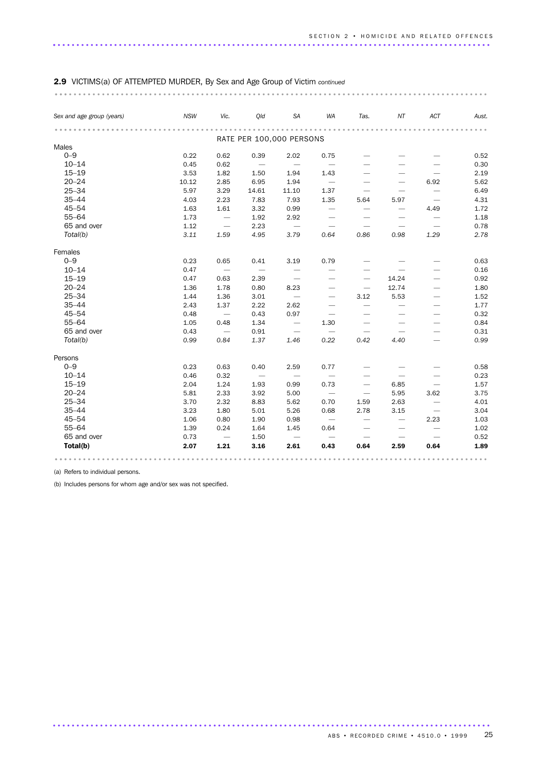## 2.9 VICTIMS(a) OF ATTEMPTED MURDER, By Sex and Age Group of Victim *continued*

| *Sex and age group (years)* | *NSW* | *Vic.* | *Qld* | *SA* | *WA* | *Tas.* | *NT* | *ACT* | *Aust.* |
|---|---|---|---|---|---|---|---|---|---|
| | | | | RATE PER 100,000 PERSONS | | | | | |
| Males | | | | | | | | | |
| 0–9 | 0.22 | 0.62 | 0.39 | 2.02 | 0.75 | — | — | — | 0.52 |
| 10–14 | 0.45 | 0.62 | — | — | — | — | — | — | 0.30 |
| 15–19 | 3.53 | 1.82 | 1.50 | 1.94 | 1.43 | — | — | — | 2.19 |
| 20–24 | 10.12 | 2.85 | 6.95 | 1.94 | — | — | — | 6.92 | 5.62 |
| 25–34 | 5.97 | 3.29 | 14.61 | 11.10 | 1.37 | — | — | — | 6.49 |
| 35–44 | 4.03 | 2.23 | 7.83 | 7.93 | 1.35 | 5.64 | 5.97 | — | 4.31 |
| 45–54 | 1.63 | 1.61 | 3.32 | 0.99 | — | — | — | 4.49 | 1.72 |
| 55–64 | 1.73 | — | 1.92 | 2.92 | — | — | — | — | 1.18 |
| 65 and over | 1.12 | — | 2.23 | — | — | — | — | — | 0.78 |
| *Total(b)* | *3.11* | *1.59* | *4.95* | *3.79* | *0.64* | *0.86* | *0.98* | *1.29* | *2.78* |
| Females | | | | | | | | | |
| 0–9 | 0.23 | 0.65 | 0.41 | 3.19 | 0.79 | — | — | — | 0.63 |
| 10–14 | 0.47 | — | — | — | — | — | — | — | 0.16 |
| 15–19 | 0.47 | 0.63 | 2.39 | — | — | — | 14.24 | — | 0.92 |
| 20–24 | 1.36 | 1.78 | 0.80 | 8.23 | — | — | 12.74 | — | 1.80 |
| 25–34 | 1.44 | 1.36 | 3.01 | — | — | 3.12 | 5.53 | — | 1.52 |
| 35–44 | 2.43 | 1.37 | 2.22 | 2.62 | — | — | — | — | 1.77 |
| 45–54 | 0.48 | — | 0.43 | 0.97 | — | — | — | — | 0.32 |
| 55–64 | 1.05 | 0.48 | 1.34 | — | 1.30 | — | — | — | 0.84 |
| 65 and over | 0.43 | — | 0.91 | — | — | — | — | — | 0.31 |
| *Total(b)* | *0.99* | *0.84* | *1.37* | *1.46* | *0.22* | *0.42* | *4.40* | — | *0.99* |
| Persons | | | | | | | | | |
| 0–9 | 0.23 | 0.63 | 0.40 | 2.59 | 0.77 | — | — | — | 0.58 |
| 10–14 | 0.46 | 0.32 | — | — | — | — | — | — | 0.23 |
| 15–19 | 2.04 | 1.24 | 1.93 | 0.99 | 0.73 | — | 6.85 | — | 1.57 |
| 20–24 | 5.81 | 2.33 | 3.92 | 5.00 | — | — | 5.95 | 3.62 | 3.75 |
| 25–34 | 3.70 | 2.32 | 8.83 | 5.62 | 0.70 | 1.59 | 2.63 | — | 4.01 |
| 35–44 | 3.23 | 1.80 | 5.01 | 5.26 | 0.68 | 2.78 | 3.15 | — | 3.04 |
| 45–54 | 1.06 | 0.80 | 1.90 | 0.98 | — | — | — | 2.23 | 1.03 |
| 55–64 | 1.39 | 0.24 | 1.64 | 1.45 | 0.64 | — | — | — | 1.02 |
| 65 and over | 0.73 | — | 1.50 | — | — | — | — | — | 0.52 |
| **Total(b)** | **2.07** | **1.21** | **3.16** | **2.61** | **0.43** | **0.64** | **2.59** | **0.64** | **1.89** |

(a) Refers to individual persons.

(b) Includes persons for whom age and/or sex was not specified.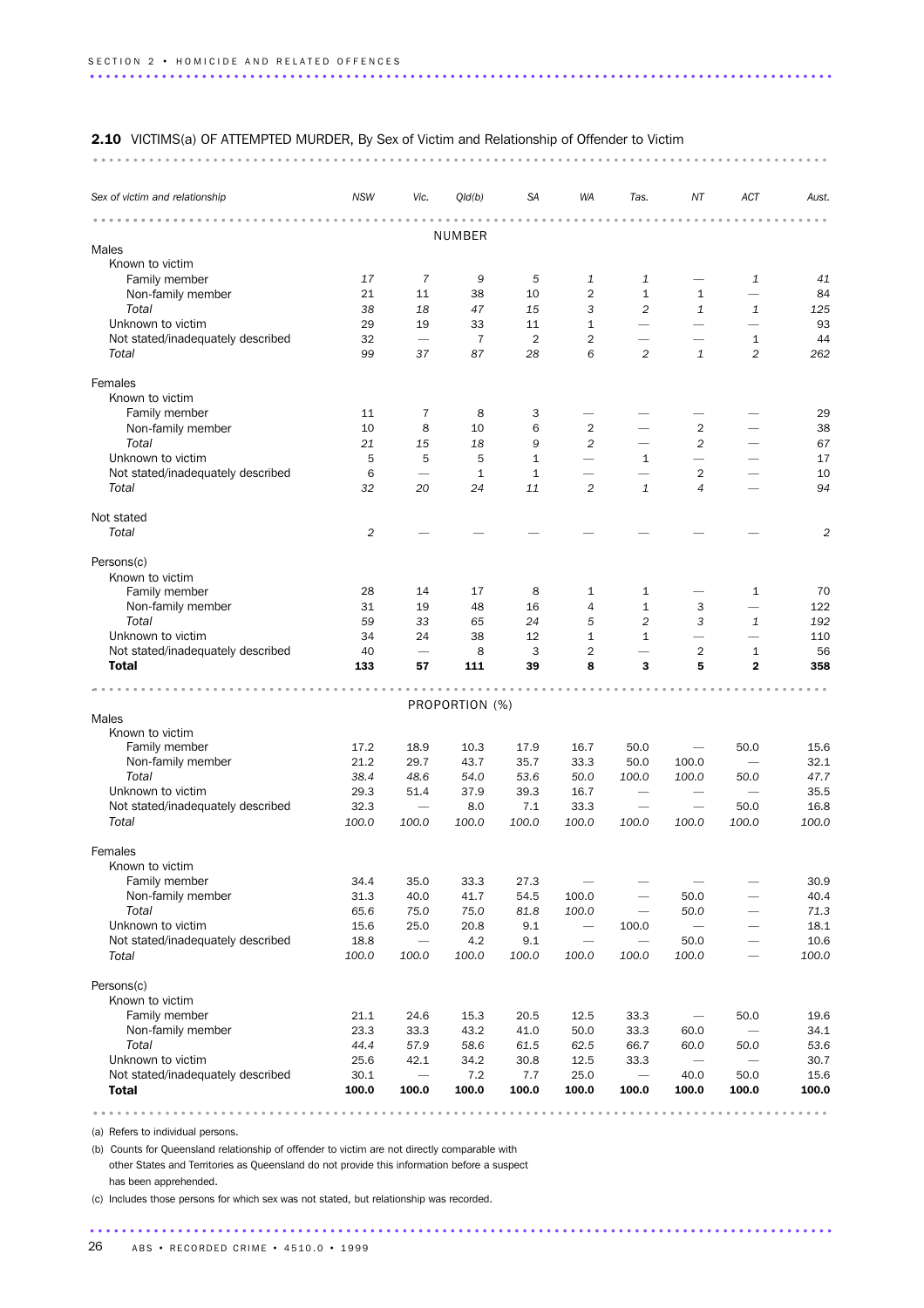## 2.10 VICTIMS(a) OF ATTEMPTED MURDER, By Sex of Victim and Relationship of Offender to Victim

| Sex of victim and relationship | NSW | Vic. | Qld(b) | SA | WA | Tas. | NT | ACT | Aust. |
|---|---|---|---|---|---|---|---|---|---|
| | | | NUMBER | | | | | | |
| **Males** | | | | | | | | | |
| Known to victim | | | | | | | | | |
| Family member | *17* | *7* | *9* | *5* | *1* | *1* | — | *1* | *41* |
| Non-family member | 21 | 11 | 38 | 10 | 2 | 1 | 1 | — | 84 |
| *Total* | *38* | *18* | *47* | *15* | *3* | *2* | *1* | *1* | *125* |
| Unknown to victim | 29 | 19 | 33 | 11 | 1 | — | — | — | 93 |
| Not stated/inadequately described | 32 | — | 7 | 2 | 2 | — | — | 1 | 44 |
| *Total* | *99* | *37* | *87* | *28* | *6* | *2* | *1* | *2* | *262* |
| **Females** | | | | | | | | | |
| Known to victim | | | | | | | | | |
| Family member | 11 | 7 | 8 | 3 | — | — | — | — | 29 |
| Non-family member | 10 | 8 | 10 | 6 | 2 | — | 2 | — | 38 |
| *Total* | *21* | *15* | *18* | *9* | *2* | — | *2* | — | *67* |
| Unknown to victim | 5 | 5 | 5 | 1 | — | 1 | — | — | 17 |
| Not stated/inadequately described | 6 | — | 1 | 1 | — | — | 2 | — | 10 |
| *Total* | *32* | *20* | *24* | *11* | *2* | *1* | *4* | — | *94* |
| **Not stated** | | | | | | | | | |
| *Total* | *2* | — | — | — | — | — | — | — | *2* |
| **Persons(c)** | | | | | | | | | |
| Known to victim | | | | | | | | | |
| Family member | 28 | 14 | 17 | 8 | 1 | 1 | — | 1 | 70 |
| Non-family member | 31 | 19 | 48 | 16 | 4 | 1 | 3 | — | 122 |
| *Total* | *59* | *33* | *65* | *24* | *5* | *2* | *3* | *1* | *192* |
| Unknown to victim | 34 | 24 | 38 | 12 | 1 | 1 | — | — | 110 |
| Not stated/inadequately described | 40 | — | 8 | 3 | 2 | — | 2 | 1 | 56 |
| **Total** | **133** | **57** | **111** | **39** | **8** | **3** | **5** | **2** | **358** |
| | | | PROPORTION (%) | | | | | | |
| **Males** | | | | | | | | | |
| Known to victim | | | | | | | | | |
| Family member | 17.2 | 18.9 | 10.3 | 17.9 | 16.7 | 50.0 | — | 50.0 | 15.6 |
| Non-family member | 21.2 | 29.7 | 43.7 | 35.7 | 33.3 | 50.0 | 100.0 | — | 32.1 |
| *Total* | *38.4* | *48.6* | *54.0* | *53.6* | *50.0* | *100.0* | *100.0* | *50.0* | *47.7* |
| Unknown to victim | 29.3 | 51.4 | 37.9 | 39.3 | 16.7 | — | — | — | 35.5 |
| Not stated/inadequately described | 32.3 | — | 8.0 | 7.1 | 33.3 | — | — | 50.0 | 16.8 |
| *Total* | *100.0* | *100.0* | *100.0* | *100.0* | *100.0* | *100.0* | *100.0* | *100.0* | *100.0* |
| **Females** | | | | | | | | | |
| Known to victim | | | | | | | | | |
| Family member | 34.4 | 35.0 | 33.3 | 27.3 | — | — | — | — | 30.9 |
| Non-family member | 31.3 | 40.0 | 41.7 | 54.5 | 100.0 | — | 50.0 | — | 40.4 |
| *Total* | *65.6* | *75.0* | *75.0* | *81.8* | *100.0* | — | *50.0* | — | *71.3* |
| Unknown to victim | 15.6 | 25.0 | 20.8 | 9.1 | — | 100.0 | — | — | 18.1 |
| Not stated/inadequately described | 18.8 | — | 4.2 | 9.1 | — | — | 50.0 | — | 10.6 |
| *Total* | *100.0* | *100.0* | *100.0* | *100.0* | *100.0* | *100.0* | *100.0* | — | *100.0* |
| **Persons(c)** | | | | | | | | | |
| Known to victim | | | | | | | | | |
| Family member | 21.1 | 24.6 | 15.3 | 20.5 | 12.5 | 33.3 | — | 50.0 | 19.6 |
| Non-family member | 23.3 | 33.3 | 43.2 | 41.0 | 50.0 | 33.3 | 60.0 | — | 34.1 |
| *Total* | *44.4* | *57.9* | *58.6* | *61.5* | *62.5* | *66.7* | *60.0* | *50.0* | *53.6* |
| Unknown to victim | 25.6 | 42.1 | 34.2 | 30.8 | 12.5 | 33.3 | — | — | 30.7 |
| Not stated/inadequately described | 30.1 | — | 7.2 | 7.7 | 25.0 | — | 40.0 | 50.0 | 15.6 |
| **Total** | **100.0** | **100.0** | **100.0** | **100.0** | **100.0** | **100.0** | **100.0** | **100.0** | **100.0** |

(a) Refers to individual persons.

(b) Counts for Queensland relationship of offender to victim are not directly comparable with other States and Territories as Queensland do not provide this information before a suspect has been apprehended.

(c) Includes those persons for which sex was not stated, but relationship was recorded.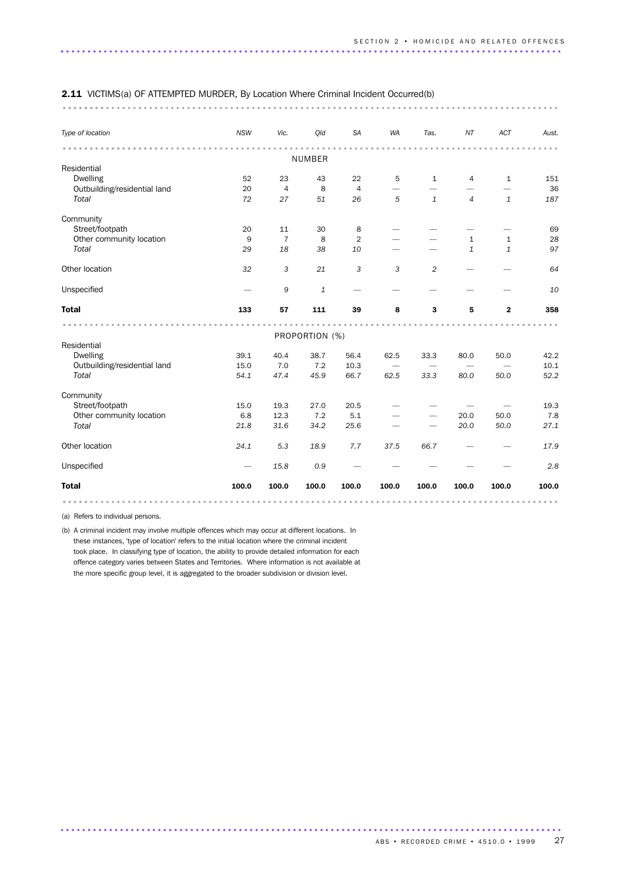**2.11** VICTIMS(a) OF ATTEMPTED MURDER, By Location Where Criminal Incident Occurred(b)

| *Type of location* | *NSW* | *Vic.* | *Qld* | *SA* | *WA* | *Tas.* | *NT* | *ACT* | *Aust.* |
|---|---|---|---|---|---|---|---|---|---|
| | | | NUMBER | | | | | | |
| Residential | | | | | | | | | |
| Dwelling | 52 | 23 | 43 | 22 | 5 | 1 | 4 | 1 | 151 |
| Outbuilding/residential land | 20 | 4 | 8 | 4 | — | — | — | — | 36 |
| *Total* | *72* | *27* | *51* | *26* | *5* | *1* | *4* | *1* | *187* |
| Community | | | | | | | | | |
| Street/footpath | 20 | 11 | 30 | 8 | — | — | — | — | 69 |
| Other community location | 9 | 7 | 8 | 2 | — | — | 1 | 1 | 28 |
| *Total* | *29* | *18* | *38* | *10* | — | — | *1* | *1* | *97* |
| Other location | *32* | *3* | *21* | *3* | *3* | *2* | — | — | *64* |
| Unspecified | — | *9* | *1* | — | — | — | — | — | *10* |
| **Total** | **133** | **57** | **111** | **39** | **8** | **3** | **5** | **2** | **358** |
| | | | PROPORTION (%) | | | | | | |
| Residential | | | | | | | | | |
| Dwelling | 39.1 | 40.4 | 38.7 | 56.4 | 62.5 | 33.3 | 80.0 | 50.0 | 42.2 |
| Outbuilding/residential land | 15.0 | 7.0 | 7.2 | 10.3 | — | — | — | — | 10.1 |
| *Total* | *54.1* | *47.4* | *45.9* | *66.7* | *62.5* | *33.3* | *80.0* | *50.0* | *52.2* |
| Community | | | | | | | | | |
| Street/footpath | 15.0 | 19.3 | 27.0 | 20.5 | — | — | — | — | 19.3 |
| Other community location | 6.8 | 12.3 | 7.2 | 5.1 | — | — | 20.0 | 50.0 | 7.8 |
| *Total* | *21.8* | *31.6* | *34.2* | *25.6* | — | — | *20.0* | *50.0* | *27.1* |
| Other location | *24.1* | *5.3* | *18.9* | *7.7* | *37.5* | *66.7* | — | — | *17.9* |
| Unspecified | — | *15.8* | *0.9* | — | — | — | — | — | *2.8* |
| **Total** | **100.0** | **100.0** | **100.0** | **100.0** | **100.0** | **100.0** | **100.0** | **100.0** | **100.0** |

(a) Refers to individual persons.

(b) A criminal incident may involve multiple offences which may occur at different locations. In these instances, 'type of location' refers to the initial location where the criminal incident took place. In classifying type of location, the ability to provide detailed information for each offence category varies between States and Territories. Where information is not available at the more specific group level, it is aggregated to the broader subdivision or division level.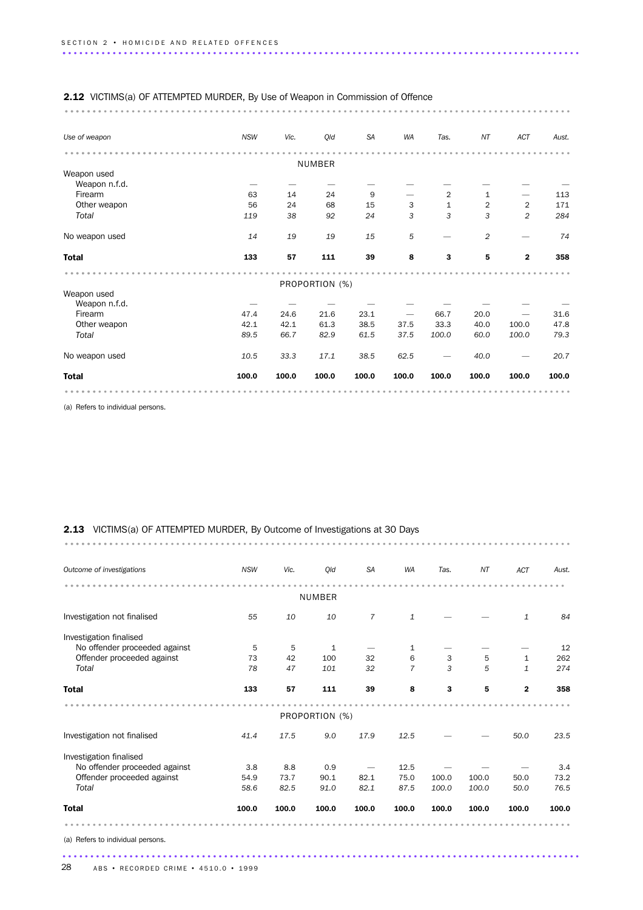**2.12** VICTIMS(a) OF ATTEMPTED MURDER, By Use of Weapon in Commission of Offence

| *Use of weapon* | *NSW* | *Vic.* | *Qld* | *SA* | *WA* | *Tas.* | *NT* | *ACT* | *Aust.* |
|---|---|---|---|---|---|---|---|---|---|
| | | | NUMBER | | | | | | |
| Weapon used | | | | | | | | | |
| Weapon n.f.d. | — | — | — | — | — | — | — | — | — |
| Firearm | 63 | 14 | 24 | 9 | — | 2 | 1 | — | 113 |
| Other weapon | 56 | 24 | 68 | 15 | 3 | 1 | 2 | 2 | 171 |
| *Total* | *119* | *38* | *92* | *24* | *3* | *3* | *3* | *2* | *284* |
| No weapon used | *14* | *19* | *19* | *15* | *5* | — | *2* | — | *74* |
| **Total** | **133** | **57** | **111** | **39** | **8** | **3** | **5** | **2** | **358** |
| | | | PROPORTION (%) | | | | | | |
| Weapon used | | | | | | | | | |
| Weapon n.f.d. | — | — | — | — | — | — | — | — | — |
| Firearm | 47.4 | 24.6 | 21.6 | 23.1 | — | 66.7 | 20.0 | — | 31.6 |
| Other weapon | 42.1 | 42.1 | 61.3 | 38.5 | 37.5 | 33.3 | 40.0 | 100.0 | 47.8 |
| *Total* | *89.5* | *66.7* | *82.9* | *61.5* | *37.5* | *100.0* | *60.0* | *100.0* | *79.3* |
| No weapon used | *10.5* | *33.3* | *17.1* | *38.5* | *62.5* | — | *40.0* | — | *20.7* |
| **Total** | **100.0** | **100.0** | **100.0** | **100.0** | **100.0** | **100.0** | **100.0** | **100.0** | **100.0** |

(a) Refers to individual persons.

**2.13** VICTIMS(a) OF ATTEMPTED MURDER, By Outcome of Investigations at 30 Days

| *Outcome of investigations* | *NSW* | *Vic.* | *Qld* | *SA* | *WA* | *Tas.* | *NT* | *ACT* | *Aust.* |
|---|---|---|---|---|---|---|---|---|---|
| | | | NUMBER | | | | | | |
| Investigation not finalised | *55* | *10* | *10* | *7* | *1* | — | — | *1* | *84* |
| Investigation finalised | | | | | | | | | |
| No offender proceeded against | 5 | 5 | 1 | — | 1 | — | — | — | 12 |
| Offender proceeded against | 73 | 42 | 100 | 32 | 6 | 3 | 5 | 1 | 262 |
| *Total* | *78* | *47* | *101* | *32* | *7* | *3* | *5* | *1* | *274* |
| **Total** | **133** | **57** | **111** | **39** | **8** | **3** | **5** | **2** | **358** |
| | | | PROPORTION (%) | | | | | | |
| Investigation not finalised | *41.4* | *17.5* | *9.0* | *17.9* | *12.5* | — | — | *50.0* | *23.5* |
| Investigation finalised | | | | | | | | | |
| No offender proceeded against | 3.8 | 8.8 | 0.9 | — | 12.5 | — | — | — | 3.4 |
| Offender proceeded against | 54.9 | 73.7 | 90.1 | 82.1 | 75.0 | 100.0 | 100.0 | 50.0 | 73.2 |
| *Total* | *58.6* | *82.5* | *91.0* | *82.1* | *87.5* | *100.0* | *100.0* | *50.0* | *76.5* |
| **Total** | **100.0** | **100.0** | **100.0** | **100.0** | **100.0** | **100.0** | **100.0** | **100.0** | **100.0** |

(a) Refers to individual persons.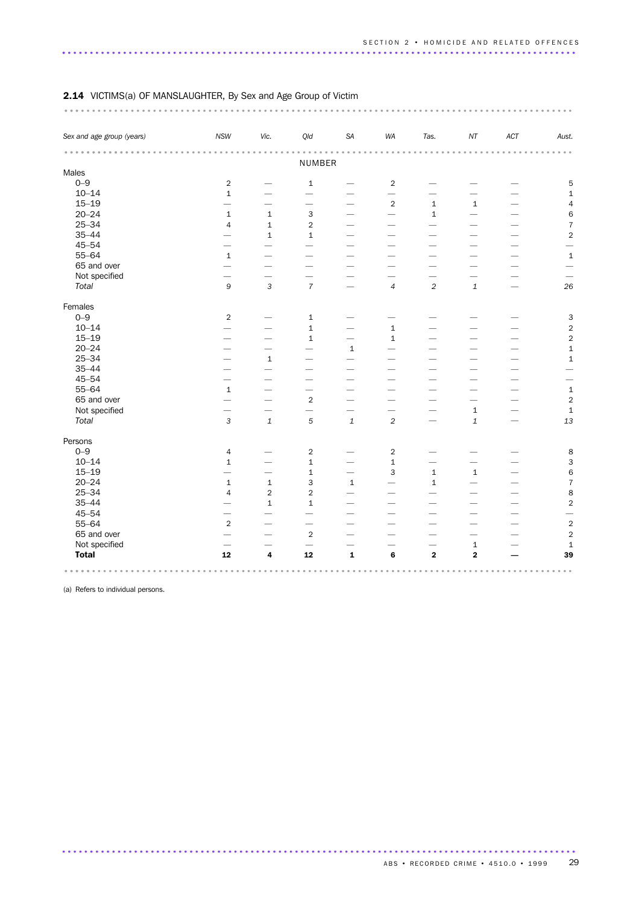## 2.14 VICTIMS(a) OF MANSLAUGHTER, By Sex and Age Group of Victim

| *Sex and age group (years)* | *NSW* | *Vic.* | *Qld* | *SA* | *WA* | *Tas.* | *NT* | *ACT* | *Aust.* |
|---|---|---|---|---|---|---|---|---|---|
| | | | NUMBER | | | | | | |
| Males | | | | | | | | | |
| 0–9 | 2 | — | 1 | — | 2 | — | — | — | 5 |
| 10–14 | 1 | — | — | — | — | — | — | — | 1 |
| 15–19 | — | — | — | — | 2 | 1 | 1 | — | 4 |
| 20–24 | 1 | 1 | 3 | — | — | 1 | — | — | 6 |
| 25–34 | 4 | 1 | 2 | — | — | — | — | — | 7 |
| 35–44 | — | 1 | 1 | — | — | — | — | — | 2 |
| 45–54 | — | — | — | — | — | — | — | — | — |
| 55–64 | 1 | — | — | — | — | — | — | — | 1 |
| 65 and over | — | — | — | — | — | — | — | — | — |
| Not specified | — | — | — | — | — | — | — | — | — |
| *Total* | *9* | *3* | *7* | *—* | *4* | *2* | *1* | *—* | *26* |
| Females | | | | | | | | | |
| 0–9 | 2 | — | 1 | — | — | — | — | — | 3 |
| 10–14 | — | — | 1 | — | 1 | — | — | — | 2 |
| 15–19 | — | — | 1 | — | 1 | — | — | — | 2 |
| 20–24 | — | — | — | 1 | — | — | — | — | 1 |
| 25–34 | — | 1 | — | — | — | — | — | — | 1 |
| 35–44 | — | — | — | — | — | — | — | — | — |
| 45–54 | — | — | — | — | — | — | — | — | — |
| 55–64 | 1 | — | — | — | — | — | — | — | 1 |
| 65 and over | — | — | 2 | — | — | — | — | — | 2 |
| Not specified | — | — | — | — | — | — | 1 | — | 1 |
| *Total* | *3* | *1* | *5* | *1* | *2* | *—* | *1* | *—* | *13* |
| Persons | | | | | | | | | |
| 0–9 | 4 | — | 2 | — | 2 | — | — | — | 8 |
| 10–14 | 1 | — | 1 | — | 1 | — | — | — | 3 |
| 15–19 | — | — | 1 | — | 3 | 1 | 1 | — | 6 |
| 20–24 | 1 | 1 | 3 | 1 | — | 1 | — | — | 7 |
| 25–34 | 4 | 2 | 2 | — | — | — | — | — | 8 |
| 35–44 | — | 1 | 1 | — | — | — | — | — | 2 |
| 45–54 | — | — | — | — | — | — | — | — | — |
| 55–64 | 2 | — | — | — | — | — | — | — | 2 |
| 65 and over | — | — | 2 | — | — | — | — | — | 2 |
| Not specified | — | — | — | — | — | — | 1 | — | 1 |
| **Total** | **12** | **4** | **12** | **1** | **6** | **2** | **2** | **—** | **39** |

(a) Refers to individual persons.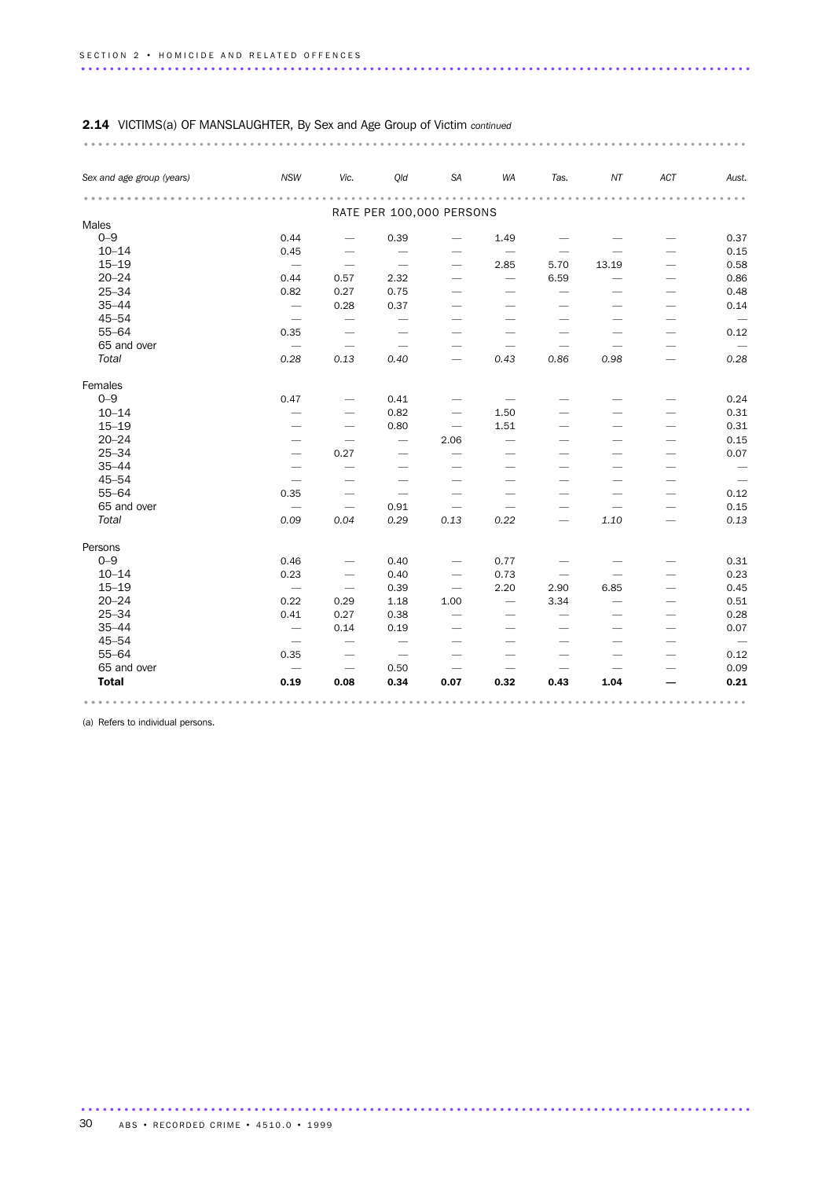## 2.14 VICTIMS(a) OF MANSLAUGHTER, By Sex and Age Group of Victim *continued*

| *Sex and age group (years)* | *NSW* | *Vic.* | *Qld* | *SA* | *WA* | *Tas.* | *NT* | *ACT* | *Aust.* |
|---|---|---|---|---|---|---|---|---|---|
| | | | RATE PER 100,000 PERSONS | | | | | | |
| Males | | | | | | | | | |
| 0–9 | 0.44 | — | 0.39 | — | 1.49 | — | — | — | 0.37 |
| 10–14 | 0.45 | — | — | — | — | — | — | — | 0.15 |
| 15–19 | — | — | — | — | 2.85 | 5.70 | 13.19 | — | 0.58 |
| 20–24 | 0.44 | 0.57 | 2.32 | — | — | 6.59 | — | — | 0.86 |
| 25–34 | 0.82 | 0.27 | 0.75 | — | — | — | — | — | 0.48 |
| 35–44 | — | 0.28 | 0.37 | — | — | — | — | — | 0.14 |
| 45–54 | — | — | — | — | — | — | — | — | — |
| 55–64 | 0.35 | — | — | — | — | — | — | — | 0.12 |
| 65 and over | — | — | — | — | — | — | — | — | — |
| *Total* | *0.28* | *0.13* | *0.40* | — | *0.43* | *0.86* | *0.98* | — | *0.28* |
| Females | | | | | | | | | |
| 0–9 | 0.47 | — | 0.41 | — | — | — | — | — | 0.24 |
| 10–14 | — | — | 0.82 | — | 1.50 | — | — | — | 0.31 |
| 15–19 | — | — | 0.80 | — | 1.51 | — | — | — | 0.31 |
| 20–24 | — | — | — | 2.06 | — | — | — | — | 0.15 |
| 25–34 | — | 0.27 | — | — | — | — | — | — | 0.07 |
| 35–44 | — | — | — | — | — | — | — | — | — |
| 45–54 | — | — | — | — | — | — | — | — | — |
| 55–64 | 0.35 | — | — | — | — | — | — | — | 0.12 |
| 65 and over | — | — | 0.91 | — | — | — | — | — | 0.15 |
| *Total* | *0.09* | *0.04* | *0.29* | *0.13* | *0.22* | — | *1.10* | — | *0.13* |
| Persons | | | | | | | | | |
| 0–9 | 0.46 | — | 0.40 | — | 0.77 | — | — | — | 0.31 |
| 10–14 | 0.23 | — | 0.40 | — | 0.73 | — | — | — | 0.23 |
| 15–19 | — | — | 0.39 | — | 2.20 | 2.90 | 6.85 | — | 0.45 |
| 20–24 | 0.22 | 0.29 | 1.18 | 1.00 | — | 3.34 | — | — | 0.51 |
| 25–34 | 0.41 | 0.27 | 0.38 | — | — | — | — | — | 0.28 |
| 35–44 | — | 0.14 | 0.19 | — | — | — | — | — | 0.07 |
| 45–54 | — | — | — | — | — | — | — | — | — |
| 55–64 | 0.35 | — | — | — | — | — | — | — | 0.12 |
| 65 and over | — | — | 0.50 | — | — | — | — | — | 0.09 |
| **Total** | **0.19** | **0.08** | **0.34** | **0.07** | **0.32** | **0.43** | **1.04** | **—** | **0.21** |

(a) Refers to individual persons.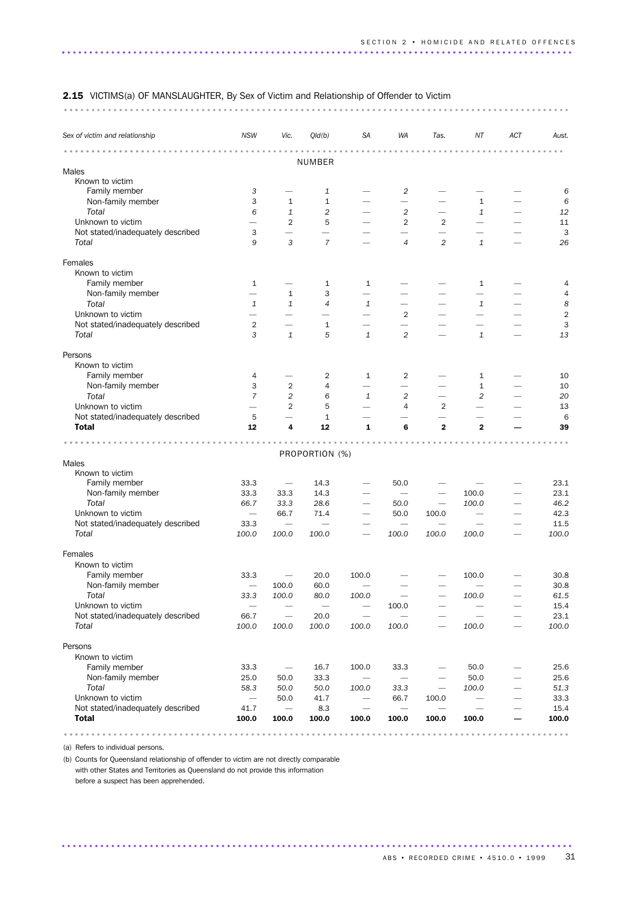## 2.15 VICTIMS(a) OF MANSLAUGHTER, By Sex of Victim and Relationship of Offender to Victim

| *Sex of victim and relationship* | *NSW* | *Vic.* | *Qld(b)* | *SA* | *WA* | *Tas.* | *NT* | *ACT* | *Aust.* |
|---|---|---|---|---|---|---|---|---|---|
| | | | NUMBER | | | | | | |
| Males | | | | | | | | | |
| Known to victim | | | | | | | | | |
| Family member | *3* | — | *1* | — | *2* | — | — | — | *6* |
| Non-family member | 3 | 1 | 1 | — | — | — | 1 | — | 6 |
| *Total* | *6* | *1* | *2* | — | *2* | — | *1* | — | *12* |
| Unknown to victim | — | 2 | 5 | — | 2 | 2 | — | — | 11 |
| Not stated/inadequately described | 3 | — | — | — | — | — | — | — | 3 |
| *Total* | *9* | *3* | *7* | — | *4* | *2* | *1* | — | *26* |
| Females | | | | | | | | | |
| Known to victim | | | | | | | | | |
| Family member | 1 | — | 1 | 1 | — | — | 1 | — | 4 |
| Non-family member | — | 1 | 3 | — | — | — | — | — | 4 |
| *Total* | *1* | *1* | *4* | *1* | — | — | *1* | — | *8* |
| Unknown to victim | — | — | — | — | 2 | — | — | — | 2 |
| Not stated/inadequately described | 2 | — | 1 | — | — | — | — | — | 3 |
| *Total* | *3* | *1* | *5* | *1* | *2* | — | *1* | — | *13* |
| Persons | | | | | | | | | |
| Known to victim | | | | | | | | | |
| Family member | 4 | — | 2 | 1 | 2 | — | 1 | — | 10 |
| Non-family member | 3 | 2 | 4 | — | — | — | 1 | — | 10 |
| *Total* | *7* | *2* | *6* | *1* | *2* | — | *2* | — | *20* |
| Unknown to victim | — | 2 | 5 | — | 4 | 2 | — | — | 13 |
| Not stated/inadequately described | 5 | — | 1 | — | — | — | — | — | 6 |
| **Total** | **12** | **4** | **12** | **1** | **6** | **2** | **2** | **—** | **39** |
| | | | PROPORTION (%) | | | | | | |
| Males | | | | | | | | | |
| Known to victim | | | | | | | | | |
| Family member | 33.3 | — | 14.3 | — | 50.0 | — | — | — | 23.1 |
| Non-family member | 33.3 | 33.3 | 14.3 | — | — | — | 100.0 | — | 23.1 |
| *Total* | *66.7* | *33.3* | *28.6* | — | *50.0* | — | *100.0* | — | *46.2* |
| Unknown to victim | — | 66.7 | 71.4 | — | 50.0 | 100.0 | — | — | 42.3 |
| Not stated/inadequately described | 33.3 | — | — | — | — | — | — | — | 11.5 |
| *Total* | *100.0* | *100.0* | *100.0* | — | *100.0* | *100.0* | *100.0* | — | *100.0* |
| Females | | | | | | | | | |
| Known to victim | | | | | | | | | |
| Family member | 33.3 | — | 20.0 | 100.0 | — | — | 100.0 | — | 30.8 |
| Non-family member | — | 100.0 | 60.0 | — | — | — | — | — | 30.8 |
| *Total* | *33.3* | *100.0* | *80.0* | *100.0* | — | — | *100.0* | — | *61.5* |
| Unknown to victim | — | — | — | — | 100.0 | — | — | — | 15.4 |
| Not stated/inadequately described | 66.7 | — | 20.0 | — | — | — | — | — | 23.1 |
| *Total* | *100.0* | *100.0* | *100.0* | *100.0* | *100.0* | — | *100.0* | — | *100.0* |
| Persons | | | | | | | | | |
| Known to victim | | | | | | | | | |
| Family member | 33.3 | — | 16.7 | 100.0 | 33.3 | — | 50.0 | — | 25.6 |
| Non-family member | 25.0 | 50.0 | 33.3 | — | — | — | 50.0 | — | 25.6 |
| *Total* | *58.3* | *50.0* | *50.0* | *100.0* | *33.3* | — | *100.0* | — | *51.3* |
| Unknown to victim | — | 50.0 | 41.7 | — | 66.7 | 100.0 | — | — | 33.3 |
| Not stated/inadequately described | 41.7 | — | 8.3 | — | — | — | — | — | 15.4 |
| **Total** | **100.0** | **100.0** | **100.0** | **100.0** | **100.0** | **100.0** | **100.0** | **—** | **100.0** |

(a) Refers to individual persons.

(b) Counts for Queensland relationship of offender to victim are not directly comparable with other States and Territories as Queensland do not provide this information before a suspect has been apprehended.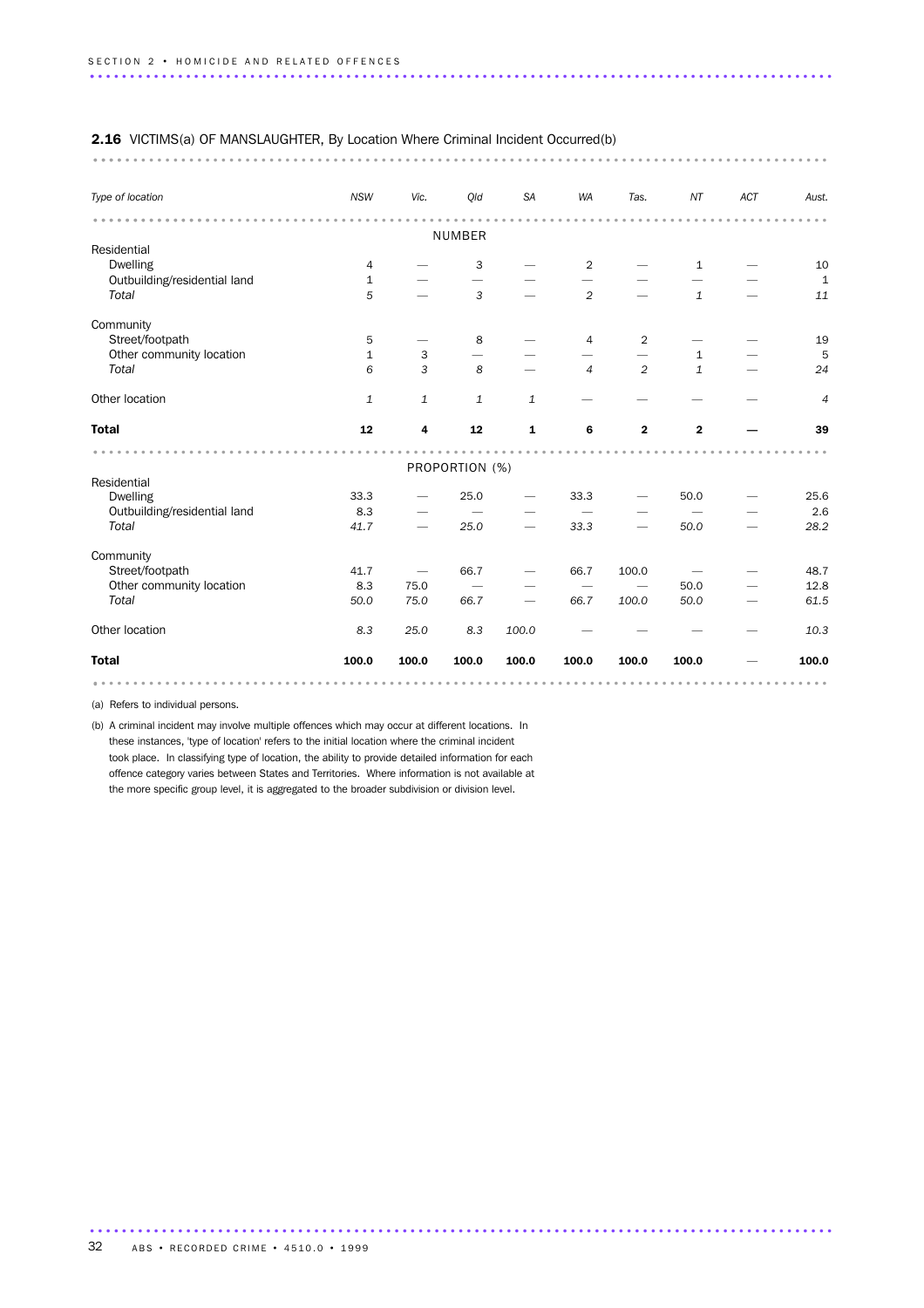## 2.16 VICTIMS(a) OF MANSLAUGHTER, By Location Where Criminal Incident Occurred(b)

| *Type of location* | *NSW* | *Vic.* | *Qld* | *SA* | *WA* | *Tas.* | *NT* | *ACT* | *Aust.* |
|---|---|---|---|---|---|---|---|---|---|
| | | | NUMBER | | | | | | |
| Residential | | | | | | | | | |
| Dwelling | 4 | — | 3 | — | 2 | — | 1 | — | 10 |
| Outbuilding/residential land | 1 | — | — | — | — | — | — | — | 1 |
| *Total* | *5* | — | *3* | — | *2* | — | *1* | — | *11* |
| Community | | | | | | | | | |
| Street/footpath | 5 | — | 8 | — | 4 | 2 | — | — | 19 |
| Other community location | 1 | 3 | — | — | — | — | 1 | — | 5 |
| *Total* | *6* | *3* | *8* | — | *4* | *2* | *1* | — | *24* |
| Other location | *1* | *1* | *1* | *1* | — | — | — | — | *4* |
| **Total** | **12** | **4** | **12** | **1** | **6** | **2** | **2** | **—** | **39** |
| | | | PROPORTION (%) | | | | | | |
| Residential | | | | | | | | | |
| Dwelling | 33.3 | — | 25.0 | — | 33.3 | — | 50.0 | — | 25.6 |
| Outbuilding/residential land | 8.3 | — | — | — | — | — | — | — | 2.6 |
| *Total* | *41.7* | — | *25.0* | — | *33.3* | — | *50.0* | — | *28.2* |
| Community | | | | | | | | | |
| Street/footpath | 41.7 | — | 66.7 | — | 66.7 | 100.0 | — | — | 48.7 |
| Other community location | 8.3 | 75.0 | — | — | — | — | 50.0 | — | 12.8 |
| *Total* | *50.0* | *75.0* | *66.7* | — | *66.7* | *100.0* | *50.0* | — | *61.5* |
| Other location | *8.3* | *25.0* | *8.3* | *100.0* | — | — | — | — | *10.3* |
| **Total** | **100.0** | **100.0** | **100.0** | **100.0** | **100.0** | **100.0** | **100.0** | — | **100.0** |

(a) Refers to individual persons.

(b) A criminal incident may involve multiple offences which may occur at different locations. In these instances, 'type of location' refers to the initial location where the criminal incident took place. In classifying type of location, the ability to provide detailed information for each offence category varies between States and Territories. Where information is not available at the more specific group level, it is aggregated to the broader subdivision or division level.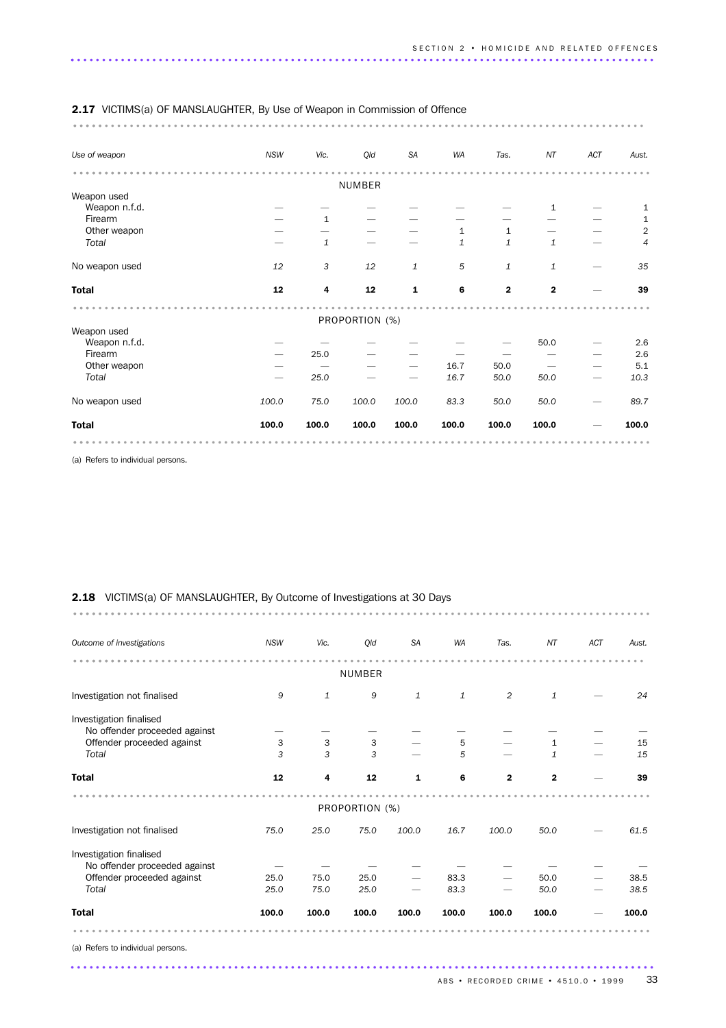**2.17** VICTIMS(a) OF MANSLAUGHTER, By Use of Weapon in Commission of Offence

| *Use of weapon* | *NSW* | *Vic.* | *Qld* | *SA* | *WA* | *Tas.* | *NT* | *ACT* | *Aust.* |
|---|---|---|---|---|---|---|---|---|---|
| | | | NUMBER | | | | | | |
| Weapon used | | | | | | | | | |
| Weapon n.f.d. | — | — | — | — | — | — | 1 | — | 1 |
| Firearm | — | 1 | — | — | — | — | — | — | 1 |
| Other weapon | — | — | — | — | 1 | 1 | — | — | 2 |
| *Total* | — | *1* | — | — | *1* | *1* | *1* | — | *4* |
| No weapon used | *12* | *3* | *12* | *1* | *5* | *1* | *1* | — | *35* |
| **Total** | **12** | **4** | **12** | **1** | **6** | **2** | **2** | — | **39** |
| | | | PROPORTION (%) | | | | | | |
| Weapon used | | | | | | | | | |
| Weapon n.f.d. | — | — | — | — | — | — | 50.0 | — | 2.6 |
| Firearm | — | 25.0 | — | — | — | — | — | — | 2.6 |
| Other weapon | — | — | — | — | 16.7 | 50.0 | — | — | 5.1 |
| *Total* | — | *25.0* | — | — | *16.7* | *50.0* | *50.0* | — | *10.3* |
| No weapon used | *100.0* | *75.0* | *100.0* | *100.0* | *83.3* | *50.0* | *50.0* | — | *89.7* |
| **Total** | **100.0** | **100.0** | **100.0** | **100.0** | **100.0** | **100.0** | **100.0** | — | **100.0** |

(a) Refers to individual persons.

**2.18** VICTIMS(a) OF MANSLAUGHTER, By Outcome of Investigations at 30 Days

| *Outcome of investigations* | *NSW* | *Vic.* | *Qld* | *SA* | *WA* | *Tas.* | *NT* | *ACT* | *Aust.* |
|---|---|---|---|---|---|---|---|---|---|
| | | | NUMBER | | | | | | |
| Investigation not finalised | *9* | *1* | *9* | *1* | *1* | *2* | *1* | — | *24* |
| Investigation finalised | | | | | | | | | |
| No offender proceeded against | — | — | — | — | — | — | — | — | — |
| Offender proceeded against | 3 | 3 | 3 | — | 5 | — | 1 | — | 15 |
| *Total* | *3* | *3* | *3* | — | *5* | — | *1* | — | *15* |
| **Total** | **12** | **4** | **12** | **1** | **6** | **2** | **2** | — | **39** |
| | | | PROPORTION (%) | | | | | | |
| Investigation not finalised | *75.0* | *25.0* | *75.0* | *100.0* | *16.7* | *100.0* | *50.0* | — | *61.5* |
| Investigation finalised | | | | | | | | | |
| No offender proceeded against | — | — | — | — | — | — | — | — | — |
| Offender proceeded against | 25.0 | 75.0 | 25.0 | — | 83.3 | — | 50.0 | — | 38.5 |
| *Total* | *25.0* | *75.0* | *25.0* | — | *83.3* | — | *50.0* | — | *38.5* |
| **Total** | **100.0** | **100.0** | **100.0** | **100.0** | **100.0** | **100.0** | **100.0** | — | **100.0** |

(a) Refers to individual persons.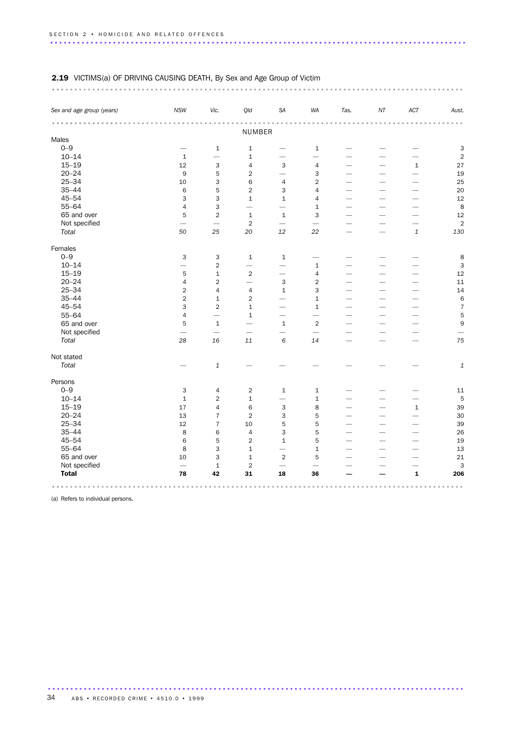## 2.19 VICTIMS(a) OF DRIVING CAUSING DEATH, By Sex and Age Group of Victim

| *Sex and age group (years)* | *NSW* | *Vic.* | *Qld* | *SA* | *WA* | *Tas.* | *NT* | *ACT* | *Aust.* |
|---|---|---|---|---|---|---|---|---|---|
| | | | NUMBER | | | | | | |
| Males | | | | | | | | | |
| 0–9 | — | 1 | 1 | — | 1 | — | — | — | 3 |
| 10–14 | 1 | — | 1 | — | — | — | — | — | 2 |
| 15–19 | 12 | 3 | 4 | 3 | 4 | — | — | 1 | 27 |
| 20–24 | 9 | 5 | 2 | — | 3 | — | — | — | 19 |
| 25–34 | 10 | 3 | 6 | 4 | 2 | — | — | — | 25 |
| 35–44 | 6 | 5 | 2 | 3 | 4 | — | — | — | 20 |
| 45–54 | 3 | 3 | 1 | 1 | 4 | — | — | — | 12 |
| 55–64 | 4 | 3 | — | — | 1 | — | — | — | 8 |
| 65 and over | 5 | 2 | 1 | 1 | 3 | — | — | — | 12 |
| Not specified | — | — | 2 | — | — | — | — | — | 2 |
| *Total* | *50* | *25* | *20* | *12* | *22* | — | — | *1* | *130* |
| Females | | | | | | | | | |
| 0–9 | 3 | 3 | 1 | 1 | — | — | — | — | 8 |
| 10–14 | — | 2 | — | — | 1 | — | — | — | 3 |
| 15–19 | 5 | 1 | 2 | — | 4 | — | — | — | 12 |
| 20–24 | 4 | 2 | — | 3 | 2 | — | — | — | 11 |
| 25–34 | 2 | 4 | 4 | 1 | 3 | — | — | — | 14 |
| 35–44 | 2 | 1 | 2 | — | 1 | — | — | — | 6 |
| 45–54 | 3 | 2 | 1 | — | 1 | — | — | — | 7 |
| 55–64 | 4 | — | 1 | — | — | — | — | — | 5 |
| 65 and over | 5 | 1 | — | 1 | 2 | — | — | — | 9 |
| Not specified | — | — | — | — | — | — | — | — | — |
| *Total* | *28* | *16* | *11* | *6* | *14* | — | — | — | *75* |
| Not stated | | | | | | | | | |
| *Total* | — | *1* | — | — | — | — | — | — | *1* |
| Persons | | | | | | | | | |
| 0–9 | 3 | 4 | 2 | 1 | 1 | — | — | — | 11 |
| 10–14 | 1 | 2 | 1 | — | 1 | — | — | — | 5 |
| 15–19 | 17 | 4 | 6 | 3 | 8 | — | — | 1 | 39 |
| 20–24 | 13 | 7 | 2 | 3 | 5 | — | — | — | 30 |
| 25–34 | 12 | 7 | 10 | 5 | 5 | — | — | — | 39 |
| 35–44 | 8 | 6 | 4 | 3 | 5 | — | — | — | 26 |
| 45–54 | 6 | 5 | 2 | 1 | 5 | — | — | — | 19 |
| 55–64 | 8 | 3 | 1 | — | 1 | — | — | — | 13 |
| 65 and over | 10 | 3 | 1 | 2 | 5 | — | — | — | 21 |
| Not specified | — | 1 | 2 | — | — | — | — | — | 3 |
| **Total** | **78** | **42** | **31** | **18** | **36** | **—** | **—** | **1** | **206** |

(a) Refers to individual persons.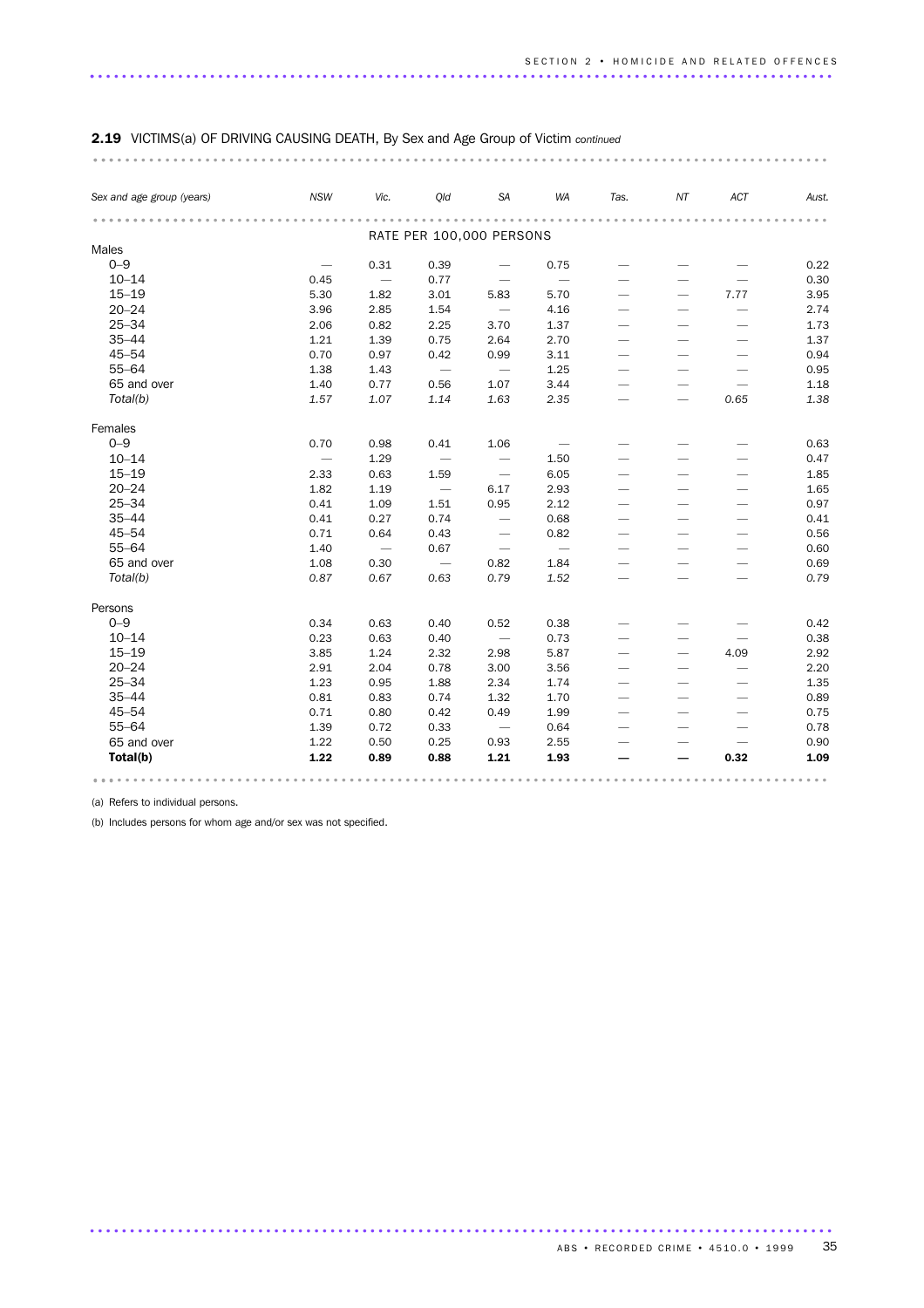## 2.19 VICTIMS(a) OF DRIVING CAUSING DEATH, By Sex and Age Group of Victim *continued*

| *Sex and age group (years)* | *NSW* | *Vic.* | *Qld* | *SA* | *WA* | *Tas.* | *NT* | *ACT* | *Aust.* |
|---|---|---|---|---|---|---|---|---|---|
| | | | | RATE PER 100,000 PERSONS | | | | | |
| **Males** | | | | | | | | | |
| 0–9 | — | 0.31 | 0.39 | — | 0.75 | — | — | — | 0.22 |
| 10–14 | 0.45 | — | 0.77 | — | — | — | — | — | 0.30 |
| 15–19 | 5.30 | 1.82 | 3.01 | 5.83 | 5.70 | — | — | 7.77 | 3.95 |
| 20–24 | 3.96 | 2.85 | 1.54 | — | 4.16 | — | — | — | 2.74 |
| 25–34 | 2.06 | 0.82 | 2.25 | 3.70 | 1.37 | — | — | — | 1.73 |
| 35–44 | 1.21 | 1.39 | 0.75 | 2.64 | 2.70 | — | — | — | 1.37 |
| 45–54 | 0.70 | 0.97 | 0.42 | 0.99 | 3.11 | — | — | — | 0.94 |
| 55–64 | 1.38 | 1.43 | — | — | 1.25 | — | — | — | 0.95 |
| 65 and over | 1.40 | 0.77 | 0.56 | 1.07 | 3.44 | — | — | — | 1.18 |
| *Total(b)* | *1.57* | *1.07* | *1.14* | *1.63* | *2.35* | — | — | *0.65* | *1.38* |
| **Females** | | | | | | | | | |
| 0–9 | 0.70 | 0.98 | 0.41 | 1.06 | — | — | — | — | 0.63 |
| 10–14 | — | 1.29 | — | — | 1.50 | — | — | — | 0.47 |
| 15–19 | 2.33 | 0.63 | 1.59 | — | 6.05 | — | — | — | 1.85 |
| 20–24 | 1.82 | 1.19 | — | 6.17 | 2.93 | — | — | — | 1.65 |
| 25–34 | 0.41 | 1.09 | 1.51 | 0.95 | 2.12 | — | — | — | 0.97 |
| 35–44 | 0.41 | 0.27 | 0.74 | — | 0.68 | — | — | — | 0.41 |
| 45–54 | 0.71 | 0.64 | 0.43 | — | 0.82 | — | — | — | 0.56 |
| 55–64 | 1.40 | — | 0.67 | — | — | — | — | — | 0.60 |
| 65 and over | 1.08 | 0.30 | — | 0.82 | 1.84 | — | — | — | 0.69 |
| *Total(b)* | *0.87* | *0.67* | *0.63* | *0.79* | *1.52* | — | — | — | *0.79* |
| **Persons** | | | | | | | | | |
| 0–9 | 0.34 | 0.63 | 0.40 | 0.52 | 0.38 | — | — | — | 0.42 |
| 10–14 | 0.23 | 0.63 | 0.40 | — | 0.73 | — | — | — | 0.38 |
| 15–19 | 3.85 | 1.24 | 2.32 | 2.98 | 5.87 | — | — | 4.09 | 2.92 |
| 20–24 | 2.91 | 2.04 | 0.78 | 3.00 | 3.56 | — | — | — | 2.20 |
| 25–34 | 1.23 | 0.95 | 1.88 | 2.34 | 1.74 | — | — | — | 1.35 |
| 35–44 | 0.81 | 0.83 | 0.74 | 1.32 | 1.70 | — | — | — | 0.89 |
| 45–54 | 0.71 | 0.80 | 0.42 | 0.49 | 1.99 | — | — | — | 0.75 |
| 55–64 | 1.39 | 0.72 | 0.33 | — | 0.64 | — | — | — | 0.78 |
| 65 and over | 1.22 | 0.50 | 0.25 | 0.93 | 2.55 | — | — | — | 0.90 |
| **Total(b)** | **1.22** | **0.89** | **0.88** | **1.21** | **1.93** | **—** | **—** | **0.32** | **1.09** |

(a) Refers to individual persons.

(b) Includes persons for whom age and/or sex was not specified.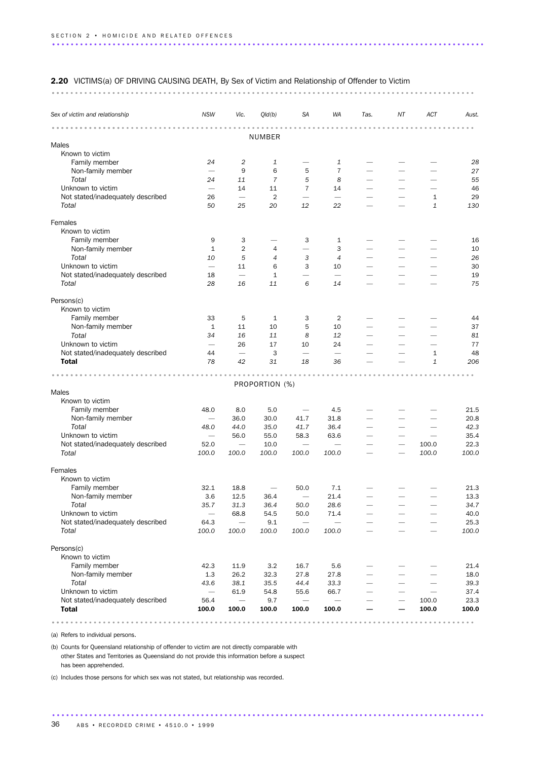## 2.20 VICTIMS(a) OF DRIVING CAUSING DEATH, By Sex of Victim and Relationship of Offender to Victim

| Sex of victim and relationship | NSW | Vic. | Qld(b) | SA | WA | Tas. | NT | ACT | Aust. |
|---|---|---|---|---|---|---|---|---|---|
| **NUMBER** | | | | | | | | | |
| Males | | | | | | | | | |
| Known to victim | | | | | | | | | |
| Family member | *24* | *2* | *1* | — | *1* | — | — | — | *28* |
| Non-family member | — | 9 | 6 | 5 | 7 | — | — | — | 27 |
| *Total* | *24* | *11* | *7* | *5* | *8* | — | — | — | *55* |
| Unknown to victim | — | 14 | 11 | 7 | 14 | — | — | — | 46 |
| Not stated/inadequately described | 26 | — | 2 | — | — | — | — | 1 | 29 |
| *Total* | *50* | *25* | *20* | *12* | *22* | — | — | *1* | *130* |
| Females | | | | | | | | | |
| Known to victim | | | | | | | | | |
| Family member | 9 | 3 | — | 3 | 1 | — | — | — | 16 |
| Non-family member | 1 | 2 | 4 | — | 3 | — | — | — | 10 |
| *Total* | *10* | *5* | *4* | *3* | *4* | — | — | — | *26* |
| Unknown to victim | — | 11 | 6 | 3 | 10 | — | — | — | 30 |
| Not stated/inadequately described | 18 | — | 1 | — | — | — | — | — | 19 |
| *Total* | *28* | *16* | *11* | *6* | *14* | — | — | — | *75* |
| Persons(c) | | | | | | | | | |
| Known to victim | | | | | | | | | |
| Family member | 33 | 5 | 1 | 3 | 2 | — | — | — | 44 |
| Non-family member | 1 | 11 | 10 | 5 | 10 | — | — | — | 37 |
| *Total* | *34* | *16* | *11* | *8* | *12* | — | — | — | *81* |
| Unknown to victim | — | 26 | 17 | 10 | 24 | — | — | — | 77 |
| Not stated/inadequately described | 44 | — | 3 | — | — | — | — | 1 | 48 |
| **Total** | *78* | *42* | *31* | *18* | *36* | — | — | *1* | *206* |
| **PROPORTION (%)** | | | | | | | | | |
| Males | | | | | | | | | |
| Known to victim | | | | | | | | | |
| Family member | 48.0 | 8.0 | 5.0 | — | 4.5 | — | — | — | 21.5 |
| Non-family member | — | 36.0 | 30.0 | 41.7 | 31.8 | — | — | — | 20.8 |
| *Total* | *48.0* | *44.0* | *35.0* | *41.7* | *36.4* | — | — | — | *42.3* |
| Unknown to victim | — | 56.0 | 55.0 | 58.3 | 63.6 | — | — | — | 35.4 |
| Not stated/inadequately described | 52.0 | — | 10.0 | — | — | — | — | 100.0 | 22.3 |
| *Total* | *100.0* | *100.0* | *100.0* | *100.0* | *100.0* | — | — | *100.0* | *100.0* |
| Females | | | | | | | | | |
| Known to victim | | | | | | | | | |
| Family member | 32.1 | 18.8 | — | 50.0 | 7.1 | — | — | — | 21.3 |
| Non-family member | 3.6 | 12.5 | 36.4 | — | 21.4 | — | — | — | 13.3 |
| *Total* | *35.7* | *31.3* | *36.4* | *50.0* | *28.6* | — | — | — | *34.7* |
| Unknown to victim | — | 68.8 | 54.5 | 50.0 | 71.4 | — | — | — | 40.0 |
| Not stated/inadequately described | 64.3 | — | 9.1 | — | — | — | — | — | 25.3 |
| *Total* | *100.0* | *100.0* | *100.0* | *100.0* | *100.0* | — | — | — | *100.0* |
| Persons(c) | | | | | | | | | |
| Known to victim | | | | | | | | | |
| Family member | 42.3 | 11.9 | 3.2 | 16.7 | 5.6 | — | — | — | 21.4 |
| Non-family member | 1.3 | 26.2 | 32.3 | 27.8 | 27.8 | — | — | — | 18.0 |
| *Total* | *43.6* | *38.1* | *35.5* | *44.4* | *33.3* | — | — | — | *39.3* |
| Unknown to victim | — | 61.9 | 54.8 | 55.6 | 66.7 | — | — | — | 37.4 |
| Not stated/inadequately described | 56.4 | — | 9.7 | — | — | — | — | 100.0 | 23.3 |
| **Total** | **100.0** | **100.0** | **100.0** | **100.0** | **100.0** | **—** | **—** | **100.0** | **100.0** |

(a) Refers to individual persons.

(b) Counts for Queensland relationship of offender to victim are not directly comparable with other States and Territories as Queensland do not provide this information before a suspect has been apprehended.

(c) Includes those persons for which sex was not stated, but relationship was recorded.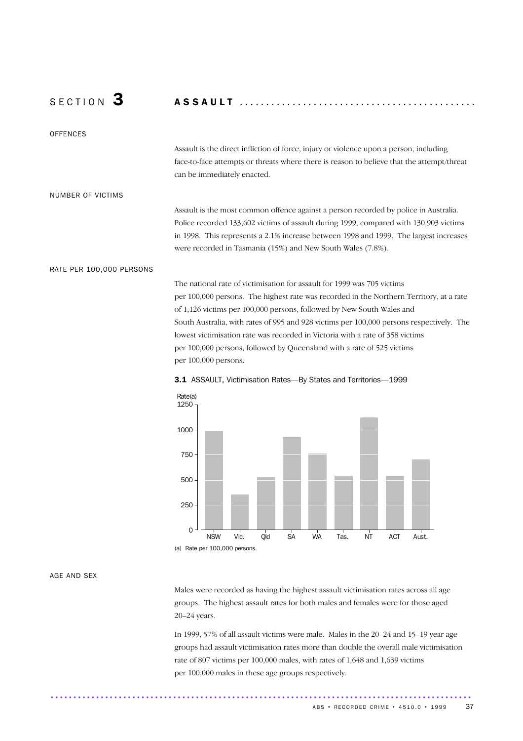# SECTION 3 ASSAULT

## OFFENCES

Assault is the direct infliction of force, injury or violence upon a person, including face-to-face attempts or threats where there is reason to believe that the attempt/threat can be immediately enacted.

## NUMBER OF VICTIMS

Assault is the most common offence against a person recorded by police in Australia. Police recorded 133,602 victims of assault during 1999, compared with 130,903 victims in 1998. This represents a 2.1% increase between 1998 and 1999. The largest increases were recorded in Tasmania (15%) and New South Wales (7.8%).

## RATE PER 100,000 PERSONS

The national rate of victimisation for assault for 1999 was 705 victims per 100,000 persons. The highest rate was recorded in the Northern Territory, at a rate of 1,126 victims per 100,000 persons, followed by New South Wales and South Australia, with rates of 995 and 928 victims per 100,000 persons respectively. The lowest victimisation rate was recorded in Victoria with a rate of 358 victims per 100,000 persons, followed by Queensland with a rate of 525 victims per 100,000 persons.

**3.1** ASSAULT, Victimisation Rates—By States and Territories—1999

(a) Rate per 100,000 persons.

## AGE AND SEX

Males were recorded as having the highest assault victimisation rates across all age groups. The highest assault rates for both males and females were for those aged 20–24 years.

In 1999, 57% of all assault victims were male. Males in the 20–24 and 15–19 year age groups had assault victimisation rates more than double the overall male victimisation rate of 807 victims per 100,000 males, with rates of 1,648 and 1,639 victims per 100,000 males in these age groups respectively.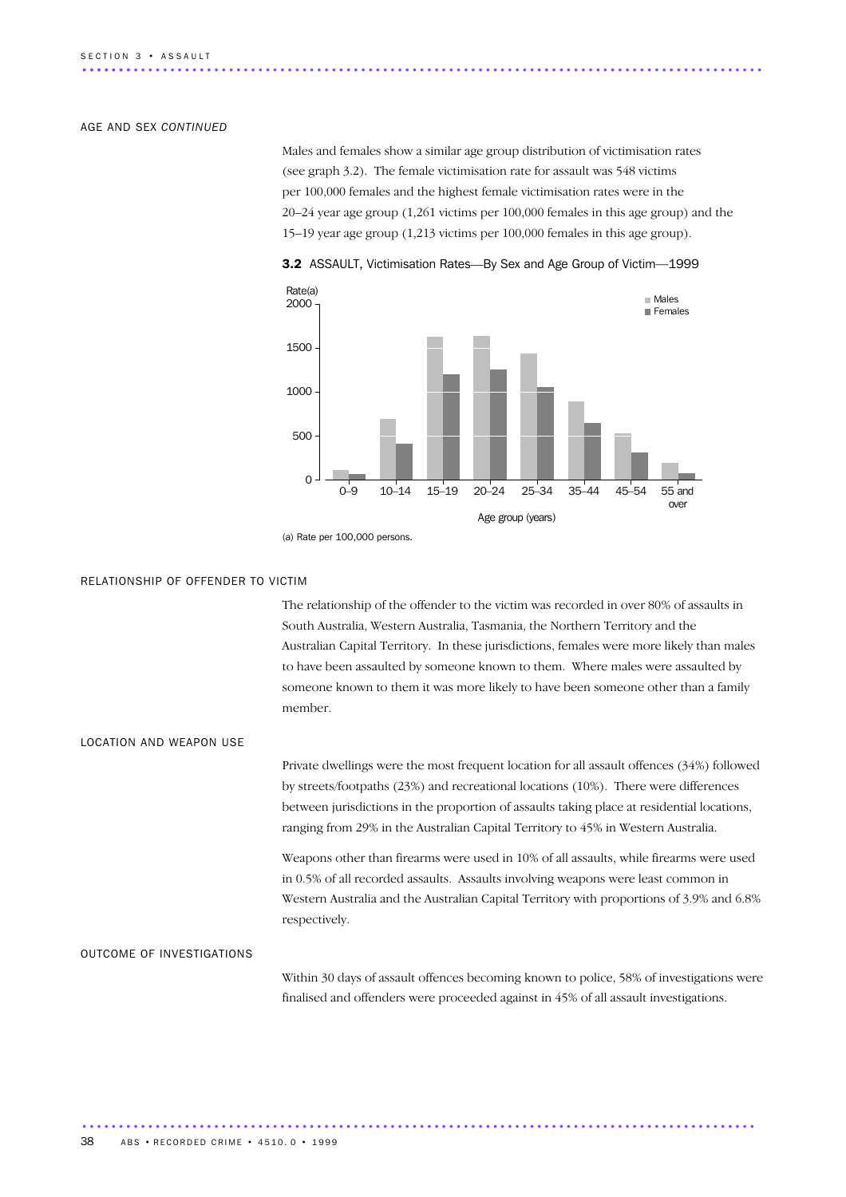## AGE AND SEX *CONTINUED*

Males and females show a similar age group distribution of victimisation rates (see graph 3.2). The female victimisation rate for assault was 548 victims per 100,000 females and the highest female victimisation rates were in the 20–24 year age group (1,261 victims per 100,000 females in this age group) and the 15–19 year age group (1,213 victims per 100,000 females in this age group).

**3.2** ASSAULT, Victimisation Rates—By Sex and Age Group of Victim—1999

(a) Rate per 100,000 persons.

## RELATIONSHIP OF OFFENDER TO VICTIM

The relationship of the offender to the victim was recorded in over 80% of assaults in South Australia, Western Australia, Tasmania, the Northern Territory and the Australian Capital Territory. In these jurisdictions, females were more likely than males to have been assaulted by someone known to them. Where males were assaulted by someone known to them it was more likely to have been someone other than a family member.

## LOCATION AND WEAPON USE

Private dwellings were the most frequent location for all assault offences (34%) followed by streets/footpaths (23%) and recreational locations (10%). There were differences between jurisdictions in the proportion of assaults taking place at residential locations, ranging from 29% in the Australian Capital Territory to 45% in Western Australia.

Weapons other than firearms were used in 10% of all assaults, while firearms were used in 0.5% of all recorded assaults. Assaults involving weapons were least common in Western Australia and the Australian Capital Territory with proportions of 3.9% and 6.8% respectively.

## OUTCOME OF INVESTIGATIONS

Within 30 days of assault offences becoming known to police, 58% of investigations were finalised and offenders were proceeded against in 45% of all assault investigations.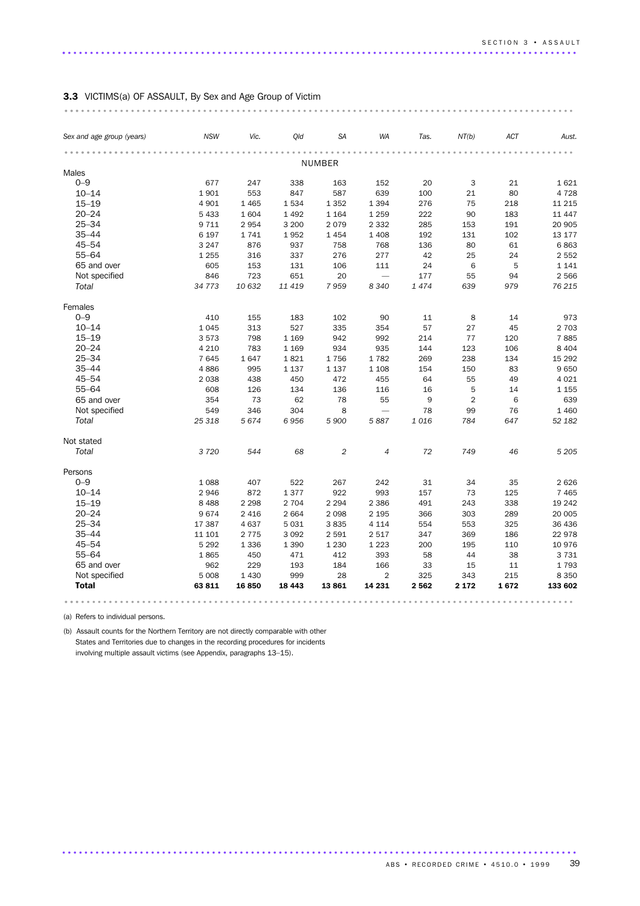**3.3** VICTIMS(a) OF ASSAULT, By Sex and Age Group of Victim

| *Sex and age group (years)* | *NSW* | *Vic.* | *Qld* | *SA* | *WA* | *Tas.* | *NT(b)* | *ACT* | *Aust.* |
|---|---|---|---|---|---|---|---|---|---|
| | | | | NUMBER | | | | | |
| Males | | | | | | | | | |
| 0–9 | 677 | 247 | 338 | 163 | 152 | 20 | 3 | 21 | 1 621 |
| 10–14 | 1 901 | 553 | 847 | 587 | 639 | 100 | 21 | 80 | 4 728 |
| 15–19 | 4 901 | 1 465 | 1 534 | 1 352 | 1 394 | 276 | 75 | 218 | 11 215 |
| 20–24 | 5 433 | 1 604 | 1 492 | 1 164 | 1 259 | 222 | 90 | 183 | 11 447 |
| 25–34 | 9 711 | 2 954 | 3 200 | 2 079 | 2 332 | 285 | 153 | 191 | 20 905 |
| 35–44 | 6 197 | 1 741 | 1 952 | 1 454 | 1 408 | 192 | 131 | 102 | 13 177 |
| 45–54 | 3 247 | 876 | 937 | 758 | 768 | 136 | 80 | 61 | 6 863 |
| 55–64 | 1 255 | 316 | 337 | 276 | 277 | 42 | 25 | 24 | 2 552 |
| 65 and over | 605 | 153 | 131 | 106 | 111 | 24 | 6 | 5 | 1 141 |
| Not specified | 846 | 723 | 651 | 20 | — | 177 | 55 | 94 | 2 566 |
| *Total* | *34 773* | *10 632* | *11 419* | *7 959* | *8 340* | *1 474* | *639* | *979* | *76 215* |
| Females | | | | | | | | | |
| 0–9 | 410 | 155 | 183 | 102 | 90 | 11 | 8 | 14 | 973 |
| 10–14 | 1 045 | 313 | 527 | 335 | 354 | 57 | 27 | 45 | 2 703 |
| 15–19 | 3 573 | 798 | 1 169 | 942 | 992 | 214 | 77 | 120 | 7 885 |
| 20–24 | 4 210 | 783 | 1 169 | 934 | 935 | 144 | 123 | 106 | 8 404 |
| 25–34 | 7 645 | 1 647 | 1 821 | 1 756 | 1 782 | 269 | 238 | 134 | 15 292 |
| 35–44 | 4 886 | 995 | 1 137 | 1 137 | 1 108 | 154 | 150 | 83 | 9 650 |
| 45–54 | 2 038 | 438 | 450 | 472 | 455 | 64 | 55 | 49 | 4 021 |
| 55–64 | 608 | 126 | 134 | 136 | 116 | 16 | 5 | 14 | 1 155 |
| 65 and over | 354 | 73 | 62 | 78 | 55 | 9 | 2 | 6 | 639 |
| Not specified | 549 | 346 | 304 | 8 | — | 78 | 99 | 76 | 1 460 |
| *Total* | *25 318* | *5 674* | *6 956* | *5 900* | *5 887* | *1 016* | *784* | *647* | *52 182* |
| Not stated | | | | | | | | | |
| *Total* | *3 720* | *544* | *68* | *2* | *4* | *72* | *749* | *46* | *5 205* |
| Persons | | | | | | | | | |
| 0–9 | 1 088 | 407 | 522 | 267 | 242 | 31 | 34 | 35 | 2 626 |
| 10–14 | 2 946 | 872 | 1 377 | 922 | 993 | 157 | 73 | 125 | 7 465 |
| 15–19 | 8 488 | 2 298 | 2 704 | 2 294 | 2 386 | 491 | 243 | 338 | 19 242 |
| 20–24 | 9 674 | 2 416 | 2 664 | 2 098 | 2 195 | 366 | 303 | 289 | 20 005 |
| 25–34 | 17 387 | 4 637 | 5 031 | 3 835 | 4 114 | 554 | 553 | 325 | 36 436 |
| 35–44 | 11 101 | 2 775 | 3 092 | 2 591 | 2 517 | 347 | 369 | 186 | 22 978 |
| 45–54 | 5 292 | 1 336 | 1 390 | 1 230 | 1 223 | 200 | 195 | 110 | 10 976 |
| 55–64 | 1 865 | 450 | 471 | 412 | 393 | 58 | 44 | 38 | 3 731 |
| 65 and over | 962 | 229 | 193 | 184 | 166 | 33 | 15 | 11 | 1 793 |
| Not specified | 5 008 | 1 430 | 999 | 28 | 2 | 325 | 343 | 215 | 8 350 |
| **Total** | **63 811** | **16 850** | **18 443** | **13 861** | **14 231** | **2 562** | **2 172** | **1 672** | **133 602** |

(a) Refers to individual persons.

(b) Assault counts for the Northern Territory are not directly comparable with other States and Territories due to changes in the recording procedures for incidents involving multiple assault victims (see Appendix, paragraphs 13–15).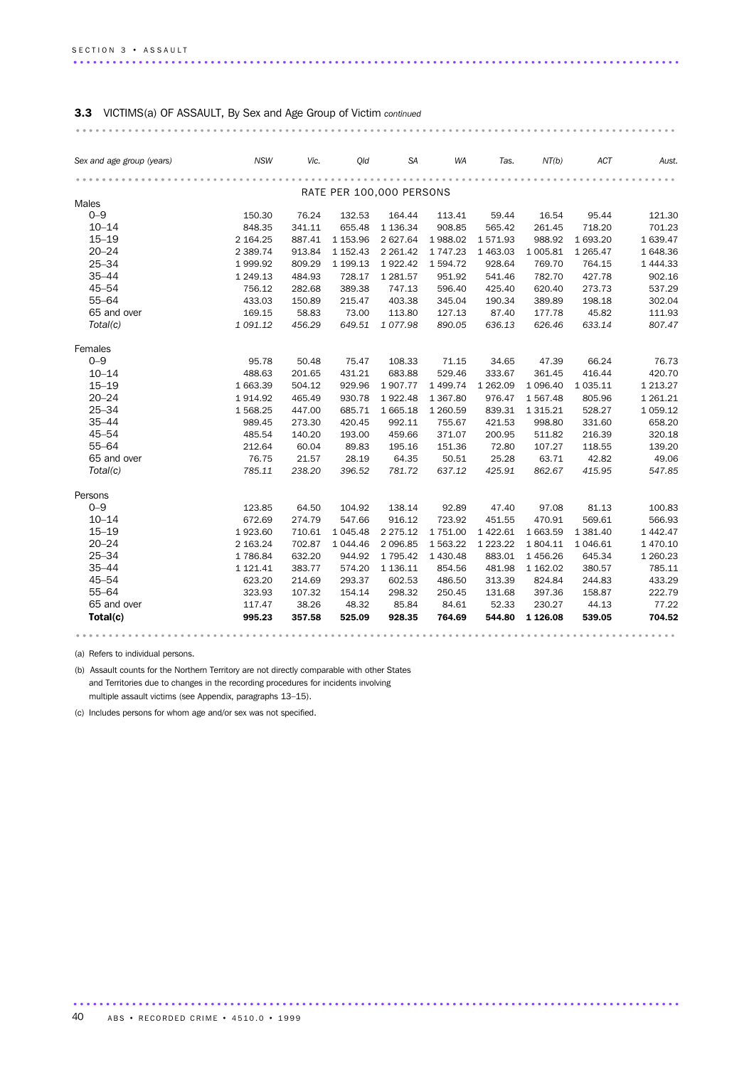**3.3** VICTIMS(a) OF ASSAULT, By Sex and Age Group of Victim *continued*

| *Sex and age group (years)* | *NSW* | *Vic.* | *Qld* | *SA* | *WA* | *Tas.* | *NT(b)* | *ACT* | *Aust.* |
|---|---|---|---|---|---|---|---|---|---|
| | | | | RATE PER 100,000 PERSONS | | | | | |
| Males | | | | | | | | | |
| 0–9 | 150.30 | 76.24 | 132.53 | 164.44 | 113.41 | 59.44 | 16.54 | 95.44 | 121.30 |
| 10–14 | 848.35 | 341.11 | 655.48 | 1 136.34 | 908.85 | 565.42 | 261.45 | 718.20 | 701.23 |
| 15–19 | 2 164.25 | 887.41 | 1 153.96 | 2 627.64 | 1 988.02 | 1 571.93 | 988.92 | 1 693.20 | 1 639.47 |
| 20–24 | 2 389.74 | 913.84 | 1 152.43 | 2 261.42 | 1 747.23 | 1 463.03 | 1 005.81 | 1 265.47 | 1 648.36 |
| 25–34 | 1 999.92 | 809.29 | 1 199.13 | 1 922.42 | 1 594.72 | 928.64 | 769.70 | 764.15 | 1 444.33 |
| 35–44 | 1 249.13 | 484.93 | 728.17 | 1 281.57 | 951.92 | 541.46 | 782.70 | 427.78 | 902.16 |
| 45–54 | 756.12 | 282.68 | 389.38 | 747.13 | 596.40 | 425.40 | 620.40 | 273.73 | 537.29 |
| 55–64 | 433.03 | 150.89 | 215.47 | 403.38 | 345.04 | 190.34 | 389.89 | 198.18 | 302.04 |
| 65 and over | 169.15 | 58.83 | 73.00 | 113.80 | 127.13 | 87.40 | 177.78 | 45.82 | 111.93 |
| *Total(c)* | *1 091.12* | *456.29* | *649.51* | *1 077.98* | *890.05* | *636.13* | *626.46* | *633.14* | *807.47* |
| Females | | | | | | | | | |
| 0–9 | 95.78 | 50.48 | 75.47 | 108.33 | 71.15 | 34.65 | 47.39 | 66.24 | 76.73 |
| 10–14 | 488.63 | 201.65 | 431.21 | 683.88 | 529.46 | 333.67 | 361.45 | 416.44 | 420.70 |
| 15–19 | 1 663.39 | 504.12 | 929.96 | 1 907.77 | 1 499.74 | 1 262.09 | 1 096.40 | 1 035.11 | 1 213.27 |
| 20–24 | 1 914.92 | 465.49 | 930.78 | 1 922.48 | 1 367.80 | 976.47 | 1 567.48 | 805.96 | 1 261.21 |
| 25–34 | 1 568.25 | 447.00 | 685.71 | 1 665.18 | 1 260.59 | 839.31 | 1 315.21 | 528.27 | 1 059.12 |
| 35–44 | 989.45 | 273.30 | 420.45 | 992.11 | 755.67 | 421.53 | 998.80 | 331.60 | 658.20 |
| 45–54 | 485.54 | 140.20 | 193.00 | 459.66 | 371.07 | 200.95 | 511.82 | 216.39 | 320.18 |
| 55–64 | 212.64 | 60.04 | 89.83 | 195.16 | 151.36 | 72.80 | 107.27 | 118.55 | 139.20 |
| 65 and over | 76.75 | 21.57 | 28.19 | 64.35 | 50.51 | 25.28 | 63.71 | 42.82 | 49.06 |
| *Total(c)* | *785.11* | *238.20* | *396.52* | *781.72* | *637.12* | *425.91* | *862.67* | *415.95* | *547.85* |
| Persons | | | | | | | | | |
| 0–9 | 123.85 | 64.50 | 104.92 | 138.14 | 92.89 | 47.40 | 97.08 | 81.13 | 100.83 |
| 10–14 | 672.69 | 274.79 | 547.66 | 916.12 | 723.92 | 451.55 | 470.91 | 569.61 | 566.93 |
| 15–19 | 1 923.60 | 710.61 | 1 045.48 | 2 275.12 | 1 751.00 | 1 422.61 | 1 663.59 | 1 381.40 | 1 442.47 |
| 20–24 | 2 163.24 | 702.87 | 1 044.46 | 2 096.85 | 1 563.22 | 1 223.22 | 1 804.11 | 1 046.61 | 1 470.10 |
| 25–34 | 1 786.84 | 632.20 | 944.92 | 1 795.42 | 1 430.48 | 883.01 | 1 456.26 | 645.34 | 1 260.23 |
| 35–44 | 1 121.41 | 383.77 | 574.20 | 1 136.11 | 854.56 | 481.98 | 1 162.02 | 380.57 | 785.11 |
| 45–54 | 623.20 | 214.69 | 293.37 | 602.53 | 486.50 | 313.39 | 824.84 | 244.83 | 433.29 |
| 55–64 | 323.93 | 107.32 | 154.14 | 298.32 | 250.45 | 131.68 | 397.36 | 158.87 | 222.79 |
| 65 and over | 117.47 | 38.26 | 48.32 | 85.84 | 84.61 | 52.33 | 230.27 | 44.13 | 77.22 |
| **Total(c)** | **995.23** | **357.58** | **525.09** | **928.35** | **764.69** | **544.80** | **1 126.08** | **539.05** | **704.52** |

(a) Refers to individual persons.

(b) Assault counts for the Northern Territory are not directly comparable with other States and Territories due to changes in the recording procedures for incidents involving multiple assault victims (see Appendix, paragraphs 13–15).

(c) Includes persons for whom age and/or sex was not specified.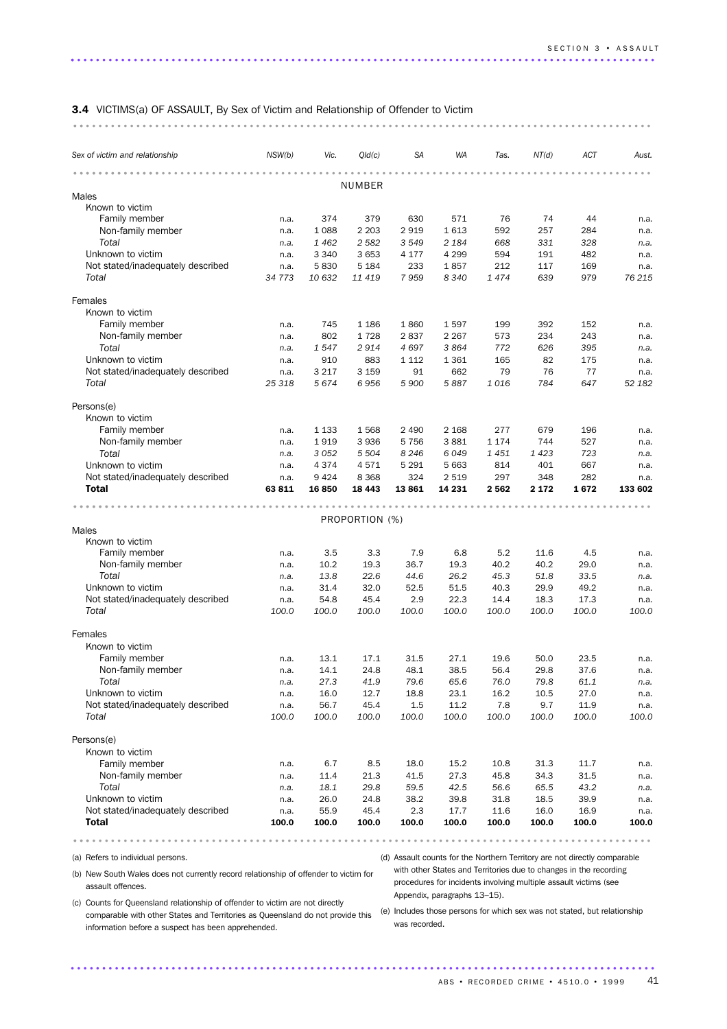**3.4** VICTIMS(a) OF ASSAULT, By Sex of Victim and Relationship of Offender to Victim

| Sex of victim and relationship | NSW(b) | Vic. | Qld(c) | SA | WA | Tas. | NT(d) | ACT | Aust. |
|---|---|---|---|---|---|---|---|---|---|
| | | | NUMBER | | | | | | |
| **Males** | | | | | | | | | |
| Known to victim | | | | | | | | | |
| Family member | n.a. | 374 | 379 | 630 | 571 | 76 | 74 | 44 | n.a. |
| Non-family member | n.a. | 1 088 | 2 203 | 2 919 | 1 613 | 592 | 257 | 284 | n.a. |
| *Total* | *n.a.* | *1 462* | *2 582* | *3 549* | *2 184* | *668* | *331* | *328* | *n.a.* |
| Unknown to victim | n.a. | 3 340 | 3 653 | 4 177 | 4 299 | 594 | 191 | 482 | n.a. |
| Not stated/inadequately described | n.a. | 5 830 | 5 184 | 233 | 1 857 | 212 | 117 | 169 | n.a. |
| *Total* | *34 773* | *10 632* | *11 419* | *7 959* | *8 340* | *1 474* | *639* | *979* | *76 215* |
| **Females** | | | | | | | | | |
| Known to victim | | | | | | | | | |
| Family member | n.a. | 745 | 1 186 | 1 860 | 1 597 | 199 | 392 | 152 | n.a. |
| Non-family member | n.a. | 802 | 1 728 | 2 837 | 2 267 | 573 | 234 | 243 | n.a. |
| *Total* | *n.a.* | *1 547* | *2 914* | *4 697* | *3 864* | *772* | *626* | *395* | *n.a.* |
| Unknown to victim | n.a. | 910 | 883 | 1 112 | 1 361 | 165 | 82 | 175 | n.a. |
| Not stated/inadequately described | n.a. | 3 217 | 3 159 | 91 | 662 | 79 | 76 | 77 | n.a. |
| *Total* | *25 318* | *5 674* | *6 956* | *5 900* | *5 887* | *1 016* | *784* | *647* | *52 182* |
| **Persons(e)** | | | | | | | | | |
| Known to victim | | | | | | | | | |
| Family member | n.a. | 1 133 | 1 568 | 2 490 | 2 168 | 277 | 679 | 196 | n.a. |
| Non-family member | n.a. | 1 919 | 3 936 | 5 756 | 3 881 | 1 174 | 744 | 527 | n.a. |
| *Total* | *n.a.* | *3 052* | *5 504* | *8 246* | *6 049* | *1 451* | *1 423* | *723* | *n.a.* |
| Unknown to victim | n.a. | 4 374 | 4 571 | 5 291 | 5 663 | 814 | 401 | 667 | n.a. |
| Not stated/inadequately described | n.a. | 9 424 | 8 368 | 324 | 2 519 | 297 | 348 | 282 | n.a. |
| **Total** | **63 811** | **16 850** | **18 443** | **13 861** | **14 231** | **2 562** | **2 172** | **1 672** | **133 602** |
| | | | PROPORTION (%) | | | | | | |
| **Males** | | | | | | | | | |
| Known to victim | | | | | | | | | |
| Family member | n.a. | 3.5 | 3.3 | 7.9 | 6.8 | 5.2 | 11.6 | 4.5 | n.a. |
| Non-family member | n.a. | 10.2 | 19.3 | 36.7 | 19.3 | 40.2 | 40.2 | 29.0 | n.a. |
| *Total* | *n.a.* | *13.8* | *22.6* | *44.6* | *26.2* | *45.3* | *51.8* | *33.5* | *n.a.* |
| Unknown to victim | n.a. | 31.4 | 32.0 | 52.5 | 51.5 | 40.3 | 29.9 | 49.2 | n.a. |
| Not stated/inadequately described | n.a. | 54.8 | 45.4 | 2.9 | 22.3 | 14.4 | 18.3 | 17.3 | n.a. |
| *Total* | *100.0* | *100.0* | *100.0* | *100.0* | *100.0* | *100.0* | *100.0* | *100.0* | *100.0* |
| **Females** | | | | | | | | | |
| Known to victim | | | | | | | | | |
| Family member | n.a. | 13.1 | 17.1 | 31.5 | 27.1 | 19.6 | 50.0 | 23.5 | n.a. |
| Non-family member | n.a. | 14.1 | 24.8 | 48.1 | 38.5 | 56.4 | 29.8 | 37.6 | n.a. |
| *Total* | *n.a.* | *27.3* | *41.9* | *79.6* | *65.6* | *76.0* | *79.8* | *61.1* | *n.a.* |
| Unknown to victim | n.a. | 16.0 | 12.7 | 18.8 | 23.1 | 16.2 | 10.5 | 27.0 | n.a. |
| Not stated/inadequately described | n.a. | 56.7 | 45.4 | 1.5 | 11.2 | 7.8 | 9.7 | 11.9 | n.a. |
| *Total* | *100.0* | *100.0* | *100.0* | *100.0* | *100.0* | *100.0* | *100.0* | *100.0* | *100.0* |
| **Persons(e)** | | | | | | | | | |
| Known to victim | | | | | | | | | |
| Family member | n.a. | 6.7 | 8.5 | 18.0 | 15.2 | 10.8 | 31.3 | 11.7 | n.a. |
| Non-family member | n.a. | 11.4 | 21.3 | 41.5 | 27.3 | 45.8 | 34.3 | 31.5 | n.a. |
| *Total* | *n.a.* | *18.1* | *29.8* | *59.5* | *42.5* | *56.6* | *65.5* | *43.2* | *n.a.* |
| Unknown to victim | n.a. | 26.0 | 24.8 | 38.2 | 39.8 | 31.8 | 18.5 | 39.9 | n.a. |
| Not stated/inadequately described | n.a. | 55.9 | 45.4 | 2.3 | 17.7 | 11.6 | 16.0 | 16.9 | n.a. |
| **Total** | **100.0** | **100.0** | **100.0** | **100.0** | **100.0** | **100.0** | **100.0** | **100.0** | **100.0** |

(a) Refers to individual persons.

(b) New South Wales does not currently record relationship of offender to victim for assault offences.

(c) Counts for Queensland relationship of offender to victim are not directly comparable with other States and Territories as Queensland do not provide this information before a suspect has been apprehended.

(d) Assault counts for the Northern Territory are not directly comparable with other States and Territories due to changes in the recording procedures for incidents involving multiple assault victims (see Appendix, paragraphs 13–15).

(e) Includes those persons for which sex was not stated, but relationship was recorded.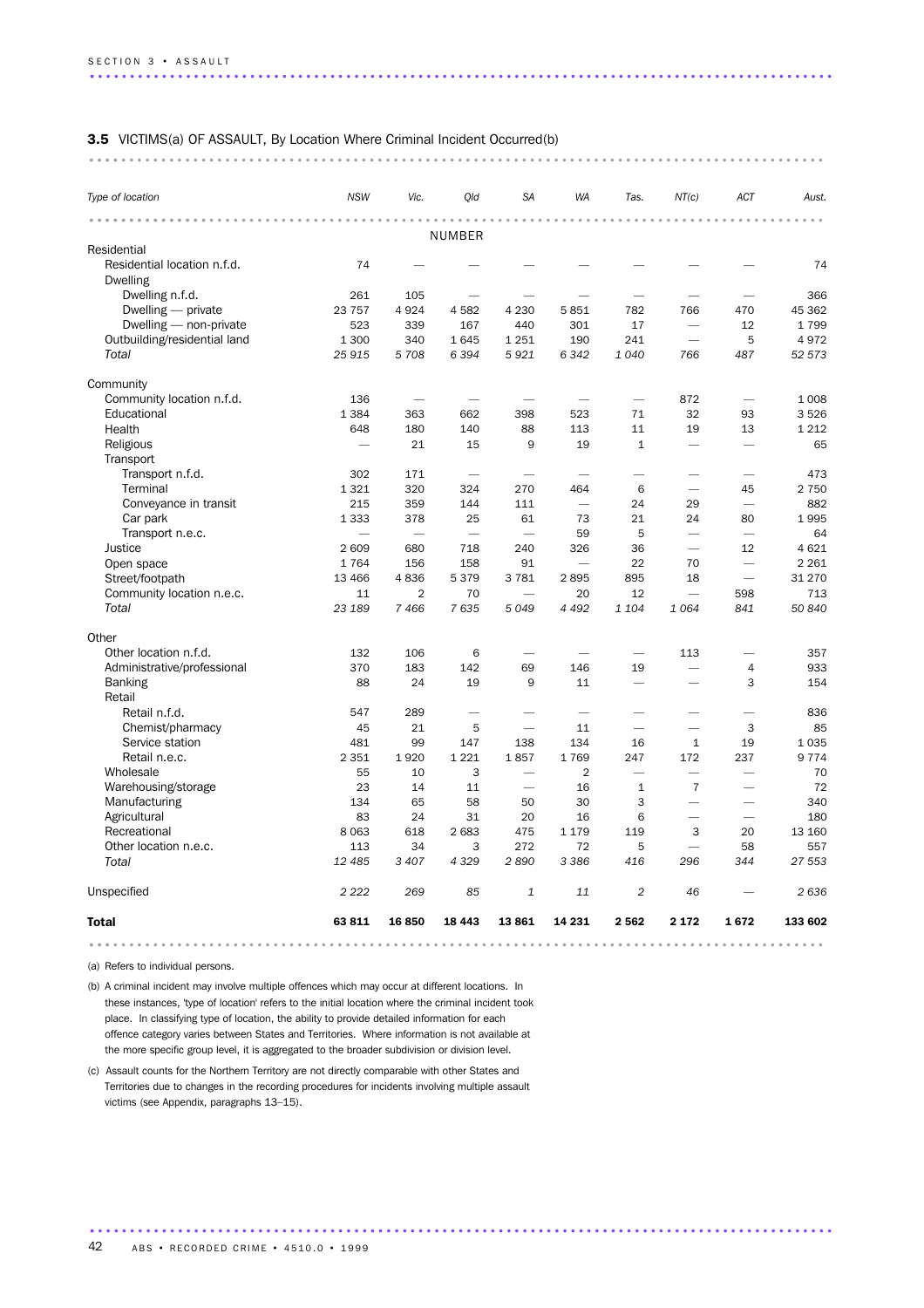**3.5** VICTIMS(a) OF ASSAULT, By Location Where Criminal Incident Occurred(b)

| *Type of location* | *NSW* | *Vic.* | *Qld* | *SA* | *WA* | *Tas.* | *NT(c)* | *ACT* | *Aust.* |
|---|---|---|---|---|---|---|---|---|---|
| | | | NUMBER | | | | | | |
| Residential | | | | | | | | | |
| Residential location n.f.d. | 74 | — | — | — | — | — | — | — | 74 |
| Dwelling | | | | | | | | | |
| Dwelling n.f.d. | 261 | 105 | — | — | — | — | — | — | 366 |
| Dwelling — private | 23 757 | 4 924 | 4 582 | 4 230 | 5 851 | 782 | 766 | 470 | 45 362 |
| Dwelling — non-private | 523 | 339 | 167 | 440 | 301 | 17 | — | 12 | 1 799 |
| Outbuilding/residential land | 1 300 | 340 | 1 645 | 1 251 | 190 | 241 | — | 5 | 4 972 |
| *Total* | *25 915* | *5 708* | *6 394* | *5 921* | *6 342* | *1 040* | *766* | *487* | *52 573* |
| Community | | | | | | | | | |
| Community location n.f.d. | 136 | — | — | — | — | — | 872 | — | 1 008 |
| Educational | 1 384 | 363 | 662 | 398 | 523 | 71 | 32 | 93 | 3 526 |
| Health | 648 | 180 | 140 | 88 | 113 | 11 | 19 | 13 | 1 212 |
| Religious | — | 21 | 15 | 9 | 19 | 1 | — | — | 65 |
| Transport | | | | | | | | | |
| Transport n.f.d. | 302 | 171 | — | — | — | — | — | — | 473 |
| Terminal | 1 321 | 320 | 324 | 270 | 464 | 6 | — | 45 | 2 750 |
| Conveyance in transit | 215 | 359 | 144 | 111 | — | 24 | 29 | — | 882 |
| Car park | 1 333 | 378 | 25 | 61 | 73 | 21 | 24 | 80 | 1 995 |
| Transport n.e.c. | — | — | — | — | 59 | 5 | — | — | 64 |
| Justice | 2 609 | 680 | 718 | 240 | 326 | 36 | — | 12 | 4 621 |
| Open space | 1 764 | 156 | 158 | 91 | — | 22 | 70 | — | 2 261 |
| Street/footpath | 13 466 | 4 836 | 5 379 | 3 781 | 2 895 | 895 | 18 | — | 31 270 |
| Community location n.e.c. | 11 | 2 | 70 | — | 20 | 12 | — | 598 | 713 |
| *Total* | *23 189* | *7 466* | *7 635* | *5 049* | *4 492* | *1 104* | *1 064* | *841* | *50 840* |
| Other | | | | | | | | | |
| Other location n.f.d. | 132 | 106 | 6 | — | — | — | 113 | — | 357 |
| Administrative/professional | 370 | 183 | 142 | 69 | 146 | 19 | — | 4 | 933 |
| Banking | 88 | 24 | 19 | 9 | 11 | — | — | 3 | 154 |
| Retail | | | | | | | | | |
| Retail n.f.d. | 547 | 289 | — | — | — | — | — | — | 836 |
| Chemist/pharmacy | 45 | 21 | 5 | — | 11 | — | — | 3 | 85 |
| Service station | 481 | 99 | 147 | 138 | 134 | 16 | 1 | 19 | 1 035 |
| Retail n.e.c. | 2 351 | 1 920 | 1 221 | 1 857 | 1 769 | 247 | 172 | 237 | 9 774 |
| Wholesale | 55 | 10 | 3 | — | 2 | — | — | — | 70 |
| Warehousing/storage | 23 | 14 | 11 | — | 16 | 1 | 7 | — | 72 |
| Manufacturing | 134 | 65 | 58 | 50 | 30 | 3 | — | — | 340 |
| Agricultural | 83 | 24 | 31 | 20 | 16 | 6 | — | — | 180 |
| Recreational | 8 063 | 618 | 2 683 | 475 | 1 179 | 119 | 3 | 20 | 13 160 |
| Other location n.e.c. | 113 | 34 | 3 | 272 | 72 | 5 | — | 58 | 557 |
| *Total* | *12 485* | *3 407* | *4 329* | *2 890* | *3 386* | *416* | *296* | *344* | *27 553* |
| Unspecified | *2 222* | *269* | *85* | *1* | *11* | *2* | *46* | — | *2 636* |
| **Total** | **63 811** | **16 850** | **18 443** | **13 861** | **14 231** | **2 562** | **2 172** | **1 672** | **133 602** |

(a) Refers to individual persons.

(b) A criminal incident may involve multiple offences which may occur at different locations. In these instances, 'type of location' refers to the initial location where the criminal incident took place. In classifying type of location, the ability to provide detailed information for each offence category varies between States and Territories. Where information is not available at the more specific group level, it is aggregated to the broader subdivision or division level.

(c) Assault counts for the Northern Territory are not directly comparable with other States and Territories due to changes in the recording procedures for incidents involving multiple assault victims (see Appendix, paragraphs 13–15).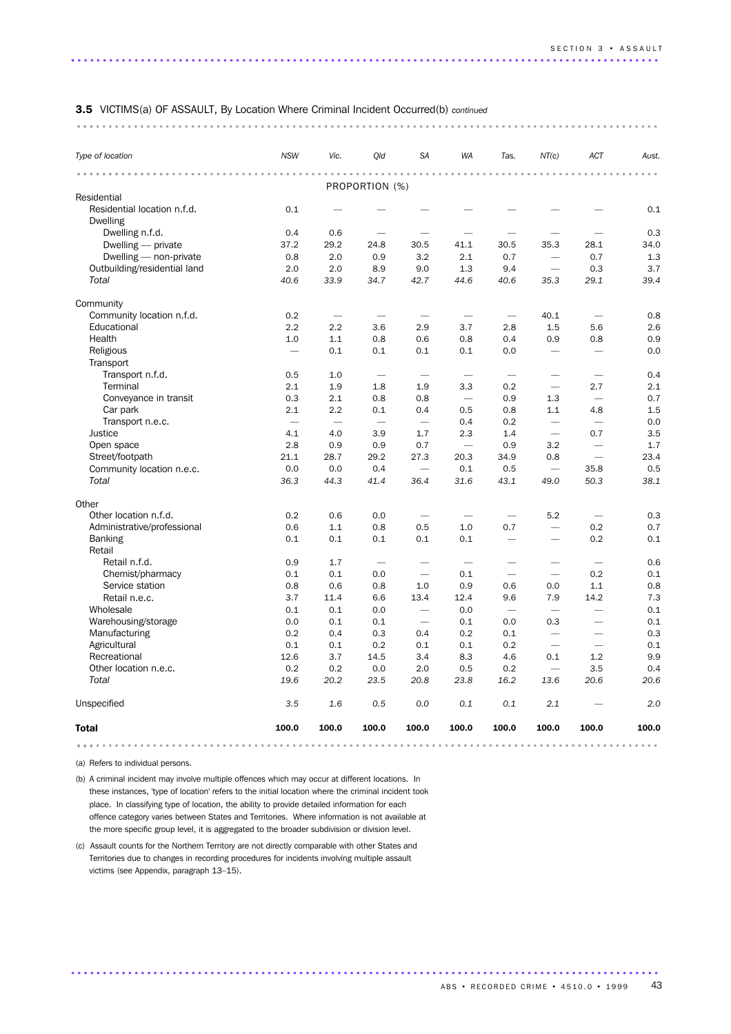**3.5** VICTIMS(a) OF ASSAULT, By Location Where Criminal Incident Occurred(b) *continued*

| *Type of location* | *NSW* | *Vic.* | *Qld* | *SA* | *WA* | *Tas.* | *NT(c)* | *ACT* | *Aust.* |
|---|---|---|---|---|---|---|---|---|---|
| | | | PROPORTION (%) | | | | | | |
| Residential | | | | | | | | | |
| Residential location n.f.d. | 0.1 | — | — | — | — | — | — | — | 0.1 |
| Dwelling | | | | | | | | | |
| Dwelling n.f.d. | 0.4 | 0.6 | — | — | — | — | — | — | 0.3 |
| Dwelling — private | 37.2 | 29.2 | 24.8 | 30.5 | 41.1 | 30.5 | 35.3 | 28.1 | 34.0 |
| Dwelling — non-private | 0.8 | 2.0 | 0.9 | 3.2 | 2.1 | 0.7 | — | 0.7 | 1.3 |
| Outbuilding/residential land | 2.0 | 2.0 | 8.9 | 9.0 | 1.3 | 9.4 | — | 0.3 | 3.7 |
| *Total* | *40.6* | *33.9* | *34.7* | *42.7* | *44.6* | *40.6* | *35.3* | *29.1* | *39.4* |
| Community | | | | | | | | | |
| Community location n.f.d. | 0.2 | — | — | — | — | — | 40.1 | — | 0.8 |
| Educational | 2.2 | 2.2 | 3.6 | 2.9 | 3.7 | 2.8 | 1.5 | 5.6 | 2.6 |
| Health | 1.0 | 1.1 | 0.8 | 0.6 | 0.8 | 0.4 | 0.9 | 0.8 | 0.9 |
| Religious | — | 0.1 | 0.1 | 0.1 | 0.1 | 0.0 | — | — | 0.0 |
| Transport | | | | | | | | | |
| Transport n.f.d. | 0.5 | 1.0 | — | — | — | — | — | — | 0.4 |
| Terminal | 2.1 | 1.9 | 1.8 | 1.9 | 3.3 | 0.2 | — | 2.7 | 2.1 |
| Conveyance in transit | 0.3 | 2.1 | 0.8 | 0.8 | — | 0.9 | 1.3 | — | 0.7 |
| Car park | 2.1 | 2.2 | 0.1 | 0.4 | 0.5 | 0.8 | 1.1 | 4.8 | 1.5 |
| Transport n.e.c. | — | — | — | — | 0.4 | 0.2 | — | — | 0.0 |
| Justice | 4.1 | 4.0 | 3.9 | 1.7 | 2.3 | 1.4 | — | 0.7 | 3.5 |
| Open space | 2.8 | 0.9 | 0.9 | 0.7 | — | 0.9 | 3.2 | — | 1.7 |
| Street/footpath | 21.1 | 28.7 | 29.2 | 27.3 | 20.3 | 34.9 | 0.8 | — | 23.4 |
| Community location n.e.c. | 0.0 | 0.0 | 0.4 | — | 0.1 | 0.5 | — | 35.8 | 0.5 |
| *Total* | *36.3* | *44.3* | *41.4* | *36.4* | *31.6* | *43.1* | *49.0* | *50.3* | *38.1* |
| Other | | | | | | | | | |
| Other location n.f.d. | 0.2 | 0.6 | 0.0 | — | — | — | 5.2 | — | 0.3 |
| Administrative/professional | 0.6 | 1.1 | 0.8 | 0.5 | 1.0 | 0.7 | — | 0.2 | 0.7 |
| Banking | 0.1 | 0.1 | 0.1 | 0.1 | 0.1 | — | — | 0.2 | 0.1 |
| Retail | | | | | | | | | |
| Retail n.f.d. | 0.9 | 1.7 | — | — | — | — | — | — | 0.6 |
| Chemist/pharmacy | 0.1 | 0.1 | 0.0 | — | 0.1 | — | — | 0.2 | 0.1 |
| Service station | 0.8 | 0.6 | 0.8 | 1.0 | 0.9 | 0.6 | 0.0 | 1.1 | 0.8 |
| Retail n.e.c. | 3.7 | 11.4 | 6.6 | 13.4 | 12.4 | 9.6 | 7.9 | 14.2 | 7.3 |
| Wholesale | 0.1 | 0.1 | 0.0 | — | 0.0 | — | — | — | 0.1 |
| Warehousing/storage | 0.0 | 0.1 | 0.1 | — | 0.1 | 0.0 | 0.3 | — | 0.1 |
| Manufacturing | 0.2 | 0.4 | 0.3 | 0.4 | 0.2 | 0.1 | — | — | 0.3 |
| Agricultural | 0.1 | 0.1 | 0.2 | 0.1 | 0.1 | 0.2 | — | — | 0.1 |
| Recreational | 12.6 | 3.7 | 14.5 | 3.4 | 8.3 | 4.6 | 0.1 | 1.2 | 9.9 |
| Other location n.e.c. | 0.2 | 0.2 | 0.0 | 2.0 | 0.5 | 0.2 | — | 3.5 | 0.4 |
| *Total* | *19.6* | *20.2* | *23.5* | *20.8* | *23.8* | *16.2* | *13.6* | *20.6* | *20.6* |
| Unspecified | *3.5* | *1.6* | *0.5* | *0.0* | *0.1* | *0.1* | *2.1* | — | *2.0* |
| **Total** | **100.0** | **100.0** | **100.0** | **100.0** | **100.0** | **100.0** | **100.0** | **100.0** | **100.0** |

(a) Refers to individual persons.

(b) A criminal incident may involve multiple offences which may occur at different locations. In these instances, 'type of location' refers to the initial location where the criminal incident took place. In classifying type of location, the ability to provide detailed information for each offence category varies between States and Territories. Where information is not available at the more specific group level, it is aggregated to the broader subdivision or division level.

(c) Assault counts for the Northern Territory are not directly comparable with other States and Territories due to changes in recording procedures for incidents involving multiple assault victims (see Appendix, paragraph 13–15).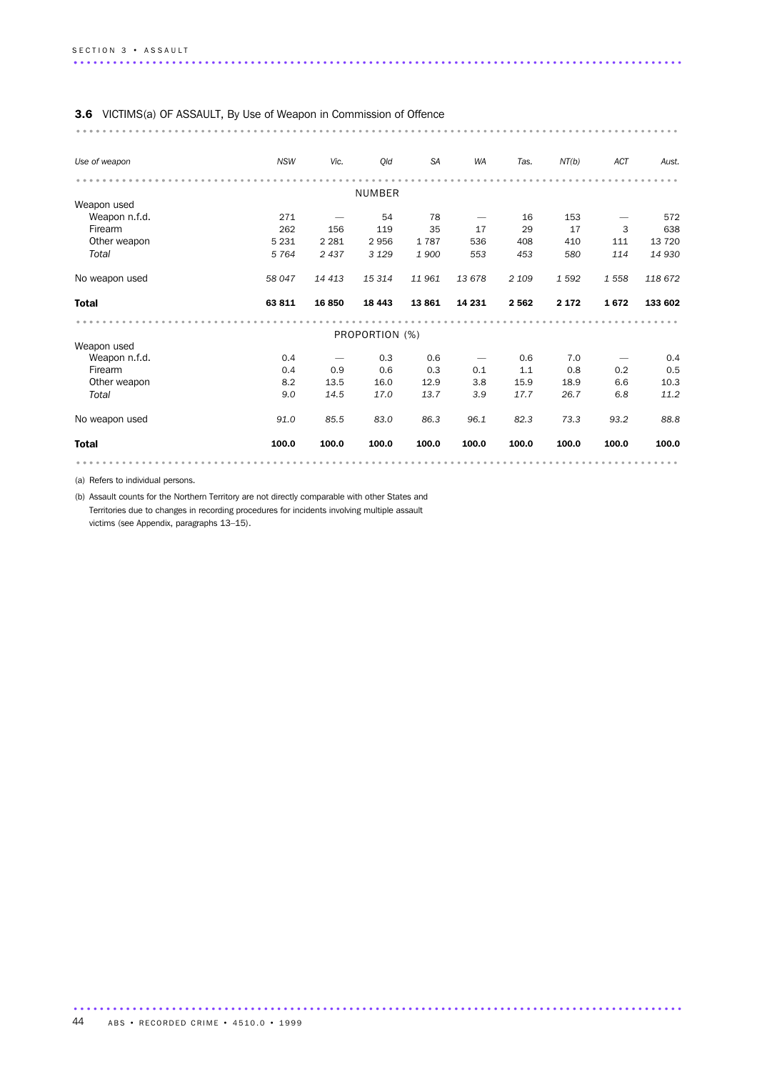### 3.6 VICTIMS(a) OF ASSAULT, By Use of Weapon in Commission of Offence

| *Use of weapon* | *NSW* | *Vic.* | *Qld* | *SA* | *WA* | *Tas.* | *NT(b)* | *ACT* | *Aust.* |
|---|---|---|---|---|---|---|---|---|---|
| | | | NUMBER | | | | | | |
| Weapon used | | | | | | | | | |
| Weapon n.f.d. | 271 | — | 54 | 78 | — | 16 | 153 | — | 572 |
| Firearm | 262 | 156 | 119 | 35 | 17 | 29 | 17 | 3 | 638 |
| Other weapon | 5 231 | 2 281 | 2 956 | 1 787 | 536 | 408 | 410 | 111 | 13 720 |
| *Total* | *5 764* | *2 437* | *3 129* | *1 900* | *553* | *453* | *580* | *114* | *14 930* |
| No weapon used | *58 047* | *14 413* | *15 314* | *11 961* | *13 678* | *2 109* | *1 592* | *1 558* | *118 672* |
| **Total** | **63 811** | **16 850** | **18 443** | **13 861** | **14 231** | **2 562** | **2 172** | **1 672** | **133 602** |
| | | | PROPORTION (%) | | | | | | |
| Weapon used | | | | | | | | | |
| Weapon n.f.d. | 0.4 | — | 0.3 | 0.6 | — | 0.6 | 7.0 | — | 0.4 |
| Firearm | 0.4 | 0.9 | 0.6 | 0.3 | 0.1 | 1.1 | 0.8 | 0.2 | 0.5 |
| Other weapon | 8.2 | 13.5 | 16.0 | 12.9 | 3.8 | 15.9 | 18.9 | 6.6 | 10.3 |
| *Total* | *9.0* | *14.5* | *17.0* | *13.7* | *3.9* | *17.7* | *26.7* | *6.8* | *11.2* |
| No weapon used | *91.0* | *85.5* | *83.0* | *86.3* | *96.1* | *82.3* | *73.3* | *93.2* | *88.8* |
| **Total** | **100.0** | **100.0** | **100.0** | **100.0** | **100.0** | **100.0** | **100.0** | **100.0** | **100.0** |

(a) Refers to individual persons.

(b) Assault counts for the Northern Territory are not directly comparable with other States and Territories due to changes in recording procedures for incidents involving multiple assault victims (see Appendix, paragraphs 13–15).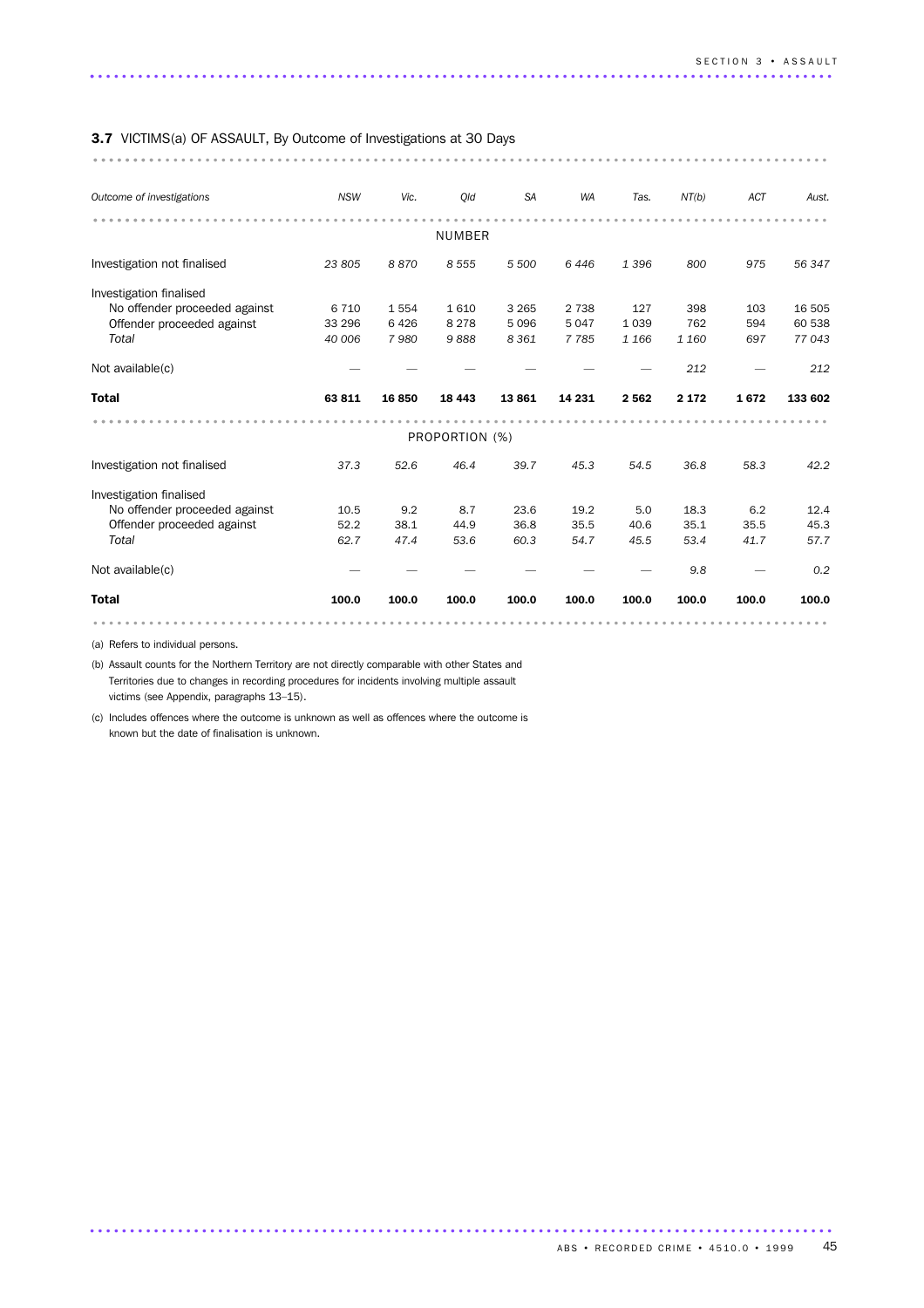**3.7** VICTIMS(a) OF ASSAULT, By Outcome of Investigations at 30 Days

| *Outcome of investigations* | *NSW* | *Vic.* | *Qld* | *SA* | *WA* | *Tas.* | *NT(b)* | *ACT* | *Aust.* |
|---|---|---|---|---|---|---|---|---|---|
| | | | | NUMBER | | | | | |
| Investigation not finalised | *23 805* | *8 870* | *8 555* | *5 500* | *6 446* | *1 396* | *800* | *975* | *56 347* |
| Investigation finalised | | | | | | | | | |
| No offender proceeded against | 6 710 | 1 554 | 1 610 | 3 265 | 2 738 | 127 | 398 | 103 | 16 505 |
| Offender proceeded against | 33 296 | 6 426 | 8 278 | 5 096 | 5 047 | 1 039 | 762 | 594 | 60 538 |
| *Total* | *40 006* | *7 980* | *9 888* | *8 361* | *7 785* | *1 166* | *1 160* | *697* | *77 043* |
| Not available(c) | — | — | — | — | — | — | *212* | — | *212* |
| **Total** | **63 811** | **16 850** | **18 443** | **13 861** | **14 231** | **2 562** | **2 172** | **1 672** | **133 602** |
| | | | | PROPORTION (%) | | | | | |
| Investigation not finalised | *37.3* | *52.6* | *46.4* | *39.7* | *45.3* | *54.5* | *36.8* | *58.3* | *42.2* |
| Investigation finalised | | | | | | | | | |
| No offender proceeded against | 10.5 | 9.2 | 8.7 | 23.6 | 19.2 | 5.0 | 18.3 | 6.2 | 12.4 |
| Offender proceeded against | 52.2 | 38.1 | 44.9 | 36.8 | 35.5 | 40.6 | 35.1 | 35.5 | 45.3 |
| *Total* | *62.7* | *47.4* | *53.6* | *60.3* | *54.7* | *45.5* | *53.4* | *41.7* | *57.7* |
| Not available(c) | — | — | — | — | — | — | *9.8* | — | *0.2* |
| **Total** | **100.0** | **100.0** | **100.0** | **100.0** | **100.0** | **100.0** | **100.0** | **100.0** | **100.0** |

(a) Refers to individual persons.

(b) Assault counts for the Northern Territory are not directly comparable with other States and Territories due to changes in recording procedures for incidents involving multiple assault victims (see Appendix, paragraphs 13–15).

(c) Includes offences where the outcome is unknown as well as offences where the outcome is known but the date of finalisation is unknown.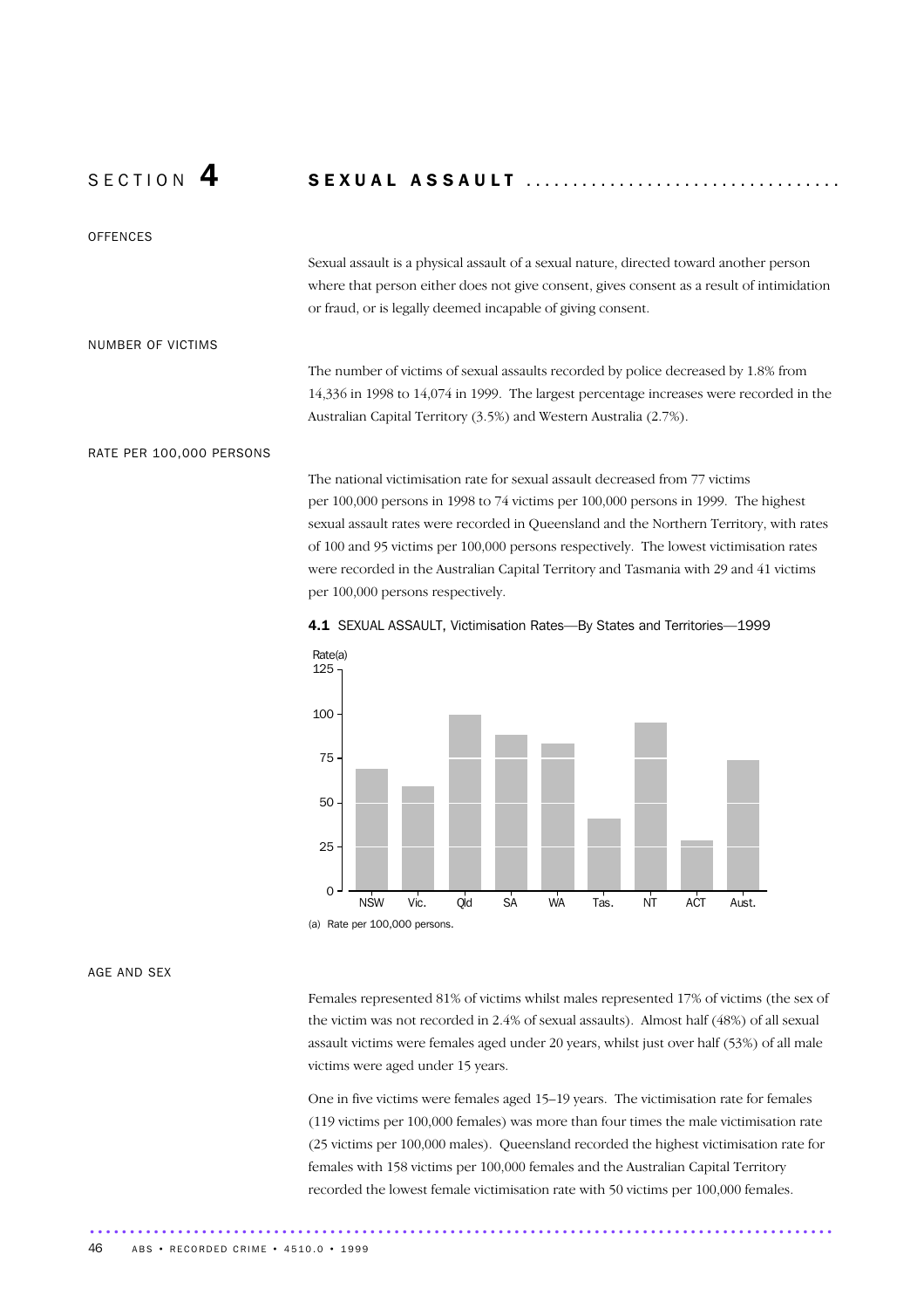#### SECTION 4 SEXUAL ASSAULT

OFFENCES

Sexual assault is a physical assault of a sexual nature, directed toward another person where that person either does not give consent, gives consent as a result of intimidation or fraud, or is legally deemed incapable of giving consent.

NUMBER OF VICTIMS

The number of victims of sexual assaults recorded by police decreased by 1.8% from 14,336 in 1998 to 14,074 in 1999. The largest percentage increases were recorded in the Australian Capital Territory (3.5%) and Western Australia (2.7%).

RATE PER 100,000 PERSONS

The national victimisation rate for sexual assault decreased from 77 victims per 100,000 persons in 1998 to 74 victims per 100,000 persons in 1999. The highest sexual assault rates were recorded in Queensland and the Northern Territory, with rates of 100 and 95 victims per 100,000 persons respectively. The lowest victimisation rates were recorded in the Australian Capital Territory and Tasmania with 29 and 41 victims per 100,000 persons respectively.

**4.1** SEXUAL ASSAULT, Victimisation Rates—By States and Territories—1999

(a) Rate per 100,000 persons.

AGE AND SEX

Females represented 81% of victims whilst males represented 17% of victims (the sex of the victim was not recorded in 2.4% of sexual assaults). Almost half (48%) of all sexual assault victims were females aged under 20 years, whilst just over half (53%) of all male victims were aged under 15 years.

One in five victims were females aged 15–19 years. The victimisation rate for females (119 victims per 100,000 females) was more than four times the male victimisation rate (25 victims per 100,000 males). Queensland recorded the highest victimisation rate for females with 158 victims per 100,000 females and the Australian Capital Territory recorded the lowest female victimisation rate with 50 victims per 100,000 females.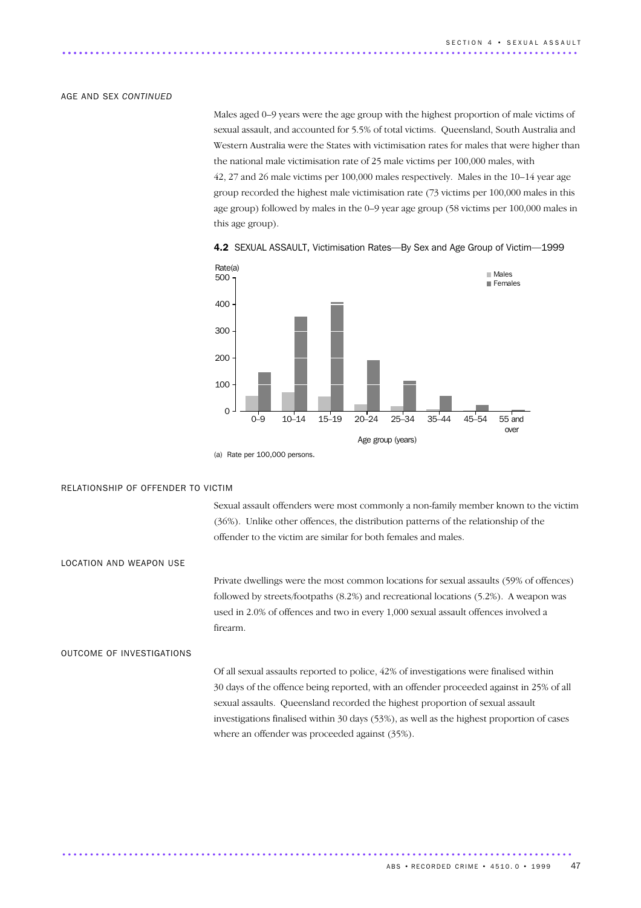## AGE AND SEX *CONTINUED*

Males aged 0–9 years were the age group with the highest proportion of male victims of sexual assault, and accounted for 5.5% of total victims. Queensland, South Australia and Western Australia were the States with victimisation rates for males that were higher than the national male victimisation rate of 25 male victims per 100,000 males, with 42, 27 and 26 male victims per 100,000 males respectively. Males in the 10–14 year age group recorded the highest male victimisation rate (73 victims per 100,000 males in this age group) followed by males in the 0–9 year age group (58 victims per 100,000 males in this age group).

**4.2** SEXUAL ASSAULT, Victimisation Rates—By Sex and Age Group of Victim—1999

(a) Rate per 100,000 persons.

## RELATIONSHIP OF OFFENDER TO VICTIM

Sexual assault offenders were most commonly a non-family member known to the victim (36%). Unlike other offences, the distribution patterns of the relationship of the offender to the victim are similar for both females and males.

## LOCATION AND WEAPON USE

Private dwellings were the most common locations for sexual assaults (59% of offences) followed by streets/footpaths (8.2%) and recreational locations (5.2%). A weapon was used in 2.0% of offences and two in every 1,000 sexual assault offences involved a firearm.

## OUTCOME OF INVESTIGATIONS

Of all sexual assaults reported to police, 42% of investigations were finalised within 30 days of the offence being reported, with an offender proceeded against in 25% of all sexual assaults. Queensland recorded the highest proportion of sexual assault investigations finalised within 30 days (53%), as well as the highest proportion of cases where an offender was proceeded against (35%).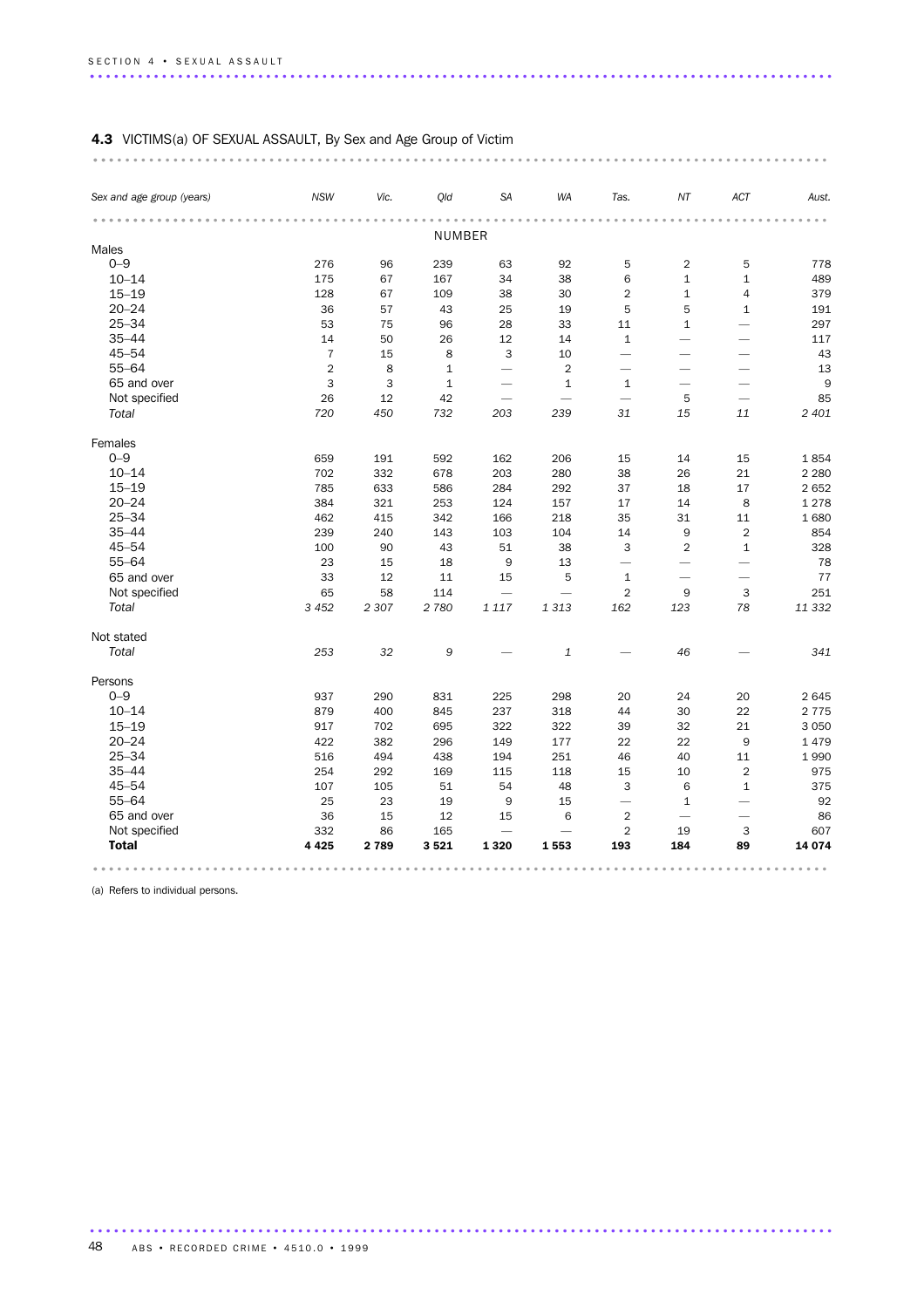#### 4.3 VICTIMS(a) OF SEXUAL ASSAULT, By Sex and Age Group of Victim

| *Sex and age group (years)* | *NSW* | *Vic.* | *Qld* | *SA* | *WA* | *Tas.* | *NT* | *ACT* | *Aust.* |
|---|---|---|---|---|---|---|---|---|---|
| | | | NUMBER | | | | | | |
| Males | | | | | | | | | |
| 0–9 | 276 | 96 | 239 | 63 | 92 | 5 | 2 | 5 | 778 |
| 10–14 | 175 | 67 | 167 | 34 | 38 | 6 | 1 | 1 | 489 |
| 15–19 | 128 | 67 | 109 | 38 | 30 | 2 | 1 | 4 | 379 |
| 20–24 | 36 | 57 | 43 | 25 | 19 | 5 | 5 | 1 | 191 |
| 25–34 | 53 | 75 | 96 | 28 | 33 | 11 | 1 | — | 297 |
| 35–44 | 14 | 50 | 26 | 12 | 14 | 1 | — | — | 117 |
| 45–54 | 7 | 15 | 8 | 3 | 10 | — | — | — | 43 |
| 55–64 | 2 | 8 | 1 | — | 2 | — | — | — | 13 |
| 65 and over | 3 | 3 | 1 | — | 1 | 1 | — | — | 9 |
| Not specified | 26 | 12 | 42 | — | — | — | 5 | — | 85 |
| *Total* | *720* | *450* | *732* | *203* | *239* | *31* | *15* | *11* | *2 401* |
| Females | | | | | | | | | |
| 0–9 | 659 | 191 | 592 | 162 | 206 | 15 | 14 | 15 | 1 854 |
| 10–14 | 702 | 332 | 678 | 203 | 280 | 38 | 26 | 21 | 2 280 |
| 15–19 | 785 | 633 | 586 | 284 | 292 | 37 | 18 | 17 | 2 652 |
| 20–24 | 384 | 321 | 253 | 124 | 157 | 17 | 14 | 8 | 1 278 |
| 25–34 | 462 | 415 | 342 | 166 | 218 | 35 | 31 | 11 | 1 680 |
| 35–44 | 239 | 240 | 143 | 103 | 104 | 14 | 9 | 2 | 854 |
| 45–54 | 100 | 90 | 43 | 51 | 38 | 3 | 2 | 1 | 328 |
| 55–64 | 23 | 15 | 18 | 9 | 13 | — | — | — | 78 |
| 65 and over | 33 | 12 | 11 | 15 | 5 | 1 | — | — | 77 |
| Not specified | 65 | 58 | 114 | — | — | 2 | 9 | 3 | 251 |
| *Total* | *3 452* | *2 307* | *2 780* | *1 117* | *1 313* | *162* | *123* | *78* | *11 332* |
| Not stated | | | | | | | | | |
| *Total* | *253* | *32* | *9* | — | *1* | — | *46* | — | *341* |
| Persons | | | | | | | | | |
| 0–9 | 937 | 290 | 831 | 225 | 298 | 20 | 24 | 20 | 2 645 |
| 10–14 | 879 | 400 | 845 | 237 | 318 | 44 | 30 | 22 | 2 775 |
| 15–19 | 917 | 702 | 695 | 322 | 322 | 39 | 32 | 21 | 3 050 |
| 20–24 | 422 | 382 | 296 | 149 | 177 | 22 | 22 | 9 | 1 479 |
| 25–34 | 516 | 494 | 438 | 194 | 251 | 46 | 40 | 11 | 1 990 |
| 35–44 | 254 | 292 | 169 | 115 | 118 | 15 | 10 | 2 | 975 |
| 45–54 | 107 | 105 | 51 | 54 | 48 | 3 | 6 | 1 | 375 |
| 55–64 | 25 | 23 | 19 | 9 | 15 | — | 1 | — | 92 |
| 65 and over | 36 | 15 | 12 | 15 | 6 | 2 | — | — | 86 |
| Not specified | 332 | 86 | 165 | — | — | 2 | 19 | 3 | 607 |
| **Total** | **4 425** | **2 789** | **3 521** | **1 320** | **1 553** | **193** | **184** | **89** | **14 074** |

(a) Refers to individual persons.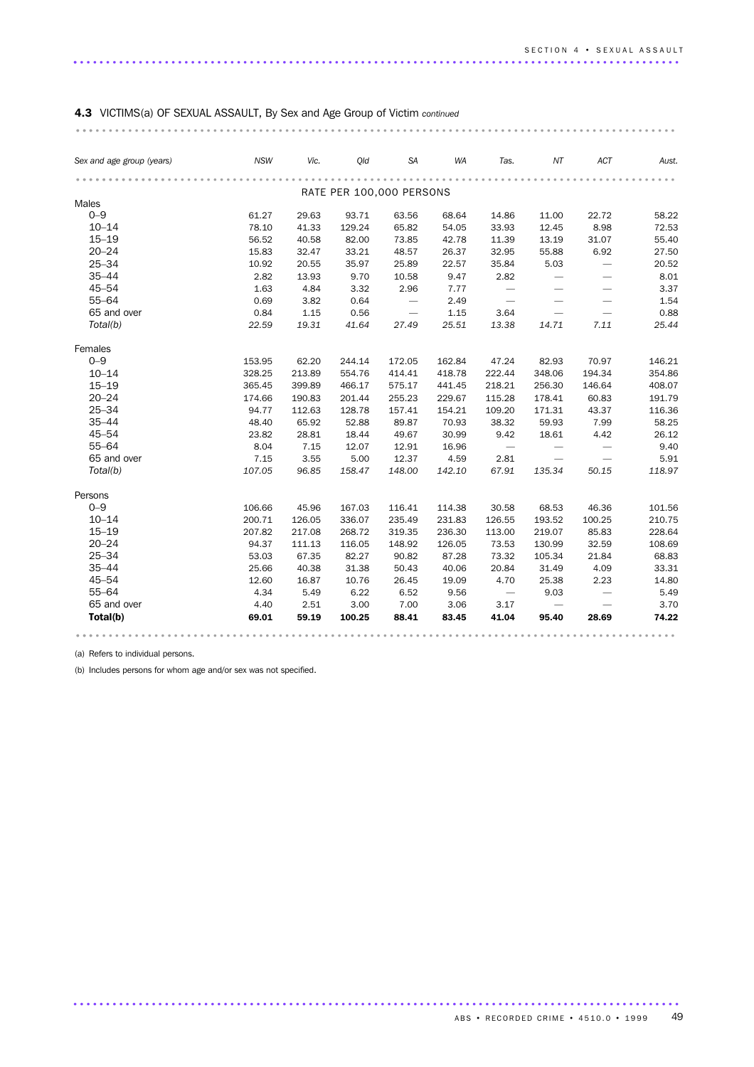**4.3** VICTIMS(a) OF SEXUAL ASSAULT, By Sex and Age Group of Victim *continued*

| *Sex and age group (years)* | *NSW* | *Vic.* | *Qld* | *SA* | *WA* | *Tas.* | *NT* | *ACT* | *Aust.* |
|---|---|---|---|---|---|---|---|---|---|
| | | | | RATE PER 100,000 PERSONS | | | | | |
| Males | | | | | | | | | |
| 0–9 | 61.27 | 29.63 | 93.71 | 63.56 | 68.64 | 14.86 | 11.00 | 22.72 | 58.22 |
| 10–14 | 78.10 | 41.33 | 129.24 | 65.82 | 54.05 | 33.93 | 12.45 | 8.98 | 72.53 |
| 15–19 | 56.52 | 40.58 | 82.00 | 73.85 | 42.78 | 11.39 | 13.19 | 31.07 | 55.40 |
| 20–24 | 15.83 | 32.47 | 33.21 | 48.57 | 26.37 | 32.95 | 55.88 | 6.92 | 27.50 |
| 25–34 | 10.92 | 20.55 | 35.97 | 25.89 | 22.57 | 35.84 | 5.03 | — | 20.52 |
| 35–44 | 2.82 | 13.93 | 9.70 | 10.58 | 9.47 | 2.82 | — | — | 8.01 |
| 45–54 | 1.63 | 4.84 | 3.32 | 2.96 | 7.77 | — | — | — | 3.37 |
| 55–64 | 0.69 | 3.82 | 0.64 | — | 2.49 | — | — | — | 1.54 |
| 65 and over | 0.84 | 1.15 | 0.56 | — | 1.15 | 3.64 | — | — | 0.88 |
| *Total(b)* | *22.59* | *19.31* | *41.64* | *27.49* | *25.51* | *13.38* | *14.71* | *7.11* | *25.44* |
| Females | | | | | | | | | |
| 0–9 | 153.95 | 62.20 | 244.14 | 172.05 | 162.84 | 47.24 | 82.93 | 70.97 | 146.21 |
| 10–14 | 328.25 | 213.89 | 554.76 | 414.41 | 418.78 | 222.44 | 348.06 | 194.34 | 354.86 |
| 15–19 | 365.45 | 399.89 | 466.17 | 575.17 | 441.45 | 218.21 | 256.30 | 146.64 | 408.07 |
| 20–24 | 174.66 | 190.83 | 201.44 | 255.23 | 229.67 | 115.28 | 178.41 | 60.83 | 191.79 |
| 25–34 | 94.77 | 112.63 | 128.78 | 157.41 | 154.21 | 109.20 | 171.31 | 43.37 | 116.36 |
| 35–44 | 48.40 | 65.92 | 52.88 | 89.87 | 70.93 | 38.32 | 59.93 | 7.99 | 58.25 |
| 45–54 | 23.82 | 28.81 | 18.44 | 49.67 | 30.99 | 9.42 | 18.61 | 4.42 | 26.12 |
| 55–64 | 8.04 | 7.15 | 12.07 | 12.91 | 16.96 | — | — | — | 9.40 |
| 65 and over | 7.15 | 3.55 | 5.00 | 12.37 | 4.59 | 2.81 | — | — | 5.91 |
| *Total(b)* | *107.05* | *96.85* | *158.47* | *148.00* | *142.10* | *67.91* | *135.34* | *50.15* | *118.97* |
| Persons | | | | | | | | | |
| 0–9 | 106.66 | 45.96 | 167.03 | 116.41 | 114.38 | 30.58 | 68.53 | 46.36 | 101.56 |
| 10–14 | 200.71 | 126.05 | 336.07 | 235.49 | 231.83 | 126.55 | 193.52 | 100.25 | 210.75 |
| 15–19 | 207.82 | 217.08 | 268.72 | 319.35 | 236.30 | 113.00 | 219.07 | 85.83 | 228.64 |
| 20–24 | 94.37 | 111.13 | 116.05 | 148.92 | 126.05 | 73.53 | 130.99 | 32.59 | 108.69 |
| 25–34 | 53.03 | 67.35 | 82.27 | 90.82 | 87.28 | 73.32 | 105.34 | 21.84 | 68.83 |
| 35–44 | 25.66 | 40.38 | 31.38 | 50.43 | 40.06 | 20.84 | 31.49 | 4.09 | 33.31 |
| 45–54 | 12.60 | 16.87 | 10.76 | 26.45 | 19.09 | 4.70 | 25.38 | 2.23 | 14.80 |
| 55–64 | 4.34 | 5.49 | 6.22 | 6.52 | 9.56 | — | 9.03 | — | 5.49 |
| 65 and over | 4.40 | 2.51 | 3.00 | 7.00 | 3.06 | 3.17 | — | — | 3.70 |
| **Total(b)** | **69.01** | **59.19** | **100.25** | **88.41** | **83.45** | **41.04** | **95.40** | **28.69** | **74.22** |

(a) Refers to individual persons.

(b) Includes persons for whom age and/or sex was not specified.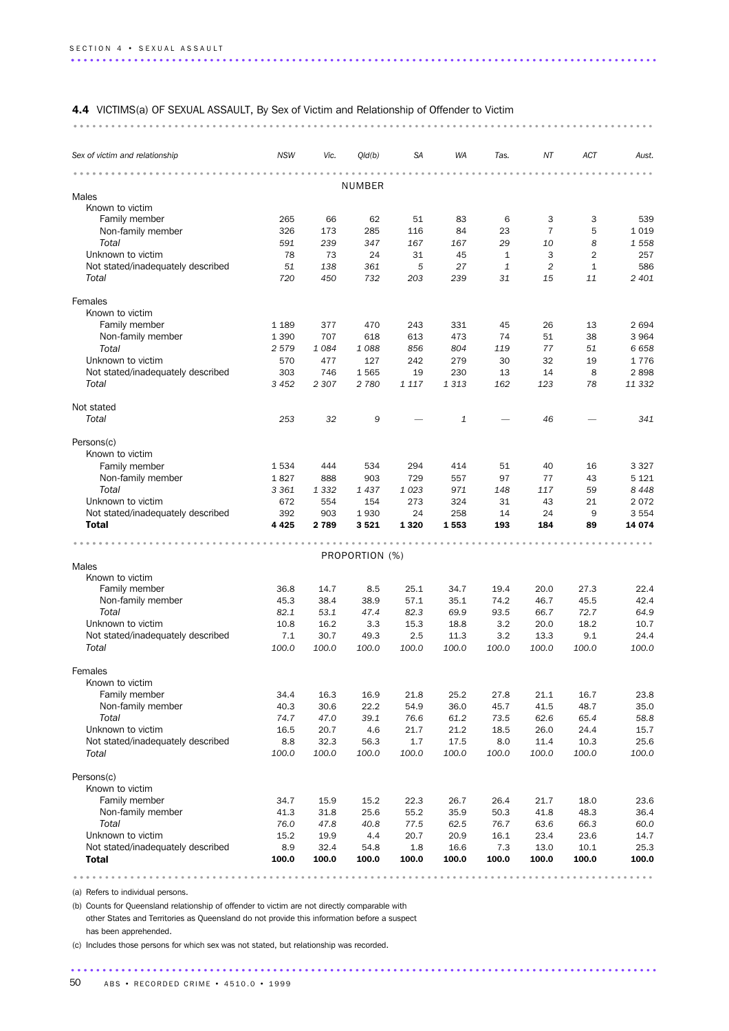**4.4** VICTIMS(a) OF SEXUAL ASSAULT, By Sex of Victim and Relationship of Offender to Victim

| Sex of victim and relationship | NSW | Vic. | Qld(b) | SA | WA | Tas. | NT | ACT | Aust. |
|---|---|---|---|---|---|---|---|---|---|
| | | | NUMBER | | | | | | |
| **Males** | | | | | | | | | |
| Known to victim | | | | | | | | | |
| Family member | 265 | 66 | 62 | 51 | 83 | 6 | 3 | 3 | 539 |
| Non-family member | 326 | 173 | 285 | 116 | 84 | 23 | 7 | 5 | 1 019 |
| *Total* | *591* | *239* | *347* | *167* | *167* | *29* | *10* | *8* | *1 558* |
| Unknown to victim | 78 | 73 | 24 | 31 | 45 | 1 | 3 | 2 | 257 |
| Not stated/inadequately described | 51 | 138 | 361 | 5 | 27 | 1 | 2 | 1 | 586 |
| *Total* | *720* | *450* | *732* | *203* | *239* | *31* | *15* | *11* | *2 401* |
| **Females** | | | | | | | | | |
| Known to victim | | | | | | | | | |
| Family member | 1 189 | 377 | 470 | 243 | 331 | 45 | 26 | 13 | 2 694 |
| Non-family member | 1 390 | 707 | 618 | 613 | 473 | 74 | 51 | 38 | 3 964 |
| *Total* | *2 579* | *1 084* | *1 088* | *856* | *804* | *119* | *77* | *51* | *6 658* |
| Unknown to victim | 570 | 477 | 127 | 242 | 279 | 30 | 32 | 19 | 1 776 |
| Not stated/inadequately described | 303 | 746 | 1 565 | 19 | 230 | 13 | 14 | 8 | 2 898 |
| *Total* | *3 452* | *2 307* | *2 780* | *1 117* | *1 313* | *162* | *123* | *78* | *11 332* |
| **Not stated** | | | | | | | | | |
| *Total* | *253* | *32* | *9* | — | *1* | — | *46* | — | *341* |
| **Persons(c)** | | | | | | | | | |
| Known to victim | | | | | | | | | |
| Family member | 1 534 | 444 | 534 | 294 | 414 | 51 | 40 | 16 | 3 327 |
| Non-family member | 1 827 | 888 | 903 | 729 | 557 | 97 | 77 | 43 | 5 121 |
| *Total* | *3 361* | *1 332* | *1 437* | *1 023* | *971* | *148* | *117* | *59* | *8 448* |
| Unknown to victim | 672 | 554 | 154 | 273 | 324 | 31 | 43 | 21 | 2 072 |
| Not stated/inadequately described | 392 | 903 | 1 930 | 24 | 258 | 14 | 24 | 9 | 3 554 |
| **Total** | **4 425** | **2 789** | **3 521** | **1 320** | **1 553** | **193** | **184** | **89** | **14 074** |
| | | | PROPORTION (%) | | | | | | |
| **Males** | | | | | | | | | |
| Known to victim | | | | | | | | | |
| Family member | 36.8 | 14.7 | 8.5 | 25.1 | 34.7 | 19.4 | 20.0 | 27.3 | 22.4 |
| Non-family member | 45.3 | 38.4 | 38.9 | 57.1 | 35.1 | 74.2 | 46.7 | 45.5 | 42.4 |
| *Total* | *82.1* | *53.1* | *47.4* | *82.3* | *69.9* | *93.5* | *66.7* | *72.7* | *64.9* |
| Unknown to victim | 10.8 | 16.2 | 3.3 | 15.3 | 18.8 | 3.2 | 20.0 | 18.2 | 10.7 |
| Not stated/inadequately described | 7.1 | 30.7 | 49.3 | 2.5 | 11.3 | 3.2 | 13.3 | 9.1 | 24.4 |
| *Total* | *100.0* | *100.0* | *100.0* | *100.0* | *100.0* | *100.0* | *100.0* | *100.0* | *100.0* |
| **Females** | | | | | | | | | |
| Known to victim | | | | | | | | | |
| Family member | 34.4 | 16.3 | 16.9 | 21.8 | 25.2 | 27.8 | 21.1 | 16.7 | 23.8 |
| Non-family member | 40.3 | 30.6 | 22.2 | 54.9 | 36.0 | 45.7 | 41.5 | 48.7 | 35.0 |
| *Total* | *74.7* | *47.0* | *39.1* | *76.6* | *61.2* | *73.5* | *62.6* | *65.4* | *58.8* |
| Unknown to victim | 16.5 | 20.7 | 4.6 | 21.7 | 21.2 | 18.5 | 26.0 | 24.4 | 15.7 |
| Not stated/inadequately described | 8.8 | 32.3 | 56.3 | 1.7 | 17.5 | 8.0 | 11.4 | 10.3 | 25.6 |
| *Total* | *100.0* | *100.0* | *100.0* | *100.0* | *100.0* | *100.0* | *100.0* | *100.0* | *100.0* |
| **Persons(c)** | | | | | | | | | |
| Known to victim | | | | | | | | | |
| Family member | 34.7 | 15.9 | 15.2 | 22.3 | 26.7 | 26.4 | 21.7 | 18.0 | 23.6 |
| Non-family member | 41.3 | 31.8 | 25.6 | 55.2 | 35.9 | 50.3 | 41.8 | 48.3 | 36.4 |
| *Total* | *76.0* | *47.8* | *40.8* | *77.5* | *62.5* | *76.7* | *63.6* | *66.3* | *60.0* |
| Unknown to victim | 15.2 | 19.9 | 4.4 | 20.7 | 20.9 | 16.1 | 23.4 | 23.6 | 14.7 |
| Not stated/inadequately described | 8.9 | 32.4 | 54.8 | 1.8 | 16.6 | 7.3 | 13.0 | 10.1 | 25.3 |
| **Total** | **100.0** | **100.0** | **100.0** | **100.0** | **100.0** | **100.0** | **100.0** | **100.0** | **100.0** |

(a) Refers to individual persons.

(b) Counts for Queensland relationship of offender to victim are not directly comparable with other States and Territories as Queensland do not provide this information before a suspect has been apprehended.

(c) Includes those persons for which sex was not stated, but relationship was recorded.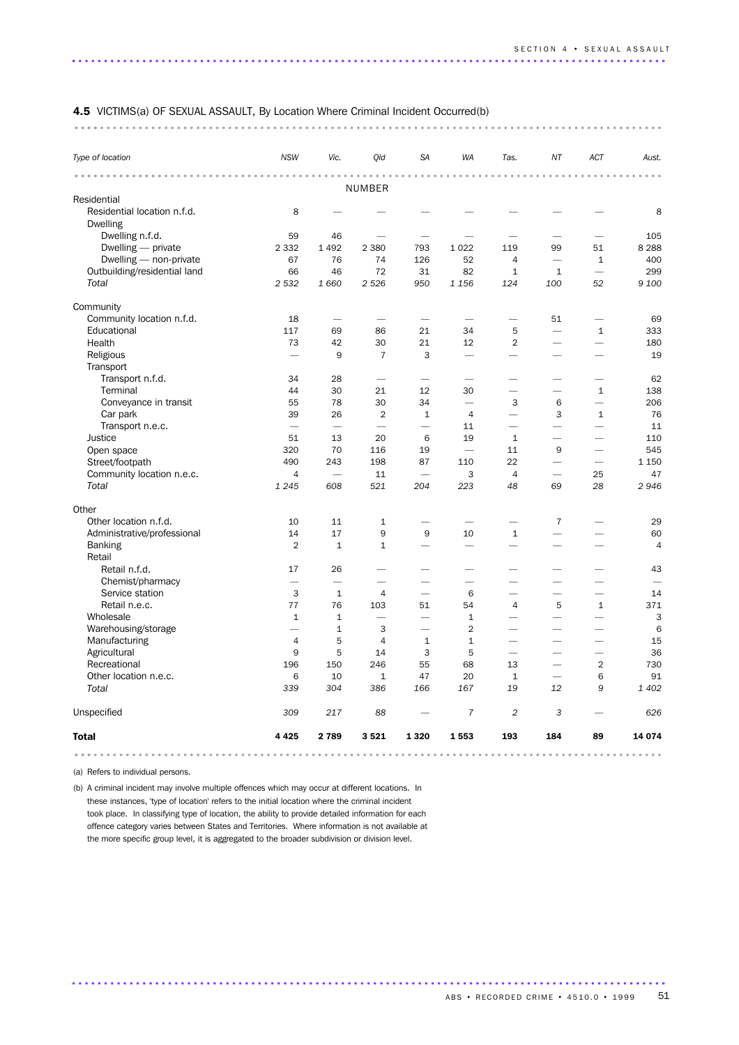**4.5** VICTIMS(a) OF SEXUAL ASSAULT, By Location Where Criminal Incident Occurred(b)

| *Type of location* | *NSW* | *Vic.* | *Qld* | *SA* | *WA* | *Tas.* | *NT* | *ACT* | *Aust.* |
|---|---|---|---|---|---|---|---|---|---|
| | | | NUMBER | | | | | | |
| Residential | | | | | | | | | |
| Residential location n.f.d. | 8 | — | — | — | — | — | — | — | 8 |
| Dwelling | | | | | | | | | |
| Dwelling n.f.d. | 59 | 46 | — | — | — | — | — | — | 105 |
| Dwelling — private | 2 332 | 1 492 | 2 380 | 793 | 1 022 | 119 | 99 | 51 | 8 288 |
| Dwelling — non-private | 67 | 76 | 74 | 126 | 52 | 4 | — | 1 | 400 |
| Outbuilding/residential land | 66 | 46 | 72 | 31 | 82 | 1 | 1 | — | 299 |
| *Total* | *2 532* | *1 660* | *2 526* | *950* | *1 156* | *124* | *100* | *52* | *9 100* |
| Community | | | | | | | | | |
| Community location n.f.d. | 18 | — | — | — | — | — | 51 | — | 69 |
| Educational | 117 | 69 | 86 | 21 | 34 | 5 | — | 1 | 333 |
| Health | 73 | 42 | 30 | 21 | 12 | 2 | — | — | 180 |
| Religious | — | 9 | 7 | 3 | — | — | — | — | 19 |
| Transport | | | | | | | | | |
| Transport n.f.d. | 34 | 28 | — | — | — | — | — | — | 62 |
| Terminal | 44 | 30 | 21 | 12 | 30 | — | — | 1 | 138 |
| Conveyance in transit | 55 | 78 | 30 | 34 | — | 3 | 6 | — | 206 |
| Car park | 39 | 26 | 2 | 1 | 4 | — | 3 | 1 | 76 |
| Transport n.e.c. | — | — | — | — | 11 | — | — | — | 11 |
| Justice | 51 | 13 | 20 | 6 | 19 | 1 | — | — | 110 |
| Open space | 320 | 70 | 116 | 19 | — | 11 | 9 | — | 545 |
| Street/footpath | 490 | 243 | 198 | 87 | 110 | 22 | — | — | 1 150 |
| Community location n.e.c. | 4 | — | 11 | — | 3 | 4 | — | 25 | 47 |
| *Total* | *1 245* | *608* | *521* | *204* | *223* | *48* | *69* | *28* | *2 946* |
| Other | | | | | | | | | |
| Other location n.f.d. | 10 | 11 | 1 | — | — | — | 7 | — | 29 |
| Administrative/professional | 14 | 17 | 9 | 9 | 10 | 1 | — | — | 60 |
| Banking | 2 | 1 | 1 | — | — | — | — | — | 4 |
| Retail | | | | | | | | | |
| Retail n.f.d. | 17 | 26 | — | — | — | — | — | — | 43 |
| Chemist/pharmacy | — | — | — | — | — | — | — | — | — |
| Service station | 3 | 1 | 4 | — | 6 | — | — | — | 14 |
| Retail n.e.c. | 77 | 76 | 103 | 51 | 54 | 4 | 5 | 1 | 371 |
| Wholesale | 1 | 1 | — | — | 1 | — | — | — | 3 |
| Warehousing/storage | — | 1 | 3 | — | 2 | — | — | — | 6 |
| Manufacturing | 4 | 5 | 4 | 1 | 1 | — | — | — | 15 |
| Agricultural | 9 | 5 | 14 | 3 | 5 | — | — | — | 36 |
| Recreational | 196 | 150 | 246 | 55 | 68 | 13 | — | 2 | 730 |
| Other location n.e.c. | 6 | 10 | 1 | 47 | 20 | 1 | — | 6 | 91 |
| *Total* | *339* | *304* | *386* | *166* | *167* | *19* | *12* | *9* | *1 402* |
| Unspecified | *309* | *217* | *88* | — | *7* | *2* | *3* | — | *626* |
| **Total** | **4 425** | **2 789** | **3 521** | **1 320** | **1 553** | **193** | **184** | **89** | **14 074** |

(a) Refers to individual persons.

(b) A criminal incident may involve multiple offences which may occur at different locations. In these instances, 'type of location' refers to the initial location where the criminal incident took place. In classifying type of location, the ability to provide detailed information for each offence category varies between States and Territories. Where information is not available at the more specific group level, it is aggregated to the broader subdivision or division level.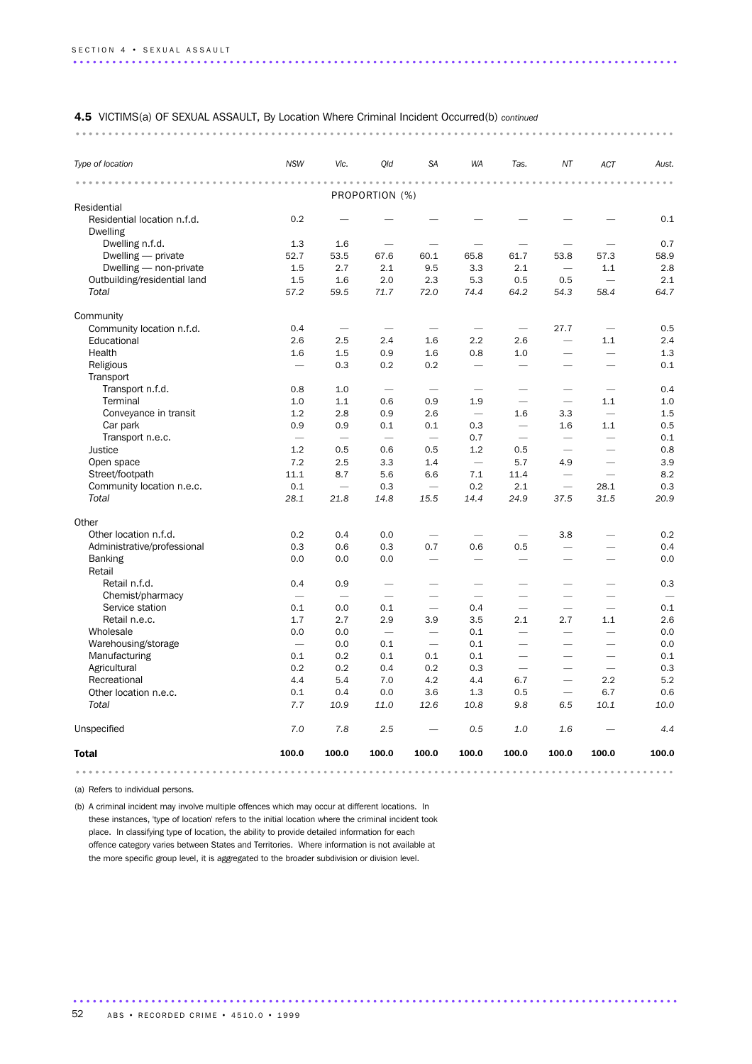**4.5** VICTIMS(a) OF SEXUAL ASSAULT, By Location Where Criminal Incident Occurred(b) *continued*

| *Type of location* | *NSW* | *Vic.* | *Qld* | *SA* | *WA* | *Tas.* | *NT* | *ACT* | *Aust.* |
|---|---|---|---|---|---|---|---|---|---|
| | | | PROPORTION (%) | | | | | | |
| Residential | | | | | | | | | |
| Residential location n.f.d. | 0.2 | — | — | — | — | — | — | — | 0.1 |
| Dwelling | | | | | | | | | |
| Dwelling n.f.d. | 1.3 | 1.6 | — | — | — | — | — | — | 0.7 |
| Dwelling — private | 52.7 | 53.5 | 67.6 | 60.1 | 65.8 | 61.7 | 53.8 | 57.3 | 58.9 |
| Dwelling — non-private | 1.5 | 2.7 | 2.1 | 9.5 | 3.3 | 2.1 | — | 1.1 | 2.8 |
| Outbuilding/residential land | 1.5 | 1.6 | 2.0 | 2.3 | 5.3 | 0.5 | 0.5 | — | 2.1 |
| *Total* | *57.2* | *59.5* | *71.7* | *72.0* | *74.4* | *64.2* | *54.3* | *58.4* | *64.7* |
| Community | | | | | | | | | |
| Community location n.f.d. | 0.4 | — | — | — | — | — | 27.7 | — | 0.5 |
| Educational | 2.6 | 2.5 | 2.4 | 1.6 | 2.2 | 2.6 | — | 1.1 | 2.4 |
| Health | 1.6 | 1.5 | 0.9 | 1.6 | 0.8 | 1.0 | — | — | 1.3 |
| Religious | — | 0.3 | 0.2 | 0.2 | — | — | — | — | 0.1 |
| Transport | | | | | | | | | |
| Transport n.f.d. | 0.8 | 1.0 | — | — | — | — | — | — | 0.4 |
| Terminal | 1.0 | 1.1 | 0.6 | 0.9 | 1.9 | — | — | 1.1 | 1.0 |
| Conveyance in transit | 1.2 | 2.8 | 0.9 | 2.6 | — | 1.6 | 3.3 | — | 1.5 |
| Car park | 0.9 | 0.9 | 0.1 | 0.1 | 0.3 | — | 1.6 | 1.1 | 0.5 |
| Transport n.e.c. | — | — | — | — | 0.7 | — | — | — | 0.1 |
| Justice | 1.2 | 0.5 | 0.6 | 0.5 | 1.2 | 0.5 | — | — | 0.8 |
| Open space | 7.2 | 2.5 | 3.3 | 1.4 | — | 5.7 | 4.9 | — | 3.9 |
| Street/footpath | 11.1 | 8.7 | 5.6 | 6.6 | 7.1 | 11.4 | — | — | 8.2 |
| Community location n.e.c. | 0.1 | — | 0.3 | — | 0.2 | 2.1 | — | 28.1 | 0.3 |
| *Total* | *28.1* | *21.8* | *14.8* | *15.5* | *14.4* | *24.9* | *37.5* | *31.5* | *20.9* |
| Other | | | | | | | | | |
| Other location n.f.d. | 0.2 | 0.4 | 0.0 | — | — | — | 3.8 | — | 0.2 |
| Administrative/professional | 0.3 | 0.6 | 0.3 | 0.7 | 0.6 | 0.5 | — | — | 0.4 |
| Banking | 0.0 | 0.0 | 0.0 | — | — | — | — | — | 0.0 |
| Retail | | | | | | | | | |
| Retail n.f.d. | 0.4 | 0.9 | — | — | — | — | — | — | 0.3 |
| Chemist/pharmacy | — | — | — | — | — | — | — | — | — |
| Service station | 0.1 | 0.0 | 0.1 | — | 0.4 | — | — | — | 0.1 |
| Retail n.e.c. | 1.7 | 2.7 | 2.9 | 3.9 | 3.5 | 2.1 | 2.7 | 1.1 | 2.6 |
| Wholesale | 0.0 | 0.0 | — | — | 0.1 | — | — | — | 0.0 |
| Warehousing/storage | — | 0.0 | 0.1 | — | 0.1 | — | — | — | 0.0 |
| Manufacturing | 0.1 | 0.2 | 0.1 | 0.1 | 0.1 | — | — | — | 0.1 |
| Agricultural | 0.2 | 0.2 | 0.4 | 0.2 | 0.3 | — | — | — | 0.3 |
| Recreational | 4.4 | 5.4 | 7.0 | 4.2 | 4.4 | 6.7 | — | 2.2 | 5.2 |
| Other location n.e.c. | 0.1 | 0.4 | 0.0 | 3.6 | 1.3 | 0.5 | — | 6.7 | 0.6 |
| *Total* | *7.7* | *10.9* | *11.0* | *12.6* | *10.8* | *9.8* | *6.5* | *10.1* | *10.0* |
| Unspecified | *7.0* | *7.8* | *2.5* | — | *0.5* | *1.0* | *1.6* | — | *4.4* |
| **Total** | **100.0** | **100.0** | **100.0** | **100.0** | **100.0** | **100.0** | **100.0** | **100.0** | **100.0** |

(a) Refers to individual persons.

(b) A criminal incident may involve multiple offences which may occur at different locations. In these instances, 'type of location' refers to the initial location where the criminal incident took place. In classifying type of location, the ability to provide detailed information for each offence category varies between States and Territories. Where information is not available at the more specific group level, it is aggregated to the broader subdivision or division level.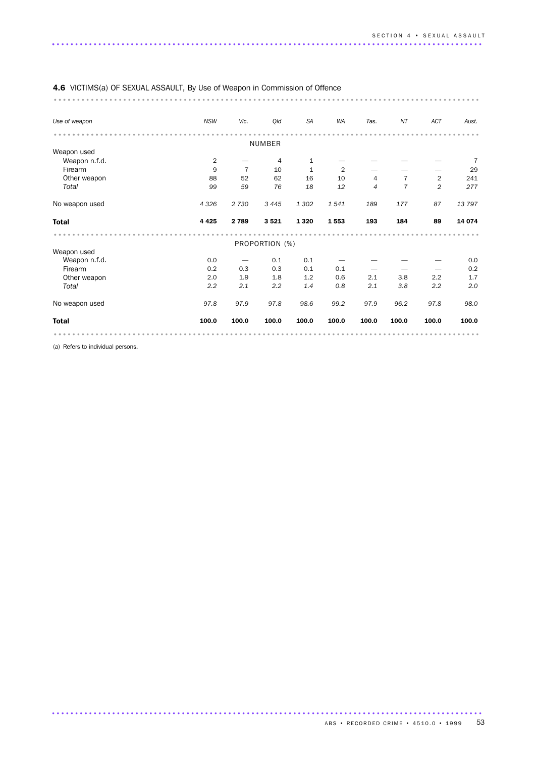**4.6** VICTIMS(a) OF SEXUAL ASSAULT, By Use of Weapon in Commission of Offence

| *Use of weapon* | *NSW* | *Vic.* | *Qld* | *SA* | *WA* | *Tas.* | *NT* | *ACT* | *Aust.* |
|---|---|---|---|---|---|---|---|---|---|
| | | | | NUMBER | | | | | |
| Weapon used | | | | | | | | | |
| Weapon n.f.d. | 2 | — | 4 | 1 | — | — | — | — | 7 |
| Firearm | 9 | 7 | 10 | 1 | 2 | — | — | — | 29 |
| Other weapon | 88 | 52 | 62 | 16 | 10 | 4 | 7 | 2 | 241 |
| *Total* | *99* | *59* | *76* | *18* | *12* | *4* | *7* | *2* | *277* |
| No weapon used | *4 326* | *2 730* | *3 445* | *1 302* | *1 541* | *189* | *177* | *87* | *13 797* |
| **Total** | **4 425** | **2 789** | **3 521** | **1 320** | **1 553** | **193** | **184** | **89** | **14 074** |
| | | | | PROPORTION (%) | | | | | |
| Weapon used | | | | | | | | | |
| Weapon n.f.d. | 0.0 | — | 0.1 | 0.1 | — | — | — | — | 0.0 |
| Firearm | 0.2 | 0.3 | 0.3 | 0.1 | 0.1 | — | — | — | 0.2 |
| Other weapon | 2.0 | 1.9 | 1.8 | 1.2 | 0.6 | 2.1 | 3.8 | 2.2 | 1.7 |
| *Total* | *2.2* | *2.1* | *2.2* | *1.4* | *0.8* | *2.1* | *3.8* | *2.2* | *2.0* |
| No weapon used | *97.8* | *97.9* | *97.8* | *98.6* | *99.2* | *97.9* | *96.2* | *97.8* | *98.0* |
| **Total** | **100.0** | **100.0** | **100.0** | **100.0** | **100.0** | **100.0** | **100.0** | **100.0** | **100.0** |

(a) Refers to individual persons.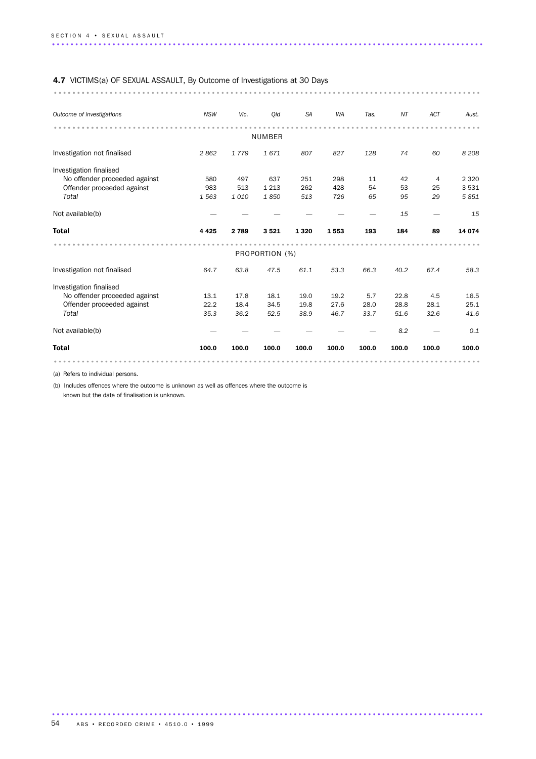## 4.7 VICTIMS(a) OF SEXUAL ASSAULT, By Outcome of Investigations at 30 Days

| Outcome of investigations | NSW | Vic. | Qld | SA | WA | Tas. | NT | ACT | Aust. |
|---|---|---|---|---|---|---|---|---|---|
| | | | NUMBER | | | | | | |
| Investigation not finalised | *2 862* | *1 779* | *1 671* | *807* | *827* | *128* | *74* | *60* | *8 208* |
| Investigation finalised | | | | | | | | | |
| No offender proceeded against | 580 | 497 | 637 | 251 | 298 | 11 | 42 | 4 | 2 320 |
| Offender proceeded against | 983 | 513 | 1 213 | 262 | 428 | 54 | 53 | 25 | 3 531 |
| *Total* | *1 563* | *1 010* | *1 850* | *513* | *726* | *65* | *95* | *29* | *5 851* |
| Not available(b) | — | — | — | — | — | — | *15* | — | *15* |
| **Total** | **4 425** | **2 789** | **3 521** | **1 320** | **1 553** | **193** | **184** | **89** | **14 074** |
| | | | PROPORTION (%) | | | | | | |
| Investigation not finalised | *64.7* | *63.8* | *47.5* | *61.1* | *53.3* | *66.3* | *40.2* | *67.4* | *58.3* |
| Investigation finalised | | | | | | | | | |
| No offender proceeded against | 13.1 | 17.8 | 18.1 | 19.0 | 19.2 | 5.7 | 22.8 | 4.5 | 16.5 |
| Offender proceeded against | 22.2 | 18.4 | 34.5 | 19.8 | 27.6 | 28.0 | 28.8 | 28.1 | 25.1 |
| *Total* | *35.3* | *36.2* | *52.5* | *38.9* | *46.7* | *33.7* | *51.6* | *32.6* | *41.6* |
| Not available(b) | — | — | — | — | — | — | *8.2* | — | *0.1* |
| **Total** | **100.0** | **100.0** | **100.0** | **100.0** | **100.0** | **100.0** | **100.0** | **100.0** | **100.0** |

(a) Refers to individual persons.

(b) Includes offences where the outcome is unknown as well as offences where the outcome is known but the date of finalisation is unknown.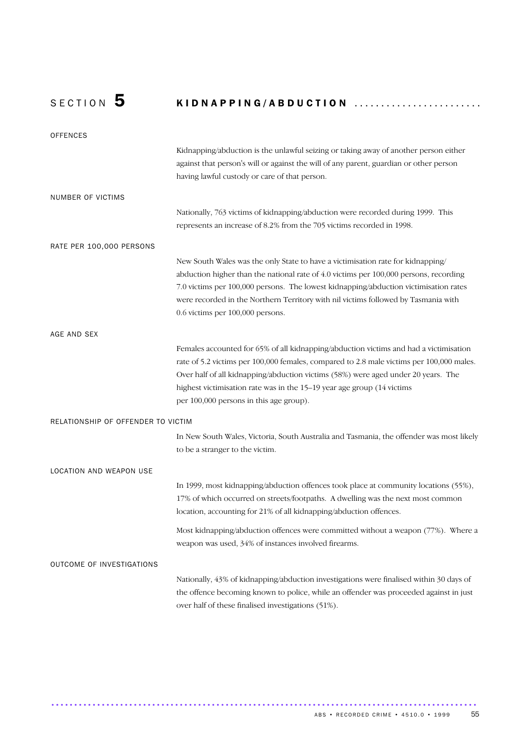# SECTION 5 KIDNAPPING/ABDUCTION

## OFFENCES

Kidnapping/abduction is the unlawful seizing or taking away of another person either against that person's will or against the will of any parent, guardian or other person having lawful custody or care of that person.

## NUMBER OF VICTIMS

Nationally, 763 victims of kidnapping/abduction were recorded during 1999. This represents an increase of 8.2% from the 705 victims recorded in 1998.

## RATE PER 100,000 PERSONS

New South Wales was the only State to have a victimisation rate for kidnapping/ abduction higher than the national rate of 4.0 victims per 100,000 persons, recording 7.0 victims per 100,000 persons. The lowest kidnapping/abduction victimisation rates were recorded in the Northern Territory with nil victims followed by Tasmania with 0.6 victims per 100,000 persons.

## AGE AND SEX

Females accounted for 65% of all kidnapping/abduction victims and had a victimisation rate of 5.2 victims per 100,000 females, compared to 2.8 male victims per 100,000 males. Over half of all kidnapping/abduction victims (58%) were aged under 20 years. The highest victimisation rate was in the 15–19 year age group (14 victims per 100,000 persons in this age group).

## RELATIONSHIP OF OFFENDER TO VICTIM

In New South Wales, Victoria, South Australia and Tasmania, the offender was most likely to be a stranger to the victim.

## LOCATION AND WEAPON USE

In 1999, most kidnapping/abduction offences took place at community locations (55%), 17% of which occurred on streets/footpaths. A dwelling was the next most common location, accounting for 21% of all kidnapping/abduction offences.

Most kidnapping/abduction offences were committed without a weapon (77%). Where a weapon was used, 34% of instances involved firearms.

## OUTCOME OF INVESTIGATIONS

Nationally, 43% of kidnapping/abduction investigations were finalised within 30 days of the offence becoming known to police, while an offender was proceeded against in just over half of these finalised investigations (51%).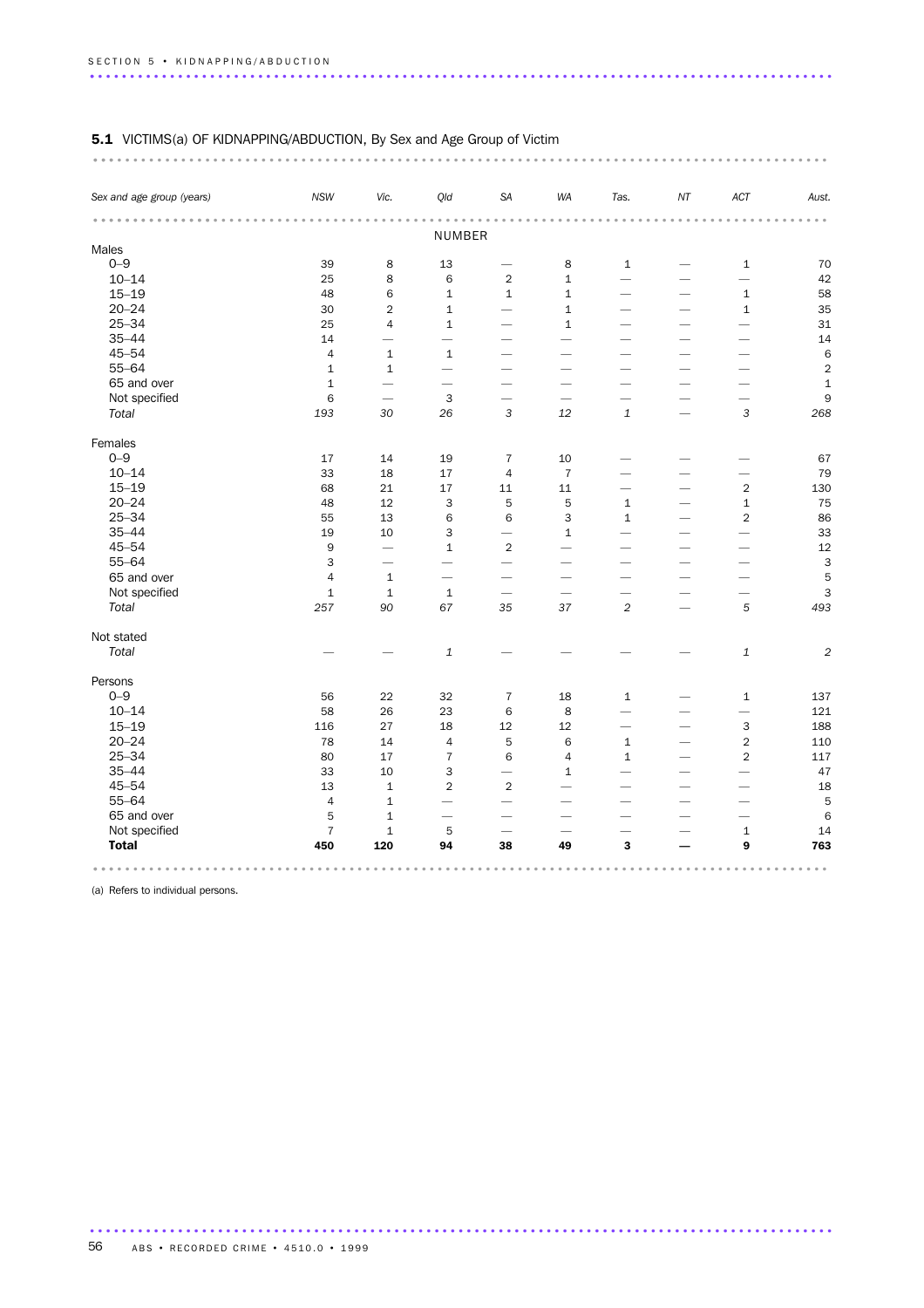**5.1** VICTIMS(a) OF KIDNAPPING/ABDUCTION, By Sex and Age Group of Victim

| *Sex and age group (years)* | *NSW* | *Vic.* | *Qld* | *SA* | *WA* | *Tas.* | *NT* | *ACT* | *Aust.* |
|---|---|---|---|---|---|---|---|---|---|
| | | | NUMBER | | | | | | |
| Males | | | | | | | | | |
| 0–9 | 39 | 8 | 13 | — | 8 | 1 | — | 1 | 70 |
| 10–14 | 25 | 8 | 6 | 2 | 1 | — | — | — | 42 |
| 15–19 | 48 | 6 | 1 | 1 | 1 | — | — | 1 | 58 |
| 20–24 | 30 | 2 | 1 | — | 1 | — | — | 1 | 35 |
| 25–34 | 25 | 4 | 1 | — | 1 | — | — | — | 31 |
| 35–44 | 14 | — | — | — | — | — | — | — | 14 |
| 45–54 | 4 | 1 | 1 | — | — | — | — | — | 6 |
| 55–64 | 1 | 1 | — | — | — | — | — | — | 2 |
| 65 and over | 1 | — | — | — | — | — | — | — | 1 |
| Not specified | 6 | — | 3 | — | — | — | — | — | 9 |
| *Total* | *193* | *30* | *26* | *3* | *12* | *1* | — | *3* | *268* |
| Females | | | | | | | | | |
| 0–9 | 17 | 14 | 19 | 7 | 10 | — | — | — | 67 |
| 10–14 | 33 | 18 | 17 | 4 | 7 | — | — | — | 79 |
| 15–19 | 68 | 21 | 17 | 11 | 11 | — | — | 2 | 130 |
| 20–24 | 48 | 12 | 3 | 5 | 5 | 1 | — | 1 | 75 |
| 25–34 | 55 | 13 | 6 | 6 | 3 | 1 | — | 2 | 86 |
| 35–44 | 19 | 10 | 3 | — | 1 | — | — | — | 33 |
| 45–54 | 9 | — | 1 | 2 | — | — | — | — | 12 |
| 55–64 | 3 | — | — | — | — | — | — | — | 3 |
| 65 and over | 4 | 1 | — | — | — | — | — | — | 5 |
| Not specified | 1 | 1 | 1 | — | — | — | — | — | 3 |
| *Total* | *257* | *90* | *67* | *35* | *37* | *2* | — | *5* | *493* |
| Not stated | | | | | | | | | |
| *Total* | — | — | *1* | — | — | — | — | *1* | *2* |
| Persons | | | | | | | | | |
| 0–9 | 56 | 22 | 32 | 7 | 18 | 1 | — | 1 | 137 |
| 10–14 | 58 | 26 | 23 | 6 | 8 | — | — | — | 121 |
| 15–19 | 116 | 27 | 18 | 12 | 12 | — | — | 3 | 188 |
| 20–24 | 78 | 14 | 4 | 5 | 6 | 1 | — | 2 | 110 |
| 25–34 | 80 | 17 | 7 | 6 | 4 | 1 | — | 2 | 117 |
| 35–44 | 33 | 10 | 3 | — | 1 | — | — | — | 47 |
| 45–54 | 13 | 1 | 2 | 2 | — | — | — | — | 18 |
| 55–64 | 4 | 1 | — | — | — | — | — | — | 5 |
| 65 and over | 5 | 1 | — | — | — | — | — | — | 6 |
| Not specified | 7 | 1 | 5 | — | — | — | — | 1 | 14 |
| **Total** | **450** | **120** | **94** | **38** | **49** | **3** | **—** | **9** | **763** |

(a) Refers to individual persons.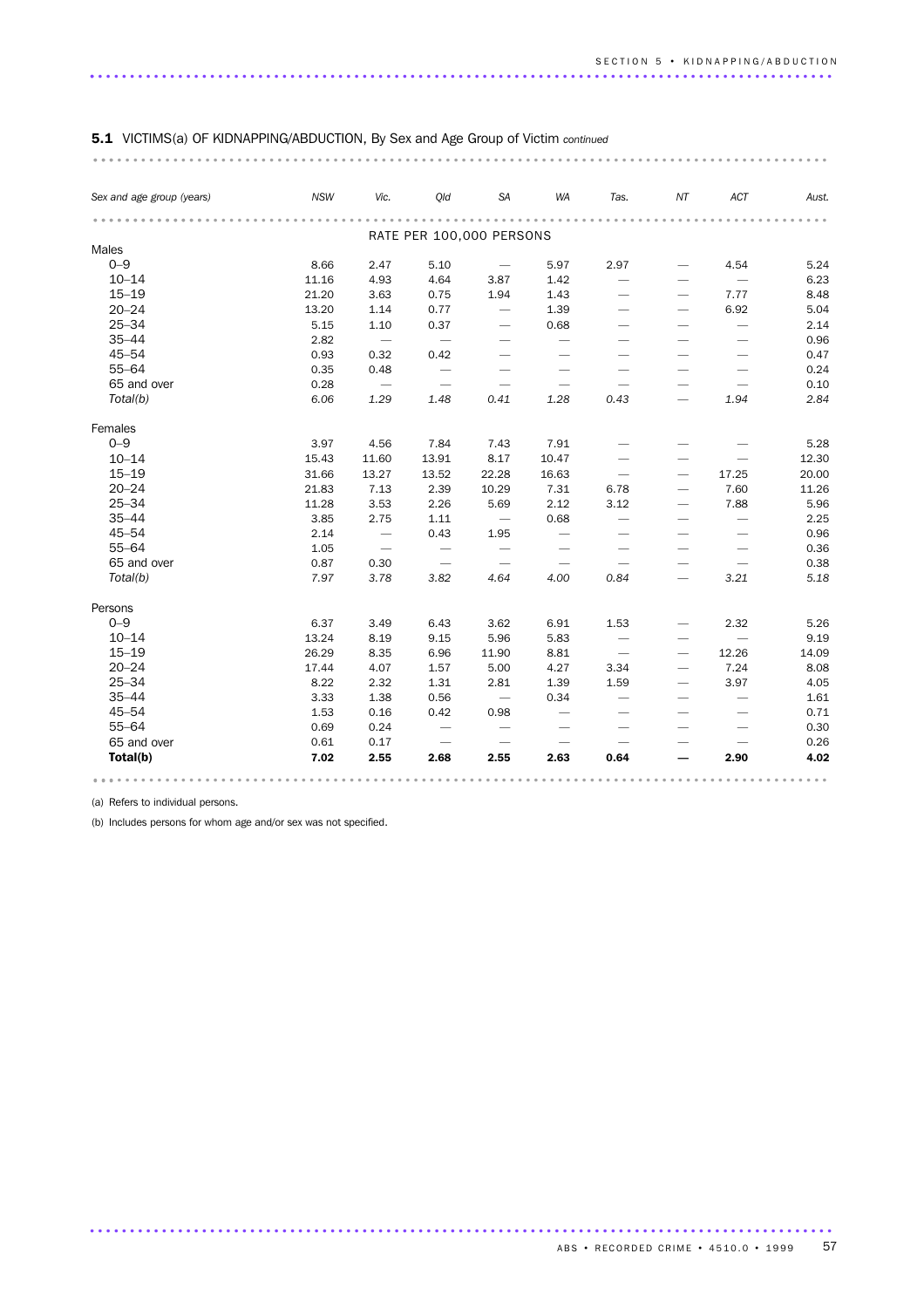**5.1** VICTIMS(a) OF KIDNAPPING/ABDUCTION, By Sex and Age Group of Victim *continued*

| *Sex and age group (years)* | *NSW* | *Vic.* | *Qld* | *SA* | *WA* | *Tas.* | *NT* | *ACT* | *Aust.* |
|---|---|---|---|---|---|---|---|---|---|
| | | | | RATE PER 100,000 PERSONS | | | | | |
| Males | | | | | | | | | |
| 0–9 | 8.66 | 2.47 | 5.10 | — | 5.97 | 2.97 | — | 4.54 | 5.24 |
| 10–14 | 11.16 | 4.93 | 4.64 | 3.87 | 1.42 | — | — | — | 6.23 |
| 15–19 | 21.20 | 3.63 | 0.75 | 1.94 | 1.43 | — | — | 7.77 | 8.48 |
| 20–24 | 13.20 | 1.14 | 0.77 | — | 1.39 | — | — | 6.92 | 5.04 |
| 25–34 | 5.15 | 1.10 | 0.37 | — | 0.68 | — | — | — | 2.14 |
| 35–44 | 2.82 | — | — | — | — | — | — | — | 0.96 |
| 45–54 | 0.93 | 0.32 | 0.42 | — | — | — | — | — | 0.47 |
| 55–64 | 0.35 | 0.48 | — | — | — | — | — | — | 0.24 |
| 65 and over | 0.28 | — | — | — | — | — | — | — | 0.10 |
| *Total(b)* | *6.06* | *1.29* | *1.48* | *0.41* | *1.28* | *0.43* | — | *1.94* | *2.84* |
| Females | | | | | | | | | |
| 0–9 | 3.97 | 4.56 | 7.84 | 7.43 | 7.91 | — | — | — | 5.28 |
| 10–14 | 15.43 | 11.60 | 13.91 | 8.17 | 10.47 | — | — | — | 12.30 |
| 15–19 | 31.66 | 13.27 | 13.52 | 22.28 | 16.63 | — | — | 17.25 | 20.00 |
| 20–24 | 21.83 | 7.13 | 2.39 | 10.29 | 7.31 | 6.78 | — | 7.60 | 11.26 |
| 25–34 | 11.28 | 3.53 | 2.26 | 5.69 | 2.12 | 3.12 | — | 7.88 | 5.96 |
| 35–44 | 3.85 | 2.75 | 1.11 | — | 0.68 | — | — | — | 2.25 |
| 45–54 | 2.14 | — | 0.43 | 1.95 | — | — | — | — | 0.96 |
| 55–64 | 1.05 | — | — | — | — | — | — | — | 0.36 |
| 65 and over | 0.87 | 0.30 | — | — | — | — | — | — | 0.38 |
| *Total(b)* | *7.97* | *3.78* | *3.82* | *4.64* | *4.00* | *0.84* | — | *3.21* | *5.18* |
| Persons | | | | | | | | | |
| 0–9 | 6.37 | 3.49 | 6.43 | 3.62 | 6.91 | 1.53 | — | 2.32 | 5.26 |
| 10–14 | 13.24 | 8.19 | 9.15 | 5.96 | 5.83 | — | — | — | 9.19 |
| 15–19 | 26.29 | 8.35 | 6.96 | 11.90 | 8.81 | — | — | 12.26 | 14.09 |
| 20–24 | 17.44 | 4.07 | 1.57 | 5.00 | 4.27 | 3.34 | — | 7.24 | 8.08 |
| 25–34 | 8.22 | 2.32 | 1.31 | 2.81 | 1.39 | 1.59 | — | 3.97 | 4.05 |
| 35–44 | 3.33 | 1.38 | 0.56 | — | 0.34 | — | — | — | 1.61 |
| 45–54 | 1.53 | 0.16 | 0.42 | 0.98 | — | — | — | — | 0.71 |
| 55–64 | 0.69 | 0.24 | — | — | — | — | — | — | 0.30 |
| 65 and over | 0.61 | 0.17 | — | — | — | — | — | — | 0.26 |
| **Total(b)** | **7.02** | **2.55** | **2.68** | **2.55** | **2.63** | **0.64** | **—** | **2.90** | **4.02** |

(a) Refers to individual persons.

(b) Includes persons for whom age and/or sex was not specified.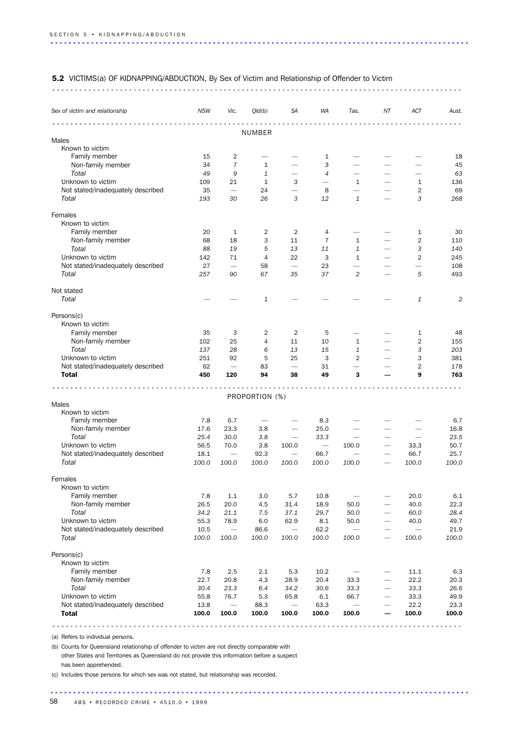## 5.2 VICTIMS(a) OF KIDNAPPING/ABDUCTION, By Sex of Victim and Relationship of Offender to Victim

| Sex of victim and relationship | NSW | Vic. | Qld(b) | SA | WA | Tas. | NT | ACT | Aust. |
|---|---|---|---|---|---|---|---|---|---|
| **NUMBER** | | | | | | | | | |
| Males | | | | | | | | | |
| Known to victim | | | | | | | | | |
| Family member | 15 | 2 | — | — | 1 | — | — | — | 18 |
| Non-family member | 34 | 7 | 1 | — | 3 | — | — | — | 45 |
| *Total* | *49* | *9* | *1* | — | *4* | — | — | — | *63* |
| Unknown to victim | 109 | 21 | 1 | 3 | — | 1 | — | 1 | 136 |
| Not stated/inadequately described | 35 | — | 24 | — | 8 | — | — | 2 | 69 |
| *Total* | *193* | *30* | *26* | *3* | *12* | *1* | — | *3* | *268* |
| Females | | | | | | | | | |
| Known to victim | | | | | | | | | |
| Family member | 20 | 1 | 2 | 2 | 4 | — | — | 1 | 30 |
| Non-family member | 68 | 18 | 3 | 11 | 7 | 1 | — | 2 | 110 |
| *Total* | *88* | *19* | *5* | *13* | *11* | *1* | — | *3* | *140* |
| Unknown to victim | 142 | 71 | 4 | 22 | 3 | 1 | — | 2 | 245 |
| Not stated/inadequately described | 27 | — | 58 | — | 23 | — | — | — | 108 |
| *Total* | *257* | *90* | *67* | *35* | *37* | *2* | — | *5* | *493* |
| Not stated | | | | | | | | | |
| *Total* | — | — | *1* | — | — | — | — | *1* | *2* |
| Persons(c) | | | | | | | | | |
| Known to victim | | | | | | | | | |
| Family member | 35 | 3 | 2 | 2 | 5 | — | — | 1 | 48 |
| Non-family member | 102 | 25 | 4 | 11 | 10 | 1 | — | 2 | 155 |
| *Total* | *137* | *28* | *6* | *13* | *15* | *1* | — | *3* | *203* |
| Unknown to victim | 251 | 92 | 5 | 25 | 3 | 2 | — | 3 | 381 |
| Not stated/inadequately described | 62 | — | 83 | — | 31 | — | — | 2 | 178 |
| **Total** | **450** | **120** | **94** | **38** | **49** | **3** | **—** | **9** | **763** |
| **PROPORTION (%)** | | | | | | | | | |
| Males | | | | | | | | | |
| Known to victim | | | | | | | | | |
| Family member | 7.8 | 6.7 | — | — | 8.3 | — | — | — | 6.7 |
| Non-family member | 17.6 | 23.3 | 3.8 | — | 25.0 | — | — | — | 16.8 |
| *Total* | *25.4* | *30.0* | *3.8* | — | *33.3* | — | — | — | *23.5* |
| Unknown to victim | 56.5 | 70.0 | 3.8 | 100.0 | — | 100.0 | — | 33.3 | 50.7 |
| Not stated/inadequately described | 18.1 | — | 92.3 | — | 66.7 | — | — | 66.7 | 25.7 |
| *Total* | *100.0* | *100.0* | *100.0* | *100.0* | *100.0* | *100.0* | — | *100.0* | *100.0* |
| Females | | | | | | | | | |
| Known to victim | | | | | | | | | |
| Family member | 7.8 | 1.1 | 3.0 | 5.7 | 10.8 | — | — | 20.0 | 6.1 |
| Non-family member | 26.5 | 20.0 | 4.5 | 31.4 | 18.9 | 50.0 | — | 40.0 | 22.3 |
| *Total* | *34.2* | *21.1* | *7.5* | *37.1* | *29.7* | *50.0* | — | *60.0* | *28.4* |
| Unknown to victim | 55.3 | 78.9 | 6.0 | 62.9 | 8.1 | 50.0 | — | 40.0 | 49.7 |
| Not stated/inadequately described | 10.5 | — | 86.6 | — | 62.2 | — | — | — | 21.9 |
| *Total* | *100.0* | *100.0* | *100.0* | *100.0* | *100.0* | *100.0* | — | *100.0* | *100.0* |
| Persons(c) | | | | | | | | | |
| Known to victim | | | | | | | | | |
| Family member | 7.8 | 2.5 | 2.1 | 5.3 | 10.2 | — | — | 11.1 | 6.3 |
| Non-family member | 22.7 | 20.8 | 4.3 | 28.9 | 20.4 | 33.3 | — | 22.2 | 20.3 |
| *Total* | *30.4* | *23.3* | *6.4* | *34.2* | *30.6* | *33.3* | — | *33.3* | *26.6* |
| Unknown to victim | 55.8 | 76.7 | 5.3 | 65.8 | 6.1 | 66.7 | — | 33.3 | 49.9 |
| Not stated/inadequately described | 13.8 | — | 88.3 | — | 63.3 | — | — | 22.2 | 23.3 |
| **Total** | **100.0** | **100.0** | **100.0** | **100.0** | **100.0** | **100.0** | **—** | **100.0** | **100.0** |

(a) Refers to individual persons.

(b) Counts for Queensland relationship of offender to victim are not directly comparable with other States and Territories as Queensland do not provide this information before a suspect has been apprehended.

(c) Includes those persons for which sex was not stated, but relationship was recorded.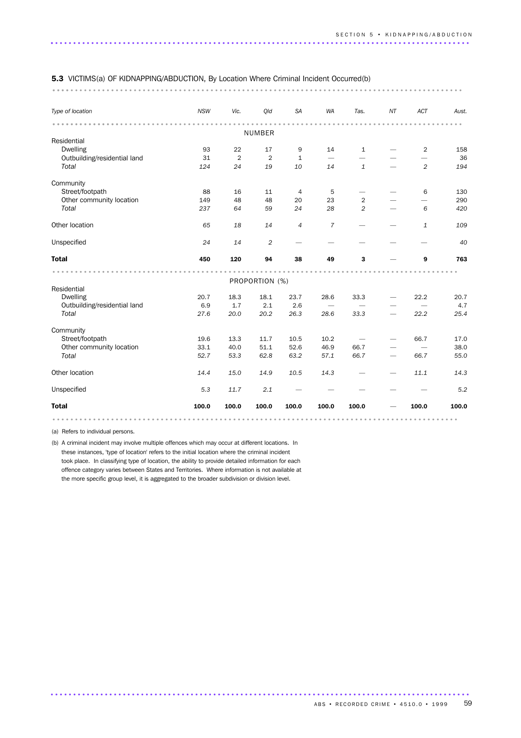**5.3** VICTIMS(a) OF KIDNAPPING/ABDUCTION, By Location Where Criminal Incident Occurred(b)

| *Type of location* | *NSW* | *Vic.* | *Qld* | *SA* | *WA* | *Tas.* | *NT* | *ACT* | *Aust.* |
|---|---|---|---|---|---|---|---|---|---|
| | | | NUMBER | | | | | | |
| Residential | | | | | | | | | |
| Dwelling | 93 | 22 | 17 | 9 | 14 | 1 | — | 2 | 158 |
| Outbuilding/residential land | 31 | 2 | 2 | 1 | — | — | — | — | 36 |
| *Total* | *124* | *24* | *19* | *10* | *14* | *1* | — | *2* | *194* |
| Community | | | | | | | | | |
| Street/footpath | 88 | 16 | 11 | 4 | 5 | — | — | 6 | 130 |
| Other community location | 149 | 48 | 48 | 20 | 23 | 2 | — | — | 290 |
| *Total* | *237* | *64* | *59* | *24* | *28* | *2* | — | *6* | *420* |
| Other location | *65* | *18* | *14* | *4* | *7* | — | — | *1* | *109* |
| Unspecified | *24* | *14* | *2* | — | — | — | — | — | *40* |
| **Total** | **450** | **120** | **94** | **38** | **49** | **3** | — | **9** | **763** |
| | | | PROPORTION (%) | | | | | | |
| Residential | | | | | | | | | |
| Dwelling | 20.7 | 18.3 | 18.1 | 23.7 | 28.6 | 33.3 | — | 22.2 | 20.7 |
| Outbuilding/residential land | 6.9 | 1.7 | 2.1 | 2.6 | — | — | — | — | 4.7 |
| *Total* | *27.6* | *20.0* | *20.2* | *26.3* | *28.6* | *33.3* | — | *22.2* | *25.4* |
| Community | | | | | | | | | |
| Street/footpath | 19.6 | 13.3 | 11.7 | 10.5 | 10.2 | — | — | 66.7 | 17.0 |
| Other community location | 33.1 | 40.0 | 51.1 | 52.6 | 46.9 | 66.7 | — | — | 38.0 |
| *Total* | *52.7* | *53.3* | *62.8* | *63.2* | *57.1* | *66.7* | — | *66.7* | *55.0* |
| Other location | *14.4* | *15.0* | *14.9* | *10.5* | *14.3* | — | — | *11.1* | *14.3* |
| Unspecified | *5.3* | *11.7* | *2.1* | — | — | — | — | — | *5.2* |
| **Total** | **100.0** | **100.0** | **100.0** | **100.0** | **100.0** | **100.0** | — | **100.0** | **100.0** |

(a) Refers to individual persons.

(b) A criminal incident may involve multiple offences which may occur at different locations. In these instances, 'type of location' refers to the initial location where the criminal incident took place. In classifying type of location, the ability to provide detailed information for each offence category varies between States and Territories. Where information is not available at the more specific group level, it is aggregated to the broader subdivision or division level.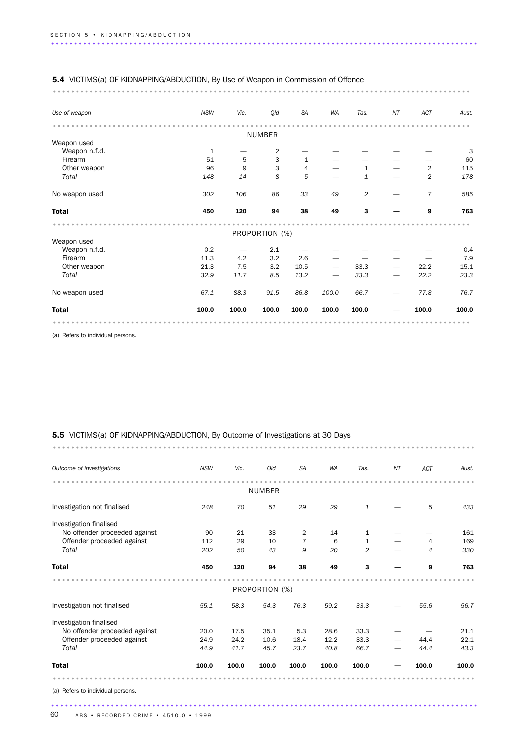## 5.4 VICTIMS(a) OF KIDNAPPING/ABDUCTION, By Use of Weapon in Commission of Offence

| *Use of weapon* | *NSW* | *Vic.* | *Qld* | *SA* | *WA* | *Tas.* | *NT* | *ACT* | *Aust.* |
|---|---|---|---|---|---|---|---|---|---|
| | | | NUMBER | | | | | | |
| Weapon used | | | | | | | | | |
| Weapon n.f.d. | 1 | — | 2 | — | — | — | — | — | 3 |
| Firearm | 51 | 5 | 3 | 1 | — | — | — | — | 60 |
| Other weapon | 96 | 9 | 3 | 4 | — | 1 | — | 2 | 115 |
| *Total* | *148* | *14* | *8* | *5* | — | *1* | — | *2* | *178* |
| No weapon used | *302* | *106* | *86* | *33* | *49* | *2* | — | *7* | *585* |
| **Total** | **450** | **120** | **94** | **38** | **49** | **3** | **—** | **9** | **763** |
| | | | PROPORTION (%) | | | | | | |
| Weapon used | | | | | | | | | |
| Weapon n.f.d. | 0.2 | — | 2.1 | — | — | — | — | — | 0.4 |
| Firearm | 11.3 | 4.2 | 3.2 | 2.6 | — | — | — | — | 7.9 |
| Other weapon | 21.3 | 7.5 | 3.2 | 10.5 | — | 33.3 | — | 22.2 | 15.1 |
| *Total* | *32.9* | *11.7* | *8.5* | *13.2* | — | *33.3* | — | *22.2* | *23.3* |
| No weapon used | *67.1* | *88.3* | *91.5* | *86.8* | *100.0* | *66.7* | — | *77.8* | *76.7* |
| **Total** | **100.0** | **100.0** | **100.0** | **100.0** | **100.0** | **100.0** | — | **100.0** | **100.0** |

(a) Refers to individual persons.

## 5.5 VICTIMS(a) OF KIDNAPPING/ABDUCTION, By Outcome of Investigations at 30 Days

| *Outcome of investigations* | *NSW* | *Vic.* | *Qld* | *SA* | *WA* | *Tas.* | *NT* | *ACT* | *Aust.* |
|---|---|---|---|---|---|---|---|---|---|
| | | | NUMBER | | | | | | |
| Investigation not finalised | *248* | *70* | *51* | *29* | *29* | *1* | — | *5* | *433* |
| Investigation finalised | | | | | | | | | |
| No offender proceeded against | 90 | 21 | 33 | 2 | 14 | 1 | — | — | 161 |
| Offender proceeded against | 112 | 29 | 10 | 7 | 6 | 1 | — | 4 | 169 |
| *Total* | *202* | *50* | *43* | *9* | *20* | *2* | — | *4* | *330* |
| **Total** | **450** | **120** | **94** | **38** | **49** | **3** | **—** | **9** | **763** |
| | | | PROPORTION (%) | | | | | | |
| Investigation not finalised | *55.1* | *58.3* | *54.3* | *76.3* | *59.2* | *33.3* | — | *55.6* | *56.7* |
| Investigation finalised | | | | | | | | | |
| No offender proceeded against | 20.0 | 17.5 | 35.1 | 5.3 | 28.6 | 33.3 | — | — | 21.1 |
| Offender proceeded against | 24.9 | 24.2 | 10.6 | 18.4 | 12.2 | 33.3 | — | 44.4 | 22.1 |
| *Total* | *44.9* | *41.7* | *45.7* | *23.7* | *40.8* | *66.7* | — | *44.4* | *43.3* |
| **Total** | **100.0** | **100.0** | **100.0** | **100.0** | **100.0** | **100.0** | — | **100.0** | **100.0** |

(a) Refers to individual persons.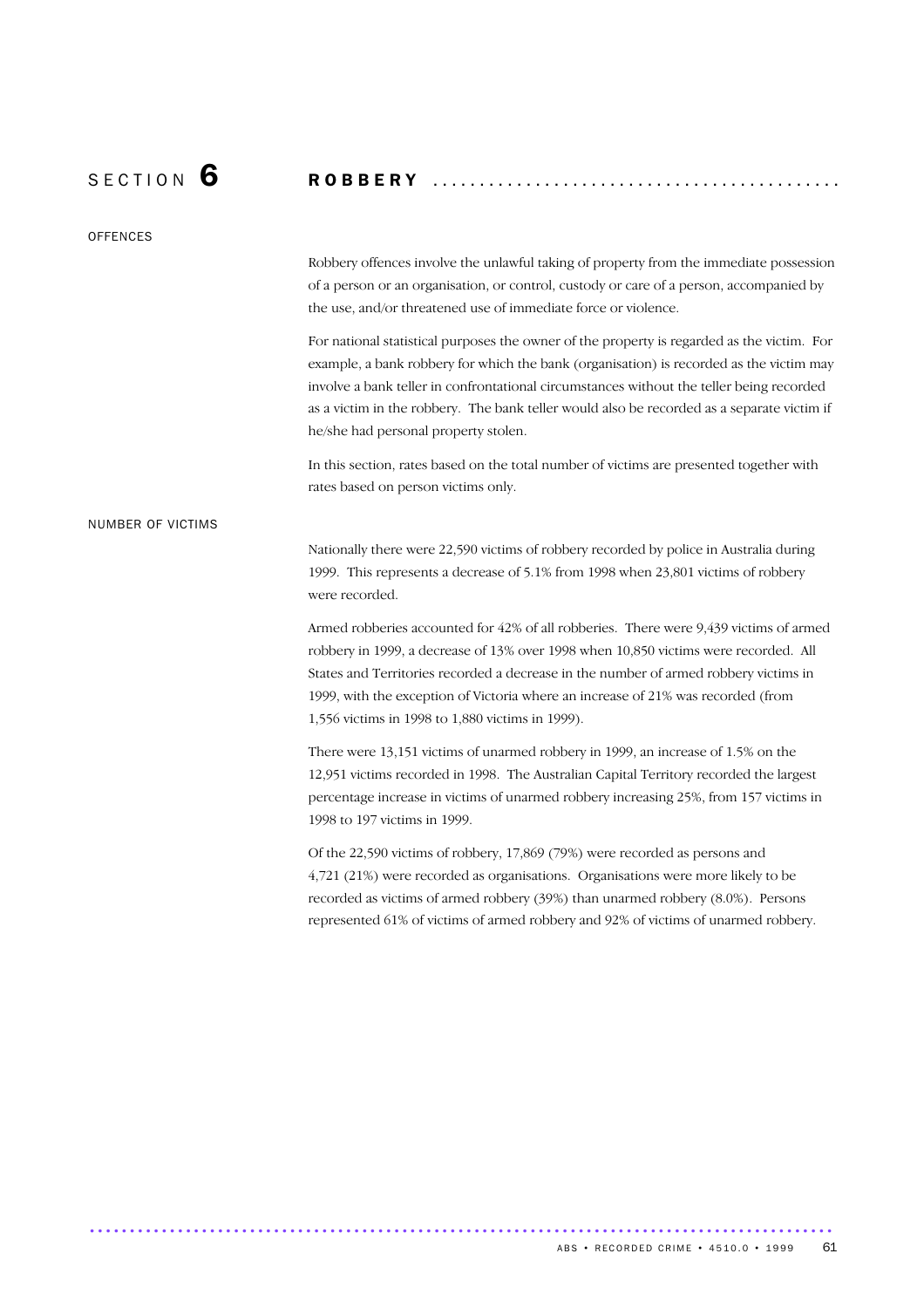# SECTION 6 ROBBERY

## OFFENCES

Robbery offences involve the unlawful taking of property from the immediate possession of a person or an organisation, or control, custody or care of a person, accompanied by the use, and/or threatened use of immediate force or violence.

For national statistical purposes the owner of the property is regarded as the victim. For example, a bank robbery for which the bank (organisation) is recorded as the victim may involve a bank teller in confrontational circumstances without the teller being recorded as a victim in the robbery. The bank teller would also be recorded as a separate victim if he/she had personal property stolen.

In this section, rates based on the total number of victims are presented together with rates based on person victims only.

## NUMBER OF VICTIMS

Nationally there were 22,590 victims of robbery recorded by police in Australia during 1999. This represents a decrease of 5.1% from 1998 when 23,801 victims of robbery were recorded.

Armed robberies accounted for 42% of all robberies. There were 9,439 victims of armed robbery in 1999, a decrease of 13% over 1998 when 10,850 victims were recorded. All States and Territories recorded a decrease in the number of armed robbery victims in 1999, with the exception of Victoria where an increase of 21% was recorded (from 1,556 victims in 1998 to 1,880 victims in 1999).

There were 13,151 victims of unarmed robbery in 1999, an increase of 1.5% on the 12,951 victims recorded in 1998. The Australian Capital Territory recorded the largest percentage increase in victims of unarmed robbery increasing 25%, from 157 victims in 1998 to 197 victims in 1999.

Of the 22,590 victims of robbery, 17,869 (79%) were recorded as persons and 4,721 (21%) were recorded as organisations. Organisations were more likely to be recorded as victims of armed robbery (39%) than unarmed robbery (8.0%). Persons represented 61% of victims of armed robbery and 92% of victims of unarmed robbery.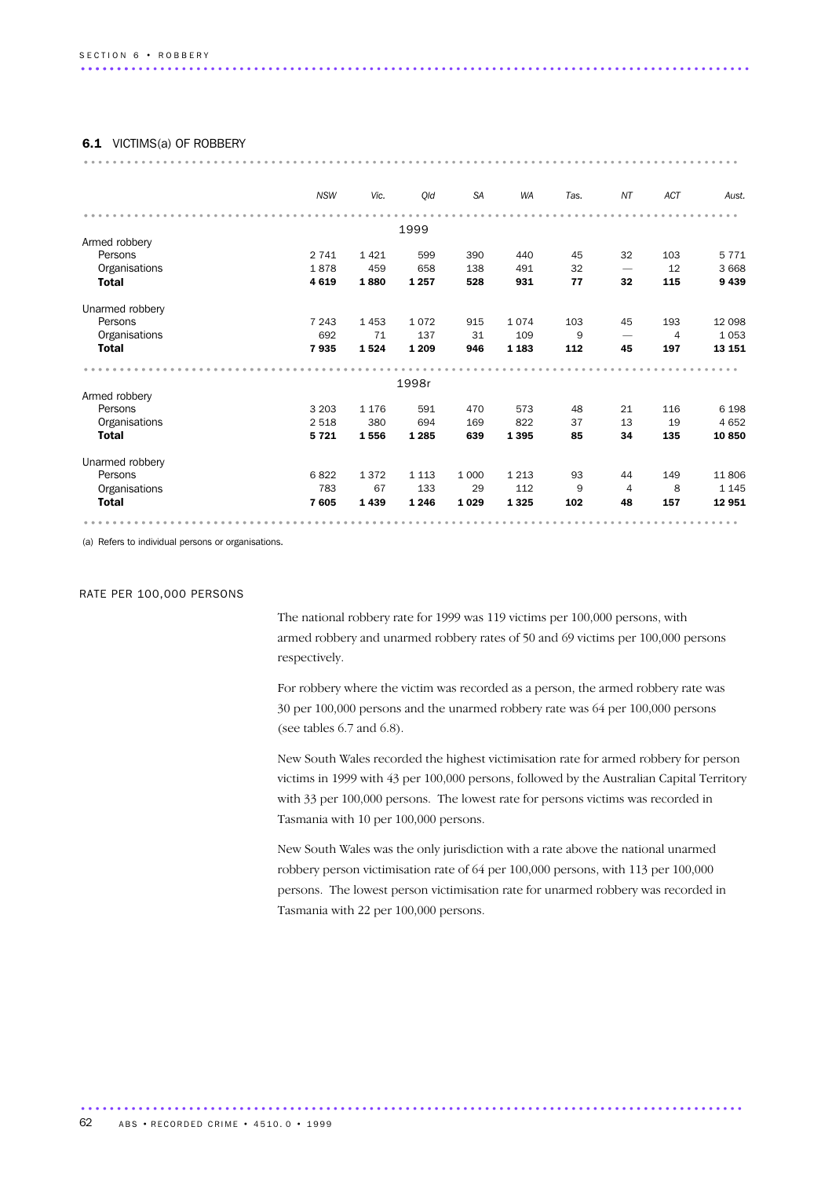## 6.1 VICTIMS(a) OF ROBBERY

| | NSW | Vic. | Qld | SA | WA | Tas. | NT | ACT | Aust. |
|---|---|---|---|---|---|---|---|---|---|
| | | | | | **1999** | | | | |
| Armed robbery | | | | | | | | | |
| Persons | 2 741 | 1 421 | 599 | 390 | 440 | 45 | 32 | 103 | 5 771 |
| Organisations | 1 878 | 459 | 658 | 138 | 491 | 32 | — | 12 | 3 668 |
| **Total** | **4 619** | **1 880** | **1 257** | **528** | **931** | **77** | **32** | **115** | **9 439** |
| Unarmed robbery | | | | | | | | | |
| Persons | 7 243 | 1 453 | 1 072 | 915 | 1 074 | 103 | 45 | 193 | 12 098 |
| Organisations | 692 | 71 | 137 | 31 | 109 | 9 | — | 4 | 1 053 |
| **Total** | **7 935** | **1 524** | **1 209** | **946** | **1 183** | **112** | **45** | **197** | **13 151** |
| | | | | | **1998r** | | | | |
| Armed robbery | | | | | | | | | |
| Persons | 3 203 | 1 176 | 591 | 470 | 573 | 48 | 21 | 116 | 6 198 |
| Organisations | 2 518 | 380 | 694 | 169 | 822 | 37 | 13 | 19 | 4 652 |
| **Total** | **5 721** | **1 556** | **1 285** | **639** | **1 395** | **85** | **34** | **135** | **10 850** |
| Unarmed robbery | | | | | | | | | |
| Persons | 6 822 | 1 372 | 1 113 | 1 000 | 1 213 | 93 | 44 | 149 | 11 806 |
| Organisations | 783 | 67 | 133 | 29 | 112 | 9 | 4 | 8 | 1 145 |
| **Total** | **7 605** | **1 439** | **1 246** | **1 029** | **1 325** | **102** | **48** | **157** | **12 951** |

(a) Refers to individual persons or organisations.

### RATE PER 100,000 PERSONS

The national robbery rate for 1999 was 119 victims per 100,000 persons, with armed robbery and unarmed robbery rates of 50 and 69 victims per 100,000 persons respectively.

For robbery where the victim was recorded as a person, the armed robbery rate was 30 per 100,000 persons and the unarmed robbery rate was 64 per 100,000 persons (see tables 6.7 and 6.8).

New South Wales recorded the highest victimisation rate for armed robbery for person victims in 1999 with 43 per 100,000 persons, followed by the Australian Capital Territory with 33 per 100,000 persons. The lowest rate for persons victims was recorded in Tasmania with 10 per 100,000 persons.

New South Wales was the only jurisdiction with a rate above the national unarmed robbery person victimisation rate of 64 per 100,000 persons, with 113 per 100,000 persons. The lowest person victimisation rate for unarmed robbery was recorded in Tasmania with 22 per 100,000 persons.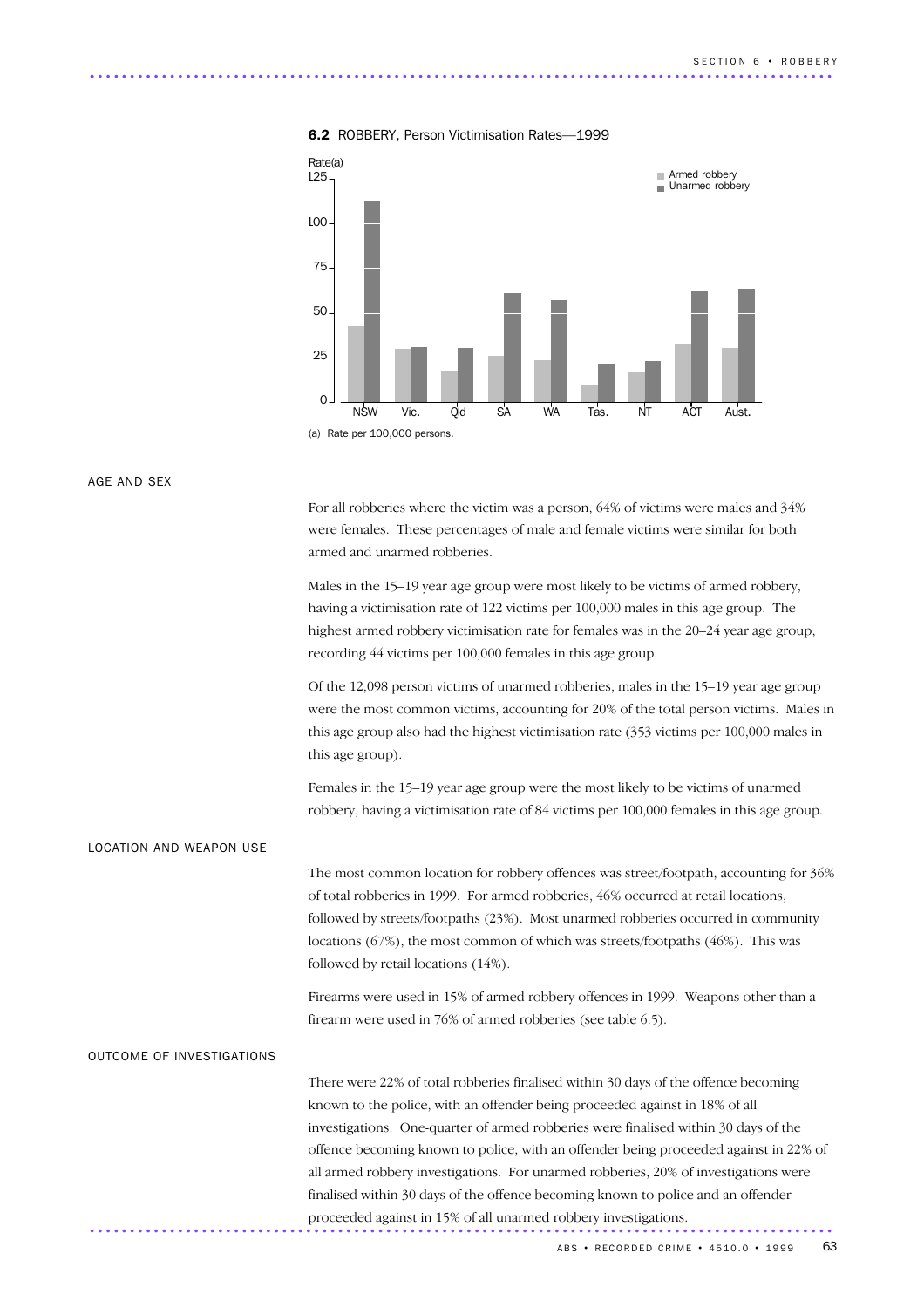**6.2** ROBBERY, Person Victimisation Rates—1999

Rate(a)

(a) Rate per 100,000 persons.

## AGE AND SEX

For all robberies where the victim was a person, 64% of victims were males and 34% were females. These percentages of male and female victims were similar for both armed and unarmed robberies.

Males in the 15–19 year age group were most likely to be victims of armed robbery, having a victimisation rate of 122 victims per 100,000 males in this age group. The highest armed robbery victimisation rate for females was in the 20–24 year age group, recording 44 victims per 100,000 females in this age group.

Of the 12,098 person victims of unarmed robberies, males in the 15–19 year age group were the most common victims, accounting for 20% of the total person victims. Males in this age group also had the highest victimisation rate (353 victims per 100,000 males in this age group).

Females in the 15–19 year age group were the most likely to be victims of unarmed robbery, having a victimisation rate of 84 victims per 100,000 females in this age group.

## LOCATION AND WEAPON USE

The most common location for robbery offences was street/footpath, accounting for 36% of total robberies in 1999. For armed robberies, 46% occurred at retail locations, followed by streets/footpaths (23%). Most unarmed robberies occurred in community locations (67%), the most common of which was streets/footpaths (46%). This was followed by retail locations (14%).

Firearms were used in 15% of armed robbery offences in 1999. Weapons other than a firearm were used in 76% of armed robberies (see table 6.5).

## OUTCOME OF INVESTIGATIONS

There were 22% of total robberies finalised within 30 days of the offence becoming known to the police, with an offender being proceeded against in 18% of all investigations. One-quarter of armed robberies were finalised within 30 days of the offence becoming known to police, with an offender being proceeded against in 22% of all armed robbery investigations. For unarmed robberies, 20% of investigations were finalised within 30 days of the offence becoming known to police and an offender proceeded against in 15% of all unarmed robbery investigations.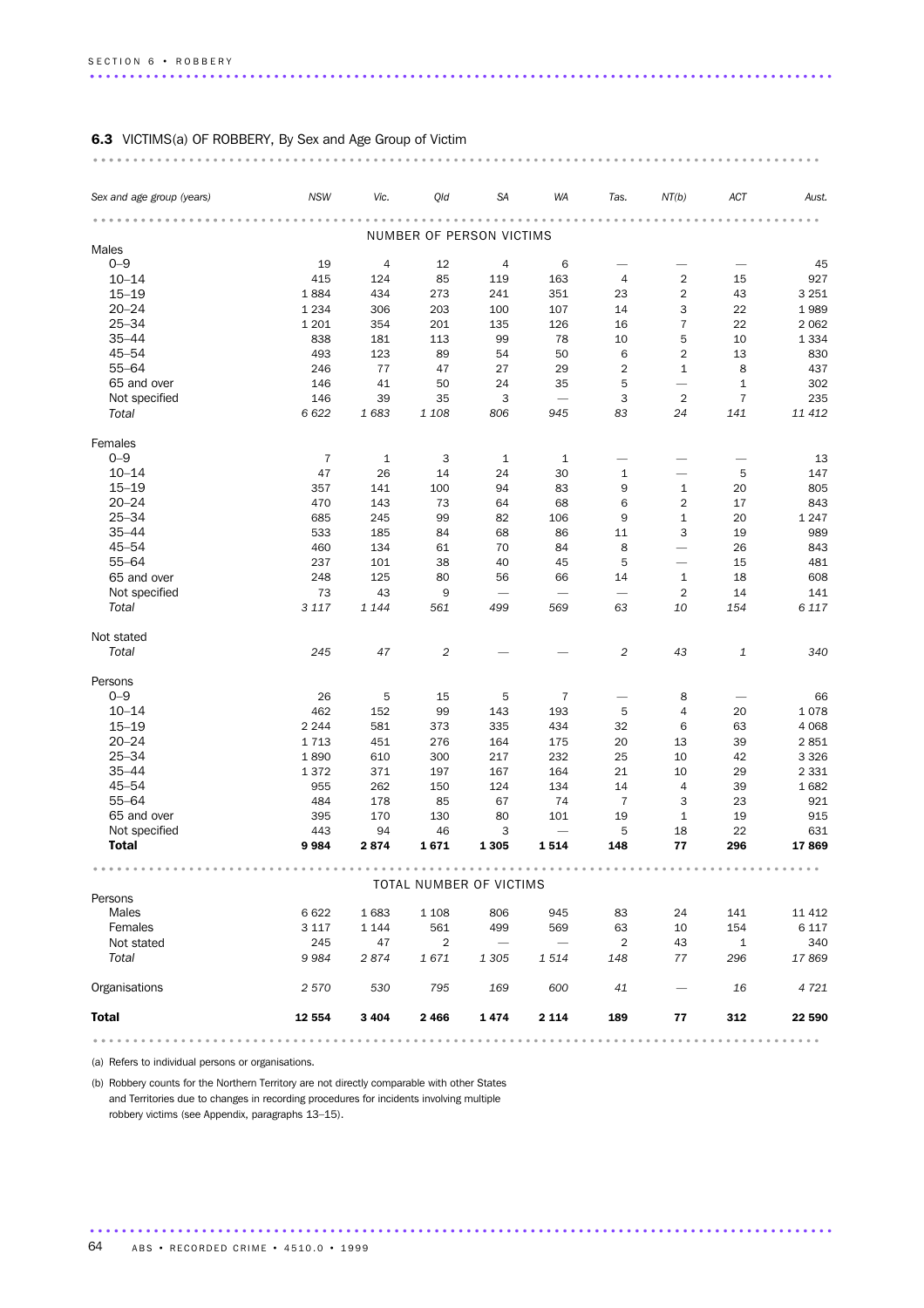## 6.3 VICTIMS(a) OF ROBBERY, By Sex and Age Group of Victim

| Sex and age group (years) | NSW | Vic. | Qld | SA | WA | Tas. | NT(b) | ACT | Aust. |
|---|---|---|---|---|---|---|---|---|---|
| **NUMBER OF PERSON VICTIMS** | | | | | | | | | |
| Males | | | | | | | | | |
| 0–9 | 19 | 4 | 12 | 4 | 6 | — | — | — | 45 |
| 10–14 | 415 | 124 | 85 | 119 | 163 | 4 | 2 | 15 | 927 |
| 15–19 | 1 884 | 434 | 273 | 241 | 351 | 23 | 2 | 43 | 3 251 |
| 20–24 | 1 234 | 306 | 203 | 100 | 107 | 14 | 3 | 22 | 1 989 |
| 25–34 | 1 201 | 354 | 201 | 135 | 126 | 16 | 7 | 22 | 2 062 |
| 35–44 | 838 | 181 | 113 | 99 | 78 | 10 | 5 | 10 | 1 334 |
| 45–54 | 493 | 123 | 89 | 54 | 50 | 6 | 2 | 13 | 830 |
| 55–64 | 246 | 77 | 47 | 27 | 29 | 2 | 1 | 8 | 437 |
| 65 and over | 146 | 41 | 50 | 24 | 35 | 5 | — | 1 | 302 |
| Not specified | 146 | 39 | 35 | 3 | — | 3 | 2 | 7 | 235 |
| *Total* | *6 622* | *1 683* | *1 108* | *806* | *945* | *83* | *24* | *141* | *11 412* |
| Females | | | | | | | | | |
| 0–9 | 7 | 1 | 3 | 1 | 1 | — | — | — | 13 |
| 10–14 | 47 | 26 | 14 | 24 | 30 | 1 | — | 5 | 147 |
| 15–19 | 357 | 141 | 100 | 94 | 83 | 9 | 1 | 20 | 805 |
| 20–24 | 470 | 143 | 73 | 64 | 68 | 6 | 2 | 17 | 843 |
| 25–34 | 685 | 245 | 99 | 82 | 106 | 9 | 1 | 20 | 1 247 |
| 35–44 | 533 | 185 | 84 | 68 | 86 | 11 | 3 | 19 | 989 |
| 45–54 | 460 | 134 | 61 | 70 | 84 | 8 | — | 26 | 843 |
| 55–64 | 237 | 101 | 38 | 40 | 45 | 5 | — | 15 | 481 |
| 65 and over | 248 | 125 | 80 | 56 | 66 | 14 | 1 | 18 | 608 |
| Not specified | 73 | 43 | 9 | — | — | — | 2 | 14 | 141 |
| *Total* | *3 117* | *1 144* | *561* | *499* | *569* | *63* | *10* | *154* | *6 117* |
| Not stated | | | | | | | | | |
| *Total* | *245* | *47* | *2* | — | — | *2* | *43* | *1* | *340* |
| Persons | | | | | | | | | |
| 0–9 | 26 | 5 | 15 | 5 | 7 | — | 8 | — | 66 |
| 10–14 | 462 | 152 | 99 | 143 | 193 | 5 | 4 | 20 | 1 078 |
| 15–19 | 2 244 | 581 | 373 | 335 | 434 | 32 | 6 | 63 | 4 068 |
| 20–24 | 1 713 | 451 | 276 | 164 | 175 | 20 | 13 | 39 | 2 851 |
| 25–34 | 1 890 | 610 | 300 | 217 | 232 | 25 | 10 | 42 | 3 326 |
| 35–44 | 1 372 | 371 | 197 | 167 | 164 | 21 | 10 | 29 | 2 331 |
| 45–54 | 955 | 262 | 150 | 124 | 134 | 14 | 4 | 39 | 1 682 |
| 55–64 | 484 | 178 | 85 | 67 | 74 | 7 | 3 | 23 | 921 |
| 65 and over | 395 | 170 | 130 | 80 | 101 | 19 | 1 | 19 | 915 |
| Not specified | 443 | 94 | 46 | 3 | — | 5 | 18 | 22 | 631 |
| **Total** | **9 984** | **2 874** | **1 671** | **1 305** | **1 514** | **148** | **77** | **296** | **17 869** |
| **TOTAL NUMBER OF VICTIMS** | | | | | | | | | |
| Persons | | | | | | | | | |
| Males | 6 622 | 1 683 | 1 108 | 806 | 945 | 83 | 24 | 141 | 11 412 |
| Females | 3 117 | 1 144 | 561 | 499 | 569 | 63 | 10 | 154 | 6 117 |
| Not stated | 245 | 47 | 2 | — | — | 2 | 43 | 1 | 340 |
| *Total* | *9 984* | *2 874* | *1 671* | *1 305* | *1 514* | *148* | *77* | *296* | *17 869* |
| Organisations | *2 570* | *530* | *795* | *169* | *600* | *41* | — | *16* | *4 721* |
| **Total** | **12 554** | **3 404** | **2 466** | **1 474** | **2 114** | **189** | **77** | **312** | **22 590** |

(a) Refers to individual persons or organisations.

(b) Robbery counts for the Northern Territory are not directly comparable with other States and Territories due to changes in recording procedures for incidents involving multiple robbery victims (see Appendix, paragraphs 13–15).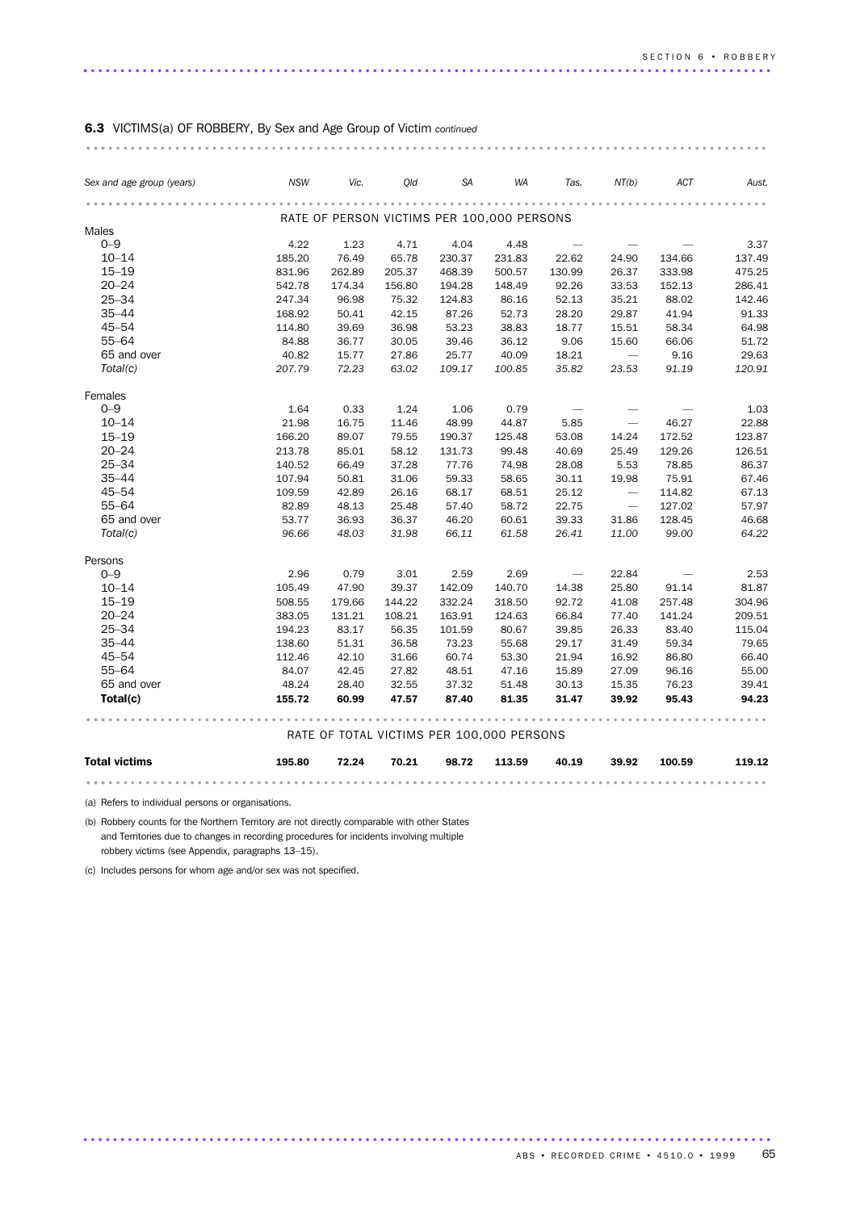**6.3** VICTIMS(a) OF ROBBERY, By Sex and Age Group of Victim *continued*

| *Sex and age group (years)* | *NSW* | *Vic.* | *Qld* | *SA* | *WA* | *Tas.* | *NT(b)* | *ACT* | *Aust.* |
|---|---|---|---|---|---|---|---|---|---|
| | | | RATE OF PERSON VICTIMS PER 100,000 PERSONS | | | | | | |
| Males | | | | | | | | | |
| 0–9 | 4.22 | 1.23 | 4.71 | 4.04 | 4.48 | — | — | — | 3.37 |
| 10–14 | 185.20 | 76.49 | 65.78 | 230.37 | 231.83 | 22.62 | 24.90 | 134.66 | 137.49 |
| 15–19 | 831.96 | 262.89 | 205.37 | 468.39 | 500.57 | 130.99 | 26.37 | 333.98 | 475.25 |
| 20–24 | 542.78 | 174.34 | 156.80 | 194.28 | 148.49 | 92.26 | 33.53 | 152.13 | 286.41 |
| 25–34 | 247.34 | 96.98 | 75.32 | 124.83 | 86.16 | 52.13 | 35.21 | 88.02 | 142.46 |
| 35–44 | 168.92 | 50.41 | 42.15 | 87.26 | 52.73 | 28.20 | 29.87 | 41.94 | 91.33 |
| 45–54 | 114.80 | 39.69 | 36.98 | 53.23 | 38.83 | 18.77 | 15.51 | 58.34 | 64.98 |
| 55–64 | 84.88 | 36.77 | 30.05 | 39.46 | 36.12 | 9.06 | 15.60 | 66.06 | 51.72 |
| 65 and over | 40.82 | 15.77 | 27.86 | 25.77 | 40.09 | 18.21 | — | 9.16 | 29.63 |
| *Total(c)* | *207.79* | *72.23* | *63.02* | *109.17* | *100.85* | *35.82* | *23.53* | *91.19* | *120.91* |
| Females | | | | | | | | | |
| 0–9 | 1.64 | 0.33 | 1.24 | 1.06 | 0.79 | — | — | — | 1.03 |
| 10–14 | 21.98 | 16.75 | 11.46 | 48.99 | 44.87 | 5.85 | — | 46.27 | 22.88 |
| 15–19 | 166.20 | 89.07 | 79.55 | 190.37 | 125.48 | 53.08 | 14.24 | 172.52 | 123.87 |
| 20–24 | 213.78 | 85.01 | 58.12 | 131.73 | 99.48 | 40.69 | 25.49 | 129.26 | 126.51 |
| 25–34 | 140.52 | 66.49 | 37.28 | 77.76 | 74.98 | 28.08 | 5.53 | 78.85 | 86.37 |
| 35–44 | 107.94 | 50.81 | 31.06 | 59.33 | 58.65 | 30.11 | 19.98 | 75.91 | 67.46 |
| 45–54 | 109.59 | 42.89 | 26.16 | 68.17 | 68.51 | 25.12 | — | 114.82 | 67.13 |
| 55–64 | 82.89 | 48.13 | 25.48 | 57.40 | 58.72 | 22.75 | — | 127.02 | 57.97 |
| 65 and over | 53.77 | 36.93 | 36.37 | 46.20 | 60.61 | 39.33 | 31.86 | 128.45 | 46.68 |
| *Total(c)* | *96.66* | *48.03* | *31.98* | *66.11* | *61.58* | *26.41* | *11.00* | *99.00* | *64.22* |
| Persons | | | | | | | | | |
| 0–9 | 2.96 | 0.79 | 3.01 | 2.59 | 2.69 | — | 22.84 | — | 2.53 |
| 10–14 | 105.49 | 47.90 | 39.37 | 142.09 | 140.70 | 14.38 | 25.80 | 91.14 | 81.87 |
| 15–19 | 508.55 | 179.66 | 144.22 | 332.24 | 318.50 | 92.72 | 41.08 | 257.48 | 304.96 |
| 20–24 | 383.05 | 131.21 | 108.21 | 163.91 | 124.63 | 66.84 | 77.40 | 141.24 | 209.51 |
| 25–34 | 194.23 | 83.17 | 56.35 | 101.59 | 80.67 | 39.85 | 26.33 | 83.40 | 115.04 |
| 35–44 | 138.60 | 51.31 | 36.58 | 73.23 | 55.68 | 29.17 | 31.49 | 59.34 | 79.65 |
| 45–54 | 112.46 | 42.10 | 31.66 | 60.74 | 53.30 | 21.94 | 16.92 | 86.80 | 66.40 |
| 55–64 | 84.07 | 42.45 | 27.82 | 48.51 | 47.16 | 15.89 | 27.09 | 96.16 | 55.00 |
| 65 and over | 48.24 | 28.40 | 32.55 | 37.32 | 51.48 | 30.13 | 15.35 | 76.23 | 39.41 |
| **Total(c)** | **155.72** | **60.99** | **47.57** | **87.40** | **81.35** | **31.47** | **39.92** | **95.43** | **94.23** |
| | | | RATE OF TOTAL VICTIMS PER 100,000 PERSONS | | | | | | |
| **Total victims** | **195.80** | **72.24** | **70.21** | **98.72** | **113.59** | **40.19** | **39.92** | **100.59** | **119.12** |

(a) Refers to individual persons or organisations.

(b) Robbery counts for the Northern Territory are not directly comparable with other States and Territories due to changes in recording procedures for incidents involving multiple robbery victims (see Appendix, paragraphs 13–15).

(c) Includes persons for whom age and/or sex was not specified.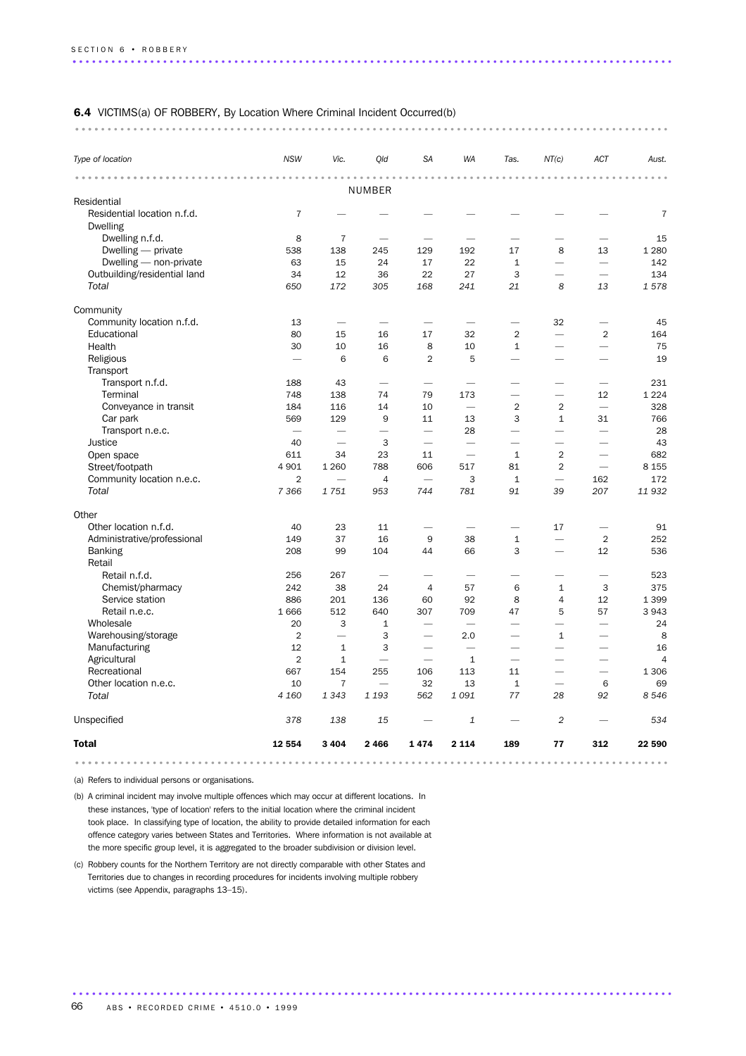**6.4** VICTIMS(a) OF ROBBERY, By Location Where Criminal Incident Occurred(b)

| *Type of location* | *NSW* | *Vic.* | *Qld* | *SA* | *WA* | *Tas.* | *NT(c)* | *ACT* | *Aust.* |
|---|---|---|---|---|---|---|---|---|---|
| | | | NUMBER | | | | | | |
| Residential | | | | | | | | | |
| Residential location n.f.d. | 7 | — | — | — | — | — | — | — | 7 |
| Dwelling | | | | | | | | | |
| Dwelling n.f.d. | 8 | 7 | — | — | — | — | — | — | 15 |
| Dwelling — private | 538 | 138 | 245 | 129 | 192 | 17 | 8 | 13 | 1 280 |
| Dwelling — non-private | 63 | 15 | 24 | 17 | 22 | 1 | — | — | 142 |
| Outbuilding/residential land | 34 | 12 | 36 | 22 | 27 | 3 | — | — | 134 |
| *Total* | *650* | *172* | *305* | *168* | *241* | *21* | *8* | *13* | *1 578* |
| Community | | | | | | | | | |
| Community location n.f.d. | 13 | — | — | — | — | — | 32 | — | 45 |
| Educational | 80 | 15 | 16 | 17 | 32 | 2 | — | 2 | 164 |
| Health | 30 | 10 | 16 | 8 | 10 | 1 | — | — | 75 |
| Religious | — | 6 | 6 | 2 | 5 | — | — | — | 19 |
| Transport | | | | | | | | | |
| Transport n.f.d. | 188 | 43 | — | — | — | — | — | — | 231 |
| Terminal | 748 | 138 | 74 | 79 | 173 | — | — | 12 | 1 224 |
| Conveyance in transit | 184 | 116 | 14 | 10 | — | 2 | 2 | — | 328 |
| Car park | 569 | 129 | 9 | 11 | 13 | 3 | 1 | 31 | 766 |
| Transport n.e.c. | — | — | — | — | 28 | — | — | — | 28 |
| Justice | 40 | — | 3 | — | — | — | — | — | 43 |
| Open space | 611 | 34 | 23 | 11 | — | 1 | 2 | — | 682 |
| Street/footpath | 4 901 | 1 260 | 788 | 606 | 517 | 81 | 2 | — | 8 155 |
| Community location n.e.c. | 2 | — | 4 | — | 3 | 1 | — | 162 | 172 |
| *Total* | *7 366* | *1 751* | *953* | *744* | *781* | *91* | *39* | *207* | *11 932* |
| Other | | | | | | | | | |
| Other location n.f.d. | 40 | 23 | 11 | — | — | — | 17 | — | 91 |
| Administrative/professional | 149 | 37 | 16 | 9 | 38 | 1 | — | 2 | 252 |
| Banking | 208 | 99 | 104 | 44 | 66 | 3 | — | 12 | 536 |
| Retail | | | | | | | | | |
| Retail n.f.d. | 256 | 267 | — | — | — | — | — | — | 523 |
| Chemist/pharmacy | 242 | 38 | 24 | 4 | 57 | 6 | 1 | 3 | 375 |
| Service station | 886 | 201 | 136 | 60 | 92 | 8 | 4 | 12 | 1 399 |
| Retail n.e.c. | 1 666 | 512 | 640 | 307 | 709 | 47 | 5 | 57 | 3 943 |
| Wholesale | 20 | 3 | 1 | — | — | — | — | — | 24 |
| Warehousing/storage | 2 | — | 3 | — | 2.0 | — | 1 | — | 8 |
| Manufacturing | 12 | 1 | 3 | — | — | — | — | — | 16 |
| Agricultural | 2 | 1 | — | — | 1 | — | — | — | 4 |
| Recreational | 667 | 154 | 255 | 106 | 113 | 11 | — | — | 1 306 |
| Other location n.e.c. | 10 | 7 | — | 32 | 13 | 1 | — | 6 | 69 |
| *Total* | *4 160* | *1 343* | *1 193* | *562* | *1 091* | *77* | *28* | *92* | *8 546* |
| Unspecified | *378* | *138* | *15* | — | *1* | — | *2* | — | *534* |
| **Total** | **12 554** | **3 404** | **2 466** | **1 474** | **2 114** | **189** | **77** | **312** | **22 590** |

(a) Refers to individual persons or organisations.

(b) A criminal incident may involve multiple offences which may occur at different locations. In these instances, 'type of location' refers to the initial location where the criminal incident took place. In classifying type of location, the ability to provide detailed information for each offence category varies between States and Territories. Where information is not available at the more specific group level, it is aggregated to the broader subdivision or division level.

(c) Robbery counts for the Northern Territory are not directly comparable with other States and Territories due to changes in recording procedures for incidents involving multiple robbery victims (see Appendix, paragraphs 13–15).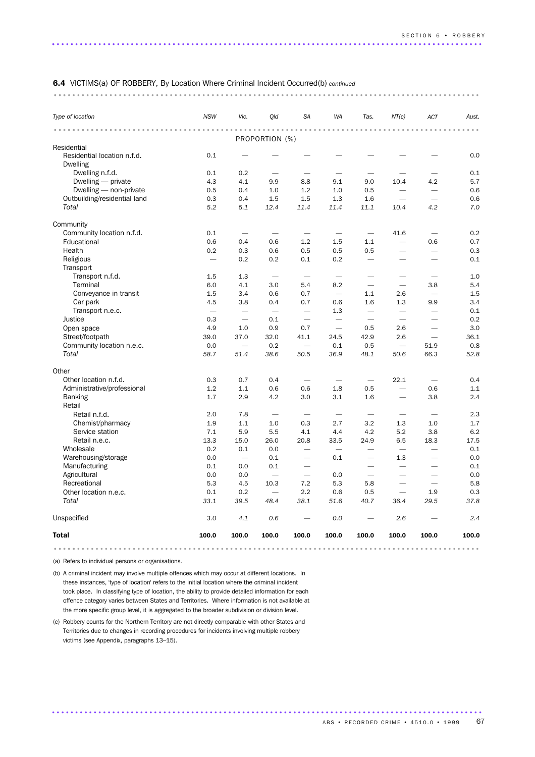**6.4** VICTIMS(a) OF ROBBERY, By Location Where Criminal Incident Occurred(b) *continued*

| *Type of location* | *NSW* | *Vic.* | *Qld* | *SA* | *WA* | *Tas.* | *NT(c)* | *ACT* | *Aust.* |
|---|---|---|---|---|---|---|---|---|---|
| | | | PROPORTION (%) | | | | | | |
| Residential | | | | | | | | | |
| Residential location n.f.d. | 0.1 | — | — | — | — | — | — | — | 0.0 |
| Dwelling | | | | | | | | | |
| Dwelling n.f.d. | 0.1 | 0.2 | — | — | — | — | — | — | 0.1 |
| Dwelling — private | 4.3 | 4.1 | 9.9 | 8.8 | 9.1 | 9.0 | 10.4 | 4.2 | 5.7 |
| Dwelling — non-private | 0.5 | 0.4 | 1.0 | 1.2 | 1.0 | 0.5 | — | — | 0.6 |
| Outbuilding/residential land | 0.3 | 0.4 | 1.5 | 1.5 | 1.3 | 1.6 | — | — | 0.6 |
| *Total* | *5.2* | *5.1* | *12.4* | *11.4* | *11.4* | *11.1* | *10.4* | *4.2* | *7.0* |
| Community | | | | | | | | | |
| Community location n.f.d. | 0.1 | — | — | — | — | — | 41.6 | — | 0.2 |
| Educational | 0.6 | 0.4 | 0.6 | 1.2 | 1.5 | 1.1 | — | 0.6 | 0.7 |
| Health | 0.2 | 0.3 | 0.6 | 0.5 | 0.5 | 0.5 | — | — | 0.3 |
| Religious | — | 0.2 | 0.2 | 0.1 | 0.2 | — | — | — | 0.1 |
| Transport | | | | | | | | | |
| Transport n.f.d. | 1.5 | 1.3 | — | — | — | — | — | — | 1.0 |
| Terminal | 6.0 | 4.1 | 3.0 | 5.4 | 8.2 | — | — | 3.8 | 5.4 |
| Conveyance in transit | 1.5 | 3.4 | 0.6 | 0.7 | — | 1.1 | 2.6 | — | 1.5 |
| Car park | 4.5 | 3.8 | 0.4 | 0.7 | 0.6 | 1.6 | 1.3 | 9.9 | 3.4 |
| Transport n.e.c. | — | — | — | — | 1.3 | — | — | — | 0.1 |
| Justice | 0.3 | — | 0.1 | — | — | — | — | — | 0.2 |
| Open space | 4.9 | 1.0 | 0.9 | 0.7 | — | 0.5 | 2.6 | — | 3.0 |
| Street/footpath | 39.0 | 37.0 | 32.0 | 41.1 | 24.5 | 42.9 | 2.6 | — | 36.1 |
| Community location n.e.c. | 0.0 | — | 0.2 | — | 0.1 | 0.5 | — | 51.9 | 0.8 |
| *Total* | *58.7* | *51.4* | *38.6* | *50.5* | *36.9* | *48.1* | *50.6* | *66.3* | *52.8* |
| Other | | | | | | | | | |
| Other location n.f.d. | 0.3 | 0.7 | 0.4 | — | — | — | 22.1 | — | 0.4 |
| Administrative/professional | 1.2 | 1.1 | 0.6 | 0.6 | 1.8 | 0.5 | — | 0.6 | 1.1 |
| Banking | 1.7 | 2.9 | 4.2 | 3.0 | 3.1 | 1.6 | — | 3.8 | 2.4 |
| Retail | | | | | | | | | |
| Retail n.f.d. | 2.0 | 7.8 | — | — | — | — | — | — | 2.3 |
| Chemist/pharmacy | 1.9 | 1.1 | 1.0 | 0.3 | 2.7 | 3.2 | 1.3 | 1.0 | 1.7 |
| Service station | 7.1 | 5.9 | 5.5 | 4.1 | 4.4 | 4.2 | 5.2 | 3.8 | 6.2 |
| Retail n.e.c. | 13.3 | 15.0 | 26.0 | 20.8 | 33.5 | 24.9 | 6.5 | 18.3 | 17.5 |
| Wholesale | 0.2 | 0.1 | 0.0 | — | — | — | — | — | 0.1 |
| Warehousing/storage | 0.0 | — | 0.1 | — | 0.1 | — | 1.3 | — | 0.0 |
| Manufacturing | 0.1 | 0.0 | 0.1 | — | — | — | — | — | 0.1 |
| Agricultural | 0.0 | 0.0 | — | — | 0.0 | — | — | — | 0.0 |
| Recreational | 5.3 | 4.5 | 10.3 | 7.2 | 5.3 | 5.8 | — | — | 5.8 |
| Other location n.e.c. | 0.1 | 0.2 | — | 2.2 | 0.6 | 0.5 | — | 1.9 | 0.3 |
| *Total* | *33.1* | *39.5* | *48.4* | *38.1* | *51.6* | *40.7* | *36.4* | *29.5* | *37.8* |
| Unspecified | *3.0* | *4.1* | *0.6* | — | *0.0* | — | *2.6* | — | *2.4* |
| **Total** | **100.0** | **100.0** | **100.0** | **100.0** | **100.0** | **100.0** | **100.0** | **100.0** | **100.0** |

(a) Refers to individual persons or organisations.

(b) A criminal incident may involve multiple offences which may occur at different locations. In these instances, 'type of location' refers to the initial location where the criminal incident took place. In classifying type of location, the ability to provide detailed information for each offence category varies between States and Territories. Where information is not available at the more specific group level, it is aggregated to the broader subdivision or division level.

(c) Robbery counts for the Northern Territory are not directly comparable with other States and Territories due to changes in recording procedures for incidents involving multiple robbery victims (see Appendix, paragraphs 13–15).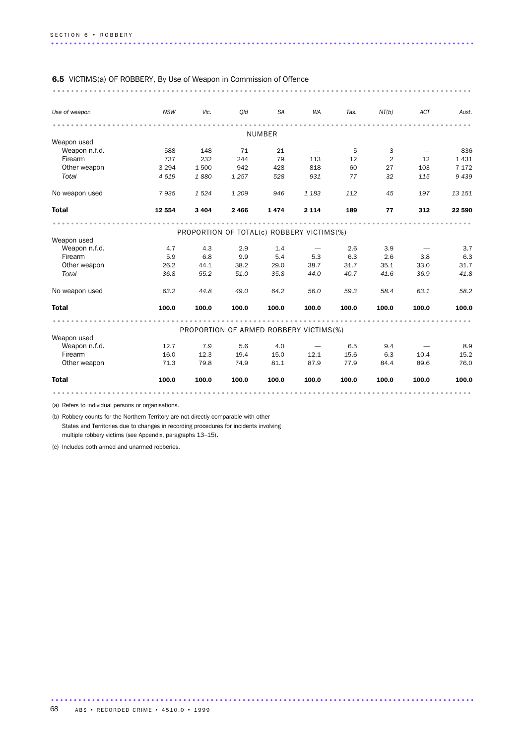**6.5** VICTIMS(a) OF ROBBERY, By Use of Weapon in Commission of Offence

| *Use of weapon* | *NSW* | *Vic.* | *Qld* | *SA* | *WA* | *Tas.* | *NT(b)* | *ACT* | *Aust.* |
|---|---|---|---|---|---|---|---|---|---|
| | | | | NUMBER | | | | | |
| Weapon used | | | | | | | | | |
| Weapon n.f.d. | 588 | 148 | 71 | 21 | — | 5 | 3 | — | 836 |
| Firearm | 737 | 232 | 244 | 79 | 113 | 12 | 2 | 12 | 1 431 |
| Other weapon | 3 294 | 1 500 | 942 | 428 | 818 | 60 | 27 | 103 | 7 172 |
| *Total* | *4 619* | *1 880* | *1 257* | *528* | *931* | *77* | *32* | *115* | *9 439* |
| No weapon used | *7 935* | *1 524* | *1 209* | *946* | *1 183* | *112* | *45* | *197* | *13 151* |
| **Total** | **12 554** | **3 404** | **2 466** | **1 474** | **2 114** | **189** | **77** | **312** | **22 590** |
| | | | PROPORTION OF TOTAL(c) ROBBERY VICTIMS(%) | | | | | | |
| Weapon used | | | | | | | | | |
| Weapon n.f.d. | 4.7 | 4.3 | 2.9 | 1.4 | — | 2.6 | 3.9 | — | 3.7 |
| Firearm | 5.9 | 6.8 | 9.9 | 5.4 | 5.3 | 6.3 | 2.6 | 3.8 | 6.3 |
| Other weapon | 26.2 | 44.1 | 38.2 | 29.0 | 38.7 | 31.7 | 35.1 | 33.0 | 31.7 |
| *Total* | *36.8* | *55.2* | *51.0* | *35.8* | *44.0* | *40.7* | *41.6* | *36.9* | *41.8* |
| No weapon used | *63.2* | *44.8* | *49.0* | *64.2* | *56.0* | *59.3* | *58.4* | *63.1* | *58.2* |
| **Total** | **100.0** | **100.0** | **100.0** | **100.0** | **100.0** | **100.0** | **100.0** | **100.0** | **100.0** |
| | | | PROPORTION OF ARMED ROBBERY VICTIMS(%) | | | | | | |
| Weapon used | | | | | | | | | |
| Weapon n.f.d. | 12.7 | 7.9 | 5.6 | 4.0 | — | 6.5 | 9.4 | — | 8.9 |
| Firearm | 16.0 | 12.3 | 19.4 | 15.0 | 12.1 | 15.6 | 6.3 | 10.4 | 15.2 |
| Other weapon | 71.3 | 79.8 | 74.9 | 81.1 | 87.9 | 77.9 | 84.4 | 89.6 | 76.0 |
| **Total** | **100.0** | **100.0** | **100.0** | **100.0** | **100.0** | **100.0** | **100.0** | **100.0** | **100.0** |

(a) Refers to individual persons or organisations.

(b) Robbery counts for the Northern Territory are not directly comparable with other States and Territories due to changes in recording procedures for incidents involving multiple robbery victims (see Appendix, paragraphs 13–15).

(c) Includes both armed and unarmed robberies.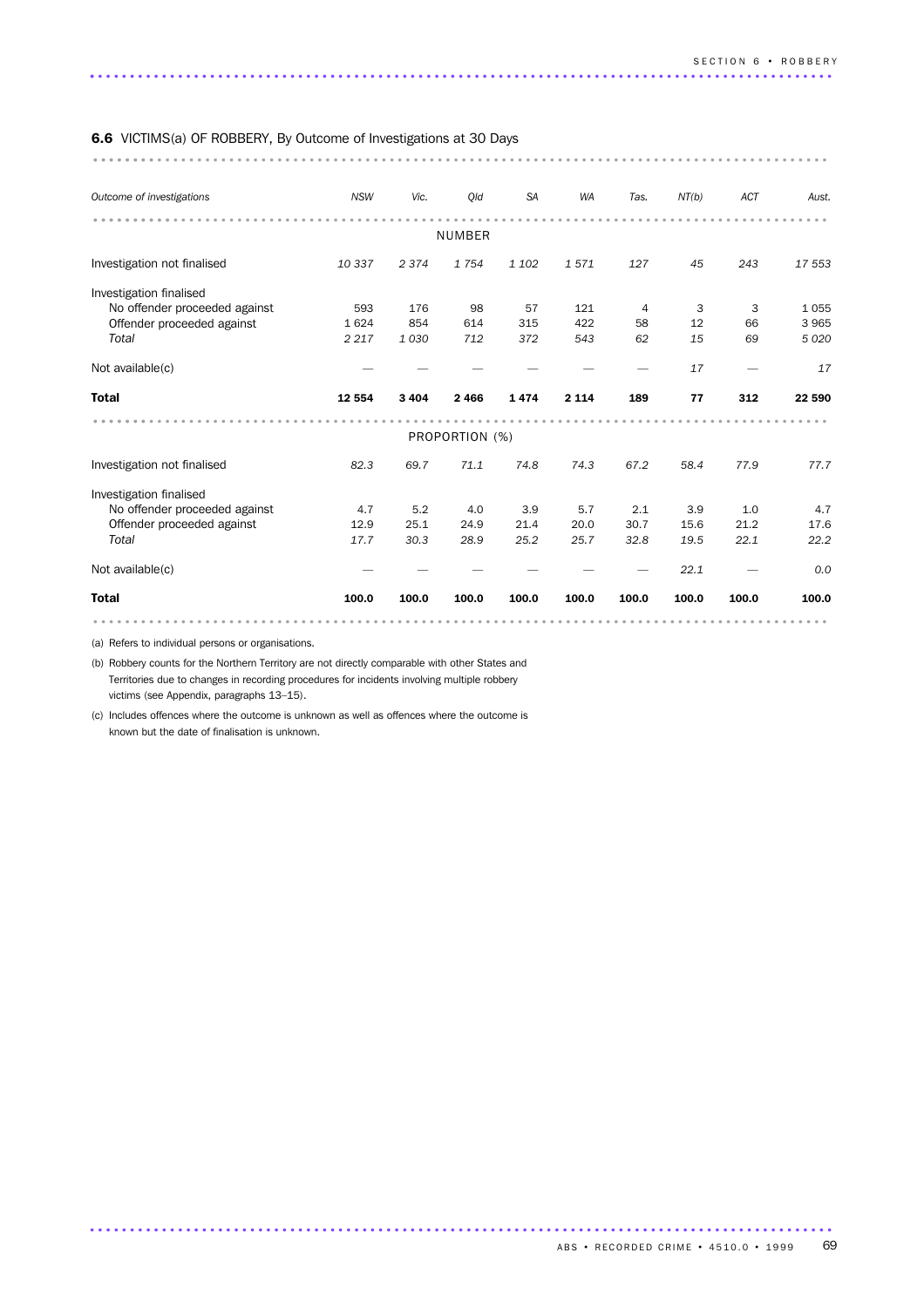**6.6** VICTIMS(a) OF ROBBERY, By Outcome of Investigations at 30 Days

| *Outcome of investigations* | *NSW* | *Vic.* | *Qld* | *SA* | *WA* | *Tas.* | *NT(b)* | *ACT* | *Aust.* |
|---|---|---|---|---|---|---|---|---|---|
| | | | NUMBER | | | | | | |
| Investigation not finalised | *10 337* | *2 374* | *1 754* | *1 102* | *1 571* | *127* | *45* | *243* | *17 553* |
| Investigation finalised | | | | | | | | | |
| No offender proceeded against | 593 | 176 | 98 | 57 | 121 | 4 | 3 | 3 | 1 055 |
| Offender proceeded against | 1 624 | 854 | 614 | 315 | 422 | 58 | 12 | 66 | 3 965 |
| *Total* | *2 217* | *1 030* | *712* | *372* | *543* | *62* | *15* | *69* | *5 020* |
| Not available(c) | — | — | — | — | — | — | *17* | — | *17* |
| **Total** | **12 554** | **3 404** | **2 466** | **1 474** | **2 114** | **189** | **77** | **312** | **22 590** |
| | | | PROPORTION (%) | | | | | | |
| Investigation not finalised | *82.3* | *69.7* | *71.1* | *74.8* | *74.3* | *67.2* | *58.4* | *77.9* | *77.7* |
| Investigation finalised | | | | | | | | | |
| No offender proceeded against | 4.7 | 5.2 | 4.0 | 3.9 | 5.7 | 2.1 | 3.9 | 1.0 | 4.7 |
| Offender proceeded against | 12.9 | 25.1 | 24.9 | 21.4 | 20.0 | 30.7 | 15.6 | 21.2 | 17.6 |
| *Total* | *17.7* | *30.3* | *28.9* | *25.2* | *25.7* | *32.8* | *19.5* | *22.1* | *22.2* |
| Not available(c) | — | — | — | — | — | — | *22.1* | — | *0.0* |
| **Total** | **100.0** | **100.0** | **100.0** | **100.0** | **100.0** | **100.0** | **100.0** | **100.0** | **100.0** |

(a) Refers to individual persons or organisations.

(b) Robbery counts for the Northern Territory are not directly comparable with other States and Territories due to changes in recording procedures for incidents involving multiple robbery victims (see Appendix, paragraphs 13–15).

(c) Includes offences where the outcome is unknown as well as offences where the outcome is known but the date of finalisation is unknown.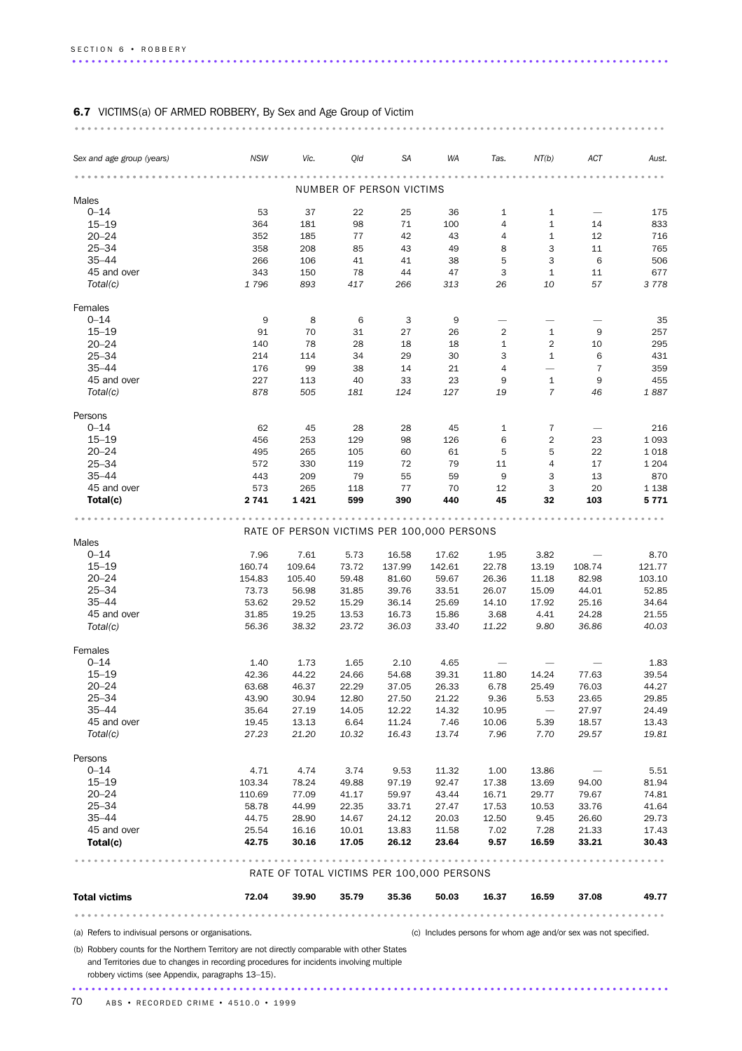**6.7** VICTIMS(a) OF ARMED ROBBERY, By Sex and Age Group of Victim

| Sex and age group (years) | NSW | Vic. | Qld | SA | WA | Tas. | NT(b) | ACT | Aust. |
|---|---|---|---|---|---|---|---|---|---|
| NUMBER OF PERSON VICTIMS | | | | | | | | | |
| **Males** | | | | | | | | | |
| 0–14 | 53 | 37 | 22 | 25 | 36 | 1 | 1 | — | 175 |
| 15–19 | 364 | 181 | 98 | 71 | 100 | 4 | 1 | 14 | 833 |
| 20–24 | 352 | 185 | 77 | 42 | 43 | 4 | 1 | 12 | 716 |
| 25–34 | 358 | 208 | 85 | 43 | 49 | 8 | 3 | 11 | 765 |
| 35–44 | 266 | 106 | 41 | 41 | 38 | 5 | 3 | 6 | 506 |
| 45 and over | 343 | 150 | 78 | 44 | 47 | 3 | 1 | 11 | 677 |
| *Total(c)* | *1 796* | *893* | *417* | *266* | *313* | *26* | *10* | *57* | *3 778* |
| **Females** | | | | | | | | | |
| 0–14 | 9 | 8 | 6 | 3 | 9 | — | — | — | 35 |
| 15–19 | 91 | 70 | 31 | 27 | 26 | 2 | 1 | 9 | 257 |
| 20–24 | 140 | 78 | 28 | 18 | 18 | 1 | 2 | 10 | 295 |
| 25–34 | 214 | 114 | 34 | 29 | 30 | 3 | 1 | 6 | 431 |
| 35–44 | 176 | 99 | 38 | 14 | 21 | 4 | — | 7 | 359 |
| 45 and over | 227 | 113 | 40 | 33 | 23 | 9 | 1 | 9 | 455 |
| *Total(c)* | *878* | *505* | *181* | *124* | *127* | *19* | *7* | *46* | *1 887* |
| **Persons** | | | | | | | | | |
| 0–14 | 62 | 45 | 28 | 28 | 45 | 1 | 7 | — | 216 |
| 15–19 | 456 | 253 | 129 | 98 | 126 | 6 | 2 | 23 | 1 093 |
| 20–24 | 495 | 265 | 105 | 60 | 61 | 5 | 5 | 22 | 1 018 |
| 25–34 | 572 | 330 | 119 | 72 | 79 | 11 | 4 | 17 | 1 204 |
| 35–44 | 443 | 209 | 79 | 55 | 59 | 9 | 3 | 13 | 870 |
| 45 and over | 573 | 265 | 118 | 77 | 70 | 12 | 3 | 20 | 1 138 |
| **Total(c)** | **2 741** | **1 421** | **599** | **390** | **440** | **45** | **32** | **103** | **5 771** |
| RATE OF PERSON VICTIMS PER 100,000 PERSONS | | | | | | | | | |
| **Males** | | | | | | | | | |
| 0–14 | 7.96 | 7.61 | 5.73 | 16.58 | 17.62 | 1.95 | 3.82 | — | 8.70 |
| 15–19 | 160.74 | 109.64 | 73.72 | 137.99 | 142.61 | 22.78 | 13.19 | 108.74 | 121.77 |
| 20–24 | 154.83 | 105.40 | 59.48 | 81.60 | 59.67 | 26.36 | 11.18 | 82.98 | 103.10 |
| 25–34 | 73.73 | 56.98 | 31.85 | 39.76 | 33.51 | 26.07 | 15.09 | 44.01 | 52.85 |
| 35–44 | 53.62 | 29.52 | 15.29 | 36.14 | 25.69 | 14.10 | 17.92 | 25.16 | 34.64 |
| 45 and over | 31.85 | 19.25 | 13.53 | 16.73 | 15.86 | 3.68 | 4.41 | 24.28 | 21.55 |
| *Total(c)* | *56.36* | *38.32* | *23.72* | *36.03* | *33.40* | *11.22* | *9.80* | *36.86* | *40.03* |
| **Females** | | | | | | | | | |
| 0–14 | 1.40 | 1.73 | 1.65 | 2.10 | 4.65 | — | — | — | 1.83 |
| 15–19 | 42.36 | 44.22 | 24.66 | 54.68 | 39.31 | 11.80 | 14.24 | 77.63 | 39.54 |
| 20–24 | 63.68 | 46.37 | 22.29 | 37.05 | 26.33 | 6.78 | 25.49 | 76.03 | 44.27 |
| 25–34 | 43.90 | 30.94 | 12.80 | 27.50 | 21.22 | 9.36 | 5.53 | 23.65 | 29.85 |
| 35–44 | 35.64 | 27.19 | 14.05 | 12.22 | 14.32 | 10.95 | — | 27.97 | 24.49 |
| 45 and over | 19.45 | 13.13 | 6.64 | 11.24 | 7.46 | 10.06 | 5.39 | 18.57 | 13.43 |
| *Total(c)* | *27.23* | *21.20* | *10.32* | *16.43* | *13.74* | *7.96* | *7.70* | *29.57* | *19.81* |
| **Persons** | | | | | | | | | |
| 0–14 | 4.71 | 4.74 | 3.74 | 9.53 | 11.32 | 1.00 | 13.86 | — | 5.51 |
| 15–19 | 103.34 | 78.24 | 49.88 | 97.19 | 92.47 | 17.38 | 13.69 | 94.00 | 81.94 |
| 20–24 | 110.69 | 77.09 | 41.17 | 59.97 | 43.44 | 16.71 | 29.77 | 79.67 | 74.81 |
| 25–34 | 58.78 | 44.99 | 22.35 | 33.71 | 27.47 | 17.53 | 10.53 | 33.76 | 41.64 |
| 35–44 | 44.75 | 28.90 | 14.67 | 24.12 | 20.03 | 12.50 | 9.45 | 26.60 | 29.73 |
| 45 and over | 25.54 | 16.16 | 10.01 | 13.83 | 11.58 | 7.02 | 7.28 | 21.33 | 17.43 |
| **Total(c)** | **42.75** | **30.16** | **17.05** | **26.12** | **23.64** | **9.57** | **16.59** | **33.21** | **30.43** |
| RATE OF TOTAL VICTIMS PER 100,000 PERSONS | | | | | | | | | |
| **Total victims** | **72.04** | **39.90** | **35.79** | **35.36** | **50.03** | **16.37** | **16.59** | **37.08** | **49.77** |

(a) Refers to indivisual persons or organisations.

(b) Robbery counts for the Northern Territory are not directly comparable with other States and Territories due to changes in recording procedures for incidents involving multiple robbery victims (see Appendix, paragraphs 13–15).

(c) Includes persons for whom age and/or sex was not specified.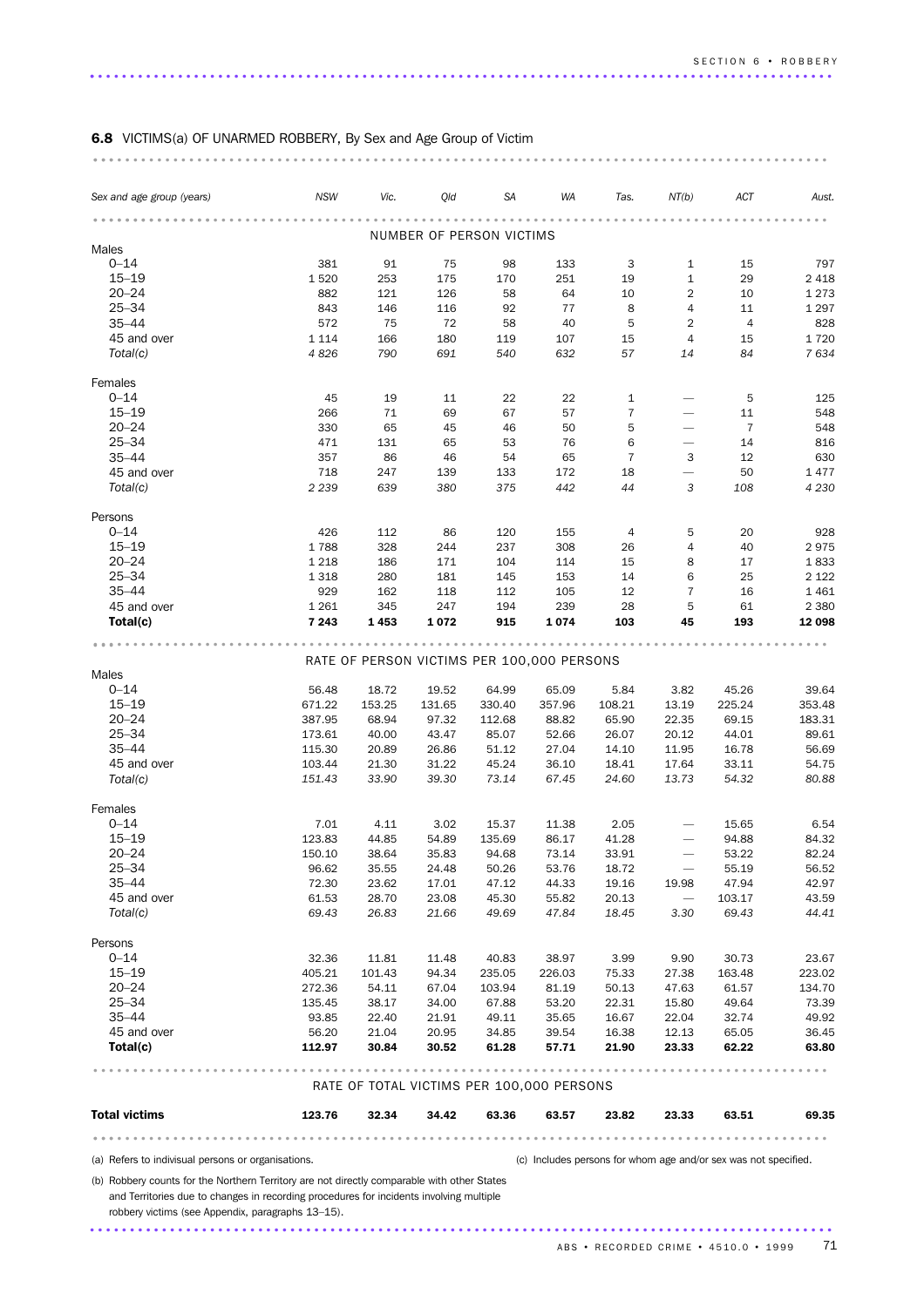**6.8** VICTIMS(a) OF UNARMED ROBBERY, By Sex and Age Group of Victim

| Sex and age group (years) | NSW | Vic. | Qld | SA | WA | Tas. | NT(b) | ACT | Aust. |
|---|---|---|---|---|---|---|---|---|---|
| **NUMBER OF PERSON VICTIMS** | | | | | | | | | |
| Males | | | | | | | | | |
| 0–14 | 381 | 91 | 75 | 98 | 133 | 3 | 1 | 15 | 797 |
| 15–19 | 1 520 | 253 | 175 | 170 | 251 | 19 | 1 | 29 | 2 418 |
| 20–24 | 882 | 121 | 126 | 58 | 64 | 10 | 2 | 10 | 1 273 |
| 25–34 | 843 | 146 | 116 | 92 | 77 | 8 | 4 | 11 | 1 297 |
| 35–44 | 572 | 75 | 72 | 58 | 40 | 5 | 2 | 4 | 828 |
| 45 and over | 1 114 | 166 | 180 | 119 | 107 | 15 | 4 | 15 | 1 720 |
| *Total(c)* | *4 826* | *790* | *691* | *540* | *632* | *57* | *14* | *84* | *7 634* |
| Females | | | | | | | | | |
| 0–14 | 45 | 19 | 11 | 22 | 22 | 1 | — | 5 | 125 |
| 15–19 | 266 | 71 | 69 | 67 | 57 | 7 | — | 11 | 548 |
| 20–24 | 330 | 65 | 45 | 46 | 50 | 5 | — | 7 | 548 |
| 25–34 | 471 | 131 | 65 | 53 | 76 | 6 | — | 14 | 816 |
| 35–44 | 357 | 86 | 46 | 54 | 65 | 7 | 3 | 12 | 630 |
| 45 and over | 718 | 247 | 139 | 133 | 172 | 18 | — | 50 | 1 477 |
| *Total(c)* | *2 239* | *639* | *380* | *375* | *442* | *44* | *3* | *108* | *4 230* |
| Persons | | | | | | | | | |
| 0–14 | 426 | 112 | 86 | 120 | 155 | 4 | 5 | 20 | 928 |
| 15–19 | 1 788 | 328 | 244 | 237 | 308 | 26 | 4 | 40 | 2 975 |
| 20–24 | 1 218 | 186 | 171 | 104 | 114 | 15 | 8 | 17 | 1 833 |
| 25–34 | 1 318 | 280 | 181 | 145 | 153 | 14 | 6 | 25 | 2 122 |
| 35–44 | 929 | 162 | 118 | 112 | 105 | 12 | 7 | 16 | 1 461 |
| 45 and over | 1 261 | 345 | 247 | 194 | 239 | 28 | 5 | 61 | 2 380 |
| **Total(c)** | **7 243** | **1 453** | **1 072** | **915** | **1 074** | **103** | **45** | **193** | **12 098** |
| **RATE OF PERSON VICTIMS PER 100,000 PERSONS** | | | | | | | | | |
| Males | | | | | | | | | |
| 0–14 | 56.48 | 18.72 | 19.52 | 64.99 | 65.09 | 5.84 | 3.82 | 45.26 | 39.64 |
| 15–19 | 671.22 | 153.25 | 131.65 | 330.40 | 357.96 | 108.21 | 13.19 | 225.24 | 353.48 |
| 20–24 | 387.95 | 68.94 | 97.32 | 112.68 | 88.82 | 65.90 | 22.35 | 69.15 | 183.31 |
| 25–34 | 173.61 | 40.00 | 43.47 | 85.07 | 52.66 | 26.07 | 20.12 | 44.01 | 89.61 |
| 35–44 | 115.30 | 20.89 | 26.86 | 51.12 | 27.04 | 14.10 | 11.95 | 16.78 | 56.69 |
| 45 and over | 103.44 | 21.30 | 31.22 | 45.24 | 36.10 | 18.41 | 17.64 | 33.11 | 54.75 |
| *Total(c)* | *151.43* | *33.90* | *39.30* | *73.14* | *67.45* | *24.60* | *13.73* | *54.32* | *80.88* |
| Females | | | | | | | | | |
| 0–14 | 7.01 | 4.11 | 3.02 | 15.37 | 11.38 | 2.05 | — | 15.65 | 6.54 |
| 15–19 | 123.83 | 44.85 | 54.89 | 135.69 | 86.17 | 41.28 | — | 94.88 | 84.32 |
| 20–24 | 150.10 | 38.64 | 35.83 | 94.68 | 73.14 | 33.91 | — | 53.22 | 82.24 |
| 25–34 | 96.62 | 35.55 | 24.48 | 50.26 | 53.76 | 18.72 | — | 55.19 | 56.52 |
| 35–44 | 72.30 | 23.62 | 17.01 | 47.12 | 44.33 | 19.16 | 19.98 | 47.94 | 42.97 |
| 45 and over | 61.53 | 28.70 | 23.08 | 45.30 | 55.82 | 20.13 | — | 103.17 | 43.59 |
| *Total(c)* | *69.43* | *26.83* | *21.66* | *49.69* | *47.84* | *18.45* | *3.30* | *69.43* | *44.41* |
| Persons | | | | | | | | | |
| 0–14 | 32.36 | 11.81 | 11.48 | 40.83 | 38.97 | 3.99 | 9.90 | 30.73 | 23.67 |
| 15–19 | 405.21 | 101.43 | 94.34 | 235.05 | 226.03 | 75.33 | 27.38 | 163.48 | 223.02 |
| 20–24 | 272.36 | 54.11 | 67.04 | 103.94 | 81.19 | 50.13 | 47.63 | 61.57 | 134.70 |
| 25–34 | 135.45 | 38.17 | 34.00 | 67.88 | 53.20 | 22.31 | 15.80 | 49.64 | 73.39 |
| 35–44 | 93.85 | 22.40 | 21.91 | 49.11 | 35.65 | 16.67 | 22.04 | 32.74 | 49.92 |
| 45 and over | 56.20 | 21.04 | 20.95 | 34.85 | 39.54 | 16.38 | 12.13 | 65.05 | 36.45 |
| **Total(c)** | **112.97** | **30.84** | **30.52** | **61.28** | **57.71** | **21.90** | **23.33** | **62.22** | **63.80** |
| **RATE OF TOTAL VICTIMS PER 100,000 PERSONS** | | | | | | | | | |
| **Total victims** | **123.76** | **32.34** | **34.42** | **63.36** | **63.57** | **23.82** | **23.33** | **63.51** | **69.35** |

(a) Refers to indivisual persons or organisations.

(b) Robbery counts for the Northern Territory are not directly comparable with other States and Territories due to changes in recording procedures for incidents involving multiple robbery victims (see Appendix, paragraphs 13–15).

(c) Includes persons for whom age and/or sex was not specified.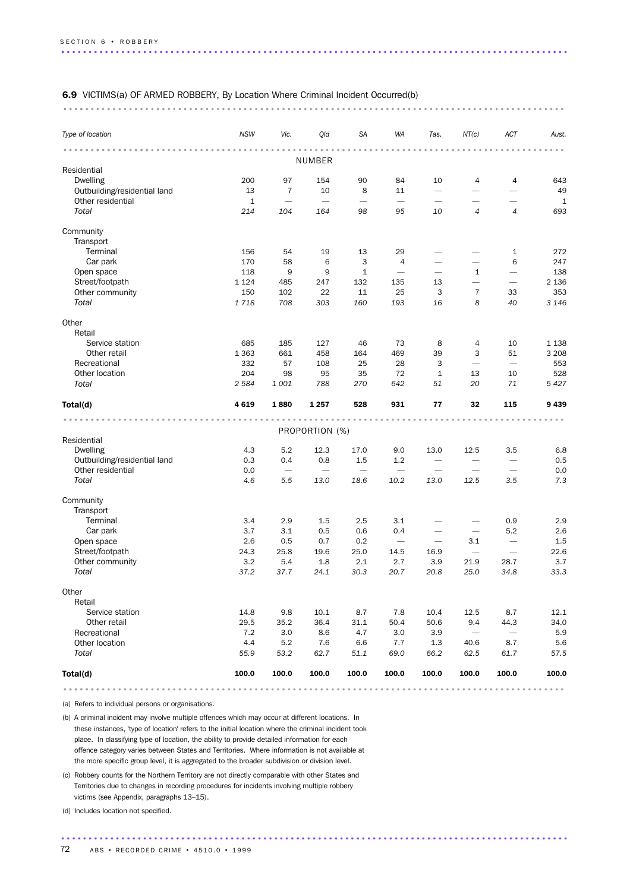## 6.9 VICTIMS(a) OF ARMED ROBBERY, By Location Where Criminal Incident Occurred(b)

| Type of location | NSW | Vic. | Qld | SA | WA | Tas. | NT(c) | ACT | Aust. |
|---|---|---|---|---|---|---|---|---|---|
| | | | NUMBER | | | | | | |
| Residential | | | | | | | | | |
| Dwelling | 200 | 97 | 154 | 90 | 84 | 10 | 4 | 4 | 643 |
| Outbuilding/residential land | 13 | 7 | 10 | 8 | 11 | — | — | — | 49 |
| Other residential | 1 | — | — | — | — | — | — | — | 1 |
| *Total* | *214* | *104* | *164* | *98* | *95* | *10* | *4* | *4* | *693* |
| Community | | | | | | | | | |
| Transport | | | | | | | | | |
| Terminal | 156 | 54 | 19 | 13 | 29 | — | — | 1 | 272 |
| Car park | 170 | 58 | 6 | 3 | 4 | — | — | 6 | 247 |
| Open space | 118 | 9 | 9 | 1 | — | — | 1 | — | 138 |
| Street/footpath | 1 124 | 485 | 247 | 132 | 135 | 13 | — | — | 2 136 |
| Other community | 150 | 102 | 22 | 11 | 25 | 3 | 7 | 33 | 353 |
| *Total* | *1 718* | *708* | *303* | *160* | *193* | *16* | *8* | *40* | *3 146* |
| Other | | | | | | | | | |
| Retail | | | | | | | | | |
| Service station | 685 | 185 | 127 | 46 | 73 | 8 | 4 | 10 | 1 138 |
| Other retail | 1 363 | 661 | 458 | 164 | 469 | 39 | 3 | 51 | 3 208 |
| Recreational | 332 | 57 | 108 | 25 | 28 | 3 | — | — | 553 |
| Other location | 204 | 98 | 95 | 35 | 72 | 1 | 13 | 10 | 528 |
| *Total* | *2 584* | *1 001* | *788* | *270* | *642* | *51* | *20* | *71* | *5 427* |
| **Total(d)** | **4 619** | **1 880** | **1 257** | **528** | **931** | **77** | **32** | **115** | **9 439** |
| | | | PROPORTION (%) | | | | | | |
| Residential | | | | | | | | | |
| Dwelling | 4.3 | 5.2 | 12.3 | 17.0 | 9.0 | 13.0 | 12.5 | 3.5 | 6.8 |
| Outbuilding/residential land | 0.3 | 0.4 | 0.8 | 1.5 | 1.2 | — | — | — | 0.5 |
| Other residential | 0.0 | — | — | — | — | — | — | — | 0.0 |
| *Total* | *4.6* | *5.5* | *13.0* | *18.6* | *10.2* | *13.0* | *12.5* | *3.5* | *7.3* |
| Community | | | | | | | | | |
| Transport | | | | | | | | | |
| Terminal | 3.4 | 2.9 | 1.5 | 2.5 | 3.1 | — | — | 0.9 | 2.9 |
| Car park | 3.7 | 3.1 | 0.5 | 0.6 | 0.4 | — | — | 5.2 | 2.6 |
| Open space | 2.6 | 0.5 | 0.7 | 0.2 | — | — | 3.1 | — | 1.5 |
| Street/footpath | 24.3 | 25.8 | 19.6 | 25.0 | 14.5 | 16.9 | — | — | 22.6 |
| Other community | 3.2 | 5.4 | 1.8 | 2.1 | 2.7 | 3.9 | 21.9 | 28.7 | 3.7 |
| *Total* | *37.2* | *37.7* | *24.1* | *30.3* | *20.7* | *20.8* | *25.0* | *34.8* | *33.3* |
| Other | | | | | | | | | |
| Retail | | | | | | | | | |
| Service station | 14.8 | 9.8 | 10.1 | 8.7 | 7.8 | 10.4 | 12.5 | 8.7 | 12.1 |
| Other retail | 29.5 | 35.2 | 36.4 | 31.1 | 50.4 | 50.6 | 9.4 | 44.3 | 34.0 |
| Recreational | 7.2 | 3.0 | 8.6 | 4.7 | 3.0 | 3.9 | — | — | 5.9 |
| Other location | 4.4 | 5.2 | 7.6 | 6.6 | 7.7 | 1.3 | 40.6 | 8.7 | 5.6 |
| *Total* | *55.9* | *53.2* | *62.7* | *51.1* | *69.0* | *66.2* | *62.5* | *61.7* | *57.5* |
| **Total(d)** | **100.0** | **100.0** | **100.0** | **100.0** | **100.0** | **100.0** | **100.0** | **100.0** | **100.0** |

(a) Refers to individual persons or organisations.

(b) A criminal incident may involve multiple offences which may occur at different locations. In these instances, 'type of location' refers to the initial location where the criminal incident took place. In classifying type of location, the ability to provide detailed information for each offence category varies between States and Territories. Where information is not available at the more specific group level, it is aggregated to the broader subdivision or division level.

(c) Robbery counts for the Northern Territory are not directly comparable with other States and Territories due to changes in recording procedures for incidents involving multiple robbery victims (see Appendix, paragraphs 13–15).

(d) Includes location not specified.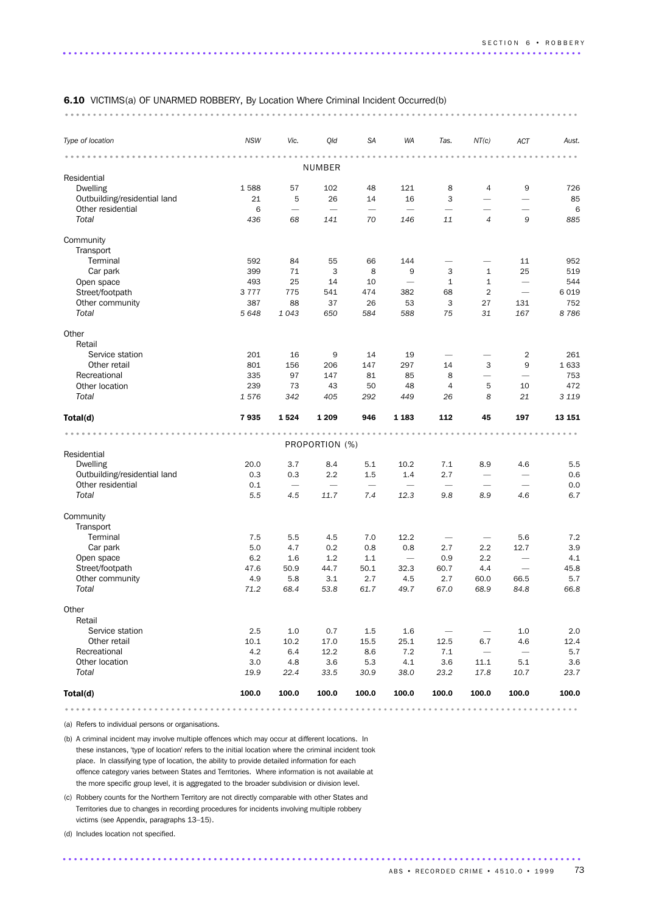**6.10** VICTIMS(a) OF UNARMED ROBBERY, By Location Where Criminal Incident Occurred(b)

| *Type of location* | *NSW* | *Vic.* | *Qld* | *SA* | *WA* | *Tas.* | *NT(c)* | *ACT* | *Aust.* |
|---|---|---|---|---|---|---|---|---|---|
| | | | NUMBER | | | | | | |
| Residential | | | | | | | | | |
| Dwelling | 1 588 | 57 | 102 | 48 | 121 | 8 | 4 | 9 | 726 |
| Outbuilding/residential land | 21 | 5 | 26 | 14 | 16 | 3 | — | — | 85 |
| Other residential | 6 | — | — | — | — | — | — | — | 6 |
| *Total* | *436* | *68* | *141* | *70* | *146* | *11* | *4* | *9* | *885* |
| Community | | | | | | | | | |
| Transport | | | | | | | | | |
| Terminal | 592 | 84 | 55 | 66 | 144 | — | — | 11 | 952 |
| Car park | 399 | 71 | 3 | 8 | 9 | 3 | 1 | 25 | 519 |
| Open space | 493 | 25 | 14 | 10 | — | 1 | 1 | — | 544 |
| Street/footpath | 3 777 | 775 | 541 | 474 | 382 | 68 | 2 | — | 6 019 |
| Other community | 387 | 88 | 37 | 26 | 53 | 3 | 27 | 131 | 752 |
| *Total* | *5 648* | *1 043* | *650* | *584* | *588* | *75* | *31* | *167* | *8 786* |
| Other | | | | | | | | | |
| Retail | | | | | | | | | |
| Service station | 201 | 16 | 9 | 14 | 19 | — | — | 2 | 261 |
| Other retail | 801 | 156 | 206 | 147 | 297 | 14 | 3 | 9 | 1 633 |
| Recreational | 335 | 97 | 147 | 81 | 85 | 8 | — | — | 753 |
| Other location | 239 | 73 | 43 | 50 | 48 | 4 | 5 | 10 | 472 |
| *Total* | *1 576* | *342* | *405* | *292* | *449* | *26* | *8* | *21* | *3 119* |
| **Total(d)** | **7 935** | **1 524** | **1 209** | **946** | **1 183** | **112** | **45** | **197** | **13 151** |
| | | | PROPORTION (%) | | | | | | |
| Residential | | | | | | | | | |
| Dwelling | 20.0 | 3.7 | 8.4 | 5.1 | 10.2 | 7.1 | 8.9 | 4.6 | 5.5 |
| Outbuilding/residential land | 0.3 | 0.3 | 2.2 | 1.5 | 1.4 | 2.7 | — | — | 0.6 |
| Other residential | 0.1 | — | — | — | — | — | — | — | 0.0 |
| *Total* | *5.5* | *4.5* | *11.7* | *7.4* | *12.3* | *9.8* | *8.9* | *4.6* | *6.7* |
| Community | | | | | | | | | |
| Transport | | | | | | | | | |
| Terminal | 7.5 | 5.5 | 4.5 | 7.0 | 12.2 | — | — | 5.6 | 7.2 |
| Car park | 5.0 | 4.7 | 0.2 | 0.8 | 0.8 | 2.7 | 2.2 | 12.7 | 3.9 |
| Open space | 6.2 | 1.6 | 1.2 | 1.1 | — | 0.9 | 2.2 | — | 4.1 |
| Street/footpath | 47.6 | 50.9 | 44.7 | 50.1 | 32.3 | 60.7 | 4.4 | — | 45.8 |
| Other community | 4.9 | 5.8 | 3.1 | 2.7 | 4.5 | 2.7 | 60.0 | 66.5 | 5.7 |
| *Total* | *71.2* | *68.4* | *53.8* | *61.7* | *49.7* | *67.0* | *68.9* | *84.8* | *66.8* |
| Other | | | | | | | | | |
| Retail | | | | | | | | | |
| Service station | 2.5 | 1.0 | 0.7 | 1.5 | 1.6 | — | — | 1.0 | 2.0 |
| Other retail | 10.1 | 10.2 | 17.0 | 15.5 | 25.1 | 12.5 | 6.7 | 4.6 | 12.4 |
| Recreational | 4.2 | 6.4 | 12.2 | 8.6 | 7.2 | 7.1 | — | — | 5.7 |
| Other location | 3.0 | 4.8 | 3.6 | 5.3 | 4.1 | 3.6 | 11.1 | 5.1 | 3.6 |
| *Total* | *19.9* | *22.4* | *33.5* | *30.9* | *38.0* | *23.2* | *17.8* | *10.7* | *23.7* |
| **Total(d)** | **100.0** | **100.0** | **100.0** | **100.0** | **100.0** | **100.0** | **100.0** | **100.0** | **100.0** |

(a) Refers to individual persons or organisations.

(b) A criminal incident may involve multiple offences which may occur at different locations. In these instances, 'type of location' refers to the initial location where the criminal incident took place. In classifying type of location, the ability to provide detailed information for each offence category varies between States and Territories. Where information is not available at the more specific group level, it is aggregated to the broader subdivision or division level.

(c) Robbery counts for the Northern Territory are not directly comparable with other States and Territories due to changes in recording procedures for incidents involving multiple robbery victims (see Appendix, paragraphs 13–15).

(d) Includes location not specified.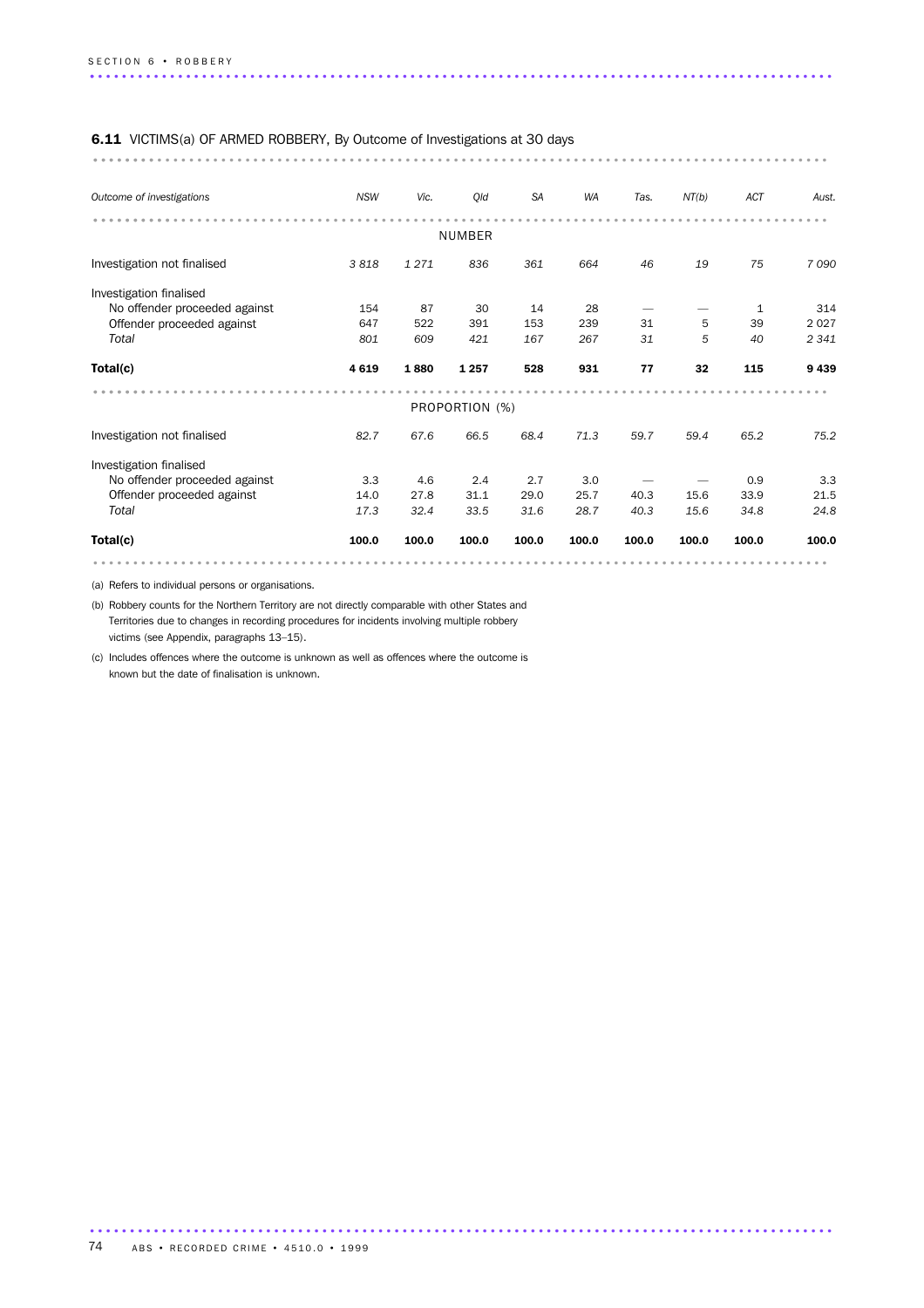## 6.11 VICTIMS(a) OF ARMED ROBBERY, By Outcome of Investigations at 30 days

| *Outcome of investigations* | *NSW* | *Vic.* | *Qld* | *SA* | *WA* | *Tas.* | *NT(b)* | *ACT* | *Aust.* |
|---|---|---|---|---|---|---|---|---|---|
| | | | NUMBER | | | | | | |
| Investigation not finalised | *3 818* | *1 271* | *836* | *361* | *664* | *46* | *19* | *75* | *7 090* |
| Investigation finalised | | | | | | | | | |
| No offender proceeded against | 154 | 87 | 30 | 14 | 28 | — | — | 1 | 314 |
| Offender proceeded against | 647 | 522 | 391 | 153 | 239 | 31 | 5 | 39 | 2 027 |
| *Total* | *801* | *609* | *421* | *167* | *267* | *31* | *5* | *40* | *2 341* |
| **Total(c)** | **4 619** | **1 880** | **1 257** | **528** | **931** | **77** | **32** | **115** | **9 439** |
| | | | PROPORTION (%) | | | | | | |
| Investigation not finalised | *82.7* | *67.6* | *66.5* | *68.4* | *71.3* | *59.7* | *59.4* | *65.2* | *75.2* |
| Investigation finalised | | | | | | | | | |
| No offender proceeded against | 3.3 | 4.6 | 2.4 | 2.7 | 3.0 | — | — | 0.9 | 3.3 |
| Offender proceeded against | 14.0 | 27.8 | 31.1 | 29.0 | 25.7 | 40.3 | 15.6 | 33.9 | 21.5 |
| *Total* | *17.3* | *32.4* | *33.5* | *31.6* | *28.7* | *40.3* | *15.6* | *34.8* | *24.8* |
| **Total(c)** | **100.0** | **100.0** | **100.0** | **100.0** | **100.0** | **100.0** | **100.0** | **100.0** | **100.0** |

(a) Refers to individual persons or organisations.

(b) Robbery counts for the Northern Territory are not directly comparable with other States and Territories due to changes in recording procedures for incidents involving multiple robbery victims (see Appendix, paragraphs 13–15).

(c) Includes offences where the outcome is unknown as well as offences where the outcome is known but the date of finalisation is unknown.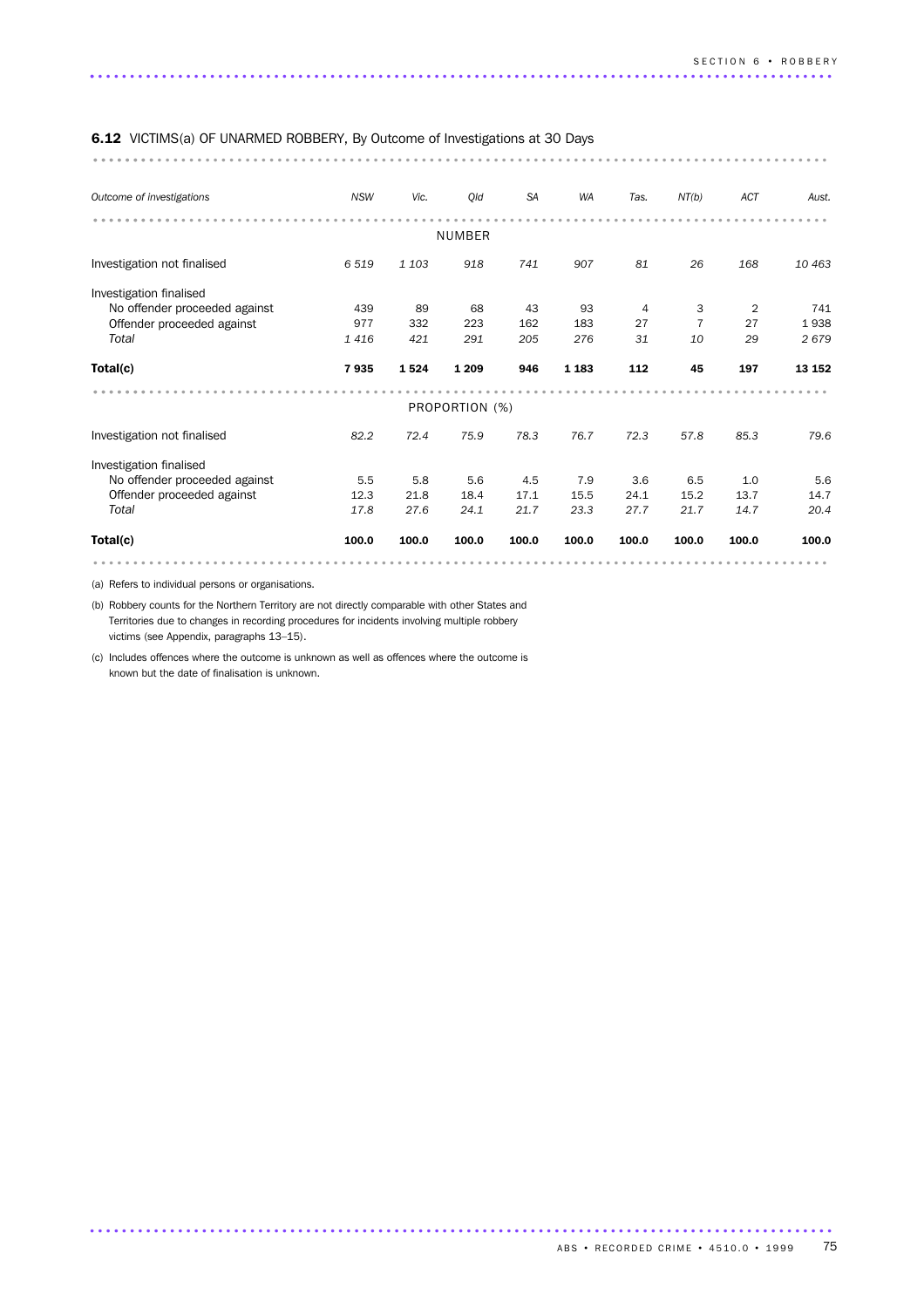**6.12** VICTIMS(a) OF UNARMED ROBBERY, By Outcome of Investigations at 30 Days

| *Outcome of investigations* | *NSW* | *Vic.* | *Qld* | *SA* | *WA* | *Tas.* | *NT(b)* | *ACT* | *Aust.* |
|---|---|---|---|---|---|---|---|---|---|
| | | | NUMBER | | | | | | |
| Investigation not finalised | *6 519* | *1 103* | *918* | *741* | *907* | *81* | *26* | *168* | *10 463* |
| Investigation finalised | | | | | | | | | |
| No offender proceeded against | 439 | 89 | 68 | 43 | 93 | 4 | 3 | 2 | 741 |
| Offender proceeded against | 977 | 332 | 223 | 162 | 183 | 27 | 7 | 27 | 1 938 |
| *Total* | *1 416* | *421* | *291* | *205* | *276* | *31* | *10* | *29* | *2 679* |
| **Total(c)** | **7 935** | **1 524** | **1 209** | **946** | **1 183** | **112** | **45** | **197** | **13 152** |
| | | | PROPORTION (%) | | | | | | |
| Investigation not finalised | *82.2* | *72.4* | *75.9* | *78.3* | *76.7* | *72.3* | *57.8* | *85.3* | *79.6* |
| Investigation finalised | | | | | | | | | |
| No offender proceeded against | 5.5 | 5.8 | 5.6 | 4.5 | 7.9 | 3.6 | 6.5 | 1.0 | 5.6 |
| Offender proceeded against | 12.3 | 21.8 | 18.4 | 17.1 | 15.5 | 24.1 | 15.2 | 13.7 | 14.7 |
| *Total* | *17.8* | *27.6* | *24.1* | *21.7* | *23.3* | *27.7* | *21.7* | *14.7* | *20.4* |
| **Total(c)** | **100.0** | **100.0** | **100.0** | **100.0** | **100.0** | **100.0** | **100.0** | **100.0** | **100.0** |

(a) Refers to individual persons or organisations.

(b) Robbery counts for the Northern Territory are not directly comparable with other States and Territories due to changes in recording procedures for incidents involving multiple robbery victims (see Appendix, paragraphs 13–15).

(c) Includes offences where the outcome is unknown as well as offences where the outcome is known but the date of finalisation is unknown.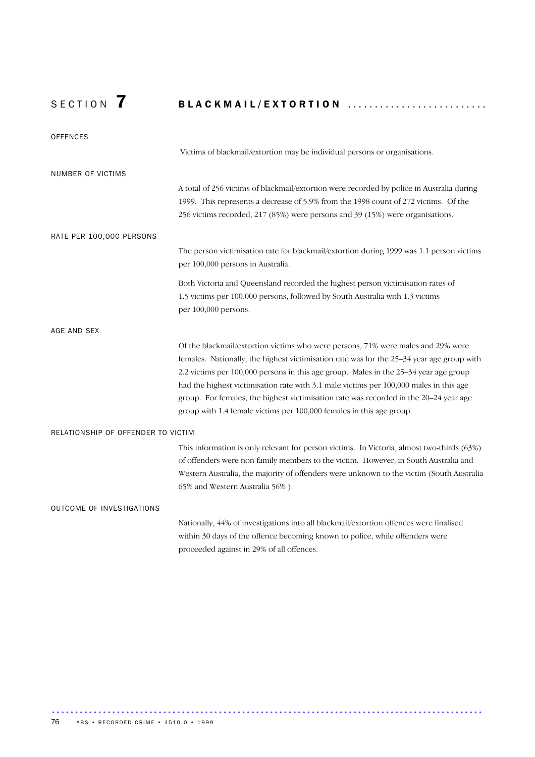# SECTION 7 BLACKMAIL/EXTORTION

## OFFENCES

Victims of blackmail/extortion may be individual persons or organisations.

## NUMBER OF VICTIMS

A total of 256 victims of blackmail/extortion were recorded by police in Australia during 1999. This represents a decrease of 5.9% from the 1998 count of 272 victims. Of the 256 victims recorded, 217 (85%) were persons and 39 (15%) were organisations.

## RATE PER 100,000 PERSONS

The person victimisation rate for blackmail/extortion during 1999 was 1.1 person victims per 100,000 persons in Australia.

Both Victoria and Queensland recorded the highest person victimisation rates of 1.5 victims per 100,000 persons, followed by South Australia with 1.3 victims per 100,000 persons.

## AGE AND SEX

Of the blackmail/extortion victims who were persons, 71% were males and 29% were females. Nationally, the highest victimisation rate was for the 25–34 year age group with 2.2 victims per 100,000 persons in this age group. Males in the 25–34 year age group had the highest victimisation rate with 3.1 male victims per 100,000 males in this age group. For females, the highest victimisation rate was recorded in the 20–24 year age group with 1.4 female victims per 100,000 females in this age group.

## RELATIONSHIP OF OFFENDER TO VICTIM

This information is only relevant for person victims. In Victoria, almost two-thirds (63%) of offenders were non-family members to the victim. However, in South Australia and Western Australia, the majority of offenders were unknown to the victim (South Australia 65% and Western Australia 56% ).

## OUTCOME OF INVESTIGATIONS

Nationally, 44% of investigations into all blackmail/extortion offences were finalised within 30 days of the offence becoming known to police, while offenders were proceeded against in 29% of all offences.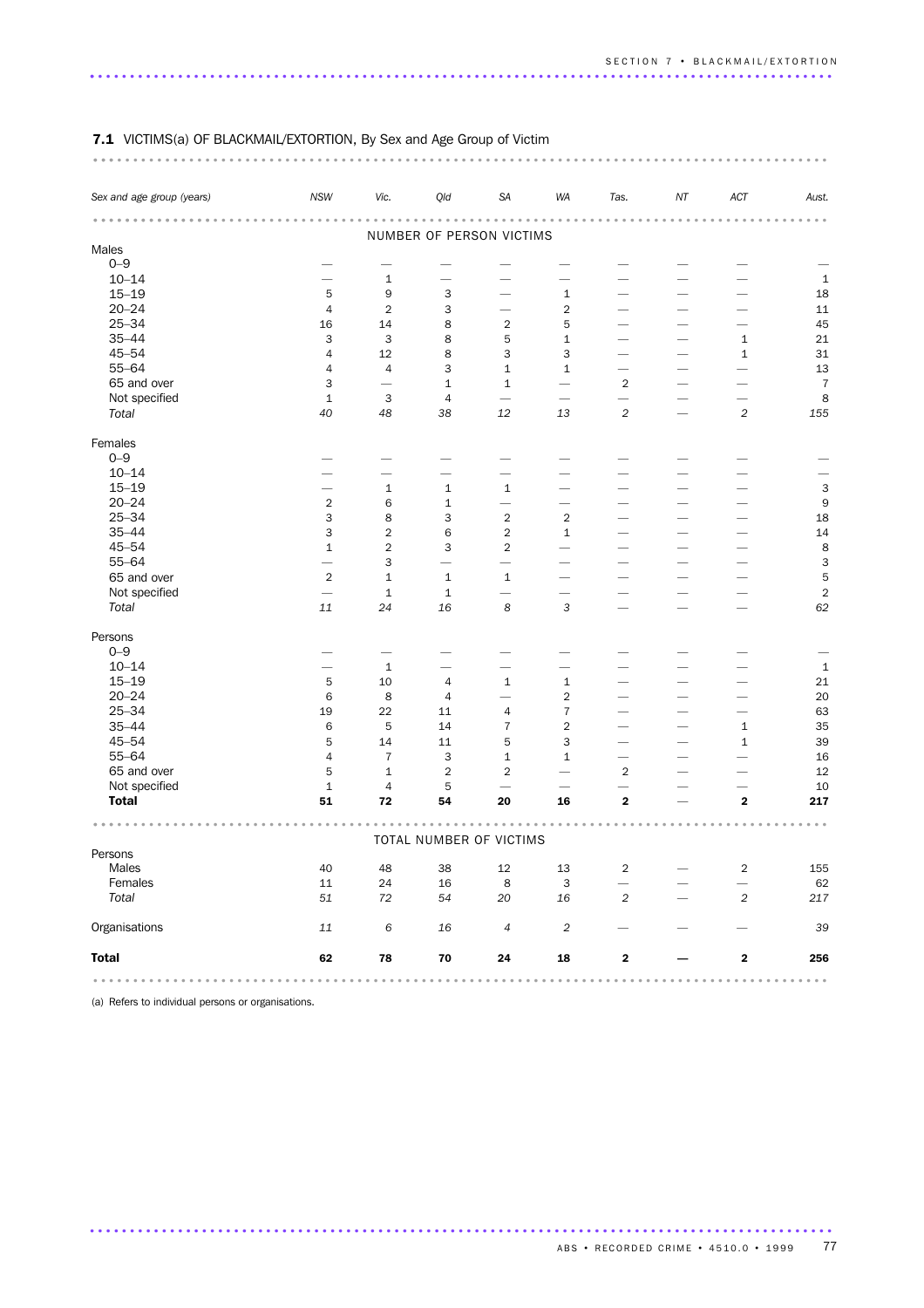## 7.1 VICTIMS(a) OF BLACKMAIL/EXTORTION, By Sex and Age Group of Victim

| Sex and age group (years) | NSW | Vic. | Qld | SA | WA | Tas. | NT | ACT | Aust. |
|---|---|---|---|---|---|---|---|---|---|
| | | | NUMBER OF PERSON VICTIMS | | | | | | |
| **Males** | | | | | | | | | |
| 0–9 | — | — | — | — | — | — | — | — | — |
| 10–14 | — | 1 | — | — | — | — | — | — | 1 |
| 15–19 | 5 | 9 | 3 | — | 1 | — | — | — | 18 |
| 20–24 | 4 | 2 | 3 | — | 2 | — | — | — | 11 |
| 25–34 | 16 | 14 | 8 | 2 | 5 | — | — | — | 45 |
| 35–44 | 3 | 3 | 8 | 5 | 1 | — | — | 1 | 21 |
| 45–54 | 4 | 12 | 8 | 3 | 3 | — | — | 1 | 31 |
| 55–64 | 4 | 4 | 3 | 1 | 1 | — | — | — | 13 |
| 65 and over | 3 | — | 1 | 1 | — | 2 | — | — | 7 |
| Not specified | 1 | 3 | 4 | — | — | — | — | — | 8 |
| *Total* | *40* | *48* | *38* | *12* | *13* | *2* | — | *2* | *155* |
| **Females** | | | | | | | | | |
| 0–9 | — | — | — | — | — | — | — | — | — |
| 10–14 | — | — | — | — | — | — | — | — | — |
| 15–19 | — | 1 | 1 | 1 | — | — | — | — | 3 |
| 20–24 | 2 | 6 | 1 | — | — | — | — | — | 9 |
| 25–34 | 3 | 8 | 3 | 2 | 2 | — | — | — | 18 |
| 35–44 | 3 | 2 | 6 | 2 | 1 | — | — | — | 14 |
| 45–54 | 1 | 2 | 3 | 2 | — | — | — | — | 8 |
| 55–64 | — | 3 | — | — | — | — | — | — | 3 |
| 65 and over | 2 | 1 | 1 | 1 | — | — | — | — | 5 |
| Not specified | — | 1 | 1 | — | — | — | — | — | 2 |
| *Total* | *11* | *24* | *16* | *8* | *3* | — | — | — | *62* |
| **Persons** | | | | | | | | | |
| 0–9 | — | — | — | — | — | — | — | — | — |
| 10–14 | — | 1 | — | — | — | — | — | — | 1 |
| 15–19 | 5 | 10 | 4 | 1 | 1 | — | — | — | 21 |
| 20–24 | 6 | 8 | 4 | — | 2 | — | — | — | 20 |
| 25–34 | 19 | 22 | 11 | 4 | 7 | — | — | — | 63 |
| 35–44 | 6 | 5 | 14 | 7 | 2 | — | — | 1 | 35 |
| 45–54 | 5 | 14 | 11 | 5 | 3 | — | — | 1 | 39 |
| 55–64 | 4 | 7 | 3 | 1 | 1 | — | — | — | 16 |
| 65 and over | 5 | 1 | 2 | 2 | — | 2 | — | — | 12 |
| Not specified | 1 | 4 | 5 | — | — | — | — | — | 10 |
| **Total** | **51** | **72** | **54** | **20** | **16** | **2** | — | **2** | **217** |
| | | | TOTAL NUMBER OF VICTIMS | | | | | | |
| **Persons** | | | | | | | | | |
| Males | 40 | 48 | 38 | 12 | 13 | 2 | — | 2 | 155 |
| Females | 11 | 24 | 16 | 8 | 3 | — | — | — | 62 |
| *Total* | *51* | *72* | *54* | *20* | *16* | *2* | — | *2* | *217* |
| Organisations | *11* | *6* | *16* | *4* | *2* | — | — | — | *39* |
| **Total** | **62** | **78** | **70** | **24** | **18** | **2** | **—** | **2** | **256** |

(a) Refers to individual persons or organisations.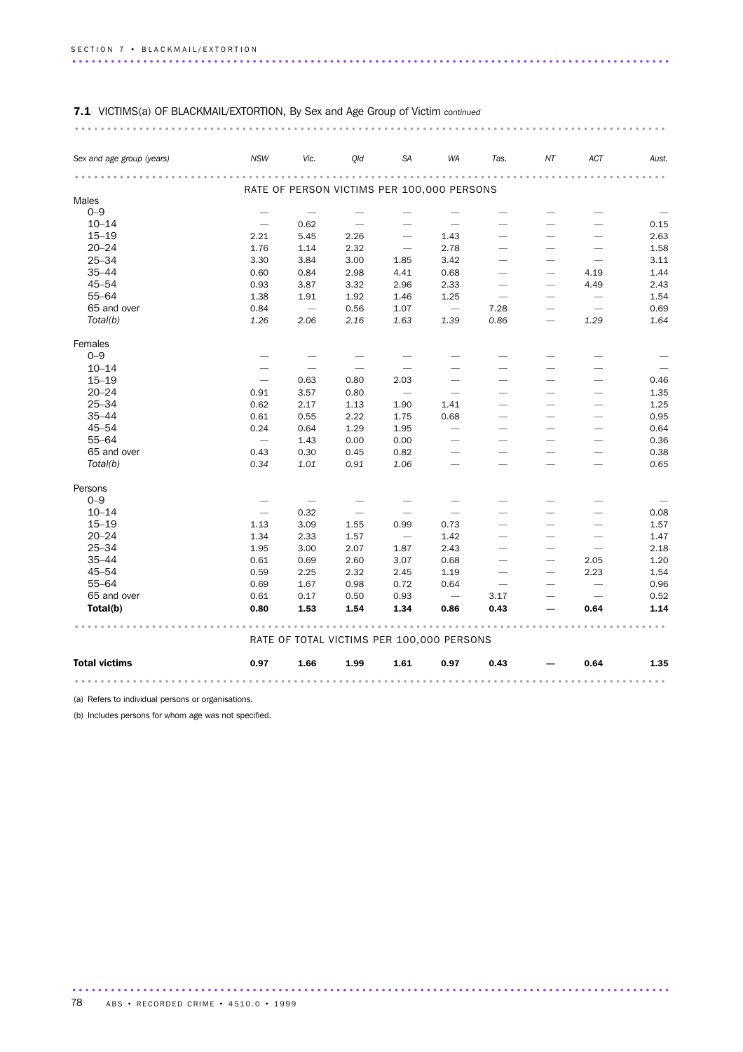**7.1** VICTIMS(a) OF BLACKMAIL/EXTORTION, By Sex and Age Group of Victim *continued*

| *Sex and age group (years)* | *NSW* | *Vic.* | *Qld* | *SA* | *WA* | *Tas.* | *NT* | *ACT* | *Aust.* |
|---|---|---|---|---|---|---|---|---|---|
| | RATE OF PERSON VICTIMS PER 100,000 PERSONS | | | | | | | | |
| Males | | | | | | | | | |
| 0–9 | — | — | — | — | — | — | — | — | — |
| 10–14 | — | 0.62 | — | — | — | — | — | — | 0.15 |
| 15–19 | 2.21 | 5.45 | 2.26 | — | 1.43 | — | — | — | 2.63 |
| 20–24 | 1.76 | 1.14 | 2.32 | — | 2.78 | — | — | — | 1.58 |
| 25–34 | 3.30 | 3.84 | 3.00 | 1.85 | 3.42 | — | — | — | 3.11 |
| 35–44 | 0.60 | 0.84 | 2.98 | 4.41 | 0.68 | — | — | 4.19 | 1.44 |
| 45–54 | 0.93 | 3.87 | 3.32 | 2.96 | 2.33 | — | — | 4.49 | 2.43 |
| 55–64 | 1.38 | 1.91 | 1.92 | 1.46 | 1.25 | — | — | — | 1.54 |
| 65 and over | 0.84 | — | 0.56 | 1.07 | — | 7.28 | — | — | 0.69 |
| *Total(b)* | *1.26* | *2.06* | *2.16* | *1.63* | *1.39* | *0.86* | — | *1.29* | *1.64* |
| Females | | | | | | | | | |
| 0–9 | — | — | — | — | — | — | — | — | — |
| 10–14 | — | — | — | — | — | — | — | — | — |
| 15–19 | — | 0.63 | 0.80 | 2.03 | — | — | — | — | 0.46 |
| 20–24 | 0.91 | 3.57 | 0.80 | — | — | — | — | — | 1.35 |
| 25–34 | 0.62 | 2.17 | 1.13 | 1.90 | 1.41 | — | — | — | 1.25 |
| 35–44 | 0.61 | 0.55 | 2.22 | 1.75 | 0.68 | — | — | — | 0.95 |
| 45–54 | 0.24 | 0.64 | 1.29 | 1.95 | — | — | — | — | 0.64 |
| 55–64 | — | 1.43 | 0.00 | 0.00 | — | — | — | — | 0.36 |
| 65 and over | 0.43 | 0.30 | 0.45 | 0.82 | — | — | — | — | 0.38 |
| *Total(b)* | *0.34* | *1.01* | *0.91* | *1.06* | — | — | — | — | *0.65* |
| Persons | | | | | | | | | |
| 0–9 | — | — | — | — | — | — | — | — | — |
| 10–14 | — | 0.32 | — | — | — | — | — | — | 0.08 |
| 15–19 | 1.13 | 3.09 | 1.55 | 0.99 | 0.73 | — | — | — | 1.57 |
| 20–24 | 1.34 | 2.33 | 1.57 | — | 1.42 | — | — | — | 1.47 |
| 25–34 | 1.95 | 3.00 | 2.07 | 1.87 | 2.43 | — | — | — | 2.18 |
| 35–44 | 0.61 | 0.69 | 2.60 | 3.07 | 0.68 | — | — | 2.05 | 1.20 |
| 45–54 | 0.59 | 2.25 | 2.32 | 2.45 | 1.19 | — | — | 2.23 | 1.54 |
| 55–64 | 0.69 | 1.67 | 0.98 | 0.72 | 0.64 | — | — | — | 0.96 |
| 65 and over | 0.61 | 0.17 | 0.50 | 0.93 | — | 3.17 | — | — | 0.52 |
| **Total(b)** | **0.80** | **1.53** | **1.54** | **1.34** | **0.86** | **0.43** | **—** | **0.64** | **1.14** |
| | RATE OF TOTAL VICTIMS PER 100,000 PERSONS | | | | | | | | |
| **Total victims** | **0.97** | **1.66** | **1.99** | **1.61** | **0.97** | **0.43** | **—** | **0.64** | **1.35** |

(a) Refers to individual persons or organisations.

(b) Includes persons for whom age was not specified.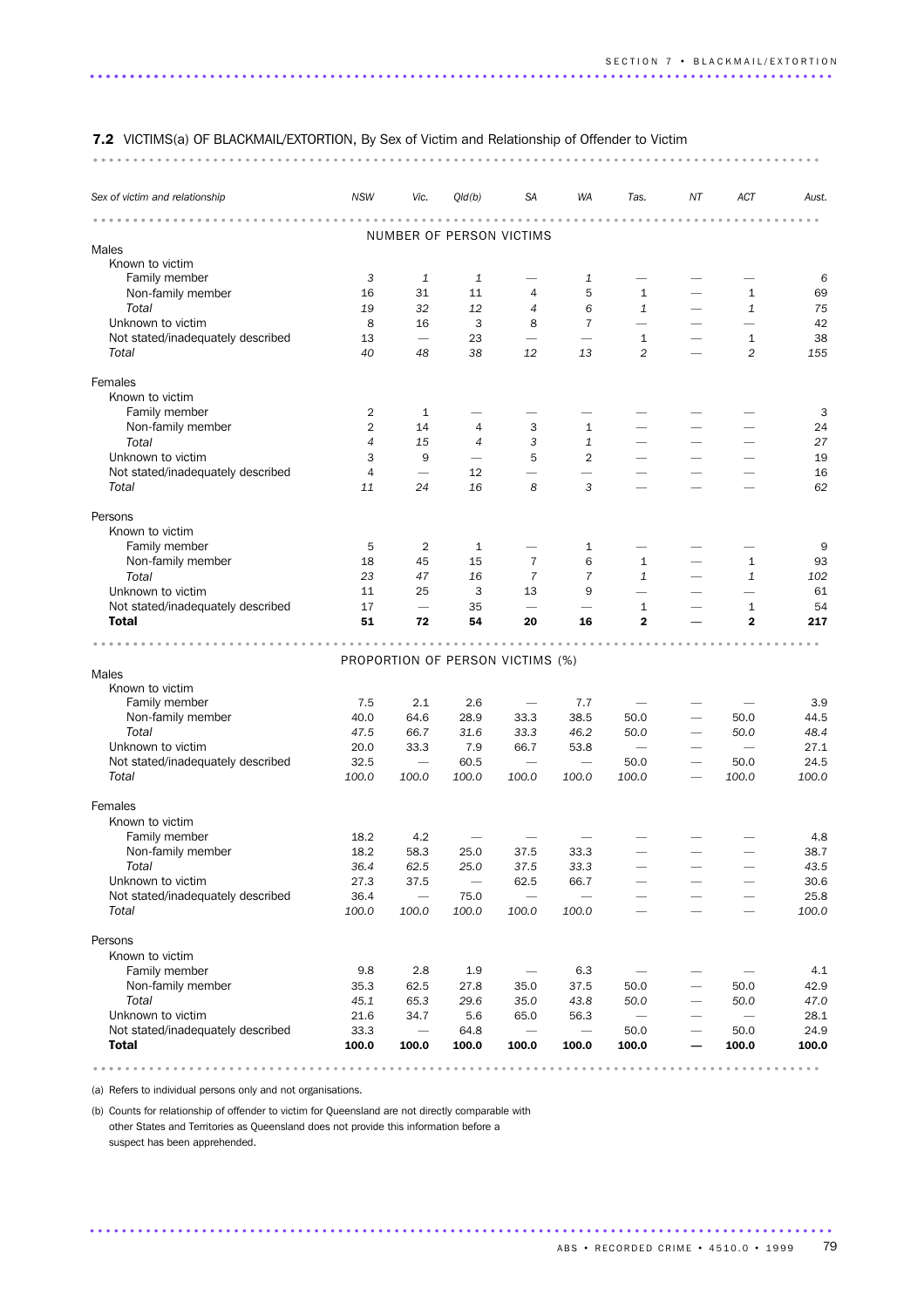**7.2** VICTIMS(a) OF BLACKMAIL/EXTORTION, By Sex of Victim and Relationship of Offender to Victim

| *Sex of victim and relationship* | *NSW* | *Vic.* | *Qld(b)* | *SA* | *WA* | *Tas.* | *NT* | *ACT* | *Aust.* |
|---|---|---|---|---|---|---|---|---|---|
| | | | | NUMBER OF PERSON VICTIMS | | | | | |
| Males | | | | | | | | | |
| Known to victim | | | | | | | | | |
| Family member | 3 | 1 | 1 | — | 1 | — | — | — | 6 |
| Non-family member | 16 | 31 | 11 | 4 | 5 | 1 | — | 1 | 69 |
| *Total* | *19* | *32* | *12* | *4* | *6* | *1* | — | *1* | *75* |
| Unknown to victim | 8 | 16 | 3 | 8 | 7 | — | — | — | 42 |
| Not stated/inadequately described | 13 | — | 23 | — | — | 1 | — | 1 | 38 |
| *Total* | *40* | *48* | *38* | *12* | *13* | *2* | — | *2* | *155* |
| Females | | | | | | | | | |
| Known to victim | | | | | | | | | |
| Family member | 2 | 1 | — | — | — | — | — | — | 3 |
| Non-family member | 2 | 14 | 4 | 3 | 1 | — | — | — | 24 |
| *Total* | *4* | *15* | *4* | *3* | *1* | — | — | — | *27* |
| Unknown to victim | 3 | 9 | — | 5 | 2 | — | — | — | 19 |
| Not stated/inadequately described | 4 | — | 12 | — | — | — | — | — | 16 |
| *Total* | *11* | *24* | *16* | *8* | *3* | — | — | — | *62* |
| Persons | | | | | | | | | |
| Known to victim | | | | | | | | | |
| Family member | 5 | 2 | 1 | — | 1 | — | — | — | 9 |
| Non-family member | 18 | 45 | 15 | 7 | 6 | 1 | — | 1 | 93 |
| *Total* | *23* | *47* | *16* | *7* | *7* | *1* | — | *1* | *102* |
| Unknown to victim | 11 | 25 | 3 | 13 | 9 | — | — | — | 61 |
| Not stated/inadequately described | 17 | — | 35 | — | — | 1 | — | 1 | 54 |
| **Total** | **51** | **72** | **54** | **20** | **16** | **2** | **—** | **2** | **217** |
| | | | | PROPORTION OF PERSON VICTIMS (%) | | | | | |
| Males | | | | | | | | | |
| Known to victim | | | | | | | | | |
| Family member | 7.5 | 2.1 | 2.6 | — | 7.7 | — | — | — | 3.9 |
| Non-family member | 40.0 | 64.6 | 28.9 | 33.3 | 38.5 | 50.0 | — | 50.0 | 44.5 |
| *Total* | *47.5* | *66.7* | *31.6* | *33.3* | *46.2* | *50.0* | — | *50.0* | *48.4* |
| Unknown to victim | 20.0 | 33.3 | 7.9 | 66.7 | 53.8 | — | — | — | 27.1 |
| Not stated/inadequately described | 32.5 | — | 60.5 | — | — | 50.0 | — | 50.0 | 24.5 |
| *Total* | *100.0* | *100.0* | *100.0* | *100.0* | *100.0* | *100.0* | — | *100.0* | *100.0* |
| Females | | | | | | | | | |
| Known to victim | | | | | | | | | |
| Family member | 18.2 | 4.2 | — | — | — | — | — | — | 4.8 |
| Non-family member | 18.2 | 58.3 | 25.0 | 37.5 | 33.3 | — | — | — | 38.7 |
| *Total* | *36.4* | *62.5* | *25.0* | *37.5* | *33.3* | — | — | — | *43.5* |
| Unknown to victim | 27.3 | 37.5 | — | 62.5 | 66.7 | — | — | — | 30.6 |
| Not stated/inadequately described | 36.4 | — | 75.0 | — | — | — | — | — | 25.8 |
| *Total* | *100.0* | *100.0* | *100.0* | *100.0* | *100.0* | — | — | — | *100.0* |
| Persons | | | | | | | | | |
| Known to victim | | | | | | | | | |
| Family member | 9.8 | 2.8 | 1.9 | — | 6.3 | — | — | — | 4.1 |
| Non-family member | 35.3 | 62.5 | 27.8 | 35.0 | 37.5 | 50.0 | — | 50.0 | 42.9 |
| *Total* | *45.1* | *65.3* | *29.6* | *35.0* | *43.8* | *50.0* | — | *50.0* | *47.0* |
| Unknown to victim | 21.6 | 34.7 | 5.6 | 65.0 | 56.3 | — | — | — | 28.1 |
| Not stated/inadequately described | 33.3 | — | 64.8 | — | — | 50.0 | — | 50.0 | 24.9 |
| **Total** | **100.0** | **100.0** | **100.0** | **100.0** | **100.0** | **100.0** | **—** | **100.0** | **100.0** |

(a) Refers to individual persons only and not organisations.

(b) Counts for relationship of offender to victim for Queensland are not directly comparable with other States and Territories as Queensland does not provide this information before a suspect has been apprehended.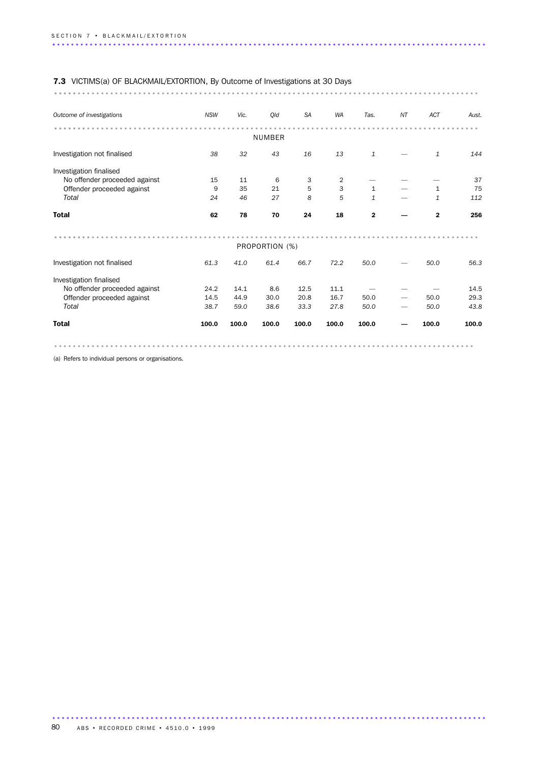**7.3** VICTIMS(a) OF BLACKMAIL/EXTORTION, By Outcome of Investigations at 30 Days

| *Outcome of investigations* | *NSW* | *Vic.* | *Qld* | *SA* | *WA* | *Tas.* | *NT* | *ACT* | *Aust.* |
|---|---|---|---|---|---|---|---|---|---|
| | | | | NUMBER | | | | | |
| Investigation not finalised | *38* | *32* | *43* | *16* | *13* | *1* | — | *1* | *144* |
| Investigation finalised | | | | | | | | | |
| No offender proceeded against | 15 | 11 | 6 | 3 | 2 | — | — | — | 37 |
| Offender proceeded against | 9 | 35 | 21 | 5 | 3 | 1 | — | 1 | 75 |
| *Total* | *24* | *46* | *27* | *8* | *5* | *1* | — | *1* | *112* |
| **Total** | **62** | **78** | **70** | **24** | **18** | **2** | **—** | **2** | **256** |
| | | | | PROPORTION (%) | | | | | |
| Investigation not finalised | *61.3* | *41.0* | *61.4* | *66.7* | *72.2* | *50.0* | — | *50.0* | *56.3* |
| Investigation finalised | | | | | | | | | |
| No offender proceeded against | 24.2 | 14.1 | 8.6 | 12.5 | 11.1 | — | — | — | 14.5 |
| Offender proceeded against | 14.5 | 44.9 | 30.0 | 20.8 | 16.7 | 50.0 | — | 50.0 | 29.3 |
| *Total* | *38.7* | *59.0* | *38.6* | *33.3* | *27.8* | *50.0* | — | *50.0* | *43.8* |
| **Total** | **100.0** | **100.0** | **100.0** | **100.0** | **100.0** | **100.0** | **—** | **100.0** | **100.0** |

(a) Refers to individual persons or organisations.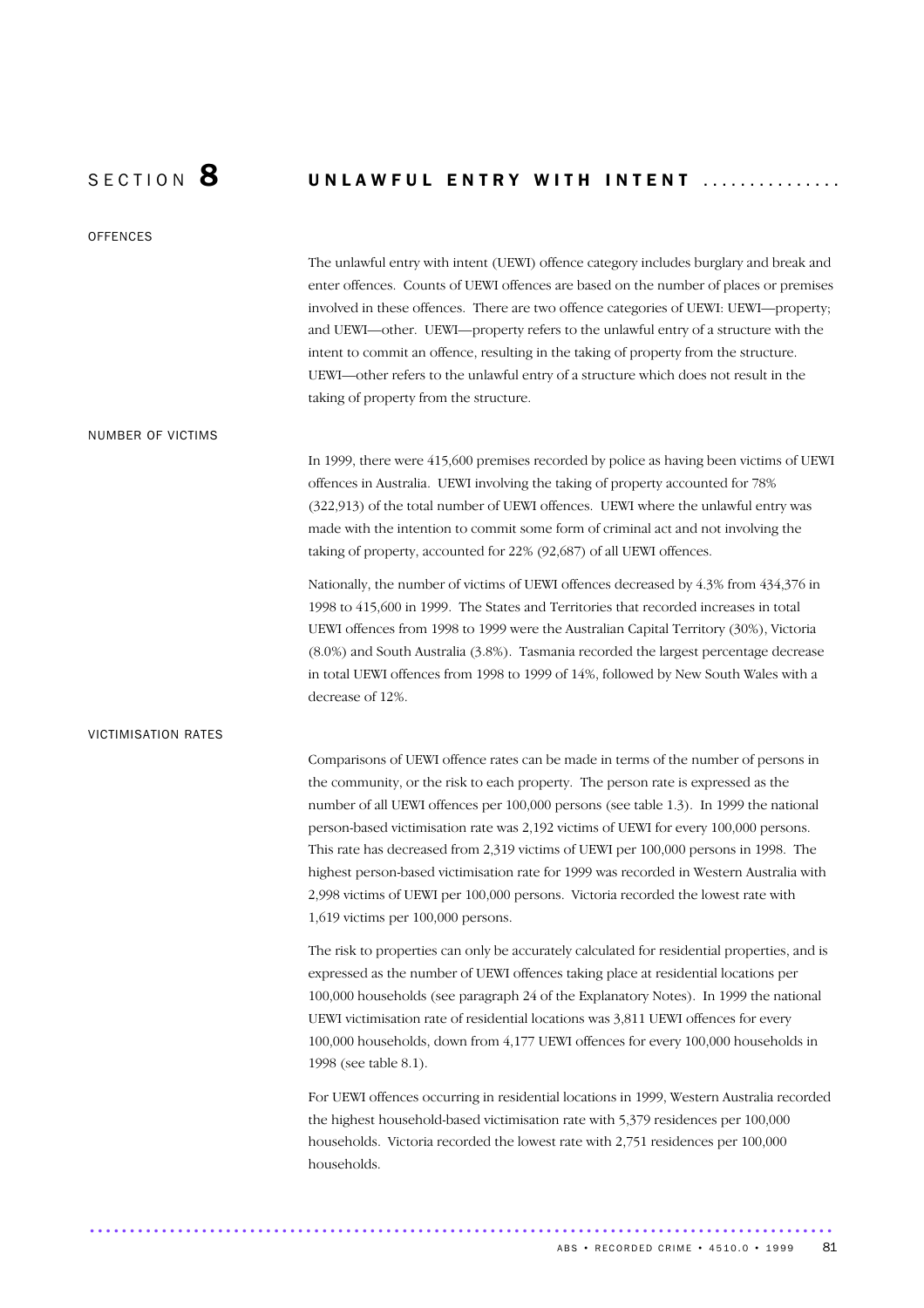# SECTION 8 UNLAWFUL ENTRY WITH INTENT

## OFFENCES

The unlawful entry with intent (UEWI) offence category includes burglary and break and enter offences. Counts of UEWI offences are based on the number of places or premises involved in these offences. There are two offence categories of UEWI: UEWI—property; and UEWI—other. UEWI—property refers to the unlawful entry of a structure with the intent to commit an offence, resulting in the taking of property from the structure. UEWI—other refers to the unlawful entry of a structure which does not result in the taking of property from the structure.

## NUMBER OF VICTIMS

In 1999, there were 415,600 premises recorded by police as having been victims of UEWI offences in Australia. UEWI involving the taking of property accounted for 78% (322,913) of the total number of UEWI offences. UEWI where the unlawful entry was made with the intention to commit some form of criminal act and not involving the taking of property, accounted for 22% (92,687) of all UEWI offences.

Nationally, the number of victims of UEWI offences decreased by 4.3% from 434,376 in 1998 to 415,600 in 1999. The States and Territories that recorded increases in total UEWI offences from 1998 to 1999 were the Australian Capital Territory (30%), Victoria (8.0%) and South Australia (3.8%). Tasmania recorded the largest percentage decrease in total UEWI offences from 1998 to 1999 of 14%, followed by New South Wales with a decrease of 12%.

## VICTIMISATION RATES

Comparisons of UEWI offence rates can be made in terms of the number of persons in the community, or the risk to each property. The person rate is expressed as the number of all UEWI offences per 100,000 persons (see table 1.3). In 1999 the national person-based victimisation rate was 2,192 victims of UEWI for every 100,000 persons. This rate has decreased from 2,319 victims of UEWI per 100,000 persons in 1998. The highest person-based victimisation rate for 1999 was recorded in Western Australia with 2,998 victims of UEWI per 100,000 persons. Victoria recorded the lowest rate with 1,619 victims per 100,000 persons.

The risk to properties can only be accurately calculated for residential properties, and is expressed as the number of UEWI offences taking place at residential locations per 100,000 households (see paragraph 24 of the Explanatory Notes). In 1999 the national UEWI victimisation rate of residential locations was 3,811 UEWI offences for every 100,000 households, down from 4,177 UEWI offences for every 100,000 households in 1998 (see table 8.1).

For UEWI offences occurring in residential locations in 1999, Western Australia recorded the highest household-based victimisation rate with 5,379 residences per 100,000 households. Victoria recorded the lowest rate with 2,751 residences per 100,000 households.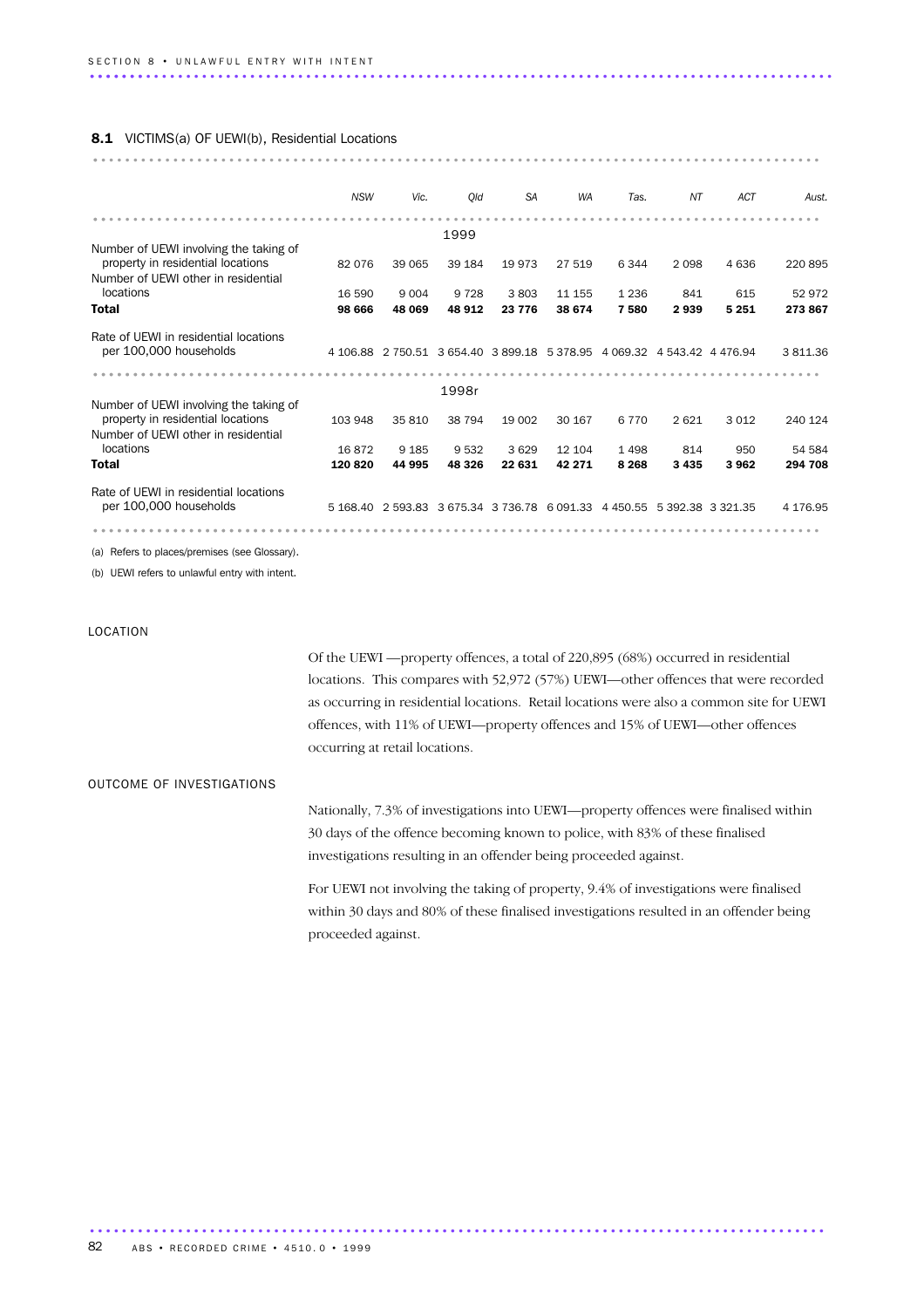## 8.1 VICTIMS(a) OF UEWI(b), Residential Locations

| | NSW | Vic. | Qld | SA | WA | Tas. | NT | ACT | Aust. |
|---|---|---|---|---|---|---|---|---|---|
| | | | 1999 | | | | | | |
| Number of UEWI involving the taking of property in residential locations | 82 076 | 39 065 | 39 184 | 19 973 | 27 519 | 6 344 | 2 098 | 4 636 | 220 895 |
| Number of UEWI other in residential locations | 16 590 | 9 004 | 9 728 | 3 803 | 11 155 | 1 236 | 841 | 615 | 52 972 |
| **Total** | **98 666** | **48 069** | **48 912** | **23 776** | **38 674** | **7 580** | **2 939** | **5 251** | **273 867** |
| Rate of UEWI in residential locations per 100,000 households | 4 106.88 | 2 750.51 | 3 654.40 | 3 899.18 | 5 378.95 | 4 069.32 | 4 543.42 | 4 476.94 | 3 811.36 |
| | | | 1998r | | | | | | |
| Number of UEWI involving the taking of property in residential locations | 103 948 | 35 810 | 38 794 | 19 002 | 30 167 | 6 770 | 2 621 | 3 012 | 240 124 |
| Number of UEWI other in residential locations | 16 872 | 9 185 | 9 532 | 3 629 | 12 104 | 1 498 | 814 | 950 | 54 584 |
| **Total** | **120 820** | **44 995** | **48 326** | **22 631** | **42 271** | **8 268** | **3 435** | **3 962** | **294 708** |
| Rate of UEWI in residential locations per 100,000 households | 5 168.40 | 2 593.83 | 3 675.34 | 3 736.78 | 6 091.33 | 4 450.55 | 5 392.38 | 3 321.35 | 4 176.95 |

(a) Refers to places/premises (see Glossary).

(b) UEWI refers to unlawful entry with intent.

### LOCATION

Of the UEWI —property offences, a total of 220,895 (68%) occurred in residential locations. This compares with 52,972 (57%) UEWI—other offences that were recorded as occurring in residential locations. Retail locations were also a common site for UEWI offences, with 11% of UEWI—property offences and 15% of UEWI—other offences occurring at retail locations.

### OUTCOME OF INVESTIGATIONS

Nationally, 7.3% of investigations into UEWI—property offences were finalised within 30 days of the offence becoming known to police, with 83% of these finalised investigations resulting in an offender being proceeded against.

For UEWI not involving the taking of property, 9.4% of investigations were finalised within 30 days and 80% of these finalised investigations resulted in an offender being proceeded against.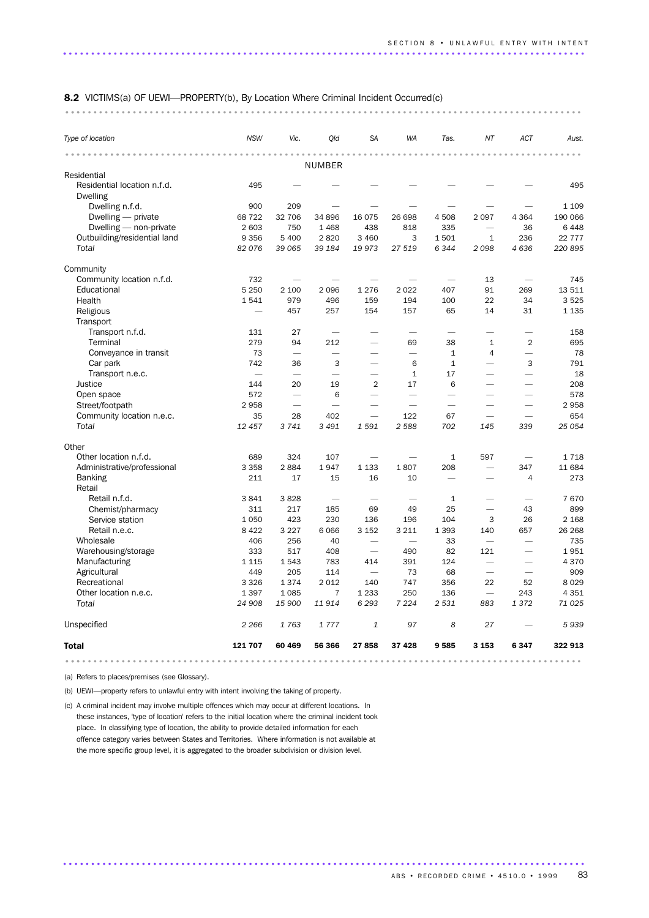**8.2** VICTIMS(a) OF UEWI—PROPERTY(b), By Location Where Criminal Incident Occurred(c)

| Type of location | NSW | Vic. | Qld | SA | WA | Tas. | NT | ACT | Aust. |
|---|---|---|---|---|---|---|---|---|---|
| | | | NUMBER | | | | | | |
| Residential | | | | | | | | | |
| Residential location n.f.d. | 495 | — | — | — | — | — | — | — | 495 |
| Dwelling | | | | | | | | | |
| Dwelling n.f.d. | 900 | 209 | — | — | — | — | — | — | 1 109 |
| Dwelling — private | 68 722 | 32 706 | 34 896 | 16 075 | 26 698 | 4 508 | 2 097 | 4 364 | 190 066 |
| Dwelling — non-private | 2 603 | 750 | 1 468 | 438 | 818 | 335 | — | 36 | 6 448 |
| Outbuilding/residential land | 9 356 | 5 400 | 2 820 | 3 460 | 3 | 1 501 | 1 | 236 | 22 777 |
| *Total* | *82 076* | *39 065* | *39 184* | *19 973* | *27 519* | *6 344* | *2 098* | *4 636* | *220 895* |
| Community | | | | | | | | | |
| Community location n.f.d. | 732 | — | — | — | — | — | 13 | — | 745 |
| Educational | 5 250 | 2 100 | 2 096 | 1 276 | 2 022 | 407 | 91 | 269 | 13 511 |
| Health | 1 541 | 979 | 496 | 159 | 194 | 100 | 22 | 34 | 3 525 |
| Religious | — | 457 | 257 | 154 | 157 | 65 | 14 | 31 | 1 135 |
| Transport | | | | | | | | | |
| Transport n.f.d. | 131 | 27 | — | — | — | — | — | — | 158 |
| Terminal | 279 | 94 | 212 | — | 69 | 38 | 1 | 2 | 695 |
| Conveyance in transit | 73 | — | — | — | — | 1 | 4 | — | 78 |
| Car park | 742 | 36 | 3 | — | 6 | 1 | — | 3 | 791 |
| Transport n.e.c. | — | — | — | — | 1 | 17 | — | — | 18 |
| Justice | 144 | 20 | 19 | 2 | 17 | 6 | — | — | 208 |
| Open space | 572 | — | 6 | — | — | — | — | — | 578 |
| Street/footpath | 2 958 | — | — | — | — | — | — | — | 2 958 |
| Community location n.e.c. | 35 | 28 | 402 | — | 122 | 67 | — | — | 654 |
| *Total* | *12 457* | *3 741* | *3 491* | *1 591* | *2 588* | *702* | *145* | *339* | *25 054* |
| Other | | | | | | | | | |
| Other location n.f.d. | 689 | 324 | 107 | — | — | 1 | 597 | — | 1 718 |
| Administrative/professional | 3 358 | 2 884 | 1 947 | 1 133 | 1 807 | 208 | — | 347 | 11 684 |
| Banking | 211 | 17 | 15 | 16 | 10 | — | — | 4 | 273 |
| Retail | | | | | | | | | |
| Retail n.f.d. | 3 841 | 3 828 | — | — | — | 1 | — | — | 7 670 |
| Chemist/pharmacy | 311 | 217 | 185 | 69 | 49 | 25 | — | 43 | 899 |
| Service station | 1 050 | 423 | 230 | 136 | 196 | 104 | 3 | 26 | 2 168 |
| Retail n.e.c. | 8 422 | 3 227 | 6 066 | 3 152 | 3 211 | 1 393 | 140 | 657 | 26 268 |
| Wholesale | 406 | 256 | 40 | — | — | 33 | — | — | 735 |
| Warehousing/storage | 333 | 517 | 408 | — | 490 | 82 | 121 | — | 1 951 |
| Manufacturing | 1 115 | 1 543 | 783 | 414 | 391 | 124 | — | — | 4 370 |
| Agricultural | 449 | 205 | 114 | — | 73 | 68 | — | — | 909 |
| Recreational | 3 326 | 1 374 | 2 012 | 140 | 747 | 356 | 22 | 52 | 8 029 |
| Other location n.e.c. | 1 397 | 1 085 | 7 | 1 233 | 250 | 136 | — | 243 | 4 351 |
| *Total* | *24 908* | *15 900* | *11 914* | *6 293* | *7 224* | *2 531* | *883* | *1 372* | *71 025* |
| Unspecified | *2 266* | *1 763* | *1 777* | *1* | *97* | *8* | *27* | — | *5 939* |
| **Total** | **121 707** | **60 469** | **56 366** | **27 858** | **37 428** | **9 585** | **3 153** | **6 347** | **322 913** |

(a) Refers to places/premises (see Glossary).

(b) UEWI—property refers to unlawful entry with intent involving the taking of property.

(c) A criminal incident may involve multiple offences which may occur at different locations. In these instances, 'type of location' refers to the initial location where the criminal incident took place. In classifying type of location, the ability to provide detailed information for each offence category varies between States and Territories. Where information is not available at the more specific group level, it is aggregated to the broader subdivision or division level.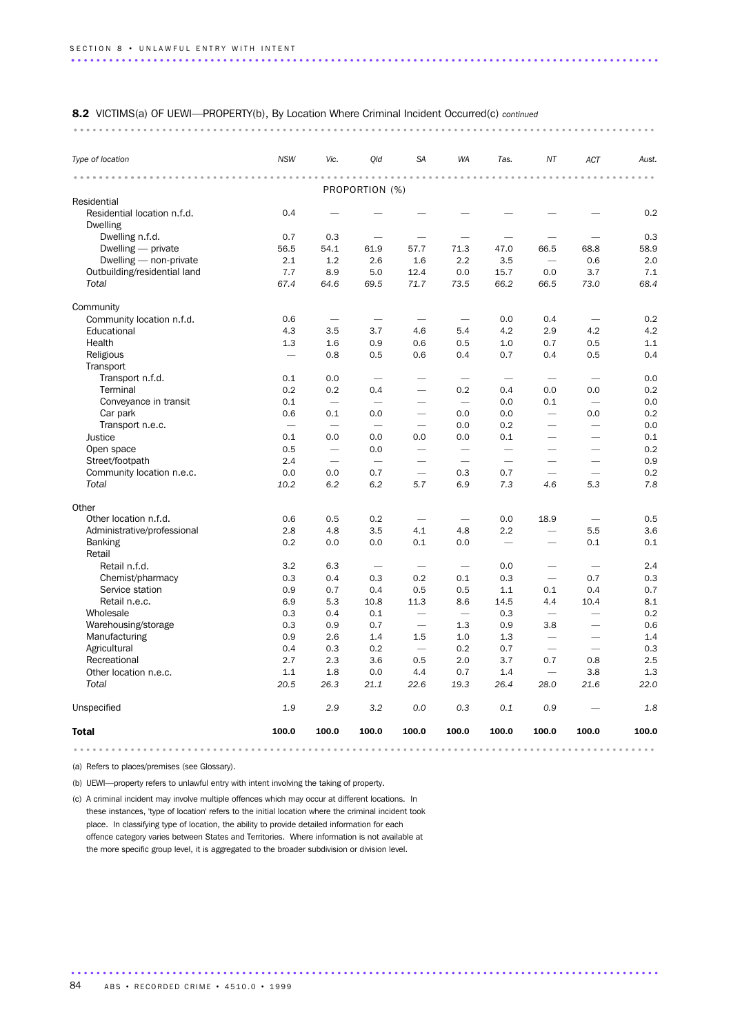**8.2** VICTIMS(a) OF UEWI—PROPERTY(b), By Location Where Criminal Incident Occurred(c) *continued*

| *Type of location* | *NSW* | *Vic.* | *Qld* | *SA* | *WA* | *Tas.* | *NT* | *ACT* | *Aust.* |
|---|---|---|---|---|---|---|---|---|---|
| | PROPORTION (%) | | | | | | | | |
| Residential | | | | | | | | | |
| Residential location n.f.d. | 0.4 | — | — | — | — | — | — | — | 0.2 |
| Dwelling | | | | | | | | | |
| Dwelling n.f.d. | 0.7 | 0.3 | — | — | — | — | — | — | 0.3 |
| Dwelling — private | 56.5 | 54.1 | 61.9 | 57.7 | 71.3 | 47.0 | 66.5 | 68.8 | 58.9 |
| Dwelling — non-private | 2.1 | 1.2 | 2.6 | 1.6 | 2.2 | 3.5 | — | 0.6 | 2.0 |
| Outbuilding/residential land | 7.7 | 8.9 | 5.0 | 12.4 | 0.0 | 15.7 | 0.0 | 3.7 | 7.1 |
| *Total* | *67.4* | *64.6* | *69.5* | *71.7* | *73.5* | *66.2* | *66.5* | *73.0* | *68.4* |
| Community | | | | | | | | | |
| Community location n.f.d. | 0.6 | — | — | — | — | 0.0 | 0.4 | — | 0.2 |
| Educational | 4.3 | 3.5 | 3.7 | 4.6 | 5.4 | 4.2 | 2.9 | 4.2 | 4.2 |
| Health | 1.3 | 1.6 | 0.9 | 0.6 | 0.5 | 1.0 | 0.7 | 0.5 | 1.1 |
| Religious | — | 0.8 | 0.5 | 0.6 | 0.4 | 0.7 | 0.4 | 0.5 | 0.4 |
| Transport | | | | | | | | | |
| Transport n.f.d. | 0.1 | 0.0 | — | — | — | — | — | — | 0.0 |
| Terminal | 0.2 | 0.2 | 0.4 | — | 0.2 | 0.4 | 0.0 | 0.0 | 0.2 |
| Conveyance in transit | 0.1 | — | — | — | — | 0.0 | 0.1 | — | 0.0 |
| Car park | 0.6 | 0.1 | 0.0 | — | 0.0 | 0.0 | — | 0.0 | 0.2 |
| Transport n.e.c. | — | — | — | — | 0.0 | 0.2 | — | — | 0.0 |
| Justice | 0.1 | 0.0 | 0.0 | 0.0 | 0.0 | 0.1 | — | — | 0.1 |
| Open space | 0.5 | — | 0.0 | — | — | — | — | — | 0.2 |
| Street/footpath | 2.4 | — | — | — | — | — | — | — | 0.9 |
| Community location n.e.c. | 0.0 | 0.0 | 0.7 | — | 0.3 | 0.7 | — | — | 0.2 |
| *Total* | *10.2* | *6.2* | *6.2* | *5.7* | *6.9* | *7.3* | *4.6* | *5.3* | *7.8* |
| Other | | | | | | | | | |
| Other location n.f.d. | 0.6 | 0.5 | 0.2 | — | — | 0.0 | 18.9 | — | 0.5 |
| Administrative/professional | 2.8 | 4.8 | 3.5 | 4.1 | 4.8 | 2.2 | — | 5.5 | 3.6 |
| Banking | 0.2 | 0.0 | 0.0 | 0.1 | 0.0 | — | — | 0.1 | 0.1 |
| Retail | | | | | | | | | |
| Retail n.f.d. | 3.2 | 6.3 | — | — | — | 0.0 | — | — | 2.4 |
| Chemist/pharmacy | 0.3 | 0.4 | 0.3 | 0.2 | 0.1 | 0.3 | — | 0.7 | 0.3 |
| Service station | 0.9 | 0.7 | 0.4 | 0.5 | 0.5 | 1.1 | 0.1 | 0.4 | 0.7 |
| Retail n.e.c. | 6.9 | 5.3 | 10.8 | 11.3 | 8.6 | 14.5 | 4.4 | 10.4 | 8.1 |
| Wholesale | 0.3 | 0.4 | 0.1 | — | — | 0.3 | — | — | 0.2 |
| Warehousing/storage | 0.3 | 0.9 | 0.7 | — | 1.3 | 0.9 | 3.8 | — | 0.6 |
| Manufacturing | 0.9 | 2.6 | 1.4 | 1.5 | 1.0 | 1.3 | — | — | 1.4 |
| Agricultural | 0.4 | 0.3 | 0.2 | — | 0.2 | 0.7 | — | — | 0.3 |
| Recreational | 2.7 | 2.3 | 3.6 | 0.5 | 2.0 | 3.7 | 0.7 | 0.8 | 2.5 |
| Other location n.e.c. | 1.1 | 1.8 | 0.0 | 4.4 | 0.7 | 1.4 | — | 3.8 | 1.3 |
| *Total* | *20.5* | *26.3* | *21.1* | *22.6* | *19.3* | *26.4* | *28.0* | *21.6* | *22.0* |
| Unspecified | *1.9* | *2.9* | *3.2* | *0.0* | *0.3* | *0.1* | *0.9* | — | *1.8* |
| **Total** | **100.0** | **100.0** | **100.0** | **100.0** | **100.0** | **100.0** | **100.0** | **100.0** | **100.0** |

(a) Refers to places/premises (see Glossary).

(b) UEWI—property refers to unlawful entry with intent involving the taking of property.

(c) A criminal incident may involve multiple offences which may occur at different locations. In these instances, 'type of location' refers to the initial location where the criminal incident took place. In classifying type of location, the ability to provide detailed information for each offence category varies between States and Territories. Where information is not available at the more specific group level, it is aggregated to the broader subdivision or division level.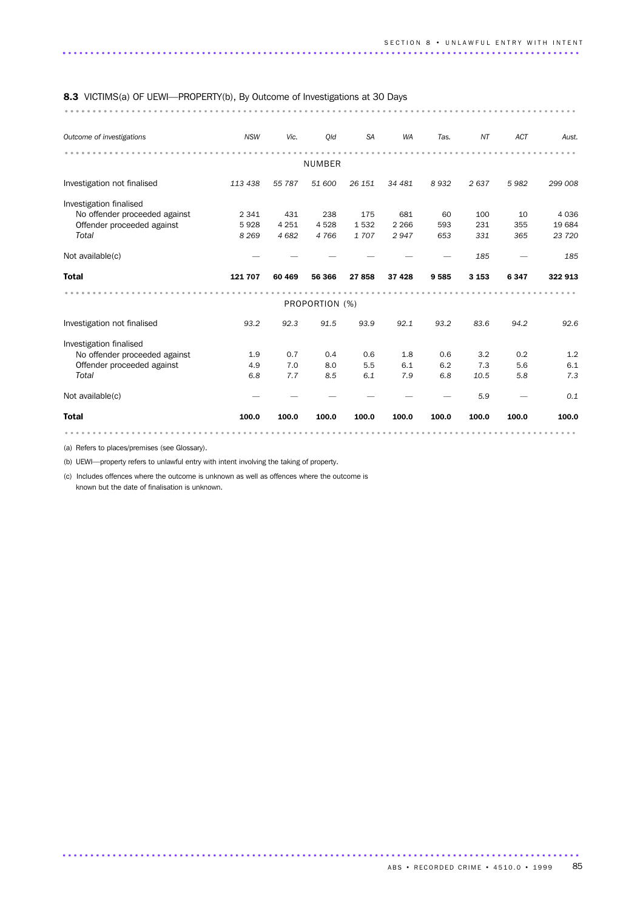## 8.3 VICTIMS(a) OF UEWI—PROPERTY(b), By Outcome of Investigations at 30 Days

| *Outcome of investigations* | *NSW* | *Vic.* | *Qld* | *SA* | *WA* | *Tas.* | *NT* | *ACT* | *Aust.* |
|---|---|---|---|---|---|---|---|---|---|
| | | | | NUMBER | | | | | |
| Investigation not finalised | *113 438* | *55 787* | *51 600* | *26 151* | *34 481* | *8 932* | *2 637* | *5 982* | *299 008* |
| Investigation finalised | | | | | | | | | |
| No offender proceeded against | 2 341 | 431 | 238 | 175 | 681 | 60 | 100 | 10 | 4 036 |
| Offender proceeded against | 5 928 | 4 251 | 4 528 | 1 532 | 2 266 | 593 | 231 | 355 | 19 684 |
| *Total* | *8 269* | *4 682* | *4 766* | *1 707* | *2 947* | *653* | *331* | *365* | *23 720* |
| Not available(c) | — | — | — | — | — | — | *185* | — | *185* |
| **Total** | **121 707** | **60 469** | **56 366** | **27 858** | **37 428** | **9 585** | **3 153** | **6 347** | **322 913** |
| | | | | PROPORTION (%) | | | | | |
| Investigation not finalised | *93.2* | *92.3* | *91.5* | *93.9* | *92.1* | *93.2* | *83.6* | *94.2* | *92.6* |
| Investigation finalised | | | | | | | | | |
| No offender proceeded against | 1.9 | 0.7 | 0.4 | 0.6 | 1.8 | 0.6 | 3.2 | 0.2 | 1.2 |
| Offender proceeded against | 4.9 | 7.0 | 8.0 | 5.5 | 6.1 | 6.2 | 7.3 | 5.6 | 6.1 |
| *Total* | *6.8* | *7.7* | *8.5* | *6.1* | *7.9* | *6.8* | *10.5* | *5.8* | *7.3* |
| Not available(c) | — | — | — | — | — | — | *5.9* | — | *0.1* |
| **Total** | **100.0** | **100.0** | **100.0** | **100.0** | **100.0** | **100.0** | **100.0** | **100.0** | **100.0** |

(a) Refers to places/premises (see Glossary).

(b) UEWI—property refers to unlawful entry with intent involving the taking of property.

(c) Includes offences where the outcome is unknown as well as offences where the outcome is known but the date of finalisation is unknown.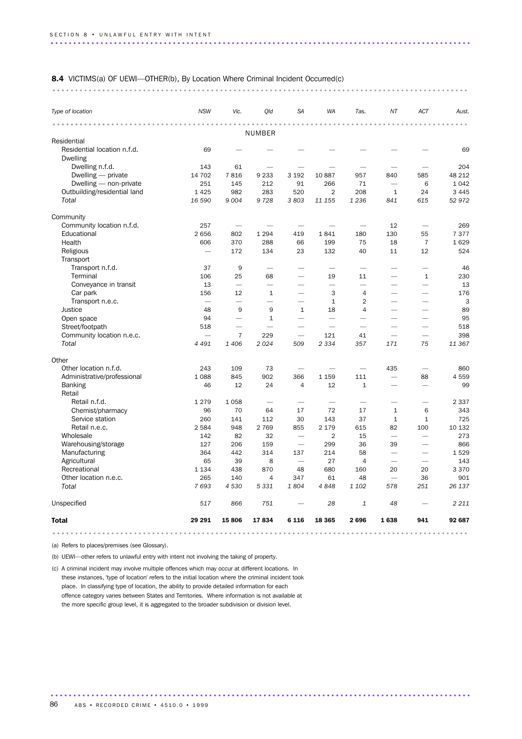**8.4** VICTIMS(a) OF UEWI—OTHER(b), By Location Where Criminal Incident Occurred(c)

| *Type of location* | *NSW* | *Vic.* | *Qld* | *SA* | *WA* | *Tas.* | *NT* | *ACT* | *Aust.* |
|---|---|---|---|---|---|---|---|---|---|
| | | | NUMBER | | | | | | |
| Residential | | | | | | | | | |
| Residential location n.f.d. | 69 | — | — | — | — | — | — | — | 69 |
| Dwelling | | | | | | | | | |
| Dwelling n.f.d. | 143 | 61 | — | — | — | — | — | — | 204 |
| Dwelling — private | 14 702 | 7 816 | 9 233 | 3 192 | 10 887 | 957 | 840 | 585 | 48 212 |
| Dwelling — non-private | 251 | 145 | 212 | 91 | 266 | 71 | — | 6 | 1 042 |
| Outbuilding/residential land | 1 425 | 982 | 283 | 520 | 2 | 208 | 1 | 24 | 3 445 |
| *Total* | *16 590* | *9 004* | *9 728* | *3 803* | *11 155* | *1 236* | *841* | *615* | *52 972* |
| Community | | | | | | | | | |
| Community location n.f.d. | 257 | — | — | — | — | — | 12 | — | 269 |
| Educational | 2 656 | 802 | 1 294 | 419 | 1 841 | 180 | 130 | 55 | 7 377 |
| Health | 606 | 370 | 288 | 66 | 199 | 75 | 18 | 7 | 1 629 |
| Religious | — | 172 | 134 | 23 | 132 | 40 | 11 | 12 | 524 |
| Transport | | | | | | | | | |
| Transport n.f.d. | 37 | 9 | — | — | — | — | — | — | 46 |
| Terminal | 106 | 25 | 68 | — | 19 | 11 | — | 1 | 230 |
| Conveyance in transit | 13 | — | — | — | — | — | — | — | 13 |
| Car park | 156 | 12 | 1 | — | 3 | 4 | — | — | 176 |
| Transport n.e.c. | — | — | — | — | 1 | 2 | — | — | 3 |
| Justice | 48 | 9 | 9 | 1 | 18 | 4 | — | — | 89 |
| Open space | 94 | — | 1 | — | — | — | — | — | 95 |
| Street/footpath | 518 | — | — | — | — | — | — | — | 518 |
| Community location n.e.c. | — | 7 | 229 | — | 121 | 41 | — | — | 398 |
| *Total* | *4 491* | *1 406* | *2 024* | *509* | *2 334* | *357* | *171* | *75* | *11 367* |
| Other | | | | | | | | | |
| Other location n.f.d. | 243 | 109 | 73 | — | — | — | 435 | — | 860 |
| Administrative/professional | 1 088 | 845 | 902 | 366 | 1 159 | 111 | — | 88 | 4 559 |
| Banking | 46 | 12 | 24 | 4 | 12 | 1 | — | — | 99 |
| Retail | | | | | | | | | |
| Retail n.f.d. | 1 279 | 1 058 | — | — | — | — | — | — | 2 337 |
| Chemist/pharmacy | 96 | 70 | 64 | 17 | 72 | 17 | 1 | 6 | 343 |
| Service station | 260 | 141 | 112 | 30 | 143 | 37 | 1 | 1 | 725 |
| Retail n.e.c. | 2 584 | 948 | 2 769 | 855 | 2 179 | 615 | 82 | 100 | 10 132 |
| Wholesale | 142 | 82 | 32 | — | 2 | 15 | — | — | 273 |
| Warehousing/storage | 127 | 206 | 159 | — | 299 | 36 | 39 | — | 866 |
| Manufacturing | 364 | 442 | 314 | 137 | 214 | 58 | — | — | 1 529 |
| Agricultural | 65 | 39 | 8 | — | 27 | 4 | — | — | 143 |
| Recreational | 1 134 | 438 | 870 | 48 | 680 | 160 | 20 | 20 | 3 370 |
| Other location n.e.c. | 265 | 140 | 4 | 347 | 61 | 48 | — | 36 | 901 |
| *Total* | *7 693* | *4 530* | *5 331* | *1 804* | *4 848* | *1 102* | *578* | *251* | *26 137* |
| Unspecified | *517* | *866* | *751* | — | *28* | *1* | *48* | — | *2 211* |
| **Total** | **29 291** | **15 806** | **17 834** | **6 116** | **18 365** | **2 696** | **1 638** | **941** | **92 687** |

(a) Refers to places/premises (see Glossary).

(b) UEWI—other refers to unlawful entry with intent not involving the taking of property.

(c) A criminal incident may involve multiple offences which may occur at different locations. In these instances, 'type of location' refers to the initial location where the criminal incident took place. In classifying type of location, the ability to provide detailed information for each offence category varies between States and Territories. Where information is not available at the more specific group level, it is aggregated to the broader subdivision or division level.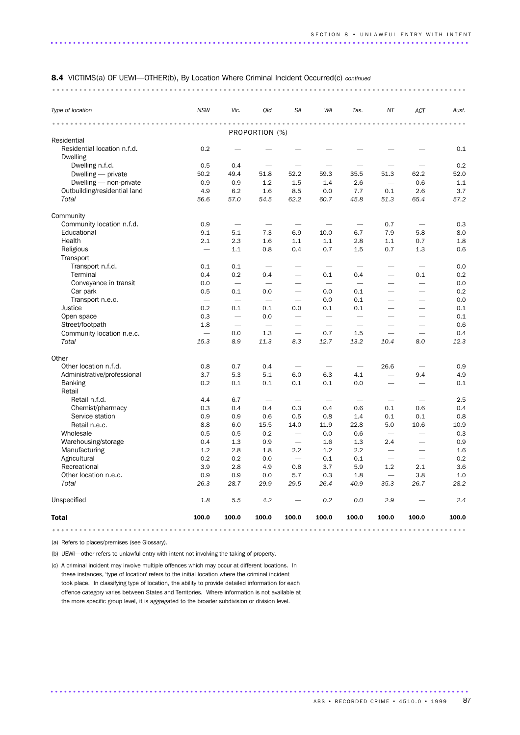**8.4** VICTIMS(a) OF UEWI—OTHER(b), By Location Where Criminal Incident Occurred(c) *continued*

| *Type of location* | *NSW* | *Vic.* | *Qld* | *SA* | *WA* | *Tas.* | *NT* | *ACT* | *Aust.* |
|---|---|---|---|---|---|---|---|---|---|
| | | | PROPORTION (%) | | | | | | |
| Residential | | | | | | | | | |
| Residential location n.f.d. | 0.2 | — | — | — | — | — | — | — | 0.1 |
| Dwelling | | | | | | | | | |
| Dwelling n.f.d. | 0.5 | 0.4 | — | — | — | — | — | — | 0.2 |
| Dwelling — private | 50.2 | 49.4 | 51.8 | 52.2 | 59.3 | 35.5 | 51.3 | 62.2 | 52.0 |
| Dwelling — non-private | 0.9 | 0.9 | 1.2 | 1.5 | 1.4 | 2.6 | — | 0.6 | 1.1 |
| Outbuilding/residential land | 4.9 | 6.2 | 1.6 | 8.5 | 0.0 | 7.7 | 0.1 | 2.6 | 3.7 |
| *Total* | *56.6* | *57.0* | *54.5* | *62.2* | *60.7* | *45.8* | *51.3* | *65.4* | *57.2* |
| Community | | | | | | | | | |
| Community location n.f.d. | 0.9 | — | — | — | — | — | 0.7 | — | 0.3 |
| Educational | 9.1 | 5.1 | 7.3 | 6.9 | 10.0 | 6.7 | 7.9 | 5.8 | 8.0 |
| Health | 2.1 | 2.3 | 1.6 | 1.1 | 1.1 | 2.8 | 1.1 | 0.7 | 1.8 |
| Religious | — | 1.1 | 0.8 | 0.4 | 0.7 | 1.5 | 0.7 | 1.3 | 0.6 |
| Transport | | | | | | | | | |
| Transport n.f.d. | 0.1 | 0.1 | — | — | — | — | — | — | 0.0 |
| Terminal | 0.4 | 0.2 | 0.4 | — | 0.1 | 0.4 | — | 0.1 | 0.2 |
| Conveyance in transit | 0.0 | — | — | — | — | — | — | — | 0.0 |
| Car park | 0.5 | 0.1 | 0.0 | — | 0.0 | 0.1 | — | — | 0.2 |
| Transport n.e.c. | — | — | — | — | 0.0 | 0.1 | — | — | 0.0 |
| Justice | 0.2 | 0.1 | 0.1 | 0.0 | 0.1 | 0.1 | — | — | 0.1 |
| Open space | 0.3 | — | 0.0 | — | — | — | — | — | 0.1 |
| Street/footpath | 1.8 | — | — | — | — | — | — | — | 0.6 |
| Community location n.e.c. | — | 0.0 | 1.3 | — | 0.7 | 1.5 | — | — | 0.4 |
| *Total* | *15.3* | *8.9* | *11.3* | *8.3* | *12.7* | *13.2* | *10.4* | *8.0* | *12.3* |
| Other | | | | | | | | | |
| Other location n.f.d. | 0.8 | 0.7 | 0.4 | — | — | — | 26.6 | — | 0.9 |
| Administrative/professional | 3.7 | 5.3 | 5.1 | 6.0 | 6.3 | 4.1 | — | 9.4 | 4.9 |
| Banking | 0.2 | 0.1 | 0.1 | 0.1 | 0.1 | 0.0 | — | — | 0.1 |
| Retail | | | | | | | | | |
| Retail n.f.d. | 4.4 | 6.7 | — | — | — | — | — | — | 2.5 |
| Chemist/pharmacy | 0.3 | 0.4 | 0.4 | 0.3 | 0.4 | 0.6 | 0.1 | 0.6 | 0.4 |
| Service station | 0.9 | 0.9 | 0.6 | 0.5 | 0.8 | 1.4 | 0.1 | 0.1 | 0.8 |
| Retail n.e.c. | 8.8 | 6.0 | 15.5 | 14.0 | 11.9 | 22.8 | 5.0 | 10.6 | 10.9 |
| Wholesale | 0.5 | 0.5 | 0.2 | — | 0.0 | 0.6 | — | — | 0.3 |
| Warehousing/storage | 0.4 | 1.3 | 0.9 | — | 1.6 | 1.3 | 2.4 | — | 0.9 |
| Manufacturing | 1.2 | 2.8 | 1.8 | 2.2 | 1.2 | 2.2 | — | — | 1.6 |
| Agricultural | 0.2 | 0.2 | 0.0 | — | 0.1 | 0.1 | — | — | 0.2 |
| Recreational | 3.9 | 2.8 | 4.9 | 0.8 | 3.7 | 5.9 | 1.2 | 2.1 | 3.6 |
| Other location n.e.c. | 0.9 | 0.9 | 0.0 | 5.7 | 0.3 | 1.8 | — | 3.8 | 1.0 |
| *Total* | *26.3* | *28.7* | *29.9* | *29.5* | *26.4* | *40.9* | *35.3* | *26.7* | *28.2* |
| Unspecified | *1.8* | *5.5* | *4.2* | — | *0.2* | *0.0* | *2.9* | — | *2.4* |
| **Total** | **100.0** | **100.0** | **100.0** | **100.0** | **100.0** | **100.0** | **100.0** | **100.0** | **100.0** |

(a) Refers to places/premises (see Glossary).

(b) UEWI—other refers to unlawful entry with intent not involving the taking of property.

(c) A criminal incident may involve multiple offences which may occur at different locations. In these instances, 'type of location' refers to the initial location where the criminal incident took place. In classifying type of location, the ability to provide detailed information for each offence category varies between States and Territories. Where information is not available at the more specific group level, it is aggregated to the broader subdivision or division level.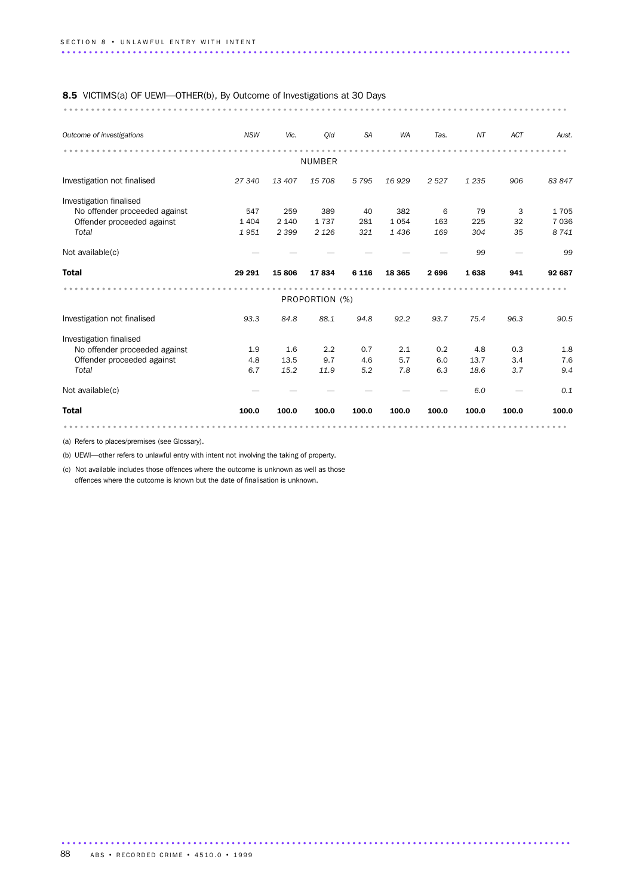### 8.5 VICTIMS(a) OF UEWI—OTHER(b), By Outcome of Investigations at 30 Days

| *Outcome of investigations* | *NSW* | *Vic.* | *Qld* | *SA* | *WA* | *Tas.* | *NT* | *ACT* | *Aust.* |
|---|---|---|---|---|---|---|---|---|---|
| | | | NUMBER | | | | | | |
| Investigation not finalised | *27 340* | *13 407* | *15 708* | *5 795* | *16 929* | *2 527* | *1 235* | *906* | *83 847* |
| Investigation finalised | | | | | | | | | |
| No offender proceeded against | 547 | 259 | 389 | 40 | 382 | 6 | 79 | 3 | 1 705 |
| Offender proceeded against | 1 404 | 2 140 | 1 737 | 281 | 1 054 | 163 | 225 | 32 | 7 036 |
| *Total* | *1 951* | *2 399* | *2 126* | *321* | *1 436* | *169* | *304* | *35* | *8 741* |
| Not available(c) | — | — | — | — | — | — | 99 | — | 99 |
| **Total** | **29 291** | **15 806** | **17 834** | **6 116** | **18 365** | **2 696** | **1 638** | **941** | **92 687** |
| | | | PROPORTION (%) | | | | | | |
| Investigation not finalised | *93.3* | *84.8* | *88.1* | *94.8* | *92.2* | *93.7* | *75.4* | *96.3* | *90.5* |
| Investigation finalised | | | | | | | | | |
| No offender proceeded against | 1.9 | 1.6 | 2.2 | 0.7 | 2.1 | 0.2 | 4.8 | 0.3 | 1.8 |
| Offender proceeded against | 4.8 | 13.5 | 9.7 | 4.6 | 5.7 | 6.0 | 13.7 | 3.4 | 7.6 |
| *Total* | *6.7* | *15.2* | *11.9* | *5.2* | *7.8* | *6.3* | *18.6* | *3.7* | *9.4* |
| Not available(c) | — | — | — | — | — | — | *6.0* | — | *0.1* |
| **Total** | **100.0** | **100.0** | **100.0** | **100.0** | **100.0** | **100.0** | **100.0** | **100.0** | **100.0** |

(a) Refers to places/premises (see Glossary).

(b) UEWI—other refers to unlawful entry with intent not involving the taking of property.

(c) Not available includes those offences where the outcome is unknown as well as those offences where the outcome is known but the date of finalisation is unknown.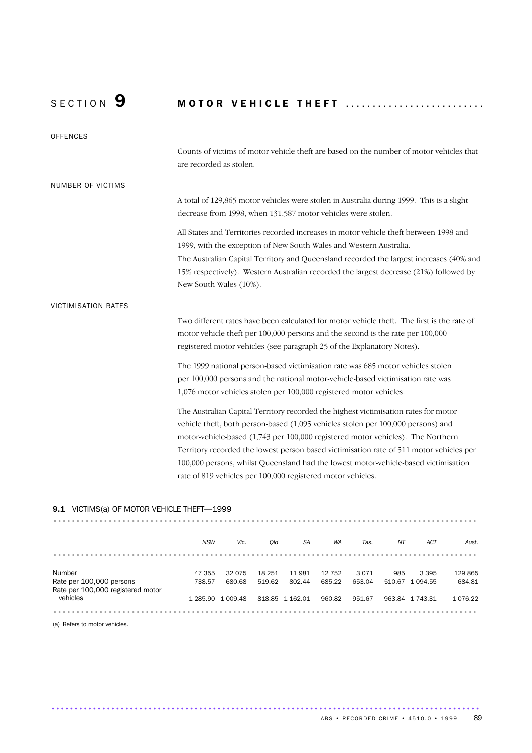# SECTION 9 MOTOR VEHICLE THEFT

## OFFENCES

Counts of victims of motor vehicle theft are based on the number of motor vehicles that are recorded as stolen.

## NUMBER OF VICTIMS

A total of 129,865 motor vehicles were stolen in Australia during 1999. This is a slight decrease from 1998, when 131,587 motor vehicles were stolen.

All States and Territories recorded increases in motor vehicle theft between 1998 and 1999, with the exception of New South Wales and Western Australia.
The Australian Capital Territory and Queensland recorded the largest increases (40% and 15% respectively). Western Australian recorded the largest decrease (21%) followed by New South Wales (10%).

## VICTIMISATION RATES

Two different rates have been calculated for motor vehicle theft. The first is the rate of motor vehicle theft per 100,000 persons and the second is the rate per 100,000 registered motor vehicles (see paragraph 25 of the Explanatory Notes).

The 1999 national person-based victimisation rate was 685 motor vehicles stolen per 100,000 persons and the national motor-vehicle-based victimisation rate was 1,076 motor vehicles stolen per 100,000 registered motor vehicles.

The Australian Capital Territory recorded the highest victimisation rates for motor vehicle theft, both person-based (1,095 vehicles stolen per 100,000 persons) and motor-vehicle-based (1,743 per 100,000 registered motor vehicles). The Northern Territory recorded the lowest person based victimisation rate of 511 motor vehicles per 100,000 persons, whilst Queensland had the lowest motor-vehicle-based victimisation rate of 819 vehicles per 100,000 registered motor vehicles.

**9.1** VICTIMS(a) OF MOTOR VEHICLE THEFT—1999

| | *NSW* | *Vic.* | *Qld* | *SA* | *WA* | *Tas.* | *NT* | *ACT* | *Aust.* |
|---|---|---|---|---|---|---|---|---|---|
| Number | 47 355 | 32 075 | 18 251 | 11 981 | 12 752 | 3 071 | 985 | 3 395 | 129 865 |
| Rate per 100,000 persons | 738.57 | 680.68 | 519.62 | 802.44 | 685.22 | 653.04 | 510.67 | 1 094.55 | 684.81 |
| Rate per 100,000 registered motor vehicles | 1 285.90 | 1 009.48 | 818.85 | 1 162.01 | 960.82 | 951.67 | 963.84 | 1 743.31 | 1 076.22 |

(a) Refers to motor vehicles.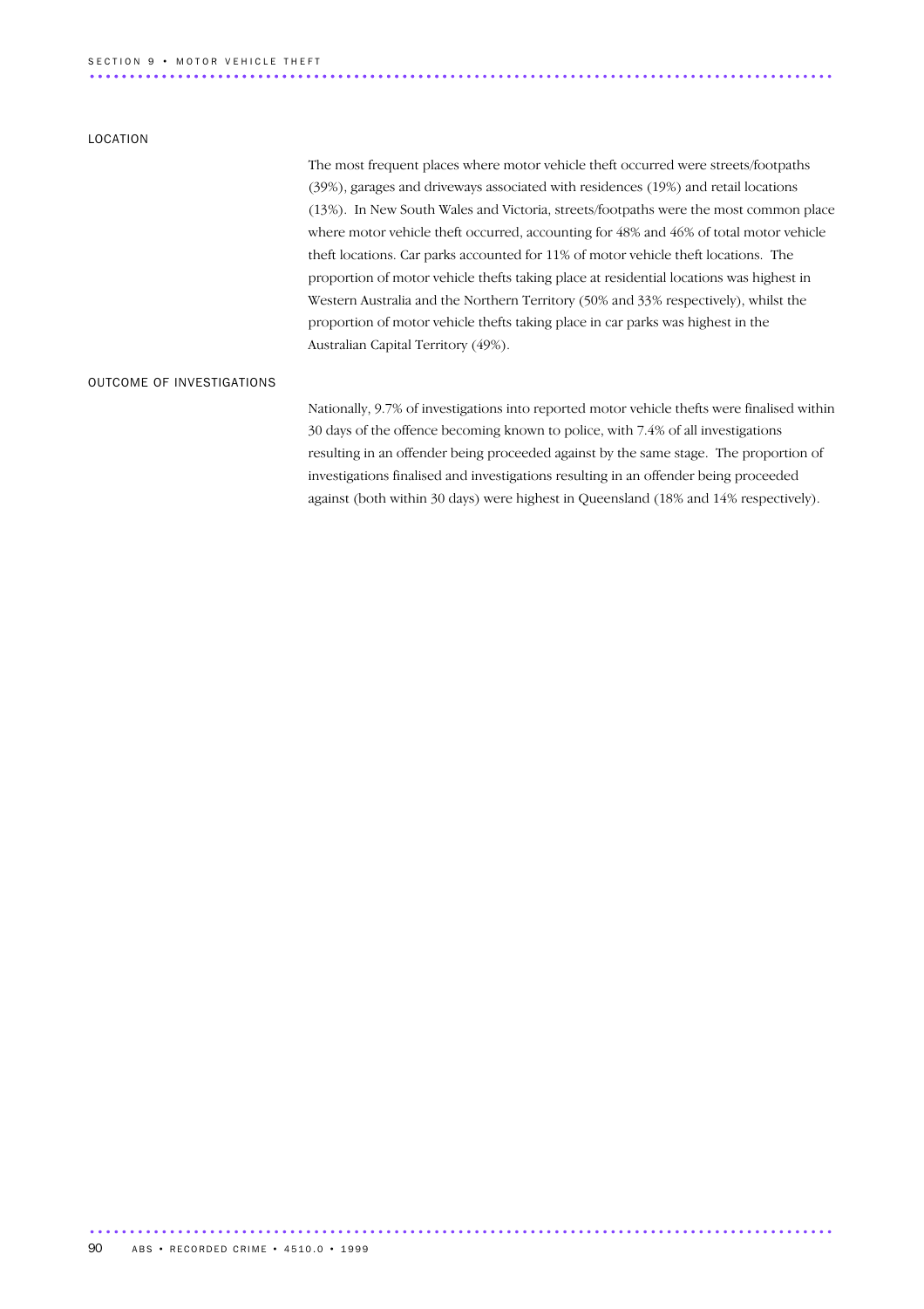## LOCATION

The most frequent places where motor vehicle theft occurred were streets/footpaths (39%), garages and driveways associated with residences (19%) and retail locations (13%). In New South Wales and Victoria, streets/footpaths were the most common place where motor vehicle theft occurred, accounting for 48% and 46% of total motor vehicle theft locations. Car parks accounted for 11% of motor vehicle theft locations. The proportion of motor vehicle thefts taking place at residential locations was highest in Western Australia and the Northern Territory (50% and 33% respectively), whilst the proportion of motor vehicle thefts taking place in car parks was highest in the Australian Capital Territory (49%).

## OUTCOME OF INVESTIGATIONS

Nationally, 9.7% of investigations into reported motor vehicle thefts were finalised within 30 days of the offence becoming known to police, with 7.4% of all investigations resulting in an offender being proceeded against by the same stage. The proportion of investigations finalised and investigations resulting in an offender being proceeded against (both within 30 days) were highest in Queensland (18% and 14% respectively).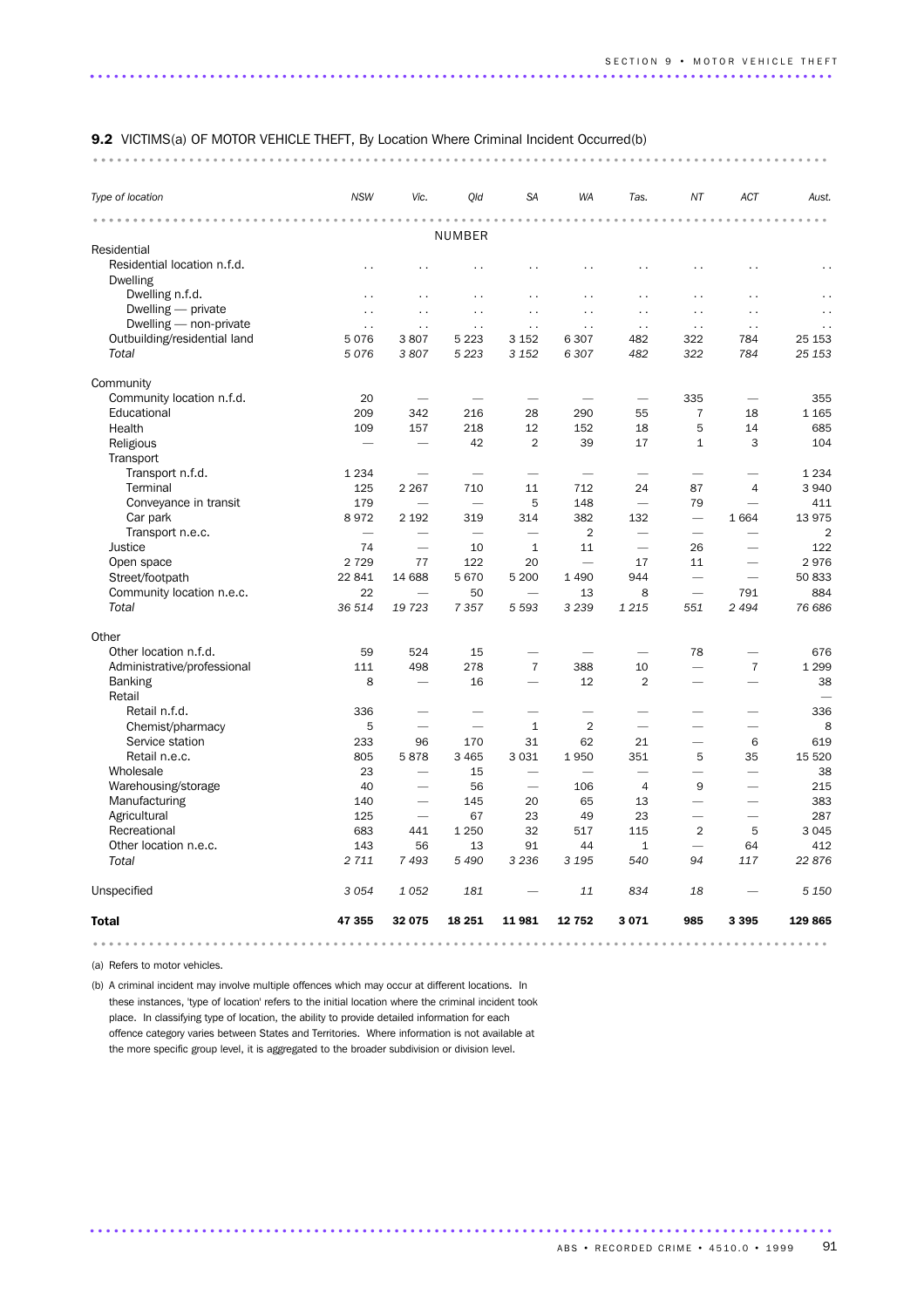**9.2** VICTIMS(a) OF MOTOR VEHICLE THEFT, By Location Where Criminal Incident Occurred(b)

| *Type of location* | *NSW* | *Vic.* | *Qld* | *SA* | *WA* | *Tas.* | *NT* | *ACT* | *Aust.* |
|---|---|---|---|---|---|---|---|---|---|
| | | | NUMBER | | | | | | |
| Residential | | | | | | | | | |
| Residential location n.f.d. | . . | . . | . . | . . | . . | . . | . . | . . | . . |
| Dwelling | | | | | | | | | |
| Dwelling n.f.d. | . . | . . | . . | . . | . . | . . | . . | . . | . . |
| Dwelling — private | . . | . . | . . | . . | . . | . . | . . | . . | . . |
| Dwelling — non-private | . . | . . | . . | . . | . . | . . | . . | . . | . . |
| Outbuilding/residential land | 5 076 | 3 807 | 5 223 | 3 152 | 6 307 | 482 | 322 | 784 | 25 153 |
| *Total* | *5 076* | *3 807* | *5 223* | *3 152* | *6 307* | *482* | *322* | *784* | *25 153* |
| Community | | | | | | | | | |
| Community location n.f.d. | 20 | — | — | — | — | — | 335 | — | 355 |
| Educational | 209 | 342 | 216 | 28 | 290 | 55 | 7 | 18 | 1 165 |
| Health | 109 | 157 | 218 | 12 | 152 | 18 | 5 | 14 | 685 |
| Religious | — | — | 42 | 2 | 39 | 17 | 1 | 3 | 104 |
| Transport | | | | | | | | | |
| Transport n.f.d. | 1 234 | — | — | — | — | — | — | — | 1 234 |
| Terminal | 125 | 2 267 | 710 | 11 | 712 | 24 | 87 | 4 | 3 940 |
| Conveyance in transit | 179 | — | — | 5 | 148 | — | 79 | — | 411 |
| Car park | 8 972 | 2 192 | 319 | 314 | 382 | 132 | — | 1 664 | 13 975 |
| Transport n.e.c. | — | — | — | — | 2 | — | — | — | 2 |
| Justice | 74 | — | 10 | 1 | 11 | — | 26 | — | 122 |
| Open space | 2 729 | 77 | 122 | 20 | — | 17 | 11 | — | 2 976 |
| Street/footpath | 22 841 | 14 688 | 5 670 | 5 200 | 1 490 | 944 | — | — | 50 833 |
| Community location n.e.c. | 22 | — | 50 | — | 13 | 8 | — | 791 | 884 |
| *Total* | *36 514* | *19 723* | *7 357* | *5 593* | *3 239* | *1 215* | *551* | *2 494* | *76 686* |
| Other | | | | | | | | | |
| Other location n.f.d. | 59 | 524 | 15 | — | — | — | 78 | — | 676 |
| Administrative/professional | 111 | 498 | 278 | 7 | 388 | 10 | — | 7 | 1 299 |
| Banking | 8 | — | 16 | — | 12 | 2 | — | — | 38 |
| Retail | | | | | | | | | — |
| Retail n.f.d. | 336 | — | — | — | — | — | — | — | 336 |
| Chemist/pharmacy | 5 | — | — | 1 | 2 | — | — | — | 8 |
| Service station | 233 | 96 | 170 | 31 | 62 | 21 | — | 6 | 619 |
| Retail n.e.c. | 805 | 5 878 | 3 465 | 3 031 | 1 950 | 351 | 5 | 35 | 15 520 |
| Wholesale | 23 | — | 15 | — | — | — | — | — | 38 |
| Warehousing/storage | 40 | — | 56 | — | 106 | 4 | 9 | — | 215 |
| Manufacturing | 140 | — | 145 | 20 | 65 | 13 | — | — | 383 |
| Agricultural | 125 | — | 67 | 23 | 49 | 23 | — | — | 287 |
| Recreational | 683 | 441 | 1 250 | 32 | 517 | 115 | 2 | 5 | 3 045 |
| Other location n.e.c. | 143 | 56 | 13 | 91 | 44 | 1 | — | 64 | 412 |
| *Total* | *2 711* | *7 493* | *5 490* | *3 236* | *3 195* | *540* | *94* | *117* | *22 876* |
| Unspecified | *3 054* | *1 052* | *181* | — | *11* | *834* | *18* | — | *5 150* |
| **Total** | **47 355** | **32 075** | **18 251** | **11 981** | **12 752** | **3 071** | **985** | **3 395** | **129 865** |

(a) Refers to motor vehicles.

(b) A criminal incident may involve multiple offences which may occur at different locations. In these instances, 'type of location' refers to the initial location where the criminal incident took place. In classifying type of location, the ability to provide detailed information for each offence category varies between States and Territories. Where information is not available at the more specific group level, it is aggregated to the broader subdivision or division level.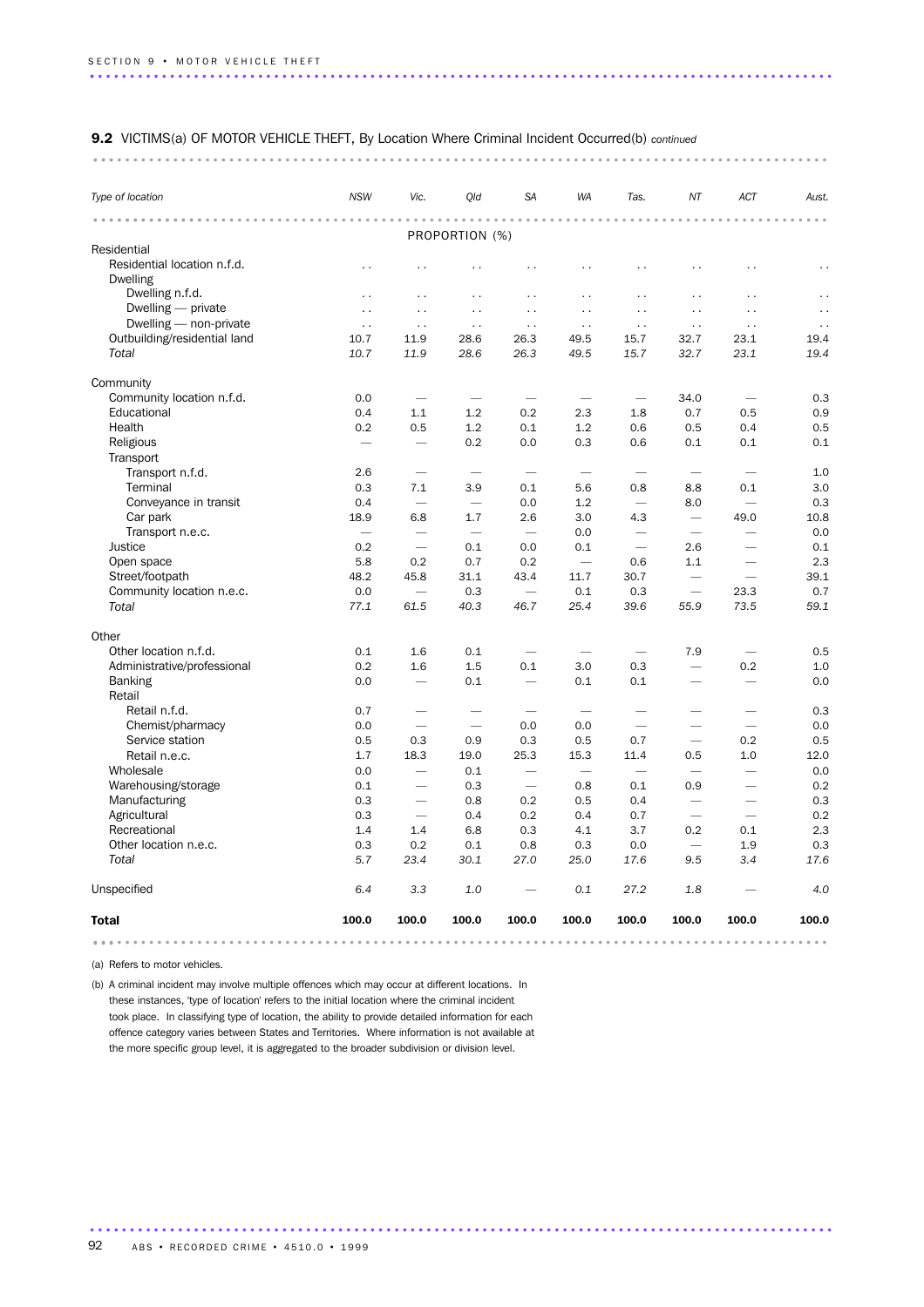**9.2** VICTIMS(a) OF MOTOR VEHICLE THEFT, By Location Where Criminal Incident Occurred(b) *continued*

| *Type of location* | *NSW* | *Vic.* | *Qld* | *SA* | *WA* | *Tas.* | *NT* | *ACT* | *Aust.* |
|---|---|---|---|---|---|---|---|---|---|
| | | | PROPORTION (%) | | | | | | |
| Residential | | | | | | | | | |
| Residential location n.f.d. | . . | . . | . . | . . | . . | . . | . . | . . | . . |
| Dwelling | | | | | | | | | |
| Dwelling n.f.d. | . . | . . | . . | . . | . . | . . | . . | . . | . . |
| Dwelling — private | . . | . . | . . | . . | . . | . . | . . | . . | . . |
| Dwelling — non-private | . . | . . | . . | . . | . . | . . | . . | . . | . . |
| Outbuilding/residential land | 10.7 | 11.9 | 28.6 | 26.3 | 49.5 | 15.7 | 32.7 | 23.1 | 19.4 |
| *Total* | *10.7* | *11.9* | *28.6* | *26.3* | *49.5* | *15.7* | *32.7* | *23.1* | *19.4* |
| Community | | | | | | | | | |
| Community location n.f.d. | 0.0 | — | — | — | — | — | 34.0 | — | 0.3 |
| Educational | 0.4 | 1.1 | 1.2 | 0.2 | 2.3 | 1.8 | 0.7 | 0.5 | 0.9 |
| Health | 0.2 | 0.5 | 1.2 | 0.1 | 1.2 | 0.6 | 0.5 | 0.4 | 0.5 |
| Religious | — | — | 0.2 | 0.0 | 0.3 | 0.6 | 0.1 | 0.1 | 0.1 |
| Transport | | | | | | | | | |
| Transport n.f.d. | 2.6 | — | — | — | — | — | — | — | 1.0 |
| Terminal | 0.3 | 7.1 | 3.9 | 0.1 | 5.6 | 0.8 | 8.8 | 0.1 | 3.0 |
| Conveyance in transit | 0.4 | — | — | 0.0 | 1.2 | — | 8.0 | — | 0.3 |
| Car park | 18.9 | 6.8 | 1.7 | 2.6 | 3.0 | 4.3 | — | 49.0 | 10.8 |
| Transport n.e.c. | — | — | — | — | 0.0 | — | — | — | 0.0 |
| Justice | 0.2 | — | 0.1 | 0.0 | 0.1 | — | 2.6 | — | 0.1 |
| Open space | 5.8 | 0.2 | 0.7 | 0.2 | — | 0.6 | 1.1 | — | 2.3 |
| Street/footpath | 48.2 | 45.8 | 31.1 | 43.4 | 11.7 | 30.7 | — | — | 39.1 |
| Community location n.e.c. | 0.0 | — | 0.3 | — | 0.1 | 0.3 | — | 23.3 | 0.7 |
| *Total* | *77.1* | *61.5* | *40.3* | *46.7* | *25.4* | *39.6* | *55.9* | *73.5* | *59.1* |
| Other | | | | | | | | | |
| Other location n.f.d. | 0.1 | 1.6 | 0.1 | — | — | — | 7.9 | — | 0.5 |
| Administrative/professional | 0.2 | 1.6 | 1.5 | 0.1 | 3.0 | 0.3 | — | 0.2 | 1.0 |
| Banking | 0.0 | — | 0.1 | — | 0.1 | 0.1 | — | — | 0.0 |
| Retail | | | | | | | | | |
| Retail n.f.d. | 0.7 | — | — | — | — | — | — | — | 0.3 |
| Chemist/pharmacy | 0.0 | — | — | 0.0 | 0.0 | — | — | — | 0.0 |
| Service station | 0.5 | 0.3 | 0.9 | 0.3 | 0.5 | 0.7 | — | 0.2 | 0.5 |
| Retail n.e.c. | 1.7 | 18.3 | 19.0 | 25.3 | 15.3 | 11.4 | 0.5 | 1.0 | 12.0 |
| Wholesale | 0.0 | — | 0.1 | — | — | — | — | — | 0.0 |
| Warehousing/storage | 0.1 | — | 0.3 | — | 0.8 | 0.1 | 0.9 | — | 0.2 |
| Manufacturing | 0.3 | — | 0.8 | 0.2 | 0.5 | 0.4 | — | — | 0.3 |
| Agricultural | 0.3 | — | 0.4 | 0.2 | 0.4 | 0.7 | — | — | 0.2 |
| Recreational | 1.4 | 1.4 | 6.8 | 0.3 | 4.1 | 3.7 | 0.2 | 0.1 | 2.3 |
| Other location n.e.c. | 0.3 | 0.2 | 0.1 | 0.8 | 0.3 | 0.0 | — | 1.9 | 0.3 |
| *Total* | *5.7* | *23.4* | *30.1* | *27.0* | *25.0* | *17.6* | *9.5* | *3.4* | *17.6* |
| Unspecified | *6.4* | *3.3* | *1.0* | — | *0.1* | *27.2* | *1.8* | — | *4.0* |
| **Total** | **100.0** | **100.0** | **100.0** | **100.0** | **100.0** | **100.0** | **100.0** | **100.0** | **100.0** |

(a) Refers to motor vehicles.

(b) A criminal incident may involve multiple offences which may occur at different locations. In these instances, 'type of location' refers to the initial location where the criminal incident took place. In classifying type of location, the ability to provide detailed information for each offence category varies between States and Territories. Where information is not available at the more specific group level, it is aggregated to the broader subdivision or division level.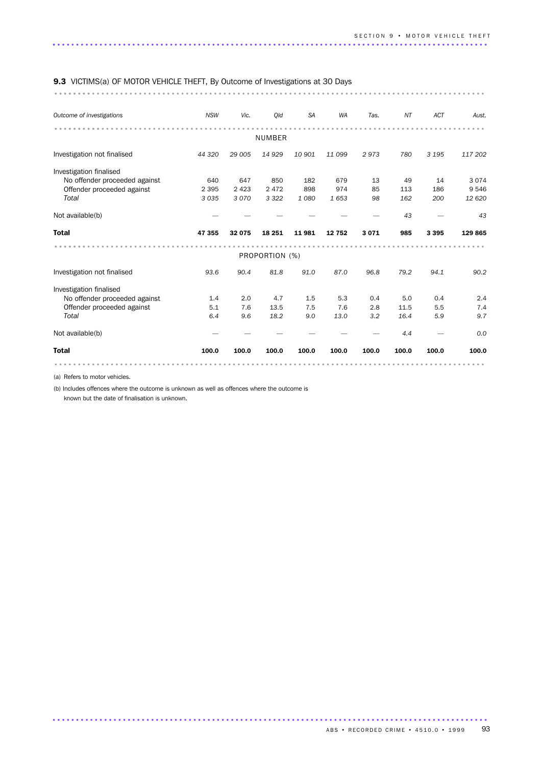**9.3** VICTIMS(a) OF MOTOR VEHICLE THEFT, By Outcome of Investigations at 30 Days

| *Outcome of investigations* | *NSW* | *Vic.* | *Qld* | *SA* | *WA* | *Tas.* | *NT* | *ACT* | *Aust.* |
|---|---|---|---|---|---|---|---|---|---|
| | | | | NUMBER | | | | | |
| Investigation not finalised | *44 320* | *29 005* | *14 929* | *10 901* | *11 099* | *2 973* | *780* | *3 195* | *117 202* |
| Investigation finalised | | | | | | | | | |
| No offender proceeded against | 640 | 647 | 850 | 182 | 679 | 13 | 49 | 14 | 3 074 |
| Offender proceeded against | 2 395 | 2 423 | 2 472 | 898 | 974 | 85 | 113 | 186 | 9 546 |
| *Total* | *3 035* | *3 070* | *3 322* | *1 080* | *1 653* | *98* | *162* | *200* | *12 620* |
| Not available(b) | — | — | — | — | — | — | *43* | — | *43* |
| **Total** | **47 355** | **32 075** | **18 251** | **11 981** | **12 752** | **3 071** | **985** | **3 395** | **129 865** |
| | | | | PROPORTION (%) | | | | | |
| Investigation not finalised | *93.6* | *90.4* | *81.8* | *91.0* | *87.0* | *96.8* | *79.2* | *94.1* | *90.2* |
| Investigation finalised | | | | | | | | | |
| No offender proceeded against | 1.4 | 2.0 | 4.7 | 1.5 | 5.3 | 0.4 | 5.0 | 0.4 | 2.4 |
| Offender proceeded against | 5.1 | 7.6 | 13.5 | 7.5 | 7.6 | 2.8 | 11.5 | 5.5 | 7.4 |
| *Total* | *6.4* | *9.6* | *18.2* | *9.0* | *13.0* | *3.2* | *16.4* | *5.9* | *9.7* |
| Not available(b) | — | — | — | — | — | — | *4.4* | — | *0.0* |
| **Total** | **100.0** | **100.0** | **100.0** | **100.0** | **100.0** | **100.0** | **100.0** | **100.0** | **100.0** |

(a) Refers to motor vehicles.

(b) Includes offences where the outcome is unknown as well as offences where the outcome is known but the date of finalisation is unknown.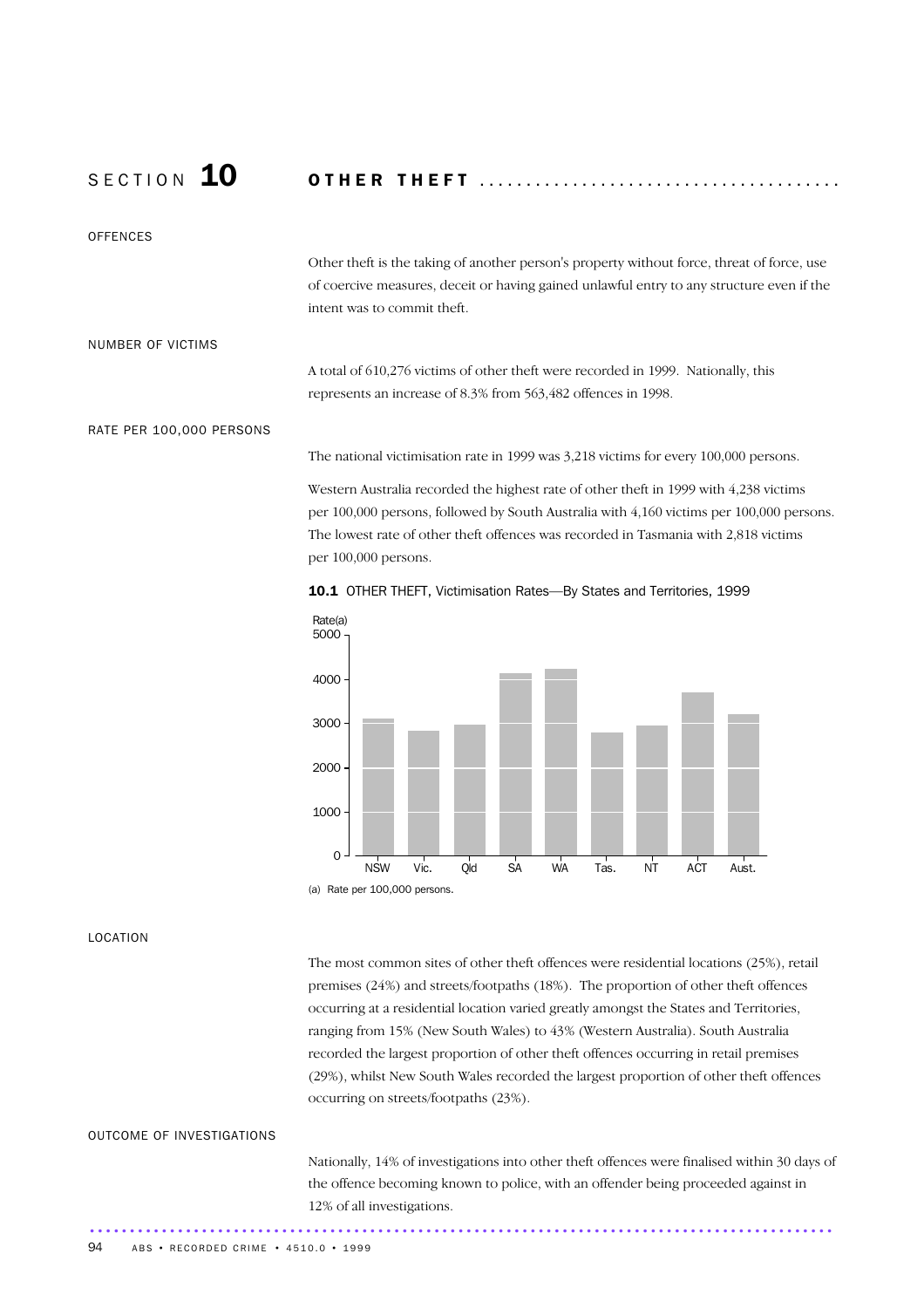# SECTION 10 OTHER THEFT

## OFFENCES

Other theft is the taking of another person's property without force, threat of force, use of coercive measures, deceit or having gained unlawful entry to any structure even if the intent was to commit theft.

## NUMBER OF VICTIMS

A total of 610,276 victims of other theft were recorded in 1999. Nationally, this represents an increase of 8.3% from 563,482 offences in 1998.

## RATE PER 100,000 PERSONS

The national victimisation rate in 1999 was 3,218 victims for every 100,000 persons.

Western Australia recorded the highest rate of other theft in 1999 with 4,238 victims per 100,000 persons, followed by South Australia with 4,160 victims per 100,000 persons. The lowest rate of other theft offences was recorded in Tasmania with 2,818 victims per 100,000 persons.

**10.1** OTHER THEFT, Victimisation Rates—By States and Territories, 1999

(a) Rate per 100,000 persons.

## LOCATION

The most common sites of other theft offences were residential locations (25%), retail premises (24%) and streets/footpaths (18%). The proportion of other theft offences occurring at a residential location varied greatly amongst the States and Territories, ranging from 15% (New South Wales) to 43% (Western Australia). South Australia recorded the largest proportion of other theft offences occurring in retail premises (29%), whilst New South Wales recorded the largest proportion of other theft offences occurring on streets/footpaths (23%).

## OUTCOME OF INVESTIGATIONS

Nationally, 14% of investigations into other theft offences were finalised within 30 days of the offence becoming known to police, with an offender being proceeded against in 12% of all investigations.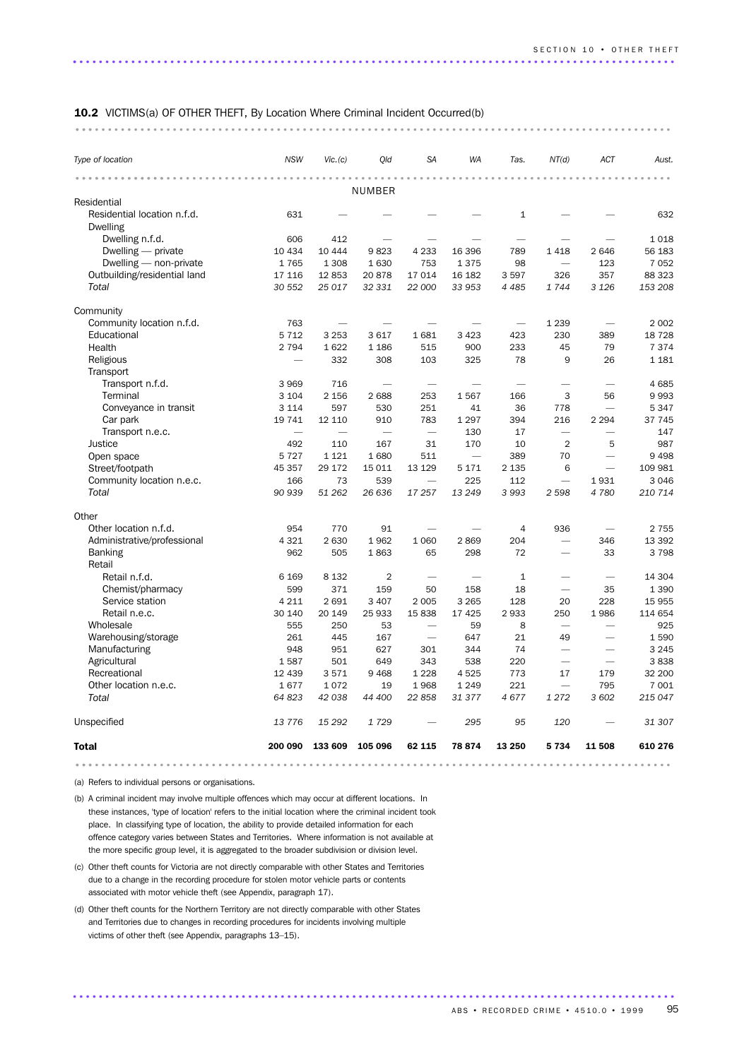**10.2** VICTIMS(a) OF OTHER THEFT, By Location Where Criminal Incident Occurred(b)

| Type of location | NSW | Vic.(c) | Qld | SA | WA | Tas. | NT(d) | ACT | Aust. |
|---|---|---|---|---|---|---|---|---|---|
| | | | NUMBER | | | | | | |
| Residential | | | | | | | | | |
| Residential location n.f.d. | 631 | — | — | — | — | 1 | — | — | 632 |
| Dwelling | | | | | | | | | |
| Dwelling n.f.d. | 606 | 412 | — | — | — | — | — | — | 1 018 |
| Dwelling — private | 10 434 | 10 444 | 9 823 | 4 233 | 16 396 | 789 | 1 418 | 2 646 | 56 183 |
| Dwelling — non-private | 1 765 | 1 308 | 1 630 | 753 | 1 375 | 98 | — | 123 | 7 052 |
| Outbuilding/residential land | 17 116 | 12 853 | 20 878 | 17 014 | 16 182 | 3 597 | 326 | 357 | 88 323 |
| *Total* | *30 552* | *25 017* | *32 331* | *22 000* | *33 953* | *4 485* | *1 744* | *3 126* | *153 208* |
| Community | | | | | | | | | |
| Community location n.f.d. | 763 | — | — | — | — | — | 1 239 | — | 2 002 |
| Educational | 5 712 | 3 253 | 3 617 | 1 681 | 3 423 | 423 | 230 | 389 | 18 728 |
| Health | 2 794 | 1 622 | 1 186 | 515 | 900 | 233 | 45 | 79 | 7 374 |
| Religious | — | 332 | 308 | 103 | 325 | 78 | 9 | 26 | 1 181 |
| Transport | | | | | | | | | |
| Transport n.f.d. | 3 969 | 716 | — | — | — | — | — | — | 4 685 |
| Terminal | 3 104 | 2 156 | 2 688 | 253 | 1 567 | 166 | 3 | 56 | 9 993 |
| Conveyance in transit | 3 114 | 597 | 530 | 251 | 41 | 36 | 778 | — | 5 347 |
| Car park | 19 741 | 12 110 | 910 | 783 | 1 297 | 394 | 216 | 2 294 | 37 745 |
| Transport n.e.c. | — | — | — | — | 130 | 17 | — | — | 147 |
| Justice | 492 | 110 | 167 | 31 | 170 | 10 | 2 | 5 | 987 |
| Open space | 5 727 | 1 121 | 1 680 | 511 | — | 389 | 70 | — | 9 498 |
| Street/footpath | 45 357 | 29 172 | 15 011 | 13 129 | 5 171 | 2 135 | 6 | — | 109 981 |
| Community location n.e.c. | 166 | 73 | 539 | — | 225 | 112 | — | 1 931 | 3 046 |
| *Total* | *90 939* | *51 262* | *26 636* | *17 257* | *13 249* | *3 993* | *2 598* | *4 780* | *210 714* |
| Other | | | | | | | | | |
| Other location n.f.d. | 954 | 770 | 91 | — | — | 4 | 936 | — | 2 755 |
| Administrative/professional | 4 321 | 2 630 | 1 962 | 1 060 | 2 869 | 204 | — | 346 | 13 392 |
| Banking | 962 | 505 | 1 863 | 65 | 298 | 72 | — | 33 | 3 798 |
| Retail | | | | | | | | | |
| Retail n.f.d. | 6 169 | 8 132 | 2 | — | — | 1 | — | — | 14 304 |
| Chemist/pharmacy | 599 | 371 | 159 | 50 | 158 | 18 | — | 35 | 1 390 |
| Service station | 4 211 | 2 691 | 3 407 | 2 005 | 3 265 | 128 | 20 | 228 | 15 955 |
| Retail n.e.c. | 30 140 | 20 149 | 25 933 | 15 838 | 17 425 | 2 933 | 250 | 1 986 | 114 654 |
| Wholesale | 555 | 250 | 53 | — | 59 | 8 | — | — | 925 |
| Warehousing/storage | 261 | 445 | 167 | — | 647 | 21 | 49 | — | 1 590 |
| Manufacturing | 948 | 951 | 627 | 301 | 344 | 74 | — | — | 3 245 |
| Agricultural | 1 587 | 501 | 649 | 343 | 538 | 220 | — | — | 3 838 |
| Recreational | 12 439 | 3 571 | 9 468 | 1 228 | 4 525 | 773 | 17 | 179 | 32 200 |
| Other location n.e.c. | 1 677 | 1 072 | 19 | 1 968 | 1 249 | 221 | — | 795 | 7 001 |
| *Total* | *64 823* | *42 038* | *44 400* | *22 858* | *31 377* | *4 677* | *1 272* | *3 602* | *215 047* |
| Unspecified | *13 776* | *15 292* | *1 729* | — | *295* | *95* | *120* | — | *31 307* |
| **Total** | **200 090** | **133 609** | **105 096** | **62 115** | **78 874** | **13 250** | **5 734** | **11 508** | **610 276** |

(a) Refers to individual persons or organisations.

(b) A criminal incident may involve multiple offences which may occur at different locations. In these instances, 'type of location' refers to the initial location where the criminal incident took place. In classifying type of location, the ability to provide detailed information for each offence category varies between States and Territories. Where information is not available at the more specific group level, it is aggregated to the broader subdivision or division level.

(c) Other theft counts for Victoria are not directly comparable with other States and Territories due to a change in the recording procedure for stolen motor vehicle parts or contents associated with motor vehicle theft (see Appendix, paragraph 17).

(d) Other theft counts for the Northern Territory are not directly comparable with other States and Territories due to changes in recording procedures for incidents involving multiple victims of other theft (see Appendix, paragraphs 13–15).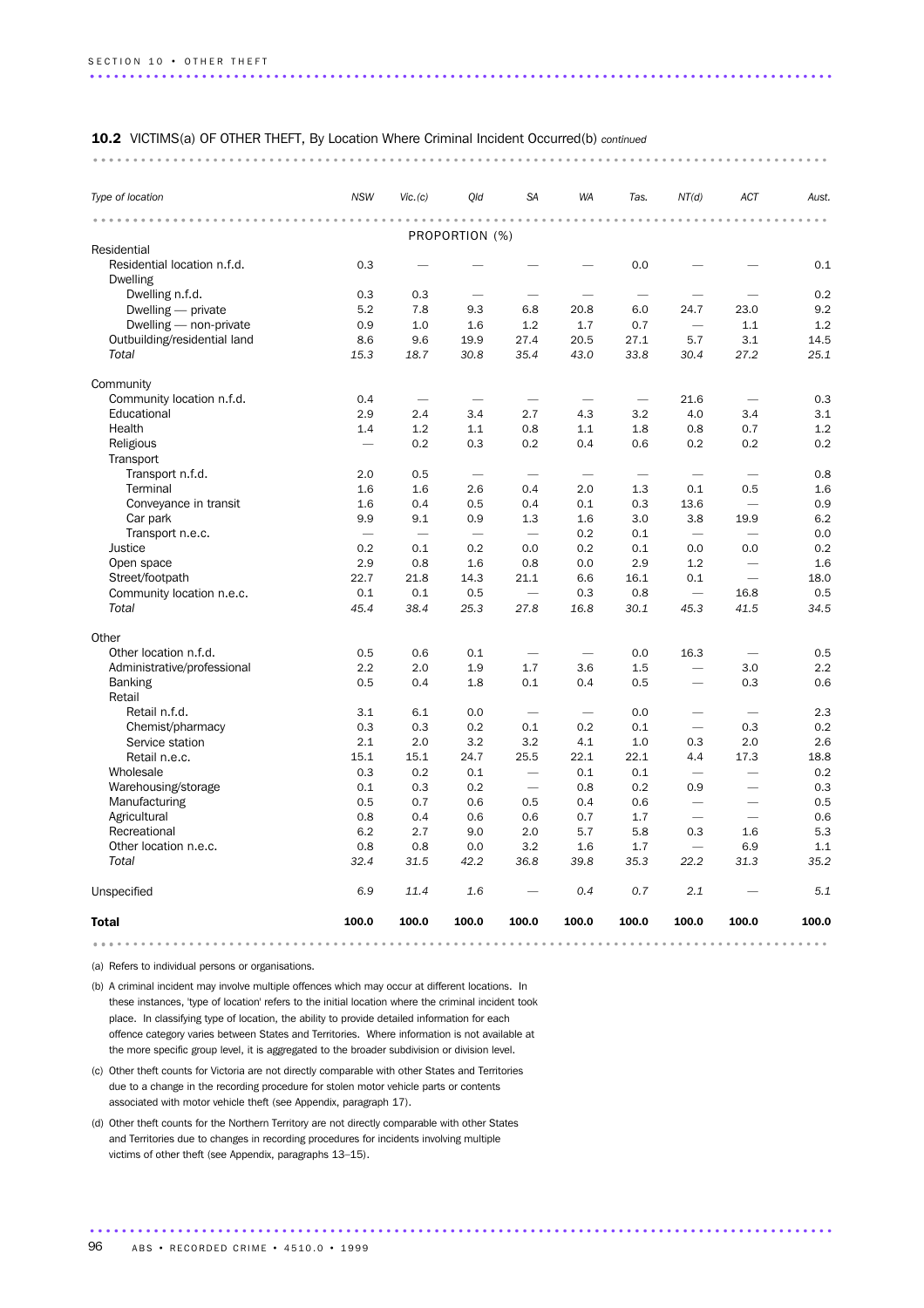**10.2** VICTIMS(a) OF OTHER THEFT, By Location Where Criminal Incident Occurred(b) *continued*

| *Type of location* | *NSW* | *Vic.(c)* | *Qld* | *SA* | *WA* | *Tas.* | *NT(d)* | *ACT* | *Aust.* |
|---|---|---|---|---|---|---|---|---|---|
| | | | PROPORTION (%) | | | | | | |
| Residential | | | | | | | | | |
| Residential location n.f.d. | 0.3 | — | — | — | — | 0.0 | — | — | 0.1 |
| Dwelling | | | | | | | | | |
| Dwelling n.f.d. | 0.3 | 0.3 | — | — | — | — | — | — | 0.2 |
| Dwelling — private | 5.2 | 7.8 | 9.3 | 6.8 | 20.8 | 6.0 | 24.7 | 23.0 | 9.2 |
| Dwelling — non-private | 0.9 | 1.0 | 1.6 | 1.2 | 1.7 | 0.7 | — | 1.1 | 1.2 |
| Outbuilding/residential land | 8.6 | 9.6 | 19.9 | 27.4 | 20.5 | 27.1 | 5.7 | 3.1 | 14.5 |
| *Total* | *15.3* | *18.7* | *30.8* | *35.4* | *43.0* | *33.8* | *30.4* | *27.2* | *25.1* |
| Community | | | | | | | | | |
| Community location n.f.d. | 0.4 | — | — | — | — | — | 21.6 | — | 0.3 |
| Educational | 2.9 | 2.4 | 3.4 | 2.7 | 4.3 | 3.2 | 4.0 | 3.4 | 3.1 |
| Health | 1.4 | 1.2 | 1.1 | 0.8 | 1.1 | 1.8 | 0.8 | 0.7 | 1.2 |
| Religious | — | 0.2 | 0.3 | 0.2 | 0.4 | 0.6 | 0.2 | 0.2 | 0.2 |
| Transport | | | | | | | | | |
| Transport n.f.d. | 2.0 | 0.5 | — | — | — | — | — | — | 0.8 |
| Terminal | 1.6 | 1.6 | 2.6 | 0.4 | 2.0 | 1.3 | 0.1 | 0.5 | 1.6 |
| Conveyance in transit | 1.6 | 0.4 | 0.5 | 0.4 | 0.1 | 0.3 | 13.6 | — | 0.9 |
| Car park | 9.9 | 9.1 | 0.9 | 1.3 | 1.6 | 3.0 | 3.8 | 19.9 | 6.2 |
| Transport n.e.c. | — | — | — | — | 0.2 | 0.1 | — | — | 0.0 |
| Justice | 0.2 | 0.1 | 0.2 | 0.0 | 0.2 | 0.1 | 0.0 | 0.0 | 0.2 |
| Open space | 2.9 | 0.8 | 1.6 | 0.8 | 0.0 | 2.9 | 1.2 | — | 1.6 |
| Street/footpath | 22.7 | 21.8 | 14.3 | 21.1 | 6.6 | 16.1 | 0.1 | — | 18.0 |
| Community location n.e.c. | 0.1 | 0.1 | 0.5 | — | 0.3 | 0.8 | — | 16.8 | 0.5 |
| *Total* | *45.4* | *38.4* | *25.3* | *27.8* | *16.8* | *30.1* | *45.3* | *41.5* | *34.5* |
| Other | | | | | | | | | |
| Other location n.f.d. | 0.5 | 0.6 | 0.1 | — | — | 0.0 | 16.3 | — | 0.5 |
| Administrative/professional | 2.2 | 2.0 | 1.9 | 1.7 | 3.6 | 1.5 | — | 3.0 | 2.2 |
| Banking | 0.5 | 0.4 | 1.8 | 0.1 | 0.4 | 0.5 | — | 0.3 | 0.6 |
| Retail | | | | | | | | | |
| Retail n.f.d. | 3.1 | 6.1 | 0.0 | — | — | 0.0 | — | — | 2.3 |
| Chemist/pharmacy | 0.3 | 0.3 | 0.2 | 0.1 | 0.2 | 0.1 | — | 0.3 | 0.2 |
| Service station | 2.1 | 2.0 | 3.2 | 3.2 | 4.1 | 1.0 | 0.3 | 2.0 | 2.6 |
| Retail n.e.c. | 15.1 | 15.1 | 24.7 | 25.5 | 22.1 | 22.1 | 4.4 | 17.3 | 18.8 |
| Wholesale | 0.3 | 0.2 | 0.1 | — | 0.1 | 0.1 | — | — | 0.2 |
| Warehousing/storage | 0.1 | 0.3 | 0.2 | — | 0.8 | 0.2 | 0.9 | — | 0.3 |
| Manufacturing | 0.5 | 0.7 | 0.6 | 0.5 | 0.4 | 0.6 | — | — | 0.5 |
| Agricultural | 0.8 | 0.4 | 0.6 | 0.6 | 0.7 | 1.7 | — | — | 0.6 |
| Recreational | 6.2 | 2.7 | 9.0 | 2.0 | 5.7 | 5.8 | 0.3 | 1.6 | 5.3 |
| Other location n.e.c. | 0.8 | 0.8 | 0.0 | 3.2 | 1.6 | 1.7 | — | 6.9 | 1.1 |
| *Total* | *32.4* | *31.5* | *42.2* | *36.8* | *39.8* | *35.3* | *22.2* | *31.3* | *35.2* |
| Unspecified | *6.9* | *11.4* | *1.6* | — | *0.4* | *0.7* | *2.1* | — | *5.1* |
| **Total** | **100.0** | **100.0** | **100.0** | **100.0** | **100.0** | **100.0** | **100.0** | **100.0** | **100.0** |

(a) Refers to individual persons or organisations.

(b) A criminal incident may involve multiple offences which may occur at different locations. In these instances, 'type of location' refers to the initial location where the criminal incident took place. In classifying type of location, the ability to provide detailed information for each offence category varies between States and Territories. Where information is not available at the more specific group level, it is aggregated to the broader subdivision or division level.

(c) Other theft counts for Victoria are not directly comparable with other States and Territories due to a change in the recording procedure for stolen motor vehicle parts or contents associated with motor vehicle theft (see Appendix, paragraph 17).

(d) Other theft counts for the Northern Territory are not directly comparable with other States and Territories due to changes in recording procedures for incidents involving multiple victims of other theft (see Appendix, paragraphs 13–15).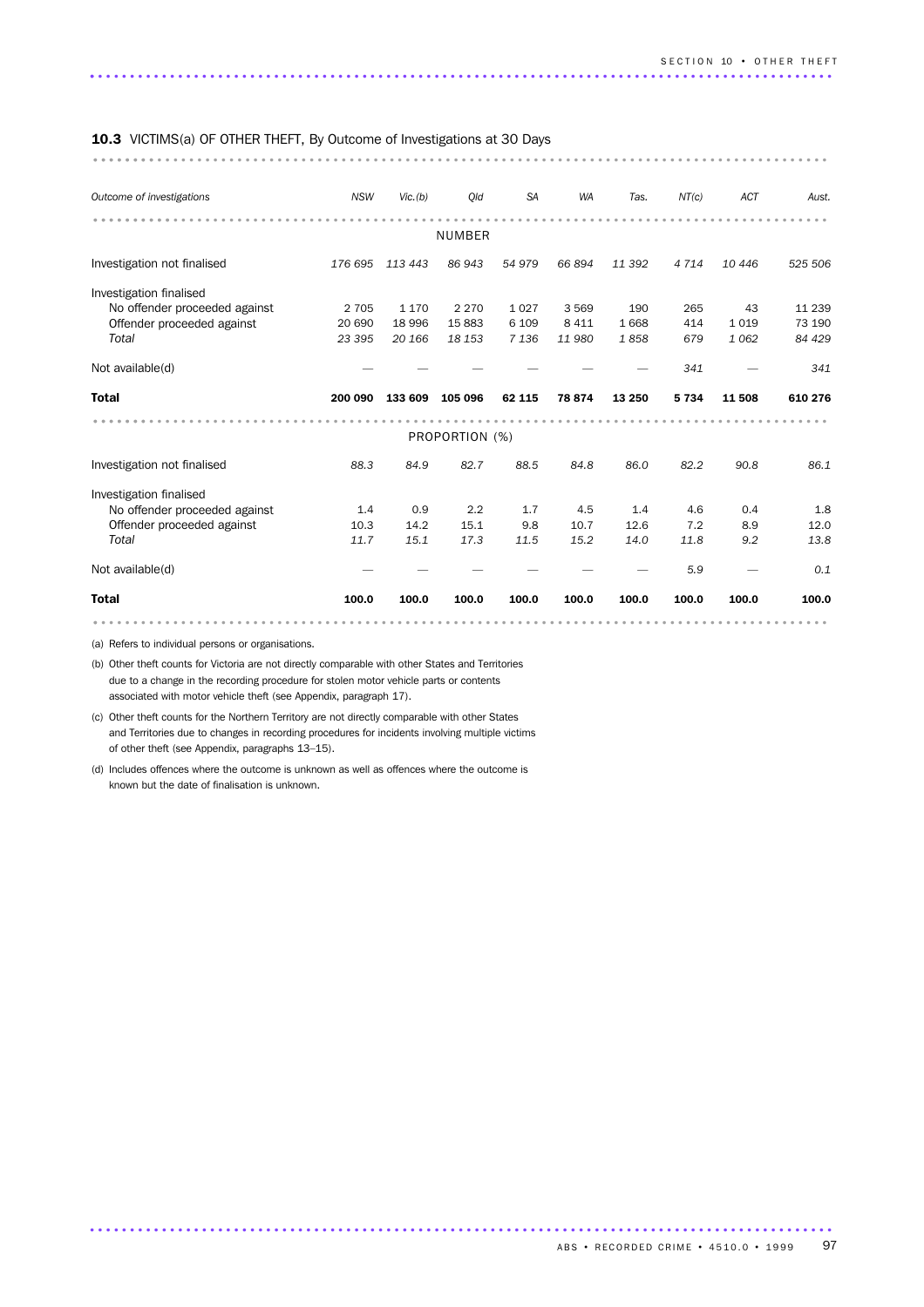**10.3** VICTIMS(a) OF OTHER THEFT, By Outcome of Investigations at 30 Days

| *Outcome of investigations* | *NSW* | *Vic.(b)* | *Qld* | *SA* | *WA* | *Tas.* | *NT(c)* | *ACT* | *Aust.* |
|---|---|---|---|---|---|---|---|---|---|
| | | | NUMBER | | | | | | |
| Investigation not finalised | *176 695* | *113 443* | *86 943* | *54 979* | *66 894* | *11 392* | *4 714* | *10 446* | *525 506* |
| Investigation finalised | | | | | | | | | |
| No offender proceeded against | 2 705 | 1 170 | 2 270 | 1 027 | 3 569 | 190 | 265 | 43 | 11 239 |
| Offender proceeded against | 20 690 | 18 996 | 15 883 | 6 109 | 8 411 | 1 668 | 414 | 1 019 | 73 190 |
| *Total* | *23 395* | *20 166* | *18 153* | *7 136* | *11 980* | *1 858* | *679* | *1 062* | *84 429* |
| Not available(d) | — | — | — | — | — | — | *341* | — | *341* |
| **Total** | **200 090** | **133 609** | **105 096** | **62 115** | **78 874** | **13 250** | **5 734** | **11 508** | **610 276** |
| | | | PROPORTION (%) | | | | | | |
| Investigation not finalised | *88.3* | *84.9* | *82.7* | *88.5* | *84.8* | *86.0* | *82.2* | *90.8* | *86.1* |
| Investigation finalised | | | | | | | | | |
| No offender proceeded against | 1.4 | 0.9 | 2.2 | 1.7 | 4.5 | 1.4 | 4.6 | 0.4 | 1.8 |
| Offender proceeded against | 10.3 | 14.2 | 15.1 | 9.8 | 10.7 | 12.6 | 7.2 | 8.9 | 12.0 |
| *Total* | *11.7* | *15.1* | *17.3* | *11.5* | *15.2* | *14.0* | *11.8* | *9.2* | *13.8* |
| Not available(d) | — | — | — | — | — | — | *5.9* | — | *0.1* |
| **Total** | **100.0** | **100.0** | **100.0** | **100.0** | **100.0** | **100.0** | **100.0** | **100.0** | **100.0** |

(a) Refers to individual persons or organisations.

(b) Other theft counts for Victoria are not directly comparable with other States and Territories due to a change in the recording procedure for stolen motor vehicle parts or contents associated with motor vehicle theft (see Appendix, paragraph 17).

(c) Other theft counts for the Northern Territory are not directly comparable with other States and Territories due to changes in recording procedures for incidents involving multiple victims of other theft (see Appendix, paragraphs 13–15).

(d) Includes offences where the outcome is unknown as well as offences where the outcome is known but the date of finalisation is unknown.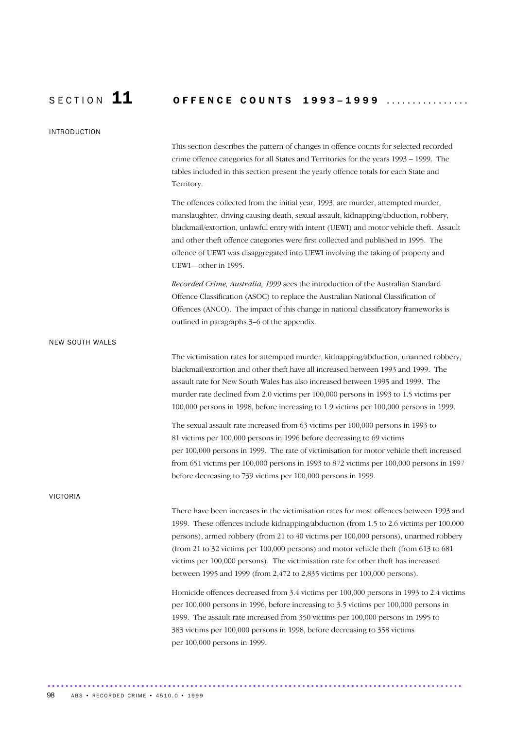# SECTION 11 OFFENCE COUNTS 1993–1999

## INTRODUCTION

This section describes the pattern of changes in offence counts for selected recorded crime offence categories for all States and Territories for the years 1993 – 1999. The tables included in this section present the yearly offence totals for each State and Territory.

The offences collected from the initial year, 1993, are murder, attempted murder, manslaughter, driving causing death, sexual assault, kidnapping/abduction, robbery, blackmail/extortion, unlawful entry with intent (UEWI) and motor vehicle theft. Assault and other theft offence categories were first collected and published in 1995. The offence of UEWI was disaggregated into UEWI involving the taking of property and UEWI—other in 1995.

*Recorded Crime, Australia, 1999* sees the introduction of the Australian Standard Offence Classification (ASOC) to replace the Australian National Classification of Offences (ANCO). The impact of this change in national classificatory frameworks is outlined in paragraphs 3–6 of the appendix.

## NEW SOUTH WALES

The victimisation rates for attempted murder, kidnapping/abduction, unarmed robbery, blackmail/extortion and other theft have all increased between 1993 and 1999. The assault rate for New South Wales has also increased between 1995 and 1999. The murder rate declined from 2.0 victims per 100,000 persons in 1993 to 1.5 victims per 100,000 persons in 1998, before increasing to 1.9 victims per 100,000 persons in 1999.

The sexual assault rate increased from 63 victims per 100,000 persons in 1993 to 81 victims per 100,000 persons in 1996 before decreasing to 69 victims per 100,000 persons in 1999. The rate of victimisation for motor vehicle theft increased from 651 victims per 100,000 persons in 1993 to 872 victims per 100,000 persons in 1997 before decreasing to 739 victims per 100,000 persons in 1999.

## VICTORIA

There have been increases in the victimisation rates for most offences between 1993 and 1999. These offences include kidnapping/abduction (from 1.5 to 2.6 victims per 100,000 persons), armed robbery (from 21 to 40 victims per 100,000 persons), unarmed robbery (from 21 to 32 victims per 100,000 persons) and motor vehicle theft (from 613 to 681 victims per 100,000 persons). The victimisation rate for other theft has increased between 1995 and 1999 (from 2,472 to 2,835 victims per 100,000 persons).

Homicide offences decreased from 3.4 victims per 100,000 persons in 1993 to 2.4 victims per 100,000 persons in 1996, before increasing to 3.5 victims per 100,000 persons in 1999. The assault rate increased from 350 victims per 100,000 persons in 1995 to 383 victims per 100,000 persons in 1998, before decreasing to 358 victims per 100,000 persons in 1999.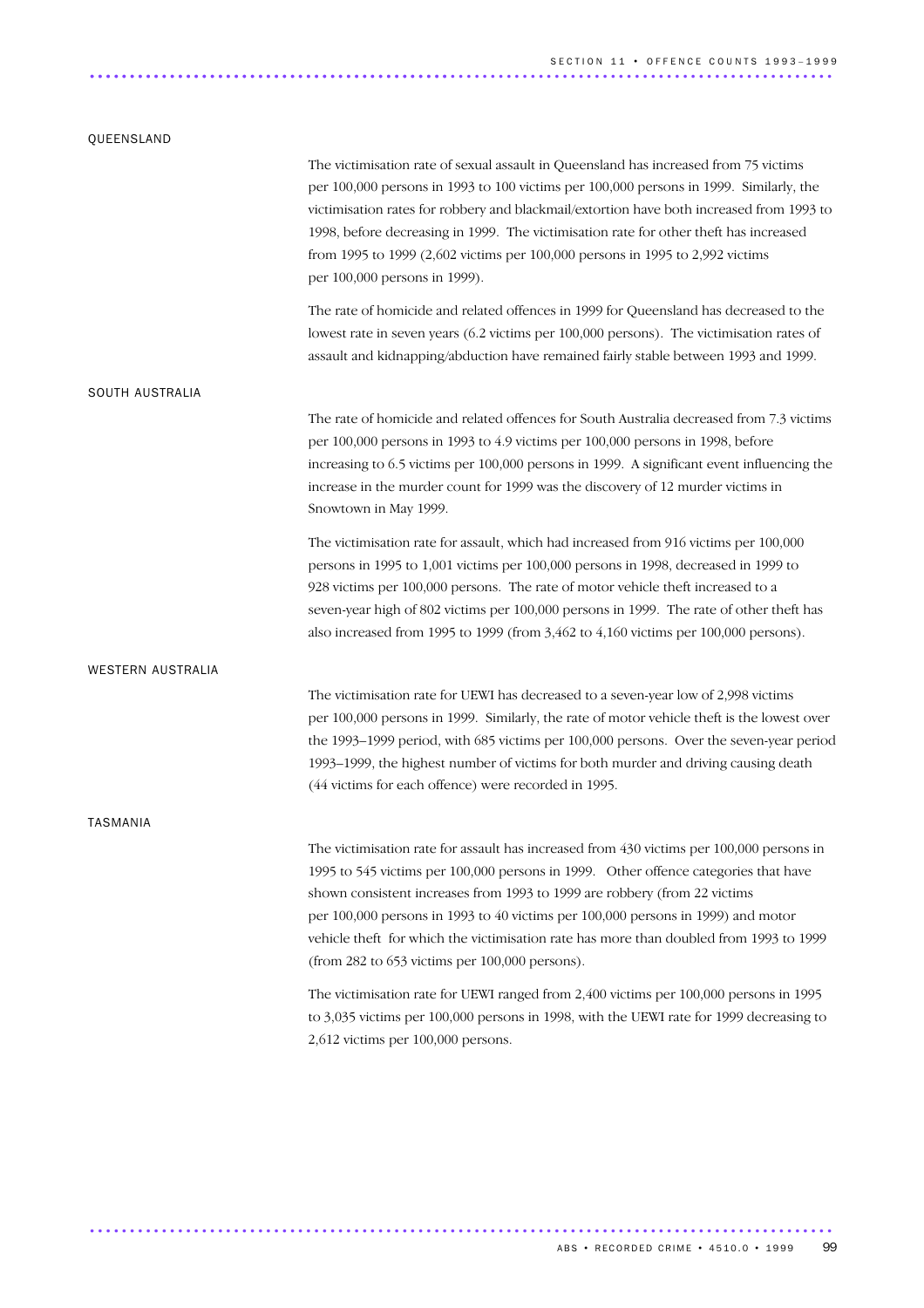## QUEENSLAND

The victimisation rate of sexual assault in Queensland has increased from 75 victims per 100,000 persons in 1993 to 100 victims per 100,000 persons in 1999. Similarly, the victimisation rates for robbery and blackmail/extortion have both increased from 1993 to 1998, before decreasing in 1999. The victimisation rate for other theft has increased from 1995 to 1999 (2,602 victims per 100,000 persons in 1995 to 2,992 victims per 100,000 persons in 1999).

The rate of homicide and related offences in 1999 for Queensland has decreased to the lowest rate in seven years (6.2 victims per 100,000 persons). The victimisation rates of assault and kidnapping/abduction have remained fairly stable between 1993 and 1999.

## SOUTH AUSTRALIA

The rate of homicide and related offences for South Australia decreased from 7.3 victims per 100,000 persons in 1993 to 4.9 victims per 100,000 persons in 1998, before increasing to 6.5 victims per 100,000 persons in 1999. A significant event influencing the increase in the murder count for 1999 was the discovery of 12 murder victims in Snowtown in May 1999.

The victimisation rate for assault, which had increased from 916 victims per 100,000 persons in 1995 to 1,001 victims per 100,000 persons in 1998, decreased in 1999 to 928 victims per 100,000 persons. The rate of motor vehicle theft increased to a seven-year high of 802 victims per 100,000 persons in 1999. The rate of other theft has also increased from 1995 to 1999 (from 3,462 to 4,160 victims per 100,000 persons).

## WESTERN AUSTRALIA

The victimisation rate for UEWI has decreased to a seven-year low of 2,998 victims per 100,000 persons in 1999. Similarly, the rate of motor vehicle theft is the lowest over the 1993–1999 period, with 685 victims per 100,000 persons. Over the seven-year period 1993–1999, the highest number of victims for both murder and driving causing death (44 victims for each offence) were recorded in 1995.

## TASMANIA

The victimisation rate for assault has increased from 430 victims per 100,000 persons in 1995 to 545 victims per 100,000 persons in 1999. Other offence categories that have shown consistent increases from 1993 to 1999 are robbery (from 22 victims per 100,000 persons in 1993 to 40 victims per 100,000 persons in 1999) and motor vehicle theft for which the victimisation rate has more than doubled from 1993 to 1999 (from 282 to 653 victims per 100,000 persons).

The victimisation rate for UEWI ranged from 2,400 victims per 100,000 persons in 1995 to 3,035 victims per 100,000 persons in 1998, with the UEWI rate for 1999 decreasing to 2,612 victims per 100,000 persons.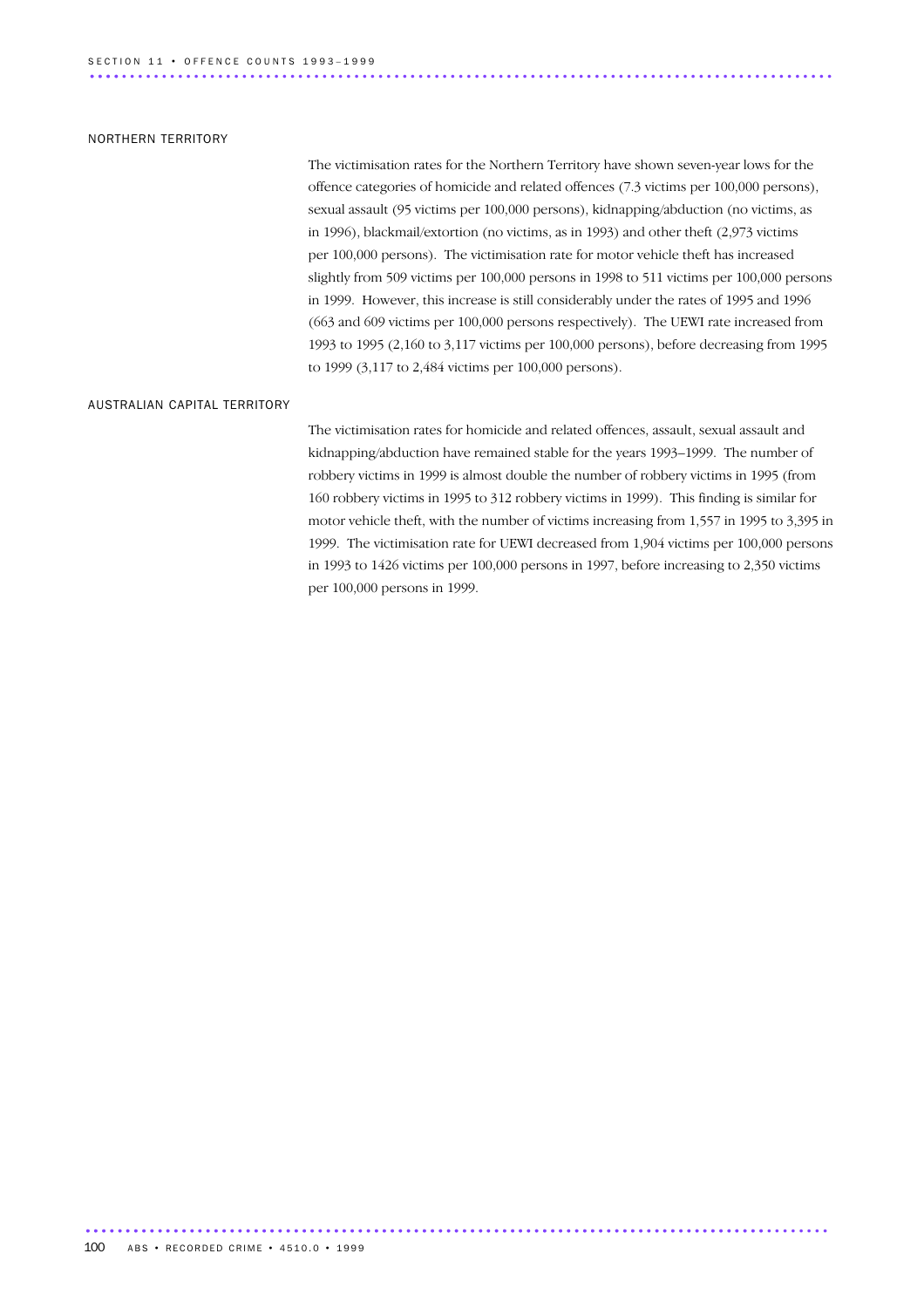## NORTHERN TERRITORY

The victimisation rates for the Northern Territory have shown seven-year lows for the offence categories of homicide and related offences (7.3 victims per 100,000 persons), sexual assault (95 victims per 100,000 persons), kidnapping/abduction (no victims, as in 1996), blackmail/extortion (no victims, as in 1993) and other theft (2,973 victims per 100,000 persons). The victimisation rate for motor vehicle theft has increased slightly from 509 victims per 100,000 persons in 1998 to 511 victims per 100,000 persons in 1999. However, this increase is still considerably under the rates of 1995 and 1996 (663 and 609 victims per 100,000 persons respectively). The UEWI rate increased from 1993 to 1995 (2,160 to 3,117 victims per 100,000 persons), before decreasing from 1995 to 1999 (3,117 to 2,484 victims per 100,000 persons).

## AUSTRALIAN CAPITAL TERRITORY

The victimisation rates for homicide and related offences, assault, sexual assault and kidnapping/abduction have remained stable for the years 1993–1999. The number of robbery victims in 1999 is almost double the number of robbery victims in 1995 (from 160 robbery victims in 1995 to 312 robbery victims in 1999). This finding is similar for motor vehicle theft, with the number of victims increasing from 1,557 in 1995 to 3,395 in 1999. The victimisation rate for UEWI decreased from 1,904 victims per 100,000 persons in 1993 to 1426 victims per 100,000 persons in 1997, before increasing to 2,350 victims per 100,000 persons in 1999.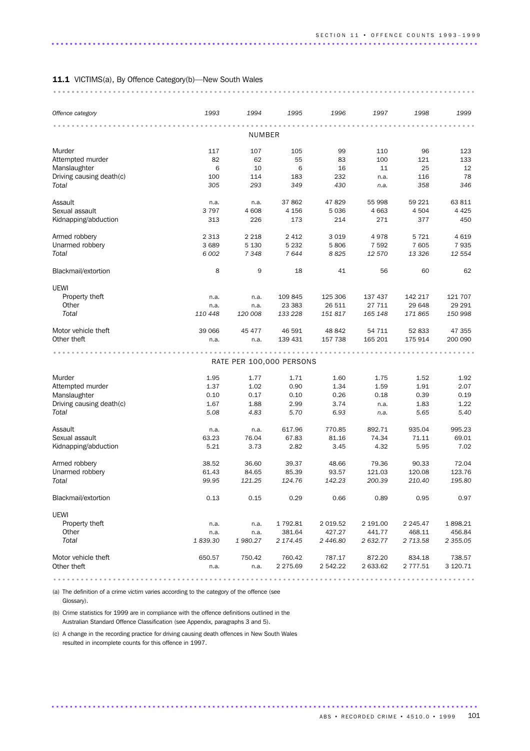**11.1** VICTIMS(a), By Offence Category(b)—New South Wales

| *Offence category* | *1993* | *1994* | *1995* | *1996* | *1997* | *1998* | *1999* |
|---|---|---|---|---|---|---|---|
| | | | NUMBER | | | | |
| Murder | 117 | 107 | 105 | 99 | 110 | 96 | 123 |
| Attempted murder | 82 | 62 | 55 | 83 | 100 | 121 | 133 |
| Manslaughter | 6 | 10 | 6 | 16 | 11 | 25 | 12 |
| Driving causing death(c) | 100 | 114 | 183 | 232 | n.a. | 116 | 78 |
| *Total* | *305* | *293* | *349* | *430* | *n.a.* | *358* | *346* |
| Assault | n.a. | n.a. | 37 862 | 47 829 | 55 998 | 59 221 | 63 811 |
| Sexual assault | 3 797 | 4 608 | 4 156 | 5 036 | 4 663 | 4 504 | 4 425 |
| Kidnapping/abduction | 313 | 226 | 173 | 214 | 271 | 377 | 450 |
| Armed robbery | 2 313 | 2 218 | 2 412 | 3 019 | 4 978 | 5 721 | 4 619 |
| Unarmed robbery | 3 689 | 5 130 | 5 232 | 5 806 | 7 592 | 7 605 | 7 935 |
| *Total* | *6 002* | *7 348* | *7 644* | *8 825* | *12 570* | *13 326* | *12 554* |
| Blackmail/extortion | 8 | 9 | 18 | 41 | 56 | 60 | 62 |
| UEWI | | | | | | | |
| Property theft | n.a. | n.a. | 109 845 | 125 306 | 137 437 | 142 217 | 121 707 |
| Other | n.a. | n.a. | 23 383 | 26 511 | 27 711 | 29 648 | 29 291 |
| *Total* | *110 448* | *120 008* | *133 228* | *151 817* | *165 148* | *171 865* | *150 998* |
| Motor vehicle theft | 39 066 | 45 477 | 46 591 | 48 842 | 54 711 | 52 833 | 47 355 |
| Other theft | n.a. | n.a. | 139 431 | 157 738 | 165 201 | 175 914 | 200 090 |
| | | | RATE PER 100,000 PERSONS | | | | |
| Murder | 1.95 | 1.77 | 1.71 | 1.60 | 1.75 | 1.52 | 1.92 |
| Attempted murder | 1.37 | 1.02 | 0.90 | 1.34 | 1.59 | 1.91 | 2.07 |
| Manslaughter | 0.10 | 0.17 | 0.10 | 0.26 | 0.18 | 0.39 | 0.19 |
| Driving causing death(c) | 1.67 | 1.88 | 2.99 | 3.74 | n.a. | 1.83 | 1.22 |
| *Total* | *5.08* | *4.83* | *5.70* | *6.93* | *n.a.* | *5.65* | *5.40* |
| Assault | n.a. | n.a. | 617.96 | 770.85 | 892.71 | 935.04 | 995.23 |
| Sexual assault | 63.23 | 76.04 | 67.83 | 81.16 | 74.34 | 71.11 | 69.01 |
| Kidnapping/abduction | 5.21 | 3.73 | 2.82 | 3.45 | 4.32 | 5.95 | 7.02 |
| Armed robbery | 38.52 | 36.60 | 39.37 | 48.66 | 79.36 | 90.33 | 72.04 |
| Unarmed robbery | 61.43 | 84.65 | 85.39 | 93.57 | 121.03 | 120.08 | 123.76 |
| *Total* | *99.95* | *121.25* | *124.76* | *142.23* | *200.39* | *210.40* | *195.80* |
| Blackmail/extortion | 0.13 | 0.15 | 0.29 | 0.66 | 0.89 | 0.95 | 0.97 |
| UEWI | | | | | | | |
| Property theft | n.a. | n.a. | 1 792.81 | 2 019.52 | 2 191.00 | 2 245.47 | 1 898.21 |
| Other | n.a. | n.a. | 381.64 | 427.27 | 441.77 | 468.11 | 456.84 |
| *Total* | *1 839.30* | *1 980.27* | *2 174.45* | *2 446.80* | *2 632.77* | *2 713.58* | *2 355.05* |
| Motor vehicle theft | 650.57 | 750.42 | 760.42 | 787.17 | 872.20 | 834.18 | 738.57 |
| Other theft | n.a. | n.a. | 2 275.69 | 2 542.22 | 2 633.62 | 2 777.51 | 3 120.71 |

(a) The definition of a crime victim varies according to the category of the offence (see Glossary).

(b) Crime statistics for 1999 are in compliance with the offence definitions outlined in the Australian Standard Offence Classification (see Appendix, paragraphs 3 and 5).

(c) A change in the recording practice for driving causing death offences in New South Wales resulted in incomplete counts for this offence in 1997.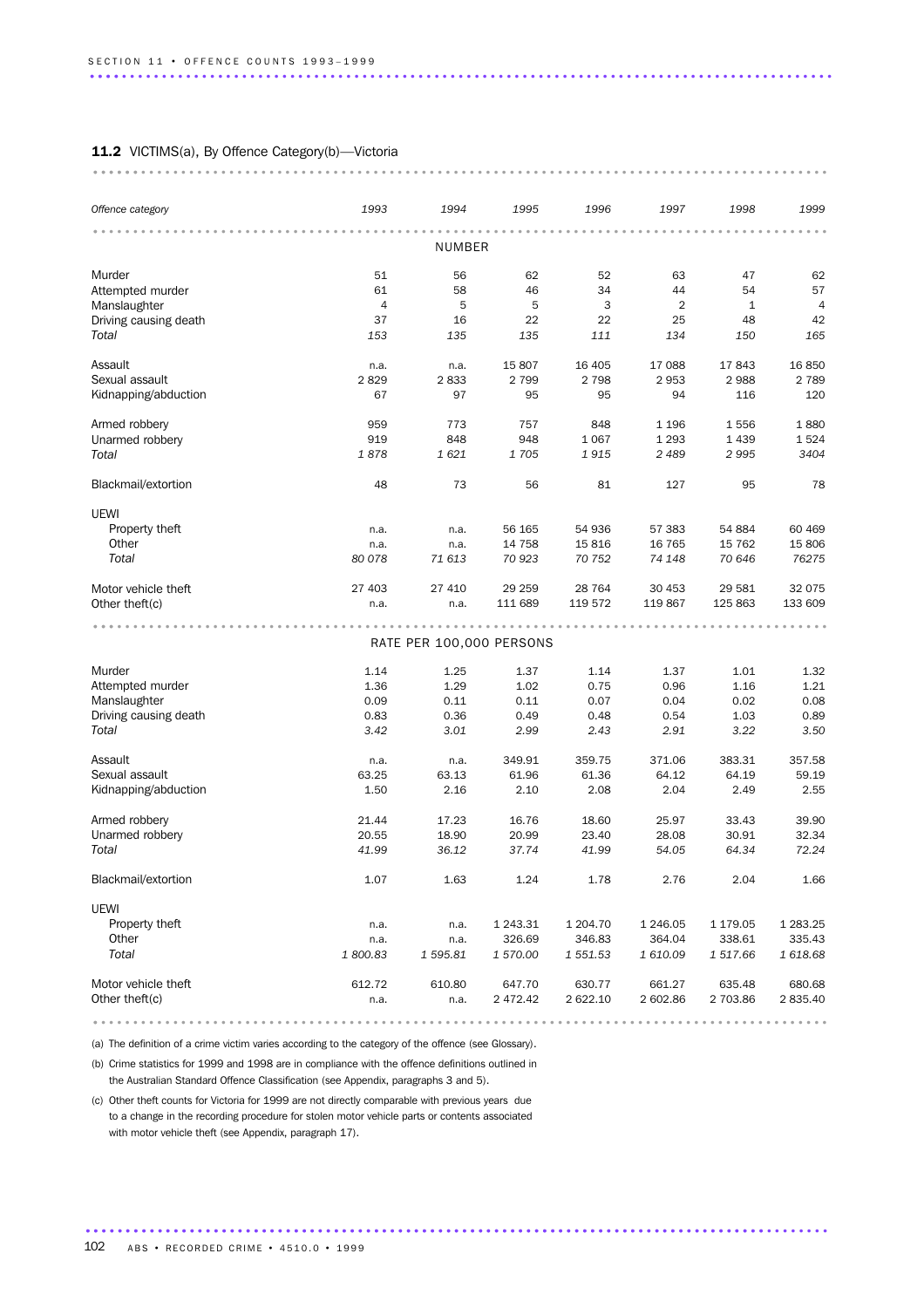**11.2** VICTIMS(a), By Offence Category(b)—Victoria

| *Offence category* | *1993* | *1994* | *1995* | *1996* | *1997* | *1998* | *1999* |
|---|---|---|---|---|---|---|---|
| NUMBER | | | | | | | |
| Murder | 51 | 56 | 62 | 52 | 63 | 47 | 62 |
| Attempted murder | 61 | 58 | 46 | 34 | 44 | 54 | 57 |
| Manslaughter | 4 | 5 | 5 | 3 | 2 | 1 | 4 |
| Driving causing death | 37 | 16 | 22 | 22 | 25 | 48 | 42 |
| *Total* | *153* | *135* | *135* | *111* | *134* | *150* | *165* |
| Assault | n.a. | n.a. | 15 807 | 16 405 | 17 088 | 17 843 | 16 850 |
| Sexual assault | 2 829 | 2 833 | 2 799 | 2 798 | 2 953 | 2 988 | 2 789 |
| Kidnapping/abduction | 67 | 97 | 95 | 95 | 94 | 116 | 120 |
| Armed robbery | 959 | 773 | 757 | 848 | 1 196 | 1 556 | 1 880 |
| Unarmed robbery | 919 | 848 | 948 | 1 067 | 1 293 | 1 439 | 1 524 |
| *Total* | *1 878* | *1 621* | *1 705* | *1 915* | *2 489* | *2 995* | *3404* |
| Blackmail/extortion | 48 | 73 | 56 | 81 | 127 | 95 | 78 |
| UEWI | | | | | | | |
| Property theft | n.a. | n.a. | 56 165 | 54 936 | 57 383 | 54 884 | 60 469 |
| Other | n.a. | n.a. | 14 758 | 15 816 | 16 765 | 15 762 | 15 806 |
| *Total* | *80 078* | *71 613* | *70 923* | *70 752* | *74 148* | *70 646* | *76275* |
| Motor vehicle theft | 27 403 | 27 410 | 29 259 | 28 764 | 30 453 | 29 581 | 32 075 |
| Other theft(c) | n.a. | n.a. | 111 689 | 119 572 | 119 867 | 125 863 | 133 609 |
| RATE PER 100,000 PERSONS | | | | | | | |
| Murder | 1.14 | 1.25 | 1.37 | 1.14 | 1.37 | 1.01 | 1.32 |
| Attempted murder | 1.36 | 1.29 | 1.02 | 0.75 | 0.96 | 1.16 | 1.21 |
| Manslaughter | 0.09 | 0.11 | 0.11 | 0.07 | 0.04 | 0.02 | 0.08 |
| Driving causing death | 0.83 | 0.36 | 0.49 | 0.48 | 0.54 | 1.03 | 0.89 |
| *Total* | *3.42* | *3.01* | *2.99* | *2.43* | *2.91* | *3.22* | *3.50* |
| Assault | n.a. | n.a. | 349.91 | 359.75 | 371.06 | 383.31 | 357.58 |
| Sexual assault | 63.25 | 63.13 | 61.96 | 61.36 | 64.12 | 64.19 | 59.19 |
| Kidnapping/abduction | 1.50 | 2.16 | 2.10 | 2.08 | 2.04 | 2.49 | 2.55 |
| Armed robbery | 21.44 | 17.23 | 16.76 | 18.60 | 25.97 | 33.43 | 39.90 |
| Unarmed robbery | 20.55 | 18.90 | 20.99 | 23.40 | 28.08 | 30.91 | 32.34 |
| *Total* | *41.99* | *36.12* | *37.74* | *41.99* | *54.05* | *64.34* | *72.24* |
| Blackmail/extortion | 1.07 | 1.63 | 1.24 | 1.78 | 2.76 | 2.04 | 1.66 |
| UEWI | | | | | | | |
| Property theft | n.a. | n.a. | 1 243.31 | 1 204.70 | 1 246.05 | 1 179.05 | 1 283.25 |
| Other | n.a. | n.a. | 326.69 | 346.83 | 364.04 | 338.61 | 335.43 |
| *Total* | *1 800.83* | *1 595.81* | *1 570.00* | *1 551.53* | *1 610.09* | *1 517.66* | *1 618.68* |
| Motor vehicle theft | 612.72 | 610.80 | 647.70 | 630.77 | 661.27 | 635.48 | 680.68 |
| Other theft(c) | n.a. | n.a. | 2 472.42 | 2 622.10 | 2 602.86 | 2 703.86 | 2 835.40 |

(a) The definition of a crime victim varies according to the category of the offence (see Glossary).

(b) Crime statistics for 1999 and 1998 are in compliance with the offence definitions outlined in the Australian Standard Offence Classification (see Appendix, paragraphs 3 and 5).

(c) Other theft counts for Victoria for 1999 are not directly comparable with previous years due to a change in the recording procedure for stolen motor vehicle parts or contents associated with motor vehicle theft (see Appendix, paragraph 17).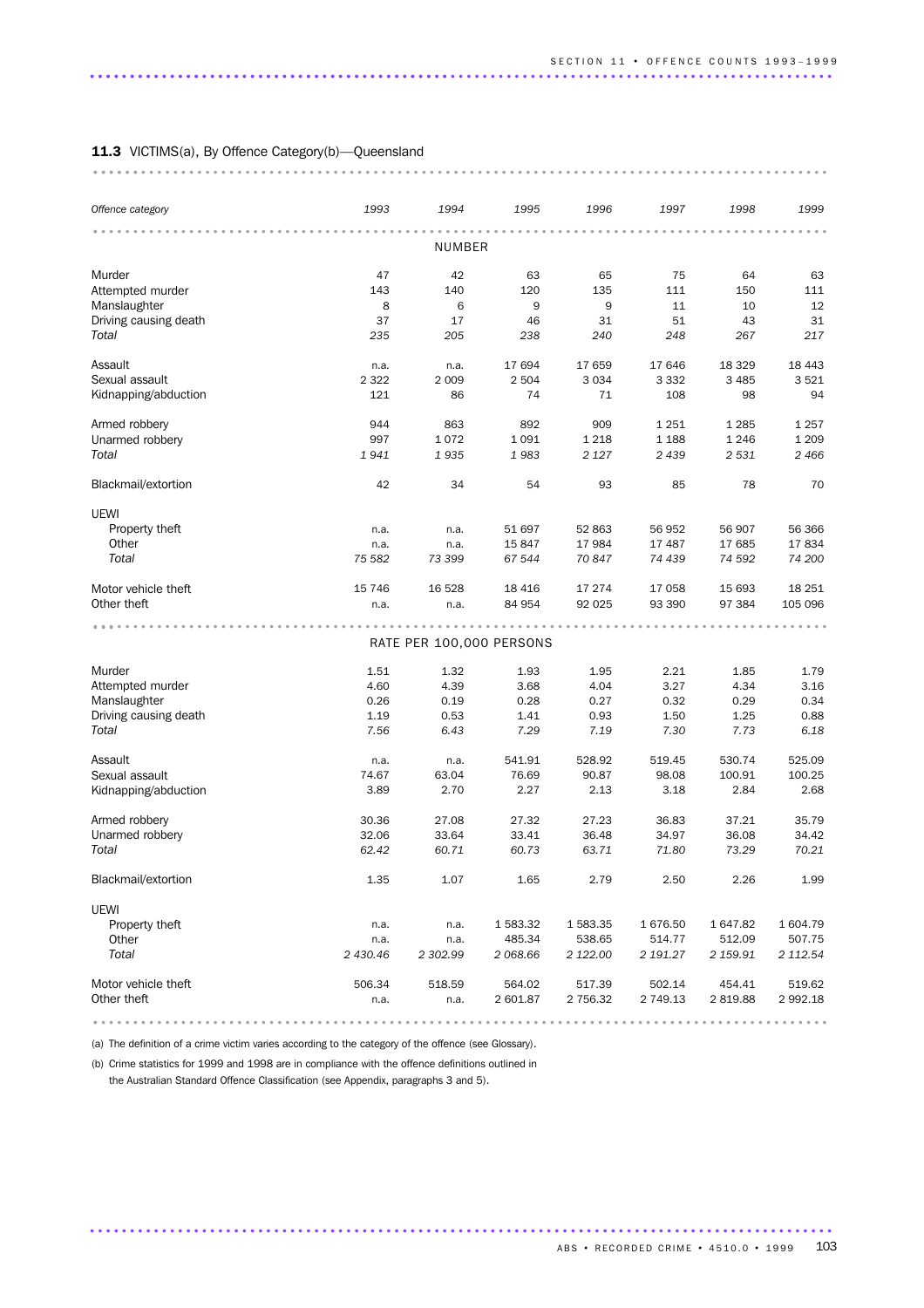**11.3** VICTIMS(a), By Offence Category(b)—Queensland

| *Offence category* | *1993* | *1994* | *1995* | *1996* | *1997* | *1998* | *1999* |
|---|---|---|---|---|---|---|---|
| | | | NUMBER | | | | |
| Murder | 47 | 42 | 63 | 65 | 75 | 64 | 63 |
| Attempted murder | 143 | 140 | 120 | 135 | 111 | 150 | 111 |
| Manslaughter | 8 | 6 | 9 | 9 | 11 | 10 | 12 |
| Driving causing death | 37 | 17 | 46 | 31 | 51 | 43 | 31 |
| *Total* | *235* | *205* | *238* | *240* | *248* | *267* | *217* |
| Assault | n.a. | n.a. | 17 694 | 17 659 | 17 646 | 18 329 | 18 443 |
| Sexual assault | 2 322 | 2 009 | 2 504 | 3 034 | 3 332 | 3 485 | 3 521 |
| Kidnapping/abduction | 121 | 86 | 74 | 71 | 108 | 98 | 94 |
| Armed robbery | 944 | 863 | 892 | 909 | 1 251 | 1 285 | 1 257 |
| Unarmed robbery | 997 | 1 072 | 1 091 | 1 218 | 1 188 | 1 246 | 1 209 |
| *Total* | *1 941* | *1 935* | *1 983* | *2 127* | *2 439* | *2 531* | *2 466* |
| Blackmail/extortion | 42 | 34 | 54 | 93 | 85 | 78 | 70 |
| UEWI | | | | | | | |
| Property theft | n.a. | n.a. | 51 697 | 52 863 | 56 952 | 56 907 | 56 366 |
| Other | n.a. | n.a. | 15 847 | 17 984 | 17 487 | 17 685 | 17 834 |
| *Total* | *75 582* | *73 399* | *67 544* | *70 847* | *74 439* | *74 592* | *74 200* |
| Motor vehicle theft | 15 746 | 16 528 | 18 416 | 17 274 | 17 058 | 15 693 | 18 251 |
| Other theft | n.a. | n.a. | 84 954 | 92 025 | 93 390 | 97 384 | 105 096 |
| | | | RATE PER 100,000 PERSONS | | | | |
| Murder | 1.51 | 1.32 | 1.93 | 1.95 | 2.21 | 1.85 | 1.79 |
| Attempted murder | 4.60 | 4.39 | 3.68 | 4.04 | 3.27 | 4.34 | 3.16 |
| Manslaughter | 0.26 | 0.19 | 0.28 | 0.27 | 0.32 | 0.29 | 0.34 |
| Driving causing death | 1.19 | 0.53 | 1.41 | 0.93 | 1.50 | 1.25 | 0.88 |
| *Total* | *7.56* | *6.43* | *7.29* | *7.19* | *7.30* | *7.73* | *6.18* |
| Assault | n.a. | n.a. | 541.91 | 528.92 | 519.45 | 530.74 | 525.09 |
| Sexual assault | 74.67 | 63.04 | 76.69 | 90.87 | 98.08 | 100.91 | 100.25 |
| Kidnapping/abduction | 3.89 | 2.70 | 2.27 | 2.13 | 3.18 | 2.84 | 2.68 |
| Armed robbery | 30.36 | 27.08 | 27.32 | 27.23 | 36.83 | 37.21 | 35.79 |
| Unarmed robbery | 32.06 | 33.64 | 33.41 | 36.48 | 34.97 | 36.08 | 34.42 |
| *Total* | *62.42* | *60.71* | *60.73* | *63.71* | *71.80* | *73.29* | *70.21* |
| Blackmail/extortion | 1.35 | 1.07 | 1.65 | 2.79 | 2.50 | 2.26 | 1.99 |
| UEWI | | | | | | | |
| Property theft | n.a. | n.a. | 1 583.32 | 1 583.35 | 1 676.50 | 1 647.82 | 1 604.79 |
| Other | n.a. | n.a. | 485.34 | 538.65 | 514.77 | 512.09 | 507.75 |
| *Total* | *2 430.46* | *2 302.99* | *2 068.66* | *2 122.00* | *2 191.27* | *2 159.91* | *2 112.54* |
| Motor vehicle theft | 506.34 | 518.59 | 564.02 | 517.39 | 502.14 | 454.41 | 519.62 |
| Other theft | n.a. | n.a. | 2 601.87 | 2 756.32 | 2 749.13 | 2 819.88 | 2 992.18 |

(a) The definition of a crime victim varies according to the category of the offence (see Glossary).

(b) Crime statistics for 1999 and 1998 are in compliance with the offence definitions outlined in the Australian Standard Offence Classification (see Appendix, paragraphs 3 and 5).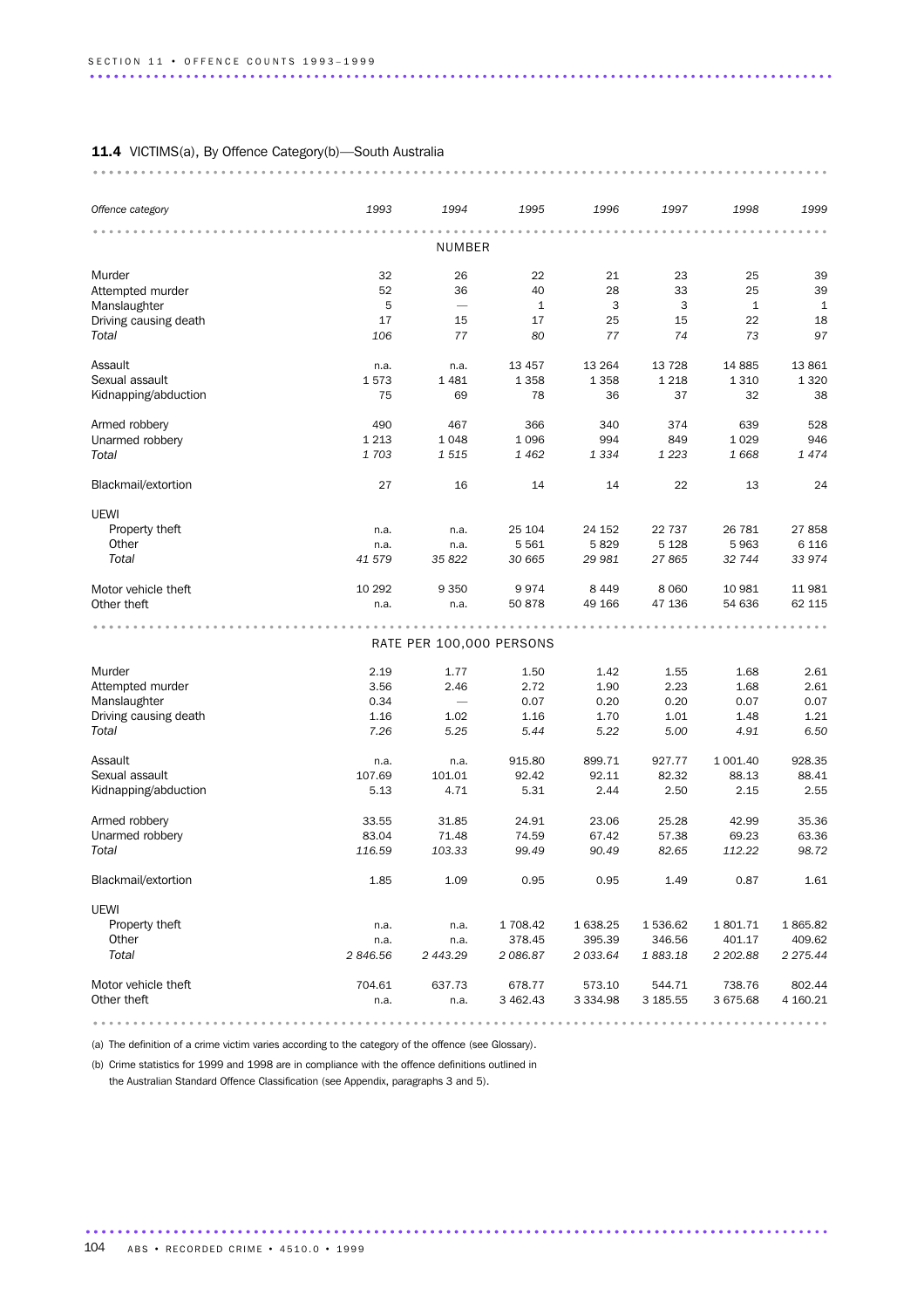**11.4** VICTIMS(a), By Offence Category(b)—South Australia

| *Offence category* | *1993* | *1994* | *1995* | *1996* | *1997* | *1998* | *1999* |
|---|---|---|---|---|---|---|---|
| | | | NUMBER | | | | |
| Murder | 32 | 26 | 22 | 21 | 23 | 25 | 39 |
| Attempted murder | 52 | 36 | 40 | 28 | 33 | 25 | 39 |
| Manslaughter | 5 | — | 1 | 3 | 3 | 1 | 1 |
| Driving causing death | 17 | 15 | 17 | 25 | 15 | 22 | 18 |
| *Total* | *106* | *77* | *80* | *77* | *74* | *73* | *97* |
| Assault | n.a. | n.a. | 13 457 | 13 264 | 13 728 | 14 885 | 13 861 |
| Sexual assault | 1 573 | 1 481 | 1 358 | 1 358 | 1 218 | 1 310 | 1 320 |
| Kidnapping/abduction | 75 | 69 | 78 | 36 | 37 | 32 | 38 |
| Armed robbery | 490 | 467 | 366 | 340 | 374 | 639 | 528 |
| Unarmed robbery | 1 213 | 1 048 | 1 096 | 994 | 849 | 1 029 | 946 |
| *Total* | *1 703* | *1 515* | *1 462* | *1 334* | *1 223* | *1 668* | *1 474* |
| Blackmail/extortion | 27 | 16 | 14 | 14 | 22 | 13 | 24 |
| UEWI | | | | | | | |
| Property theft | n.a. | n.a. | 25 104 | 24 152 | 22 737 | 26 781 | 27 858 |
| Other | n.a. | n.a. | 5 561 | 5 829 | 5 128 | 5 963 | 6 116 |
| *Total* | *41 579* | *35 822* | *30 665* | *29 981* | *27 865* | *32 744* | *33 974* |
| Motor vehicle theft | 10 292 | 9 350 | 9 974 | 8 449 | 8 060 | 10 981 | 11 981 |
| Other theft | n.a. | n.a. | 50 878 | 49 166 | 47 136 | 54 636 | 62 115 |
| | | | RATE PER 100,000 PERSONS | | | | |
| Murder | 2.19 | 1.77 | 1.50 | 1.42 | 1.55 | 1.68 | 2.61 |
| Attempted murder | 3.56 | 2.46 | 2.72 | 1.90 | 2.23 | 1.68 | 2.61 |
| Manslaughter | 0.34 | — | 0.07 | 0.20 | 0.20 | 0.07 | 0.07 |
| Driving causing death | 1.16 | 1.02 | 1.16 | 1.70 | 1.01 | 1.48 | 1.21 |
| *Total* | *7.26* | *5.25* | *5.44* | *5.22* | *5.00* | *4.91* | *6.50* |
| Assault | n.a. | n.a. | 915.80 | 899.71 | 927.77 | 1 001.40 | 928.35 |
| Sexual assault | 107.69 | 101.01 | 92.42 | 92.11 | 82.32 | 88.13 | 88.41 |
| Kidnapping/abduction | 5.13 | 4.71 | 5.31 | 2.44 | 2.50 | 2.15 | 2.55 |
| Armed robbery | 33.55 | 31.85 | 24.91 | 23.06 | 25.28 | 42.99 | 35.36 |
| Unarmed robbery | 83.04 | 71.48 | 74.59 | 67.42 | 57.38 | 69.23 | 63.36 |
| *Total* | *116.59* | *103.33* | *99.49* | *90.49* | *82.65* | *112.22* | *98.72* |
| Blackmail/extortion | 1.85 | 1.09 | 0.95 | 0.95 | 1.49 | 0.87 | 1.61 |
| UEWI | | | | | | | |
| Property theft | n.a. | n.a. | 1 708.42 | 1 638.25 | 1 536.62 | 1 801.71 | 1 865.82 |
| Other | n.a. | n.a. | 378.45 | 395.39 | 346.56 | 401.17 | 409.62 |
| *Total* | *2 846.56* | *2 443.29* | *2 086.87* | *2 033.64* | *1 883.18* | *2 202.88* | *2 275.44* |
| Motor vehicle theft | 704.61 | 637.73 | 678.77 | 573.10 | 544.71 | 738.76 | 802.44 |
| Other theft | n.a. | n.a. | 3 462.43 | 3 334.98 | 3 185.55 | 3 675.68 | 4 160.21 |

(a) The definition of a crime victim varies according to the category of the offence (see Glossary).

(b) Crime statistics for 1999 and 1998 are in compliance with the offence definitions outlined in the Australian Standard Offence Classification (see Appendix, paragraphs 3 and 5).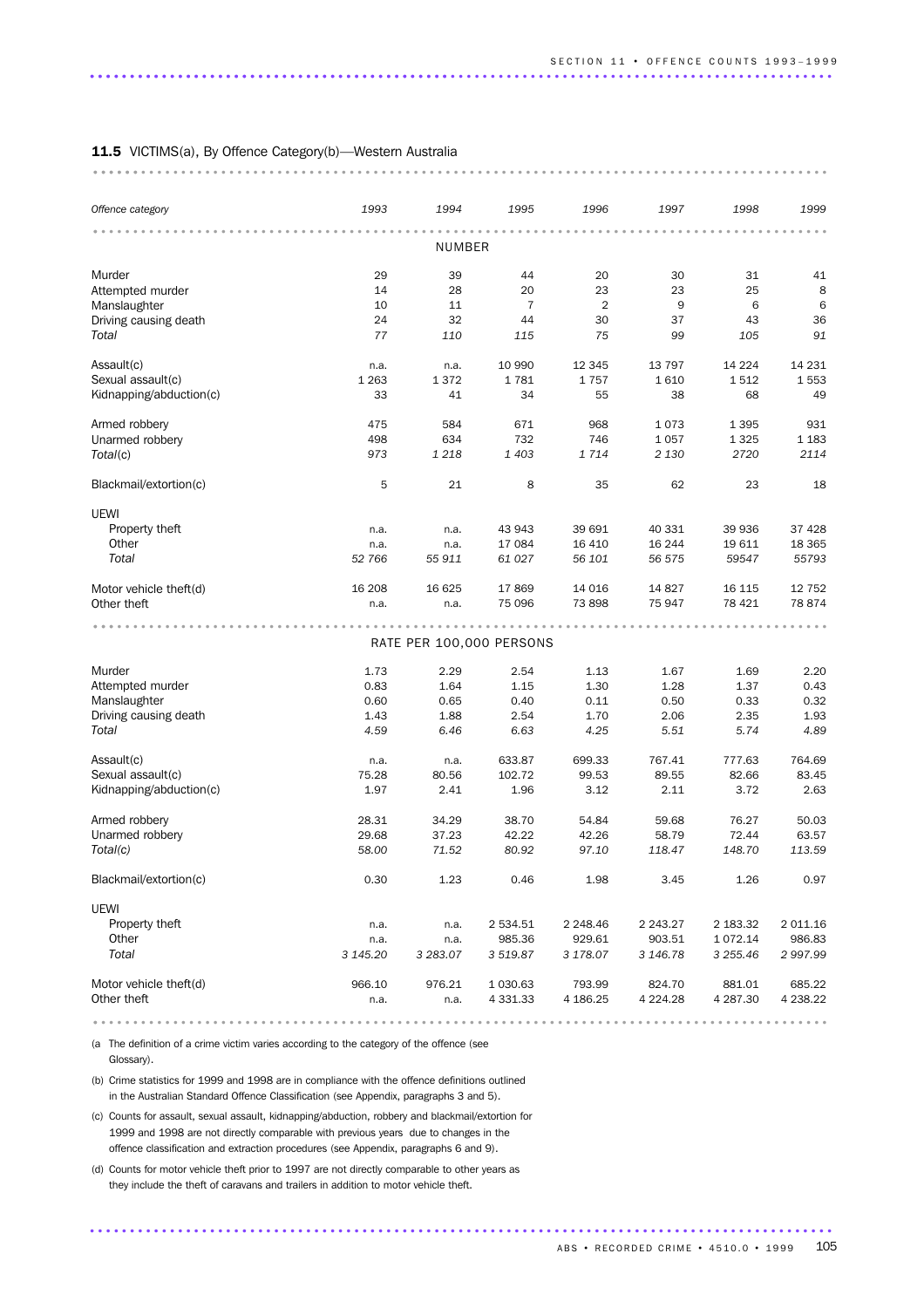**11.5** VICTIMS(a), By Offence Category(b)—Western Australia

| *Offence category* | *1993* | *1994* | *1995* | *1996* | *1997* | *1998* | *1999* |
|---|---|---|---|---|---|---|---|
| | | | NUMBER | | | | |
| Murder | 29 | 39 | 44 | 20 | 30 | 31 | 41 |
| Attempted murder | 14 | 28 | 20 | 23 | 23 | 25 | 8 |
| Manslaughter | 10 | 11 | 7 | 2 | 9 | 6 | 6 |
| Driving causing death | 24 | 32 | 44 | 30 | 37 | 43 | 36 |
| *Total* | *77* | *110* | *115* | *75* | *99* | *105* | *91* |
| Assault(c) | n.a. | n.a. | 10 990 | 12 345 | 13 797 | 14 224 | 14 231 |
| Sexual assault(c) | 1 263 | 1 372 | 1 781 | 1 757 | 1 610 | 1 512 | 1 553 |
| Kidnapping/abduction(c) | 33 | 41 | 34 | 55 | 38 | 68 | 49 |
| Armed robbery | 475 | 584 | 671 | 968 | 1 073 | 1 395 | 931 |
| Unarmed robbery | 498 | 634 | 732 | 746 | 1 057 | 1 325 | 1 183 |
| *Total(c)* | *973* | *1 218* | *1 403* | *1 714* | *2 130* | *2720* | *2114* |
| Blackmail/extortion(c) | 5 | 21 | 8 | 35 | 62 | 23 | 18 |
| UEWI | | | | | | | |
| Property theft | n.a. | n.a. | 43 943 | 39 691 | 40 331 | 39 936 | 37 428 |
| Other | n.a. | n.a. | 17 084 | 16 410 | 16 244 | 19 611 | 18 365 |
| *Total* | *52 766* | *55 911* | *61 027* | *56 101* | *56 575* | *59547* | *55793* |
| Motor vehicle theft(d) | 16 208 | 16 625 | 17 869 | 14 016 | 14 827 | 16 115 | 12 752 |
| Other theft | n.a. | n.a. | 75 096 | 73 898 | 75 947 | 78 421 | 78 874 |
| | | | RATE PER 100,000 PERSONS | | | | |
| Murder | 1.73 | 2.29 | 2.54 | 1.13 | 1.67 | 1.69 | 2.20 |
| Attempted murder | 0.83 | 1.64 | 1.15 | 1.30 | 1.28 | 1.37 | 0.43 |
| Manslaughter | 0.60 | 0.65 | 0.40 | 0.11 | 0.50 | 0.33 | 0.32 |
| Driving causing death | 1.43 | 1.88 | 2.54 | 1.70 | 2.06 | 2.35 | 1.93 |
| *Total* | *4.59* | *6.46* | *6.63* | *4.25* | *5.51* | *5.74* | *4.89* |
| Assault(c) | n.a. | n.a. | 633.87 | 699.33 | 767.41 | 777.63 | 764.69 |
| Sexual assault(c) | 75.28 | 80.56 | 102.72 | 99.53 | 89.55 | 82.66 | 83.45 |
| Kidnapping/abduction(c) | 1.97 | 2.41 | 1.96 | 3.12 | 2.11 | 3.72 | 2.63 |
| Armed robbery | 28.31 | 34.29 | 38.70 | 54.84 | 59.68 | 76.27 | 50.03 |
| Unarmed robbery | 29.68 | 37.23 | 42.22 | 42.26 | 58.79 | 72.44 | 63.57 |
| *Total(c)* | *58.00* | *71.52* | *80.92* | *97.10* | *118.47* | *148.70* | *113.59* |
| Blackmail/extortion(c) | 0.30 | 1.23 | 0.46 | 1.98 | 3.45 | 1.26 | 0.97 |
| UEWI | | | | | | | |
| Property theft | n.a. | n.a. | 2 534.51 | 2 248.46 | 2 243.27 | 2 183.32 | 2 011.16 |
| Other | n.a. | n.a. | 985.36 | 929.61 | 903.51 | 1 072.14 | 986.83 |
| *Total* | *3 145.20* | *3 283.07* | *3 519.87* | *3 178.07* | *3 146.78* | *3 255.46* | *2 997.99* |
| Motor vehicle theft(d) | 966.10 | 976.21 | 1 030.63 | 793.99 | 824.70 | 881.01 | 685.22 |
| Other theft | n.a. | n.a. | 4 331.33 | 4 186.25 | 4 224.28 | 4 287.30 | 4 238.22 |

(a) The definition of a crime victim varies according to the category of the offence (see Glossary).

(b) Crime statistics for 1999 and 1998 are in compliance with the offence definitions outlined in the Australian Standard Offence Classification (see Appendix, paragraphs 3 and 5).

(c) Counts for assault, sexual assault, kidnapping/abduction, robbery and blackmail/extortion for 1999 and 1998 are not directly comparable with previous years due to changes in the offence classification and extraction procedures (see Appendix, paragraphs 6 and 9).

(d) Counts for motor vehicle theft prior to 1997 are not directly comparable to other years as they include the theft of caravans and trailers in addition to motor vehicle theft.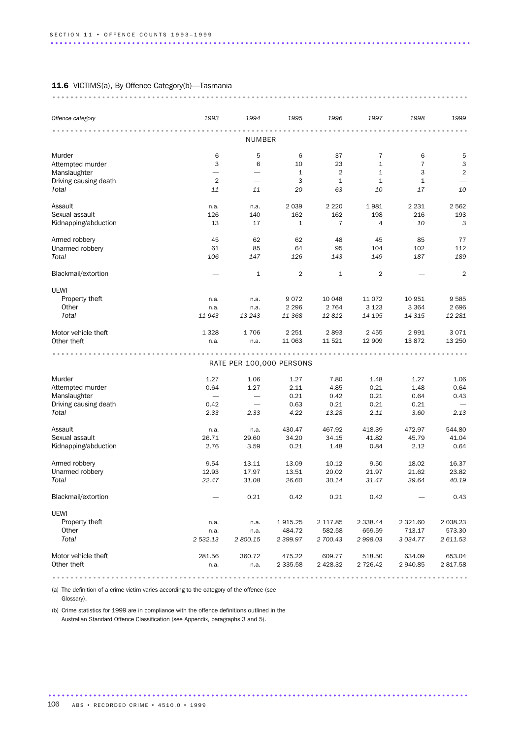**11.6** VICTIMS(a), By Offence Category(b)—Tasmania

| *Offence category* | *1993* | *1994* | *1995* | *1996* | *1997* | *1998* | *1999* |
|---|---|---|---|---|---|---|---|
| | | | NUMBER | | | | |
| Murder | 6 | 5 | 6 | 37 | 7 | 6 | 5 |
| Attempted murder | 3 | 6 | 10 | 23 | 1 | 7 | 3 |
| Manslaughter | — | — | 1 | 2 | 1 | 3 | 2 |
| Driving causing death | 2 | — | 3 | 1 | 1 | 1 | — |
| *Total* | *11* | *11* | *20* | *63* | *10* | *17* | *10* |
| Assault | n.a. | n.a. | 2 039 | 2 220 | 1 981 | 2 231 | 2 562 |
| Sexual assault | 126 | 140 | 162 | 162 | 198 | 216 | 193 |
| Kidnapping/abduction | 13 | 17 | 1 | 7 | 4 | 10 | 3 |
| Armed robbery | 45 | 62 | 62 | 48 | 45 | 85 | 77 |
| Unarmed robbery | 61 | 85 | 64 | 95 | 104 | 102 | 112 |
| *Total* | *106* | *147* | *126* | *143* | *149* | *187* | *189* |
| Blackmail/extortion | — | 1 | 2 | 1 | 2 | — | 2 |
| UEWI | | | | | | | |
| Property theft | n.a. | n.a. | 9 072 | 10 048 | 11 072 | 10 951 | 9 585 |
| Other | n.a. | n.a. | 2 296 | 2 764 | 3 123 | 3 364 | 2 696 |
| *Total* | *11 943* | *13 243* | *11 368* | *12 812* | *14 195* | *14 315* | *12 281* |
| Motor vehicle theft | 1 328 | 1 706 | 2 251 | 2 893 | 2 455 | 2 991 | 3 071 |
| Other theft | n.a. | n.a. | 11 063 | 11 521 | 12 909 | 13 872 | 13 250 |
| | | | RATE PER 100,000 PERSONS | | | | |
| Murder | 1.27 | 1.06 | 1.27 | 7.80 | 1.48 | 1.27 | 1.06 |
| Attempted murder | 0.64 | 1.27 | 2.11 | 4.85 | 0.21 | 1.48 | 0.64 |
| Manslaughter | — | — | 0.21 | 0.42 | 0.21 | 0.64 | 0.43 |
| Driving causing death | 0.42 | — | 0.63 | 0.21 | 0.21 | 0.21 | — |
| *Total* | *2.33* | *2.33* | *4.22* | *13.28* | *2.11* | *3.60* | *2.13* |
| Assault | n.a. | n.a. | 430.47 | 467.92 | 418.39 | 472.97 | 544.80 |
| Sexual assault | 26.71 | 29.60 | 34.20 | 34.15 | 41.82 | 45.79 | 41.04 |
| Kidnapping/abduction | 2.76 | 3.59 | 0.21 | 1.48 | 0.84 | 2.12 | 0.64 |
| Armed robbery | 9.54 | 13.11 | 13.09 | 10.12 | 9.50 | 18.02 | 16.37 |
| Unarmed robbery | 12.93 | 17.97 | 13.51 | 20.02 | 21.97 | 21.62 | 23.82 |
| *Total* | *22.47* | *31.08* | *26.60* | *30.14* | *31.47* | *39.64* | *40.19* |
| Blackmail/extortion | — | 0.21 | 0.42 | 0.21 | 0.42 | — | 0.43 |
| UEWI | | | | | | | |
| Property theft | n.a. | n.a. | 1 915.25 | 2 117.85 | 2 338.44 | 2 321.60 | 2 038.23 |
| Other | n.a. | n.a. | 484.72 | 582.58 | 659.59 | 713.17 | 573.30 |
| *Total* | *2 532.13* | *2 800.15* | *2 399.97* | *2 700.43* | *2 998.03* | *3 034.77* | *2 611.53* |
| Motor vehicle theft | 281.56 | 360.72 | 475.22 | 609.77 | 518.50 | 634.09 | 653.04 |
| Other theft | n.a. | n.a. | 2 335.58 | 2 428.32 | 2 726.42 | 2 940.85 | 2 817.58 |

(a) The definition of a crime victim varies according to the category of the offence (see Glossary).

(b) Crime statistics for 1999 are in compliance with the offence definitions outlined in the Australian Standard Offence Classification (see Appendix, paragraphs 3 and 5).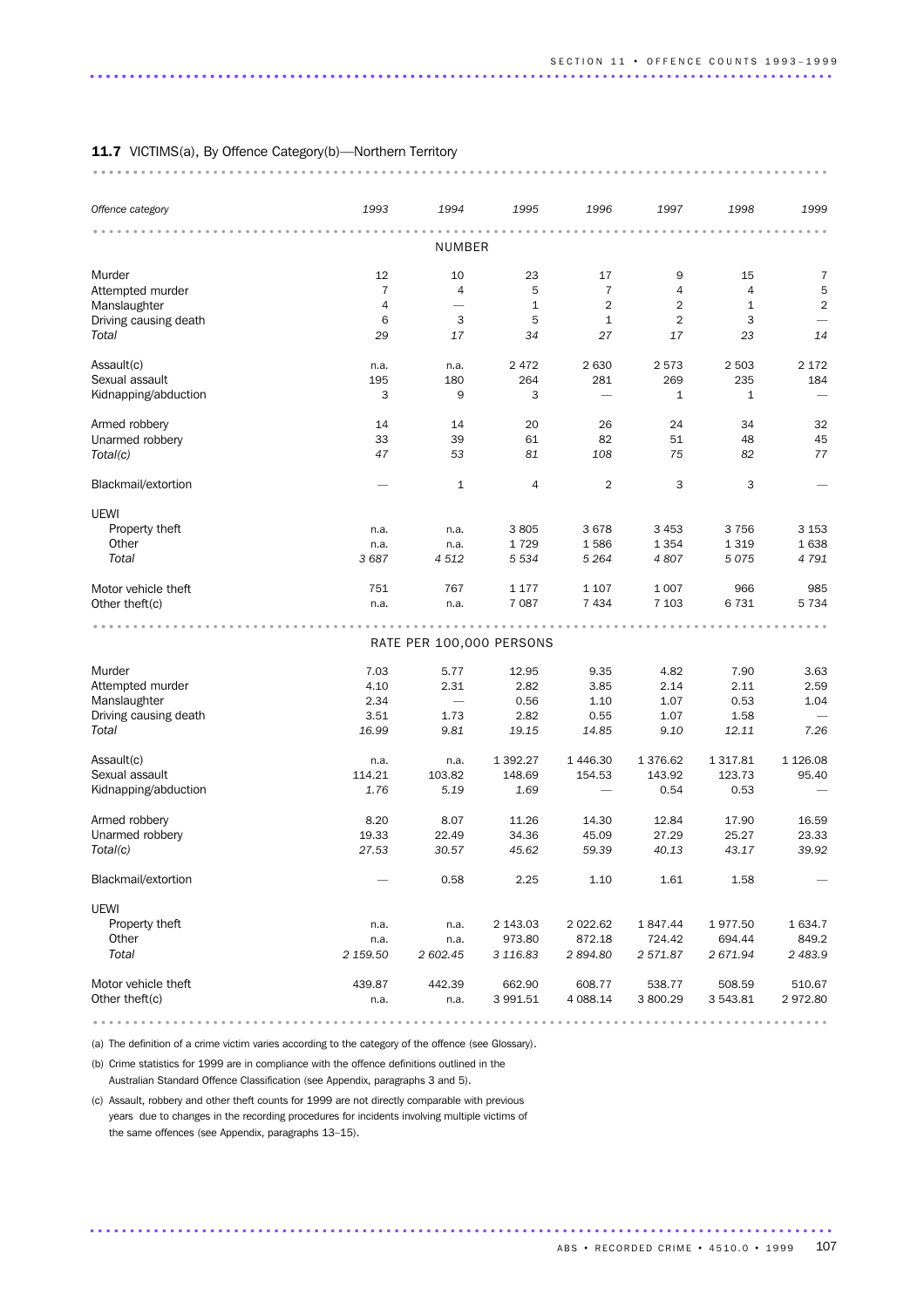**11.7** VICTIMS(a), By Offence Category(b)—Northern Territory

| *Offence category* | *1993* | *1994* | *1995* | *1996* | *1997* | *1998* | *1999* |
|---|---|---|---|---|---|---|---|
| | | NUMBER | | | | | |
| Murder | 12 | 10 | 23 | 17 | 9 | 15 | 7 |
| Attempted murder | 7 | 4 | 5 | 7 | 4 | 4 | 5 |
| Manslaughter | 4 | — | 1 | 2 | 2 | 1 | 2 |
| Driving causing death | 6 | 3 | 5 | 1 | 2 | 3 | — |
| *Total* | *29* | *17* | *34* | *27* | *17* | *23* | *14* |
| Assault(c) | n.a. | n.a. | 2 472 | 2 630 | 2 573 | 2 503 | 2 172 |
| Sexual assault | 195 | 180 | 264 | 281 | 269 | 235 | 184 |
| Kidnapping/abduction | 3 | 9 | 3 | — | 1 | 1 | — |
| Armed robbery | 14 | 14 | 20 | 26 | 24 | 34 | 32 |
| Unarmed robbery | 33 | 39 | 61 | 82 | 51 | 48 | 45 |
| *Total(c)* | *47* | *53* | *81* | *108* | *75* | *82* | *77* |
| Blackmail/extortion | — | 1 | 4 | 2 | 3 | 3 | — |
| UEWI | | | | | | | |
| Property theft | n.a. | n.a. | 3 805 | 3 678 | 3 453 | 3 756 | 3 153 |
| Other | n.a. | n.a. | 1 729 | 1 586 | 1 354 | 1 319 | 1 638 |
| *Total* | *3 687* | *4 512* | *5 534* | *5 264* | *4 807* | *5 075* | *4 791* |
| Motor vehicle theft | 751 | 767 | 1 177 | 1 107 | 1 007 | 966 | 985 |
| Other theft(c) | n.a. | n.a. | 7 087 | 7 434 | 7 103 | 6 731 | 5 734 |
| | | RATE PER 100,000 PERSONS | | | | | |
| Murder | 7.03 | 5.77 | 12.95 | 9.35 | 4.82 | 7.90 | 3.63 |
| Attempted murder | 4.10 | 2.31 | 2.82 | 3.85 | 2.14 | 2.11 | 2.59 |
| Manslaughter | 2.34 | — | 0.56 | 1.10 | 1.07 | 0.53 | 1.04 |
| Driving causing death | 3.51 | 1.73 | 2.82 | 0.55 | 1.07 | 1.58 | — |
| *Total* | *16.99* | *9.81* | *19.15* | *14.85* | *9.10* | *12.11* | *7.26* |
| Assault(c) | n.a. | n.a. | 1 392.27 | 1 446.30 | 1 376.62 | 1 317.81 | 1 126.08 |
| Sexual assault | 114.21 | 103.82 | 148.69 | 154.53 | 143.92 | 123.73 | 95.40 |
| Kidnapping/abduction | *1.76* | *5.19* | *1.69* | — | 0.54 | 0.53 | — |
| Armed robbery | 8.20 | 8.07 | 11.26 | 14.30 | 12.84 | 17.90 | 16.59 |
| Unarmed robbery | 19.33 | 22.49 | 34.36 | 45.09 | 27.29 | 25.27 | 23.33 |
| *Total(c)* | *27.53* | *30.57* | *45.62* | *59.39* | *40.13* | *43.17* | *39.92* |
| Blackmail/extortion | — | 0.58 | 2.25 | 1.10 | 1.61 | 1.58 | — |
| UEWI | | | | | | | |
| Property theft | n.a. | n.a. | 2 143.03 | 2 022.62 | 1 847.44 | 1 977.50 | 1 634.7 |
| Other | n.a. | n.a. | 973.80 | 872.18 | 724.42 | 694.44 | 849.2 |
| *Total* | *2 159.50* | *2 602.45* | *3 116.83* | *2 894.80* | *2 571.87* | *2 671.94* | *2 483.9* |
| Motor vehicle theft | 439.87 | 442.39 | 662.90 | 608.77 | 538.77 | 508.59 | 510.67 |
| Other theft(c) | n.a. | n.a. | 3 991.51 | 4 088.14 | 3 800.29 | 3 543.81 | 2 972.80 |

(a) The definition of a crime victim varies according to the category of the offence (see Glossary).

(b) Crime statistics for 1999 are in compliance with the offence definitions outlined in the Australian Standard Offence Classification (see Appendix, paragraphs 3 and 5).

(c) Assault, robbery and other theft counts for 1999 are not directly comparable with previous years due to changes in the recording procedures for incidents involving multiple victims of the same offences (see Appendix, paragraphs 13–15).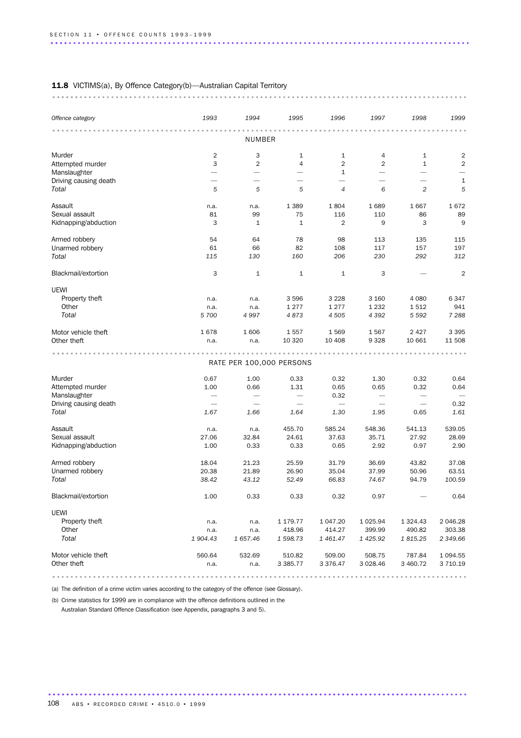**11.8** VICTIMS(a), By Offence Category(b)—Australian Capital Territory

| *Offence category* | *1993* | *1994* | *1995* | *1996* | *1997* | *1998* | *1999* |
|---|---|---|---|---|---|---|---|
| | | | NUMBER | | | | |
| Murder | 2 | 3 | 1 | 1 | 4 | 1 | 2 |
| Attempted murder | 3 | 2 | 4 | 2 | 2 | 1 | 2 |
| Manslaughter | — | — | — | 1 | — | — | — |
| Driving causing death | — | — | — | — | — | — | 1 |
| *Total* | *5* | *5* | *5* | *4* | *6* | *2* | *5* |
| Assault | n.a. | n.a. | 1 389 | 1 804 | 1 689 | 1 667 | 1 672 |
| Sexual assault | 81 | 99 | 75 | 116 | 110 | 86 | 89 |
| Kidnapping/abduction | 3 | 1 | 1 | 2 | 9 | 3 | 9 |
| Armed robbery | 54 | 64 | 78 | 98 | 113 | 135 | 115 |
| Unarmed robbery | 61 | 66 | 82 | 108 | 117 | 157 | 197 |
| *Total* | *115* | *130* | *160* | *206* | *230* | *292* | *312* |
| Blackmail/extortion | 3 | 1 | 1 | 1 | 3 | — | 2 |
| UEWI | | | | | | | |
| Property theft | n.a. | n.a. | 3 596 | 3 228 | 3 160 | 4 080 | 6 347 |
| Other | n.a. | n.a. | 1 277 | 1 277 | 1 232 | 1 512 | 941 |
| *Total* | *5 700* | *4 997* | *4 873* | *4 505* | *4 392* | *5 592* | *7 288* |
| Motor vehicle theft | 1 678 | 1 606 | 1 557 | 1 569 | 1 567 | 2 427 | 3 395 |
| Other theft | n.a. | n.a. | 10 320 | 10 408 | 9 328 | 10 661 | 11 508 |
| | | | RATE PER 100,000 PERSONS | | | | |
| Murder | 0.67 | 1.00 | 0.33 | 0.32 | 1.30 | 0.32 | 0.64 |
| Attempted murder | 1.00 | 0.66 | 1.31 | 0.65 | 0.65 | 0.32 | 0.64 |
| Manslaughter | — | — | — | 0.32 | — | — | — |
| Driving causing death | — | — | — | — | — | — | 0.32 |
| *Total* | *1.67* | *1.66* | *1.64* | *1.30* | *1.95* | *0.65* | *1.61* |
| Assault | n.a. | n.a. | 455.70 | 585.24 | 548.36 | 541.13 | 539.05 |
| Sexual assault | 27.06 | 32.84 | 24.61 | 37.63 | 35.71 | 27.92 | 28.69 |
| Kidnapping/abduction | 1.00 | 0.33 | 0.33 | 0.65 | 2.92 | 0.97 | 2.90 |
| Armed robbery | 18.04 | 21.23 | 25.59 | 31.79 | 36.69 | 43.82 | 37.08 |
| Unarmed robbery | 20.38 | 21.89 | 26.90 | 35.04 | 37.99 | 50.96 | 63.51 |
| *Total* | *38.42* | *43.12* | *52.49* | *66.83* | *74.67* | *94.79* | *100.59* |
| Blackmail/extortion | 1.00 | 0.33 | 0.33 | 0.32 | 0.97 | — | 0.64 |
| UEWI | | | | | | | |
| Property theft | n.a. | n.a. | 1 179.77 | 1 047.20 | 1 025.94 | 1 324.43 | 2 046.28 |
| Other | n.a. | n.a. | 418.96 | 414.27 | 399.99 | 490.82 | 303.38 |
| *Total* | *1 904.43* | *1 657.46* | *1 598.73* | *1 461.47* | *1 425.92* | *1 815.25* | *2 349.66* |
| Motor vehicle theft | 560.64 | 532.69 | 510.82 | 509.00 | 508.75 | 787.84 | 1 094.55 |
| Other theft | n.a. | n.a. | 3 385.77 | 3 376.47 | 3 028.46 | 3 460.72 | 3 710.19 |

(a) The definition of a crime victim varies according to the category of the offence (see Glossary).

(b) Crime statistics for 1999 are in compliance with the offence definitions outlined in the Australian Standard Offence Classification (see Appendix, paragraphs 3 and 5).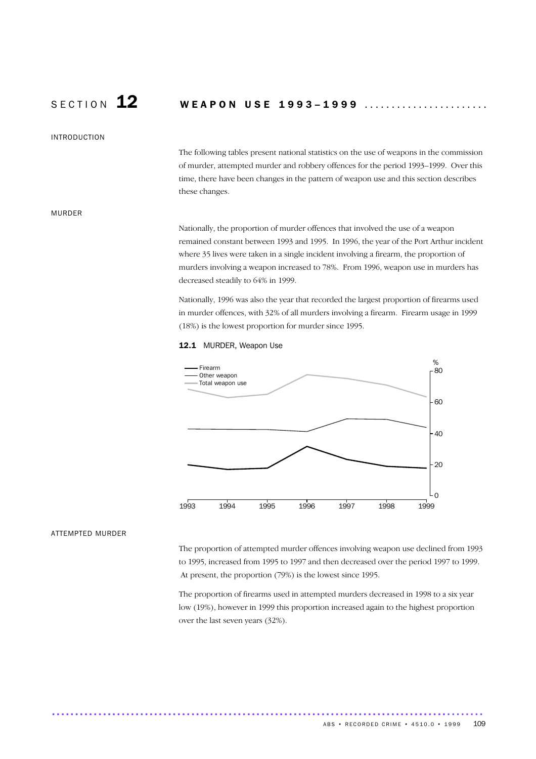# SECTION 12 WEAPON USE 1993–1999

## INTRODUCTION

The following tables present national statistics on the use of weapons in the commission of murder, attempted murder and robbery offences for the period 1993–1999. Over this time, there have been changes in the pattern of weapon use and this section describes these changes.

## MURDER

Nationally, the proportion of murder offences that involved the use of a weapon remained constant between 1993 and 1995. In 1996, the year of the Port Arthur incident where 35 lives were taken in a single incident involving a firearm, the proportion of murders involving a weapon increased to 78%. From 1996, weapon use in murders has decreased steadily to 64% in 1999.

Nationally, 1996 was also the year that recorded the largest proportion of firearms used in murder offences, with 32% of all murders involving a firearm. Firearm usage in 1999 (18%) is the lowest proportion for murder since 1995.

**12.1** MURDER, Weapon Use

## ATTEMPTED MURDER

The proportion of attempted murder offences involving weapon use declined from 1993 to 1995, increased from 1995 to 1997 and then decreased over the period 1997 to 1999. At present, the proportion (79%) is the lowest since 1995.

The proportion of firearms used in attempted murders decreased in 1998 to a six year low (19%), however in 1999 this proportion increased again to the highest proportion over the last seven years (32%).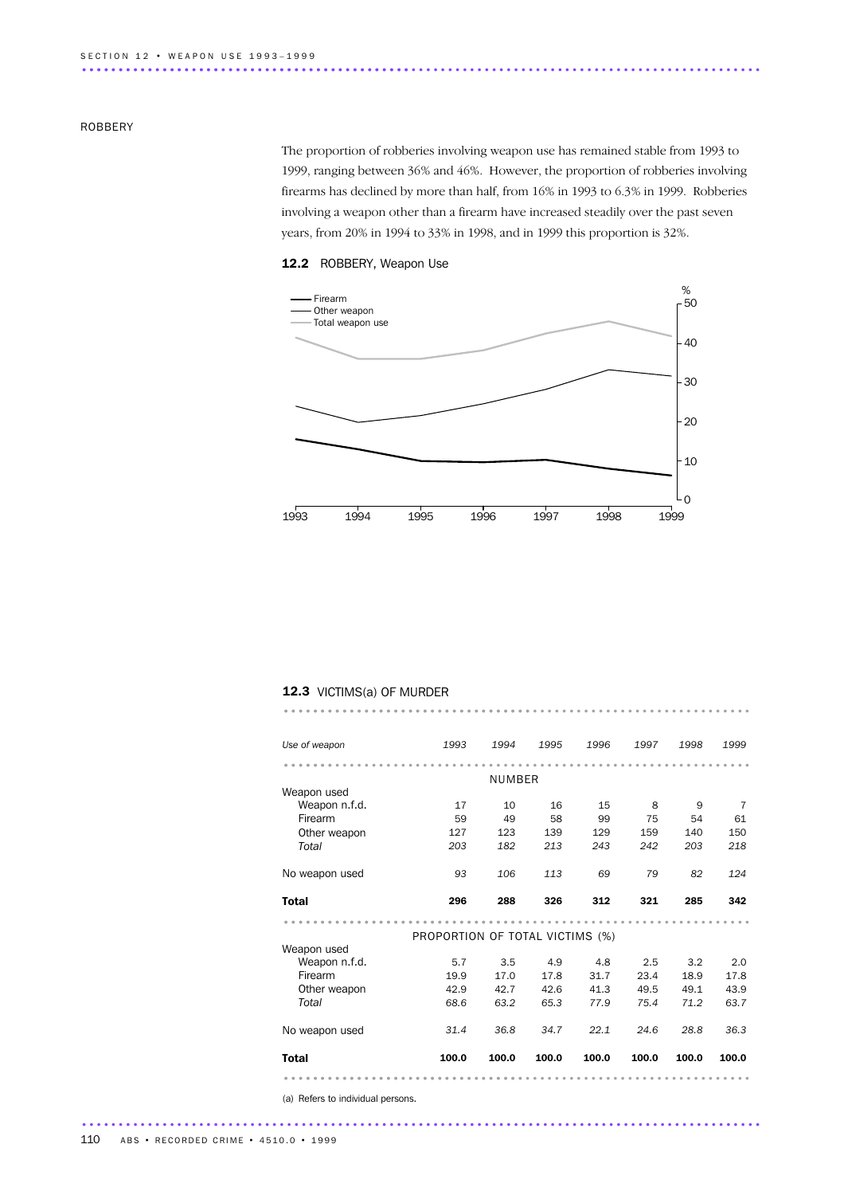## ROBBERY

The proportion of robberies involving weapon use has remained stable from 1993 to 1999, ranging between 36% and 46%. However, the proportion of robberies involving firearms has declined by more than half, from 16% in 1993 to 6.3% in 1999. Robberies involving a weapon other than a firearm have increased steadily over the past seven years, from 20% in 1994 to 33% in 1998, and in 1999 this proportion is 32%.

**12.2** ROBBERY, Weapon Use

**12.3** VICTIMS(a) OF MURDER

| *Use of weapon* | *1993* | *1994* | *1995* | *1996* | *1997* | *1998* | *1999* |
|---|---|---|---|---|---|---|---|
| | | | | NUMBER | | | |
| Weapon used | | | | | | | |
| Weapon n.f.d. | 17 | 10 | 16 | 15 | 8 | 9 | 7 |
| Firearm | 59 | 49 | 58 | 99 | 75 | 54 | 61 |
| Other weapon | 127 | 123 | 139 | 129 | 159 | 140 | 150 |
| *Total* | *203* | *182* | *213* | *243* | *242* | *203* | *218* |
| No weapon used | *93* | *106* | *113* | *69* | *79* | *82* | *124* |
| **Total** | **296** | **288** | **326** | **312** | **321** | **285** | **342** |
| | | | PROPORTION OF TOTAL VICTIMS (%) | | | | |
| Weapon used | | | | | | | |
| Weapon n.f.d. | 5.7 | 3.5 | 4.9 | 4.8 | 2.5 | 3.2 | 2.0 |
| Firearm | 19.9 | 17.0 | 17.8 | 31.7 | 23.4 | 18.9 | 17.8 |
| Other weapon | 42.9 | 42.7 | 42.6 | 41.3 | 49.5 | 49.1 | 43.9 |
| *Total* | *68.6* | *63.2* | *65.3* | *77.9* | *75.4* | *71.2* | *63.7* |
| No weapon used | *31.4* | *36.8* | *34.7* | *22.1* | *24.6* | *28.8* | *36.3* |
| **Total** | **100.0** | **100.0** | **100.0** | **100.0** | **100.0** | **100.0** | **100.0** |

(a) Refers to individual persons.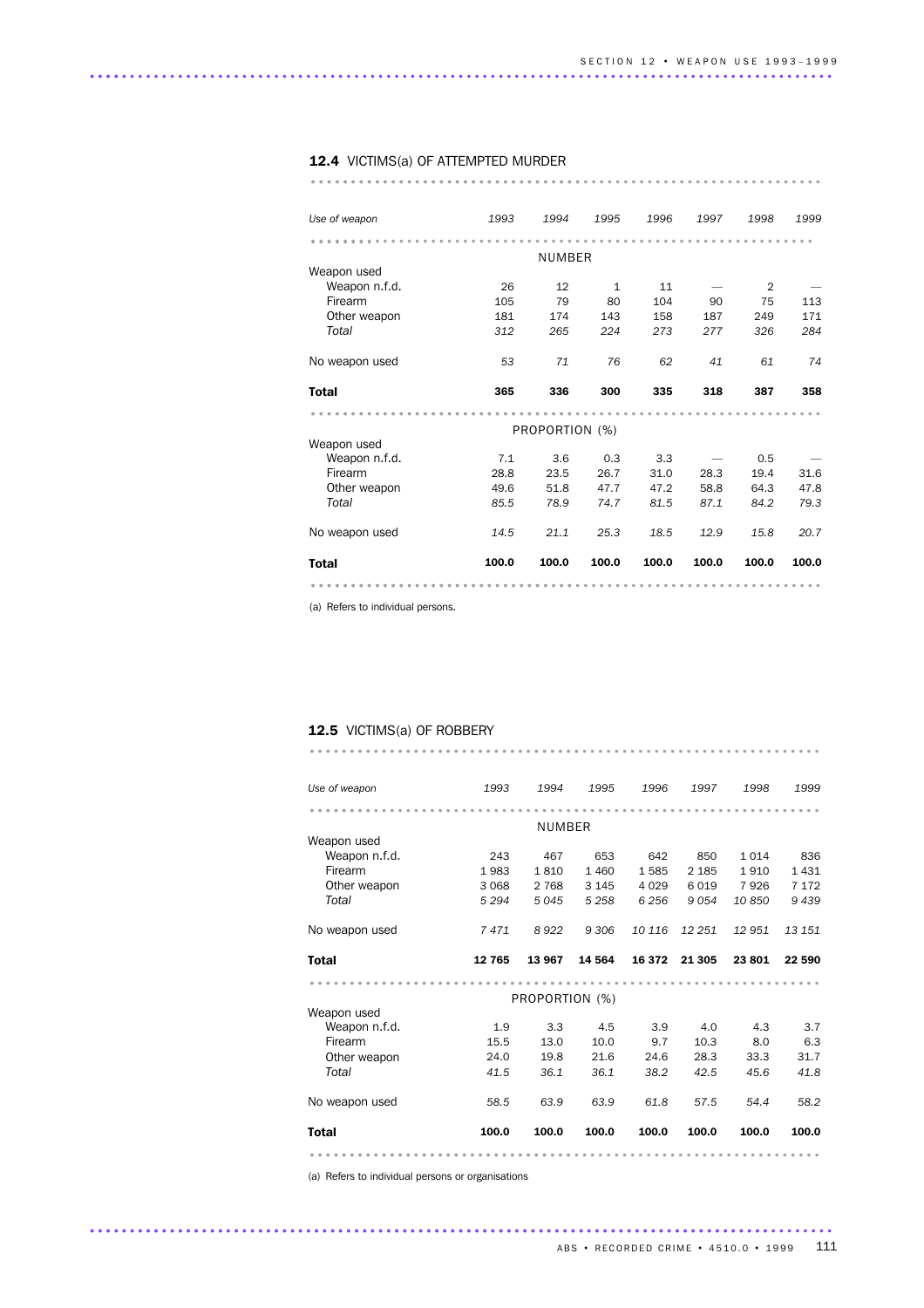## 12.4 VICTIMS(a) OF ATTEMPTED MURDER

| Use of weapon | 1993 | 1994 | 1995 | 1996 | 1997 | 1998 | 1999 |
|---|---|---|---|---|---|---|---|
| | | | | NUMBER | | | |
| Weapon used | | | | | | | |
| Weapon n.f.d. | 26 | 12 | 1 | 11 | — | 2 | — |
| Firearm | 105 | 79 | 80 | 104 | 90 | 75 | 113 |
| Other weapon | 181 | 174 | 143 | 158 | 187 | 249 | 171 |
| *Total* | *312* | *265* | *224* | *273* | *277* | *326* | *284* |
| No weapon used | *53* | *71* | *76* | *62* | *41* | *61* | *74* |
| **Total** | **365** | **336** | **300** | **335** | **318** | **387** | **358** |
| | | | | PROPORTION (%) | | | |
| Weapon used | | | | | | | |
| Weapon n.f.d. | 7.1 | 3.6 | 0.3 | 3.3 | — | 0.5 | — |
| Firearm | 28.8 | 23.5 | 26.7 | 31.0 | 28.3 | 19.4 | 31.6 |
| Other weapon | 49.6 | 51.8 | 47.7 | 47.2 | 58.8 | 64.3 | 47.8 |
| *Total* | *85.5* | *78.9* | *74.7* | *81.5* | *87.1* | *84.2* | *79.3* |
| No weapon used | *14.5* | *21.1* | *25.3* | *18.5* | *12.9* | *15.8* | *20.7* |
| **Total** | **100.0** | **100.0** | **100.0** | **100.0** | **100.0** | **100.0** | **100.0** |

(a) Refers to individual persons.

## 12.5 VICTIMS(a) OF ROBBERY

| Use of weapon | 1993 | 1994 | 1995 | 1996 | 1997 | 1998 | 1999 |
|---|---|---|---|---|---|---|---|
| | | | | NUMBER | | | |
| Weapon used | | | | | | | |
| Weapon n.f.d. | 243 | 467 | 653 | 642 | 850 | 1 014 | 836 |
| Firearm | 1 983 | 1 810 | 1 460 | 1 585 | 2 185 | 1 910 | 1 431 |
| Other weapon | 3 068 | 2 768 | 3 145 | 4 029 | 6 019 | 7 926 | 7 172 |
| *Total* | *5 294* | *5 045* | *5 258* | *6 256* | *9 054* | *10 850* | *9 439* |
| No weapon used | *7 471* | *8 922* | *9 306* | *10 116* | *12 251* | *12 951* | *13 151* |
| **Total** | **12 765** | **13 967** | **14 564** | **16 372** | **21 305** | **23 801** | **22 590** |
| | | | | PROPORTION (%) | | | |
| Weapon used | | | | | | | |
| Weapon n.f.d. | 1.9 | 3.3 | 4.5 | 3.9 | 4.0 | 4.3 | 3.7 |
| Firearm | 15.5 | 13.0 | 10.0 | 9.7 | 10.3 | 8.0 | 6.3 |
| Other weapon | 24.0 | 19.8 | 21.6 | 24.6 | 28.3 | 33.3 | 31.7 |
| *Total* | *41.5* | *36.1* | *36.1* | *38.2* | *42.5* | *45.6* | *41.8* |
| No weapon used | *58.5* | *63.9* | *63.9* | *61.8* | *57.5* | *54.4* | *58.2* |
| **Total** | **100.0** | **100.0** | **100.0** | **100.0** | **100.0** | **100.0** | **100.0** |

(a) Refers to individual persons or organisations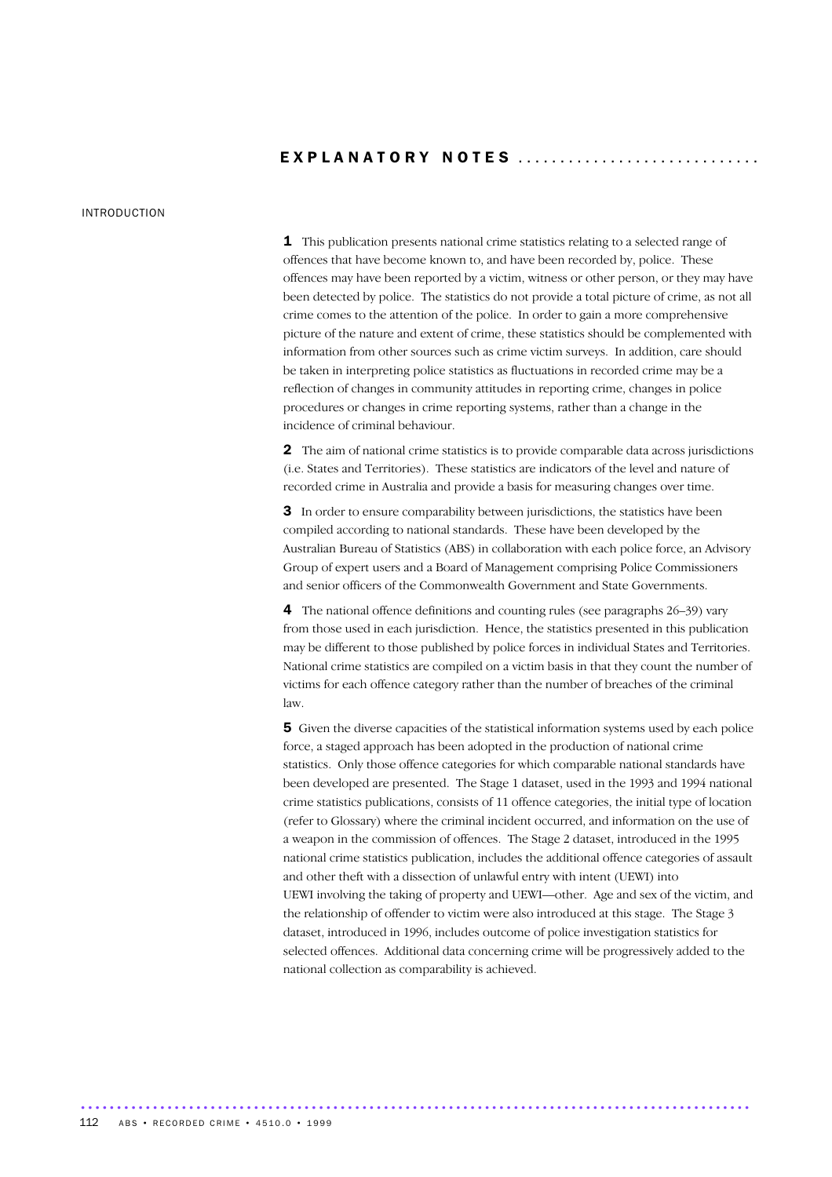# EXPLANATORY NOTES

## INTRODUCTION

**1** This publication presents national crime statistics relating to a selected range of offences that have become known to, and have been recorded by, police. These offences may have been reported by a victim, witness or other person, or they may have been detected by police. The statistics do not provide a total picture of crime, as not all crime comes to the attention of the police. In order to gain a more comprehensive picture of the nature and extent of crime, these statistics should be complemented with information from other sources such as crime victim surveys. In addition, care should be taken in interpreting police statistics as fluctuations in recorded crime may be a reflection of changes in community attitudes in reporting crime, changes in police procedures or changes in crime reporting systems, rather than a change in the incidence of criminal behaviour.

**2** The aim of national crime statistics is to provide comparable data across jurisdictions (i.e. States and Territories). These statistics are indicators of the level and nature of recorded crime in Australia and provide a basis for measuring changes over time.

**3** In order to ensure comparability between jurisdictions, the statistics have been compiled according to national standards. These have been developed by the Australian Bureau of Statistics (ABS) in collaboration with each police force, an Advisory Group of expert users and a Board of Management comprising Police Commissioners and senior officers of the Commonwealth Government and State Governments.

**4** The national offence definitions and counting rules (see paragraphs 26–39) vary from those used in each jurisdiction. Hence, the statistics presented in this publication may be different to those published by police forces in individual States and Territories. National crime statistics are compiled on a victim basis in that they count the number of victims for each offence category rather than the number of breaches of the criminal law.

**5** Given the diverse capacities of the statistical information systems used by each police force, a staged approach has been adopted in the production of national crime statistics. Only those offence categories for which comparable national standards have been developed are presented. The Stage 1 dataset, used in the 1993 and 1994 national crime statistics publications, consists of 11 offence categories, the initial type of location (refer to Glossary) where the criminal incident occurred, and information on the use of a weapon in the commission of offences. The Stage 2 dataset, introduced in the 1995 national crime statistics publication, includes the additional offence categories of assault and other theft with a dissection of unlawful entry with intent (UEWI) into UEWI involving the taking of property and UEWI—other. Age and sex of the victim, and the relationship of offender to victim were also introduced at this stage. The Stage 3 dataset, introduced in 1996, includes outcome of police investigation statistics for selected offences. Additional data concerning crime will be progressively added to the national collection as comparability is achieved.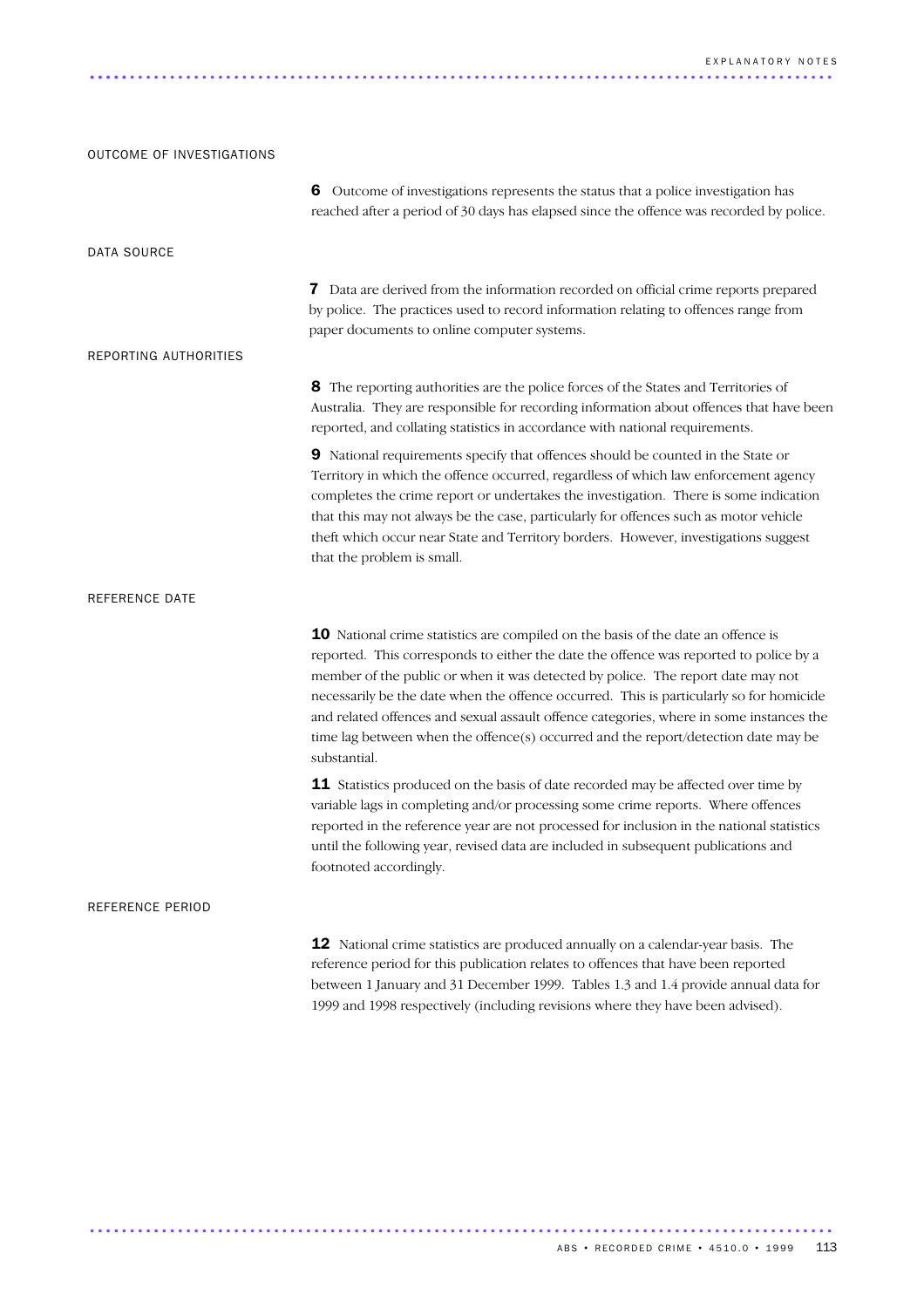## OUTCOME OF INVESTIGATIONS

**6** Outcome of investigations represents the status that a police investigation has reached after a period of 30 days has elapsed since the offence was recorded by police.

## DATA SOURCE

**7** Data are derived from the information recorded on official crime reports prepared by police. The practices used to record information relating to offences range from paper documents to online computer systems.

## REPORTING AUTHORITIES

**8** The reporting authorities are the police forces of the States and Territories of Australia. They are responsible for recording information about offences that have been reported, and collating statistics in accordance with national requirements.

**9** National requirements specify that offences should be counted in the State or Territory in which the offence occurred, regardless of which law enforcement agency completes the crime report or undertakes the investigation. There is some indication that this may not always be the case, particularly for offences such as motor vehicle theft which occur near State and Territory borders. However, investigations suggest that the problem is small.

## REFERENCE DATE

**10** National crime statistics are compiled on the basis of the date an offence is reported. This corresponds to either the date the offence was reported to police by a member of the public or when it was detected by police. The report date may not necessarily be the date when the offence occurred. This is particularly so for homicide and related offences and sexual assault offence categories, where in some instances the time lag between when the offence(s) occurred and the report/detection date may be substantial.

**11** Statistics produced on the basis of date recorded may be affected over time by variable lags in completing and/or processing some crime reports. Where offences reported in the reference year are not processed for inclusion in the national statistics until the following year, revised data are included in subsequent publications and footnoted accordingly.

## REFERENCE PERIOD

**12** National crime statistics are produced annually on a calendar-year basis. The reference period for this publication relates to offences that have been reported between 1 January and 31 December 1999. Tables 1.3 and 1.4 provide annual data for 1999 and 1998 respectively (including revisions where they have been advised).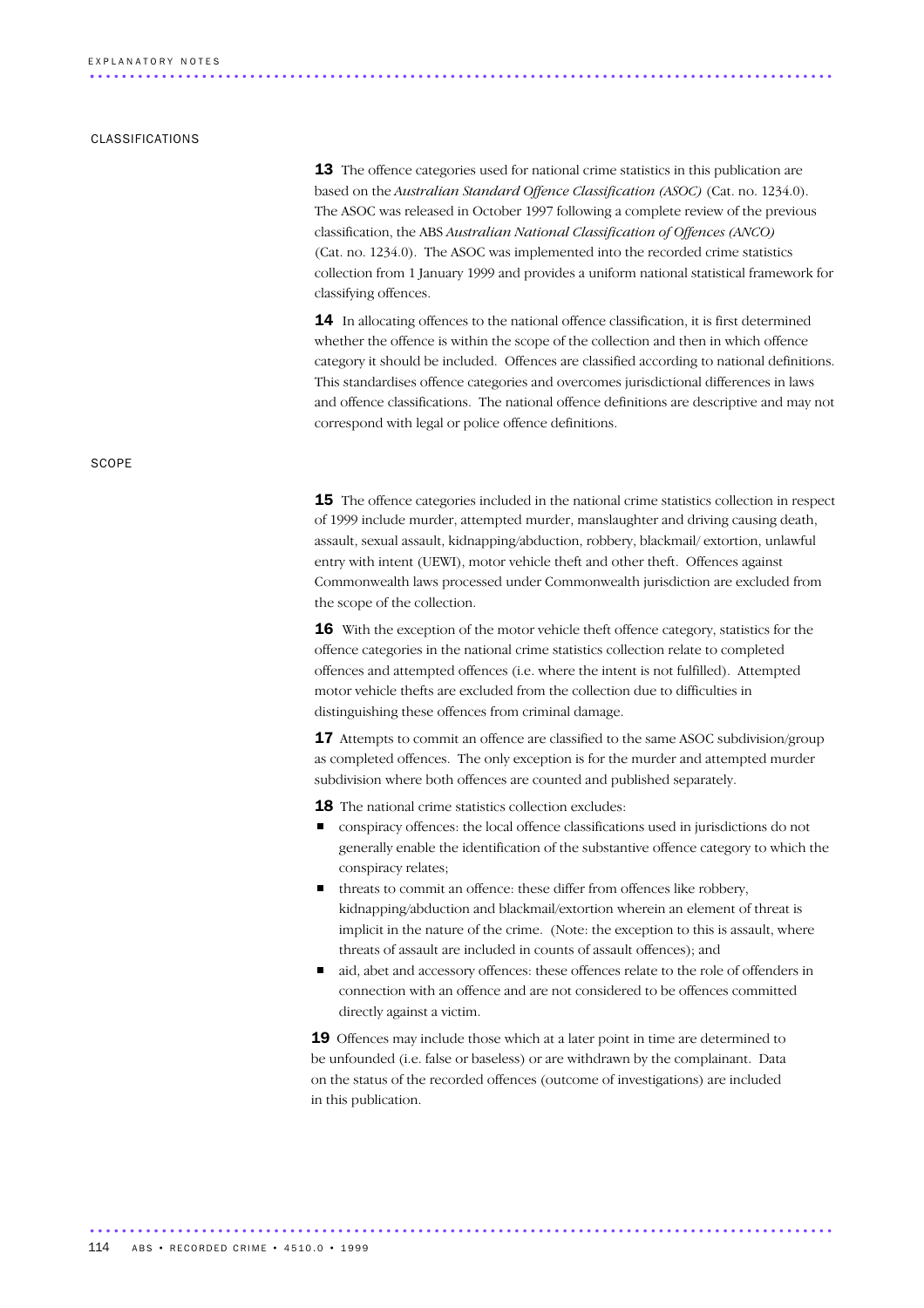## CLASSIFICATIONS

**13** The offence categories used for national crime statistics in this publication are based on the *Australian Standard Offence Classification (ASOC)* (Cat. no. 1234.0). The ASOC was released in October 1997 following a complete review of the previous classification, the ABS *Australian National Classification of Offences (ANCO)* (Cat. no. 1234.0). The ASOC was implemented into the recorded crime statistics collection from 1 January 1999 and provides a uniform national statistical framework for classifying offences.

**14** In allocating offences to the national offence classification, it is first determined whether the offence is within the scope of the collection and then in which offence category it should be included. Offences are classified according to national definitions. This standardises offence categories and overcomes jurisdictional differences in laws and offence classifications. The national offence definitions are descriptive and may not correspond with legal or police offence definitions.

## SCOPE

**15** The offence categories included in the national crime statistics collection in respect of 1999 include murder, attempted murder, manslaughter and driving causing death, assault, sexual assault, kidnapping/abduction, robbery, blackmail/ extortion, unlawful entry with intent (UEWI), motor vehicle theft and other theft. Offences against Commonwealth laws processed under Commonwealth jurisdiction are excluded from the scope of the collection.

**16** With the exception of the motor vehicle theft offence category, statistics for the offence categories in the national crime statistics collection relate to completed offences and attempted offences (i.e. where the intent is not fulfilled). Attempted motor vehicle thefts are excluded from the collection due to difficulties in distinguishing these offences from criminal damage.

**17** Attempts to commit an offence are classified to the same ASOC subdivision/group as completed offences. The only exception is for the murder and attempted murder subdivision where both offences are counted and published separately.

**18** The national crime statistics collection excludes:

- conspiracy offences: the local offence classifications used in jurisdictions do not generally enable the identification of the substantive offence category to which the conspiracy relates;
- threats to commit an offence: these differ from offences like robbery, kidnapping/abduction and blackmail/extortion wherein an element of threat is implicit in the nature of the crime. (Note: the exception to this is assault, where threats of assault are included in counts of assault offences); and
- aid, abet and accessory offences: these offences relate to the role of offenders in connection with an offence and are not considered to be offences committed directly against a victim.

**19** Offences may include those which at a later point in time are determined to be unfounded (i.e. false or baseless) or are withdrawn by the complainant. Data on the status of the recorded offences (outcome of investigations) are included in this publication.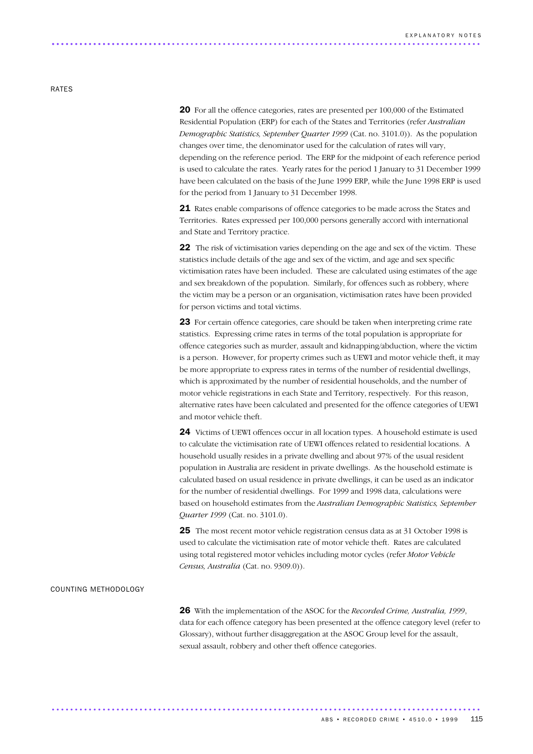## RATES

**20** For all the offence categories, rates are presented per 100,000 of the Estimated Residential Population (ERP) for each of the States and Territories (refer *Australian Demographic Statistics, September Quarter 1999* (Cat. no. 3101.0)). As the population changes over time, the denominator used for the calculation of rates will vary, depending on the reference period. The ERP for the midpoint of each reference period is used to calculate the rates. Yearly rates for the period 1 January to 31 December 1999 have been calculated on the basis of the June 1999 ERP, while the June 1998 ERP is used for the period from 1 January to 31 December 1998.

**21** Rates enable comparisons of offence categories to be made across the States and Territories. Rates expressed per 100,000 persons generally accord with international and State and Territory practice.

**22** The risk of victimisation varies depending on the age and sex of the victim. These statistics include details of the age and sex of the victim, and age and sex specific victimisation rates have been included. These are calculated using estimates of the age and sex breakdown of the population. Similarly, for offences such as robbery, where the victim may be a person or an organisation, victimisation rates have been provided for person victims and total victims.

**23** For certain offence categories, care should be taken when interpreting crime rate statistics. Expressing crime rates in terms of the total population is appropriate for offence categories such as murder, assault and kidnapping/abduction, where the victim is a person. However, for property crimes such as UEWI and motor vehicle theft, it may be more appropriate to express rates in terms of the number of residential dwellings, which is approximated by the number of residential households, and the number of motor vehicle registrations in each State and Territory, respectively. For this reason, alternative rates have been calculated and presented for the offence categories of UEWI and motor vehicle theft.

**24** Victims of UEWI offences occur in all location types. A household estimate is used to calculate the victimisation rate of UEWI offences related to residential locations. A household usually resides in a private dwelling and about 97% of the usual resident population in Australia are resident in private dwellings. As the household estimate is calculated based on usual residence in private dwellings, it can be used as an indicator for the number of residential dwellings. For 1999 and 1998 data, calculations were based on household estimates from the *Australian Demographic Statistics, September Quarter 1999* (Cat. no. 3101.0).

**25** The most recent motor vehicle registration census data as at 31 October 1998 is used to calculate the victimisation rate of motor vehicle theft. Rates are calculated using total registered motor vehicles including motor cycles (refer *Motor Vehicle Census, Australia* (Cat. no. 9309.0)).

## COUNTING METHODOLOGY

**26** With the implementation of the ASOC for the *Recorded Crime, Australia, 1999*, data for each offence category has been presented at the offence category level (refer to Glossary), without further disaggregation at the ASOC Group level for the assault, sexual assault, robbery and other theft offence categories.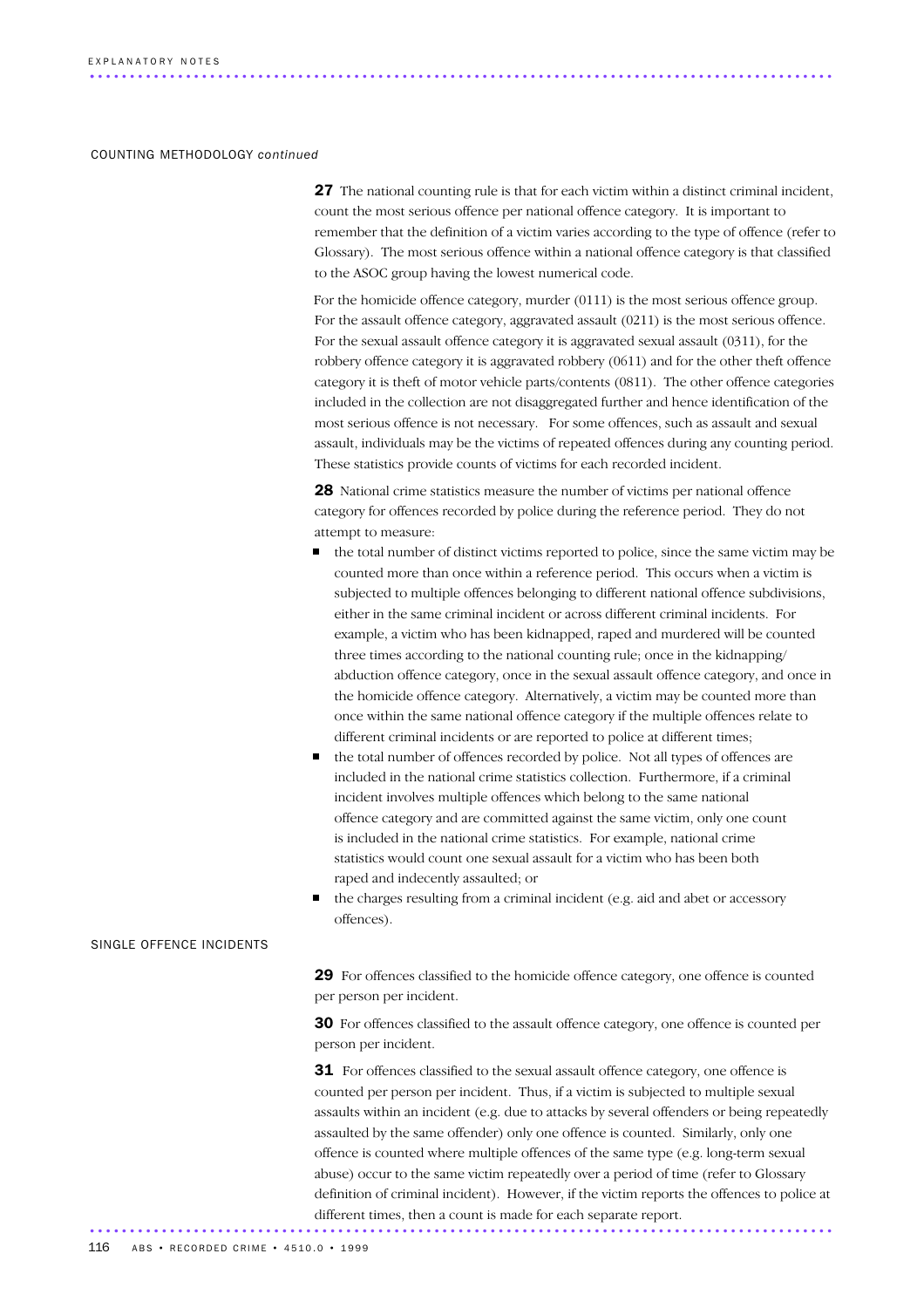## COUNTING METHODOLOGY *continued*

**27** The national counting rule is that for each victim within a distinct criminal incident, count the most serious offence per national offence category. It is important to remember that the definition of a victim varies according to the type of offence (refer to Glossary). The most serious offence within a national offence category is that classified to the ASOC group having the lowest numerical code.

For the homicide offence category, murder (0111) is the most serious offence group. For the assault offence category, aggravated assault (0211) is the most serious offence. For the sexual assault offence category it is aggravated sexual assault (0311), for the robbery offence category it is aggravated robbery (0611) and for the other theft offence category it is theft of motor vehicle parts/contents (0811). The other offence categories included in the collection are not disaggregated further and hence identification of the most serious offence is not necessary. For some offences, such as assault and sexual assault, individuals may be the victims of repeated offences during any counting period. These statistics provide counts of victims for each recorded incident.

**28** National crime statistics measure the number of victims per national offence category for offences recorded by police during the reference period. They do not attempt to measure:

- the total number of distinct victims reported to police, since the same victim may be counted more than once within a reference period. This occurs when a victim is subjected to multiple offences belonging to different national offence subdivisions, either in the same criminal incident or across different criminal incidents. For example, a victim who has been kidnapped, raped and murdered will be counted three times according to the national counting rule; once in the kidnapping/abduction offence category, once in the sexual assault offence category, and once in the homicide offence category. Alternatively, a victim may be counted more than once within the same national offence category if the multiple offences relate to different criminal incidents or are reported to police at different times;
- the total number of offences recorded by police. Not all types of offences are included in the national crime statistics collection. Furthermore, if a criminal incident involves multiple offences which belong to the same national offence category and are committed against the same victim, only one count is included in the national crime statistics. For example, national crime statistics would count one sexual assault for a victim who has been both raped and indecently assaulted; or
- the charges resulting from a criminal incident (e.g. aid and abet or accessory offences).

## SINGLE OFFENCE INCIDENTS

**29** For offences classified to the homicide offence category, one offence is counted per person per incident.

**30** For offences classified to the assault offence category, one offence is counted per person per incident.

**31** For offences classified to the sexual assault offence category, one offence is counted per person per incident. Thus, if a victim is subjected to multiple sexual assaults within an incident (e.g. due to attacks by several offenders or being repeatedly assaulted by the same offender) only one offence is counted. Similarly, only one offence is counted where multiple offences of the same type (e.g. long-term sexual abuse) occur to the same victim repeatedly over a period of time (refer to Glossary definition of criminal incident). However, if the victim reports the offences to police at different times, then a count is made for each separate report.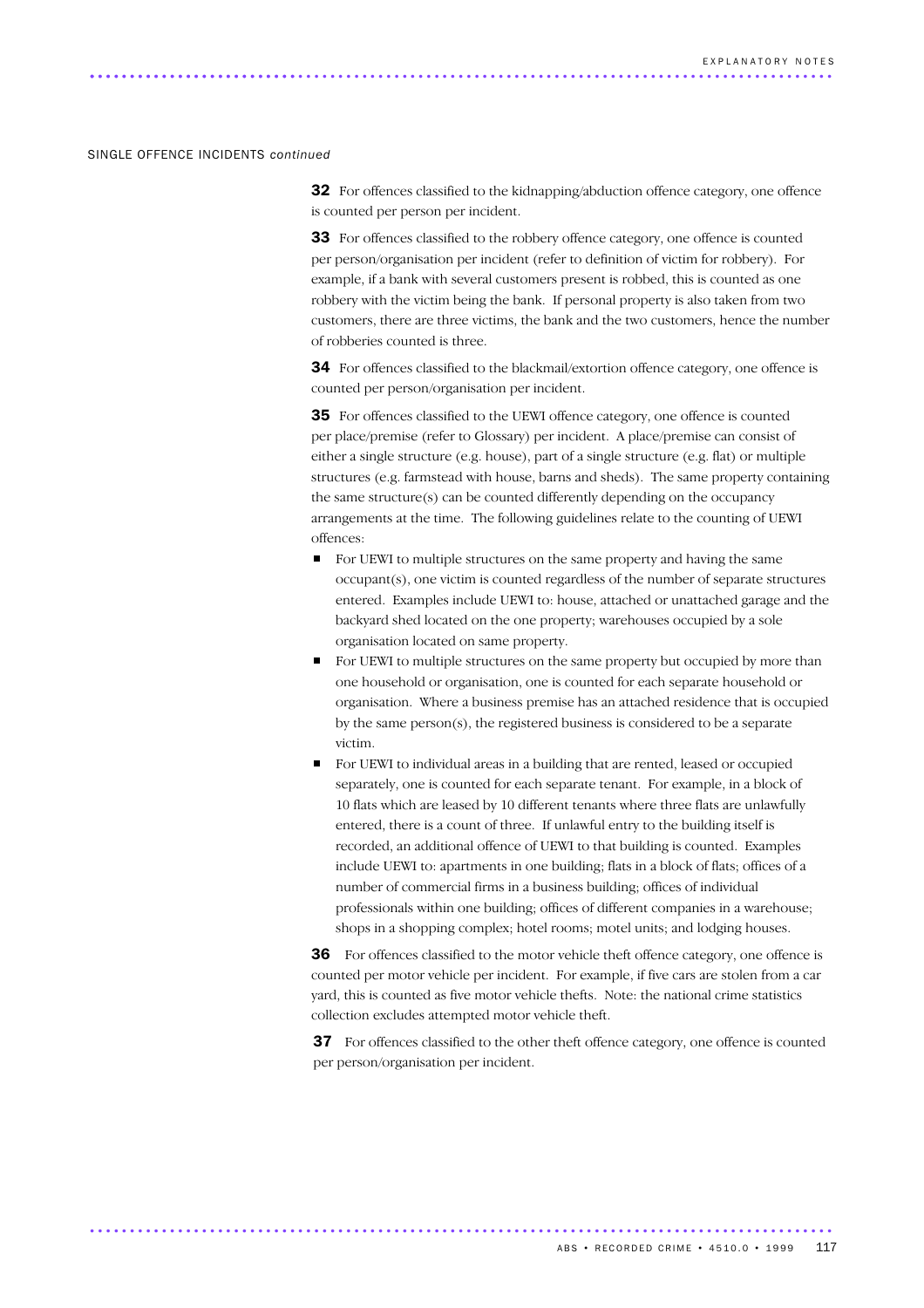SINGLE OFFENCE INCIDENTS *continued*

**32** For offences classified to the kidnapping/abduction offence category, one offence is counted per person per incident.

**33** For offences classified to the robbery offence category, one offence is counted per person/organisation per incident (refer to definition of victim for robbery). For example, if a bank with several customers present is robbed, this is counted as one robbery with the victim being the bank. If personal property is also taken from two customers, there are three victims, the bank and the two customers, hence the number of robberies counted is three.

**34** For offences classified to the blackmail/extortion offence category, one offence is counted per person/organisation per incident.

**35** For offences classified to the UEWI offence category, one offence is counted per place/premise (refer to Glossary) per incident. A place/premise can consist of either a single structure (e.g. house), part of a single structure (e.g. flat) or multiple structures (e.g. farmstead with house, barns and sheds). The same property containing the same structure(s) can be counted differently depending on the occupancy arrangements at the time. The following guidelines relate to the counting of UEWI offences:

- For UEWI to multiple structures on the same property and having the same occupant(s), one victim is counted regardless of the number of separate structures entered. Examples include UEWI to: house, attached or unattached garage and the backyard shed located on the one property; warehouses occupied by a sole organisation located on same property.
- For UEWI to multiple structures on the same property but occupied by more than one household or organisation, one is counted for each separate household or organisation. Where a business premise has an attached residence that is occupied by the same person(s), the registered business is considered to be a separate victim.
- For UEWI to individual areas in a building that are rented, leased or occupied separately, one is counted for each separate tenant. For example, in a block of 10 flats which are leased by 10 different tenants where three flats are unlawfully entered, there is a count of three. If unlawful entry to the building itself is recorded, an additional offence of UEWI to that building is counted. Examples include UEWI to: apartments in one building; flats in a block of flats; offices of a number of commercial firms in a business building; offices of individual professionals within one building; offices of different companies in a warehouse; shops in a shopping complex; hotel rooms; motel units; and lodging houses.

**36** For offences classified to the motor vehicle theft offence category, one offence is counted per motor vehicle per incident. For example, if five cars are stolen from a car yard, this is counted as five motor vehicle thefts. Note: the national crime statistics collection excludes attempted motor vehicle theft.

**37** For offences classified to the other theft offence category, one offence is counted per person/organisation per incident.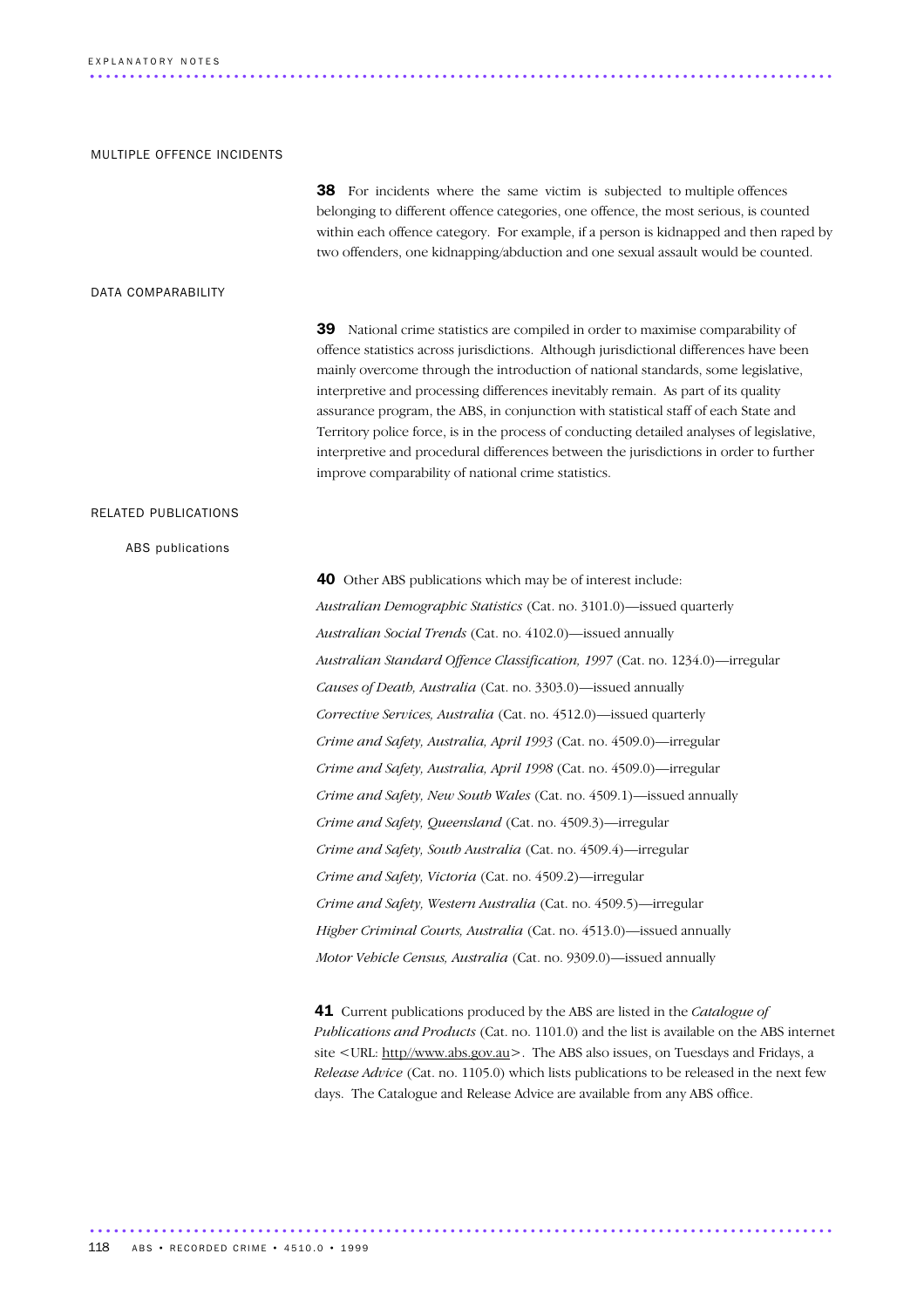## MULTIPLE OFFENCE INCIDENTS

**38** For incidents where the same victim is subjected to multiple offences belonging to different offence categories, one offence, the most serious, is counted within each offence category. For example, if a person is kidnapped and then raped by two offenders, one kidnapping/abduction and one sexual assault would be counted.

## DATA COMPARABILITY

**39** National crime statistics are compiled in order to maximise comparability of offence statistics across jurisdictions. Although jurisdictional differences have been mainly overcome through the introduction of national standards, some legislative, interpretive and processing differences inevitably remain. As part of its quality assurance program, the ABS, in conjunction with statistical staff of each State and Territory police force, is in the process of conducting detailed analyses of legislative, interpretive and procedural differences between the jurisdictions in order to further improve comparability of national crime statistics.

## RELATED PUBLICATIONS

### ABS publications

**40** Other ABS publications which may be of interest include:

*Australian Demographic Statistics* (Cat. no. 3101.0)—issued quarterly

*Australian Social Trends* (Cat. no. 4102.0)—issued annually

*Australian Standard Offence Classification, 1997* (Cat. no. 1234.0)—irregular

*Causes of Death, Australia* (Cat. no. 3303.0)—issued annually

*Corrective Services, Australia* (Cat. no. 4512.0)—issued quarterly

*Crime and Safety, Australia, April 1993* (Cat. no. 4509.0)—irregular

*Crime and Safety, Australia, April 1998* (Cat. no. 4509.0)—irregular

*Crime and Safety, New South Wales* (Cat. no. 4509.1)—issued annually

*Crime and Safety, Queensland* (Cat. no. 4509.3)—irregular

*Crime and Safety, South Australia* (Cat. no. 4509.4)—irregular

*Crime and Safety, Victoria* (Cat. no. 4509.2)—irregular

*Crime and Safety, Western Australia* (Cat. no. 4509.5)—irregular

*Higher Criminal Courts, Australia* (Cat. no. 4513.0)—issued annually

*Motor Vehicle Census, Australia* (Cat. no. 9309.0)—issued annually

**41** Current publications produced by the ABS are listed in the *Catalogue of Publications and Products* (Cat. no. 1101.0) and the list is available on the ABS internet site <URL: http//www.abs.gov.au>. The ABS also issues, on Tuesdays and Fridays, a *Release Advice* (Cat. no. 1105.0) which lists publications to be released in the next few days. The Catalogue and Release Advice are available from any ABS office.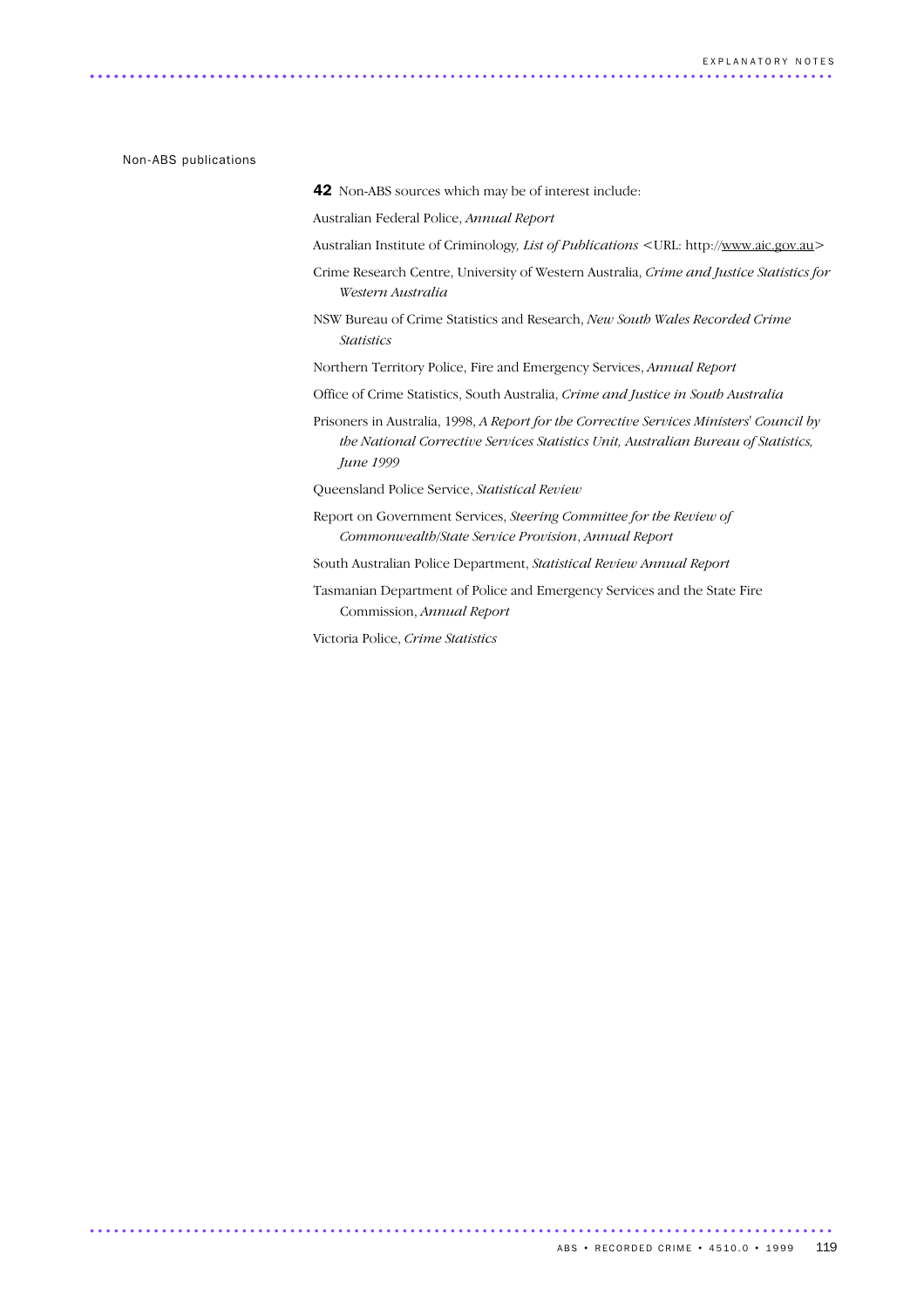### Non-ABS publications

**42** Non-ABS sources which may be of interest include:

Australian Federal Police, *Annual Report*

Australian Institute of Criminology, *List of Publications* <URL: http://www.aic.gov.au>

Crime Research Centre, University of Western Australia, *Crime and Justice Statistics for Western Australia*

NSW Bureau of Crime Statistics and Research, *New South Wales Recorded Crime Statistics*

Northern Territory Police, Fire and Emergency Services, *Annual Report*

Office of Crime Statistics, South Australia, *Crime and Justice in South Australia*

Prisoners in Australia, 1998, *A Report for the Corrective Services Ministers' Council by the National Corrective Services Statistics Unit, Australian Bureau of Statistics, June 1999*

Queensland Police Service, *Statistical Review*

Report on Government Services, *Steering Committee for the Review of Commonwealth/State Service Provision*, *Annual Report*

South Australian Police Department, *Statistical Review Annual Report*

Tasmanian Department of Police and Emergency Services and the State Fire Commission, *Annual Report*

Victoria Police, *Crime Statistics*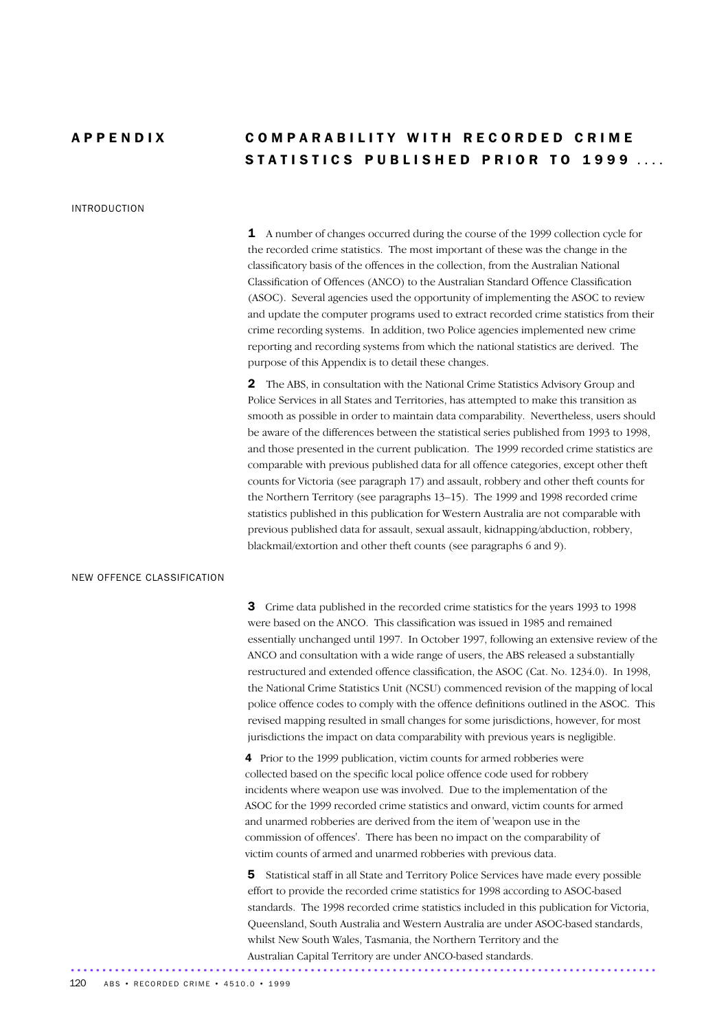# APPENDIX COMPARABILITY WITH RECORDED CRIME STATISTICS PUBLISHED PRIOR TO 1999

## INTRODUCTION

**1** A number of changes occurred during the course of the 1999 collection cycle for the recorded crime statistics. The most important of these was the change in the classificatory basis of the offences in the collection, from the Australian National Classification of Offences (ANCO) to the Australian Standard Offence Classification (ASOC). Several agencies used the opportunity of implementing the ASOC to review and update the computer programs used to extract recorded crime statistics from their crime recording systems. In addition, two Police agencies implemented new crime reporting and recording systems from which the national statistics are derived. The purpose of this Appendix is to detail these changes.

**2** The ABS, in consultation with the National Crime Statistics Advisory Group and Police Services in all States and Territories, has attempted to make this transition as smooth as possible in order to maintain data comparability. Nevertheless, users should be aware of the differences between the statistical series published from 1993 to 1998, and those presented in the current publication. The 1999 recorded crime statistics are comparable with previous published data for all offence categories, except other theft counts for Victoria (see paragraph 17) and assault, robbery and other theft counts for the Northern Territory (see paragraphs 13–15). The 1999 and 1998 recorded crime statistics published in this publication for Western Australia are not comparable with previous published data for assault, sexual assault, kidnapping/abduction, robbery, blackmail/extortion and other theft counts (see paragraphs 6 and 9).

## NEW OFFENCE CLASSIFICATION

**3** Crime data published in the recorded crime statistics for the years 1993 to 1998 were based on the ANCO. This classification was issued in 1985 and remained essentially unchanged until 1997. In October 1997, following an extensive review of the ANCO and consultation with a wide range of users, the ABS released a substantially restructured and extended offence classification, the ASOC (Cat. No. 1234.0). In 1998, the National Crime Statistics Unit (NCSU) commenced revision of the mapping of local police offence codes to comply with the offence definitions outlined in the ASOC. This revised mapping resulted in small changes for some jurisdictions, however, for most jurisdictions the impact on data comparability with previous years is negligible.

**4** Prior to the 1999 publication, victim counts for armed robberies were collected based on the specific local police offence code used for robbery incidents where weapon use was involved. Due to the implementation of the ASOC for the 1999 recorded crime statistics and onward, victim counts for armed and unarmed robberies are derived from the item of 'weapon use in the commission of offences'. There has been no impact on the comparability of victim counts of armed and unarmed robberies with previous data.

**5** Statistical staff in all State and Territory Police Services have made every possible effort to provide the recorded crime statistics for 1998 according to ASOC-based standards. The 1998 recorded crime statistics included in this publication for Victoria, Queensland, South Australia and Western Australia are under ASOC-based standards, whilst New South Wales, Tasmania, the Northern Territory and the Australian Capital Territory are under ANCO-based standards.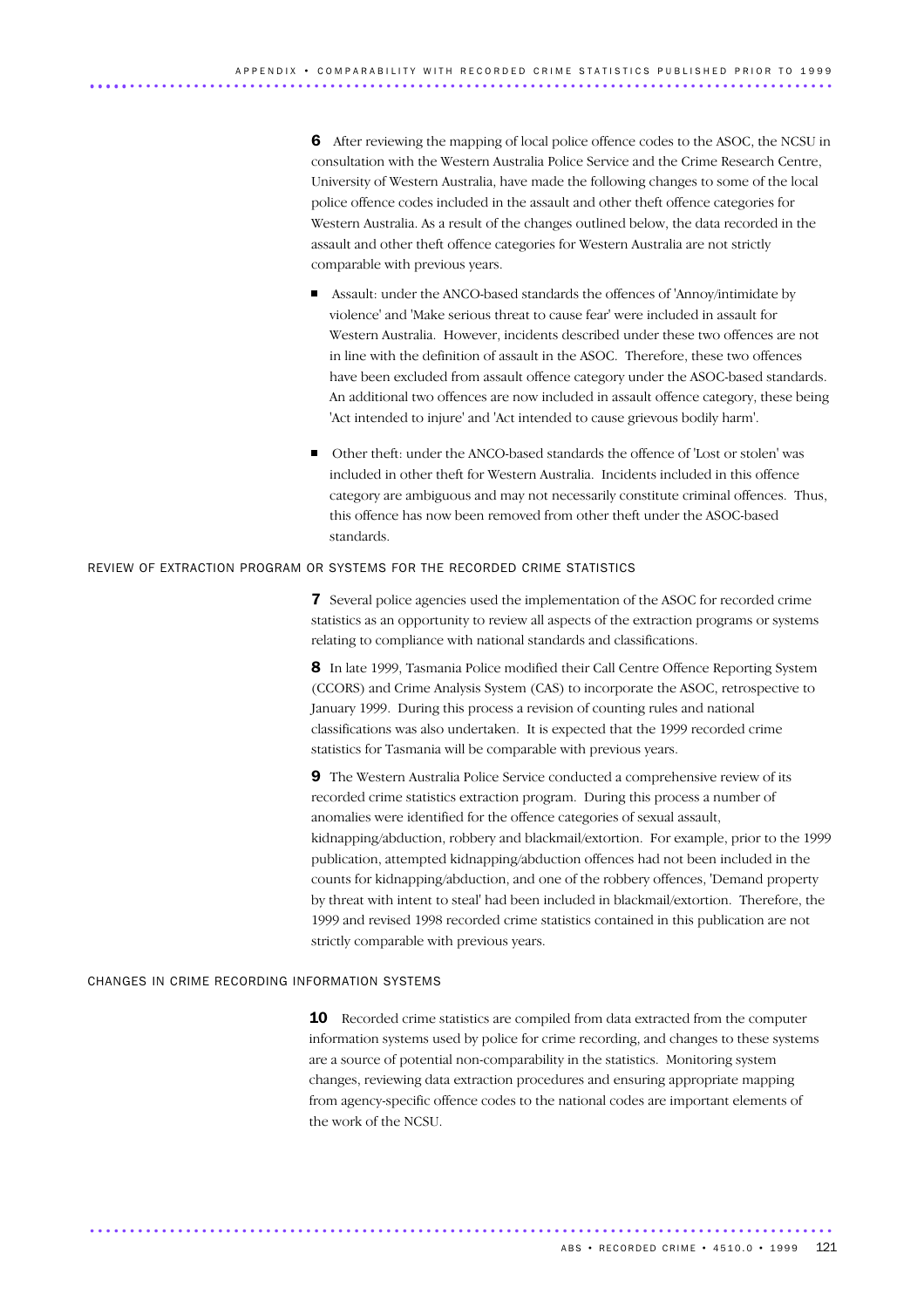**6** After reviewing the mapping of local police offence codes to the ASOC, the NCSU in consultation with the Western Australia Police Service and the Crime Research Centre, University of Western Australia, have made the following changes to some of the local police offence codes included in the assault and other theft offence categories for Western Australia. As a result of the changes outlined below, the data recorded in the assault and other theft offence categories for Western Australia are not strictly comparable with previous years.

- Assault: under the ANCO-based standards the offences of 'Annoy/intimidate by violence' and 'Make serious threat to cause fear' were included in assault for Western Australia. However, incidents described under these two offences are not in line with the definition of assault in the ASOC. Therefore, these two offences have been excluded from assault offence category under the ASOC-based standards. An additional two offences are now included in assault offence category, these being 'Act intended to injure' and 'Act intended to cause grievous bodily harm'.

- Other theft: under the ANCO-based standards the offence of 'Lost or stolen' was included in other theft for Western Australia. Incidents included in this offence category are ambiguous and may not necessarily constitute criminal offences. Thus, this offence has now been removed from other theft under the ASOC-based standards.

## REVIEW OF EXTRACTION PROGRAM OR SYSTEMS FOR THE RECORDED CRIME STATISTICS

**7** Several police agencies used the implementation of the ASOC for recorded crime statistics as an opportunity to review all aspects of the extraction programs or systems relating to compliance with national standards and classifications.

**8** In late 1999, Tasmania Police modified their Call Centre Offence Reporting System (CCORS) and Crime Analysis System (CAS) to incorporate the ASOC, retrospective to January 1999. During this process a revision of counting rules and national classifications was also undertaken. It is expected that the 1999 recorded crime statistics for Tasmania will be comparable with previous years.

**9** The Western Australia Police Service conducted a comprehensive review of its recorded crime statistics extraction program. During this process a number of anomalies were identified for the offence categories of sexual assault, kidnapping/abduction, robbery and blackmail/extortion. For example, prior to the 1999 publication, attempted kidnapping/abduction offences had not been included in the counts for kidnapping/abduction, and one of the robbery offences, 'Demand property by threat with intent to steal' had been included in blackmail/extortion. Therefore, the 1999 and revised 1998 recorded crime statistics contained in this publication are not strictly comparable with previous years.

## CHANGES IN CRIME RECORDING INFORMATION SYSTEMS

**10** Recorded crime statistics are compiled from data extracted from the computer information systems used by police for crime recording, and changes to these systems are a source of potential non-comparability in the statistics. Monitoring system changes, reviewing data extraction procedures and ensuring appropriate mapping from agency-specific offence codes to the national codes are important elements of the work of the NCSU.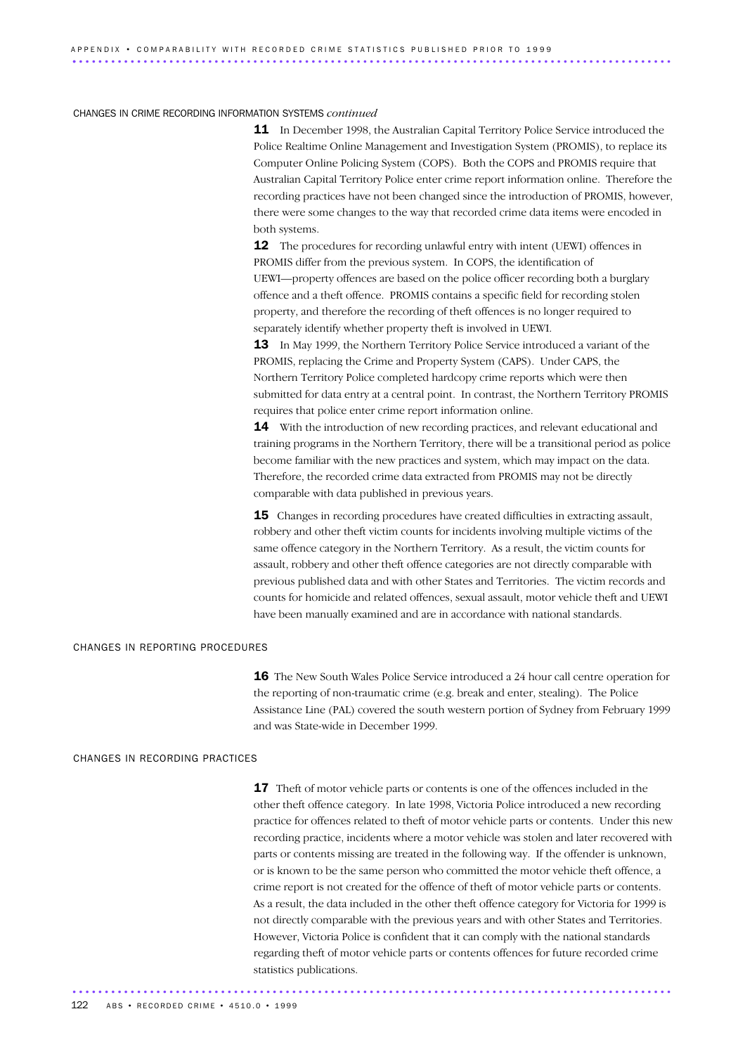#### CHANGES IN CRIME RECORDING INFORMATION SYSTEMS *continued*

**11** In December 1998, the Australian Capital Territory Police Service introduced the Police Realtime Online Management and Investigation System (PROMIS), to replace its Computer Online Policing System (COPS). Both the COPS and PROMIS require that Australian Capital Territory Police enter crime report information online. Therefore the recording practices have not been changed since the introduction of PROMIS, however, there were some changes to the way that recorded crime data items were encoded in both systems.

**12** The procedures for recording unlawful entry with intent (UEWI) offences in PROMIS differ from the previous system. In COPS, the identification of UEWI—property offences are based on the police officer recording both a burglary offence and a theft offence. PROMIS contains a specific field for recording stolen property, and therefore the recording of theft offences is no longer required to separately identify whether property theft is involved in UEWI.

**13** In May 1999, the Northern Territory Police Service introduced a variant of the PROMIS, replacing the Crime and Property System (CAPS). Under CAPS, the Northern Territory Police completed hardcopy crime reports which were then submitted for data entry at a central point. In contrast, the Northern Territory PROMIS requires that police enter crime report information online.

**14** With the introduction of new recording practices, and relevant educational and training programs in the Northern Territory, there will be a transitional period as police become familiar with the new practices and system, which may impact on the data. Therefore, the recorded crime data extracted from PROMIS may not be directly comparable with data published in previous years.

**15** Changes in recording procedures have created difficulties in extracting assault, robbery and other theft victim counts for incidents involving multiple victims of the same offence category in the Northern Territory. As a result, the victim counts for assault, robbery and other theft offence categories are not directly comparable with previous published data and with other States and Territories. The victim records and counts for homicide and related offences, sexual assault, motor vehicle theft and UEWI have been manually examined and are in accordance with national standards.

#### CHANGES IN REPORTING PROCEDURES

**16** The New South Wales Police Service introduced a 24 hour call centre operation for the reporting of non-traumatic crime (e.g. break and enter, stealing). The Police Assistance Line (PAL) covered the south western portion of Sydney from February 1999 and was State-wide in December 1999.

#### CHANGES IN RECORDING PRACTICES

**17** Theft of motor vehicle parts or contents is one of the offences included in the other theft offence category. In late 1998, Victoria Police introduced a new recording practice for offences related to theft of motor vehicle parts or contents. Under this new recording practice, incidents where a motor vehicle was stolen and later recovered with parts or contents missing are treated in the following way. If the offender is unknown, or is known to be the same person who committed the motor vehicle theft offence, a crime report is not created for the offence of theft of motor vehicle parts or contents. As a result, the data included in the other theft offence category for Victoria for 1999 is not directly comparable with the previous years and with other States and Territories. However, Victoria Police is confident that it can comply with the national standards regarding theft of motor vehicle parts or contents offences for future recorded crime statistics publications.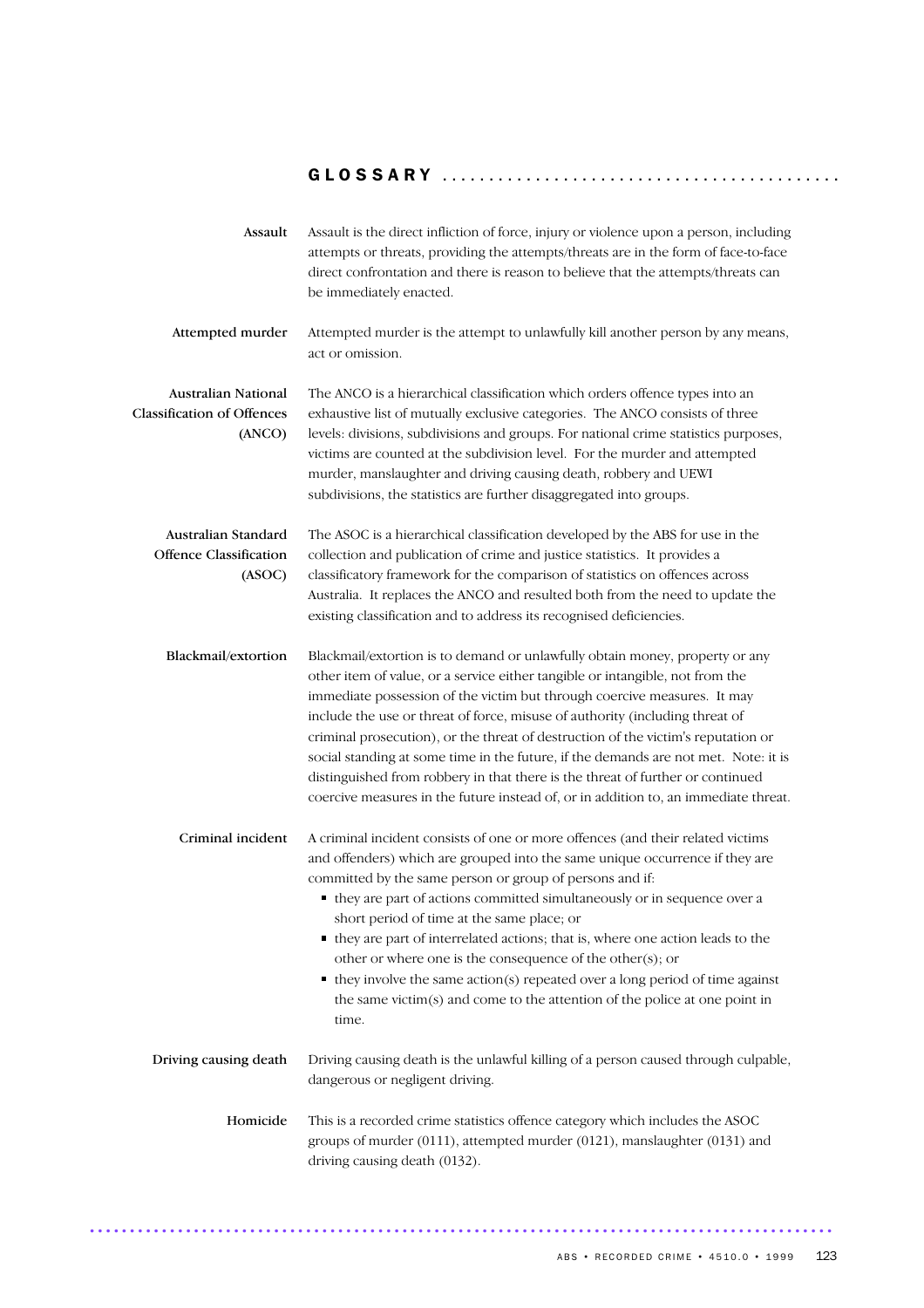# GLOSSARY

**Assault**

Assault is the direct infliction of force, injury or violence upon a person, including attempts or threats, providing the attempts/threats are in the form of face-to-face direct confrontation and there is reason to believe that the attempts/threats can be immediately enacted.

**Attempted murder**

Attempted murder is the attempt to unlawfully kill another person by any means, act or omission.

**Australian National Classification of Offences (ANCO)**

The ANCO is a hierarchical classification which orders offence types into an exhaustive list of mutually exclusive categories. The ANCO consists of three levels: divisions, subdivisions and groups. For national crime statistics purposes, victims are counted at the subdivision level. For the murder and attempted murder, manslaughter and driving causing death, robbery and UEWI subdivisions, the statistics are further disaggregated into groups.

**Australian Standard Offence Classification (ASOC)**

The ASOC is a hierarchical classification developed by the ABS for use in the collection and publication of crime and justice statistics. It provides a classificatory framework for the comparison of statistics on offences across Australia. It replaces the ANCO and resulted both from the need to update the existing classification and to address its recognised deficiencies.

**Blackmail/extortion**

Blackmail/extortion is to demand or unlawfully obtain money, property or any other item of value, or a service either tangible or intangible, not from the immediate possession of the victim but through coercive measures. It may include the use or threat of force, misuse of authority (including threat of criminal prosecution), or the threat of destruction of the victim's reputation or social standing at some time in the future, if the demands are not met. Note: it is distinguished from robbery in that there is the threat of further or continued coercive measures in the future instead of, or in addition to, an immediate threat.

**Criminal incident**

A criminal incident consists of one or more offences (and their related victims and offenders) which are grouped into the same unique occurrence if they are committed by the same person or group of persons and if:

- they are part of actions committed simultaneously or in sequence over a short period of time at the same place; or
- they are part of interrelated actions; that is, where one action leads to the other or where one is the consequence of the other(s); or
- they involve the same action(s) repeated over a long period of time against the same victim(s) and come to the attention of the police at one point in time.

**Driving causing death**

Driving causing death is the unlawful killing of a person caused through culpable, dangerous or negligent driving.

**Homicide**

This is a recorded crime statistics offence category which includes the ASOC groups of murder (0111), attempted murder (0121), manslaughter (0131) and driving causing death (0132).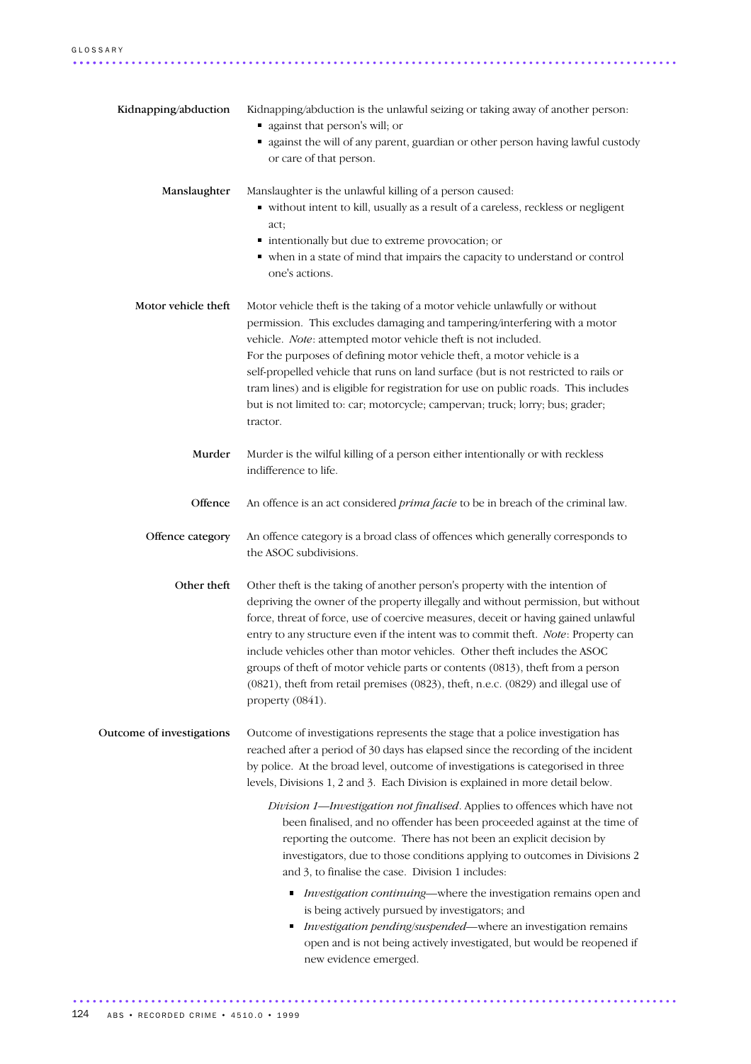**Kidnapping/abduction** Kidnapping/abduction is the unlawful seizing or taking away of another person:

- against that person's will; or
- against the will of any parent, guardian or other person having lawful custody or care of that person.

**Manslaughter** Manslaughter is the unlawful killing of a person caused:

- without intent to kill, usually as a result of a careless, reckless or negligent act;
- intentionally but due to extreme provocation; or
- when in a state of mind that impairs the capacity to understand or control one's actions.

**Motor vehicle theft** Motor vehicle theft is the taking of a motor vehicle unlawfully or without permission. This excludes damaging and tampering/interfering with a motor vehicle. *Note*: attempted motor vehicle theft is not included.
For the purposes of defining motor vehicle theft, a motor vehicle is a self-propelled vehicle that runs on land surface (but is not restricted to rails or tram lines) and is eligible for registration for use on public roads. This includes but is not limited to: car; motorcycle; campervan; truck; lorry; bus; grader; tractor.

**Murder** Murder is the wilful killing of a person either intentionally or with reckless indifference to life.

**Offence** An offence is an act considered *prima facie* to be in breach of the criminal law.

**Offence category** An offence category is a broad class of offences which generally corresponds to the ASOC subdivisions.

**Other theft** Other theft is the taking of another person's property with the intention of depriving the owner of the property illegally and without permission, but without force, threat of force, use of coercive measures, deceit or having gained unlawful entry to any structure even if the intent was to commit theft. *Note*: Property can include vehicles other than motor vehicles. Other theft includes the ASOC groups of theft of motor vehicle parts or contents (0813), theft from a person (0821), theft from retail premises (0823), theft, n.e.c. (0829) and illegal use of property (0841).

**Outcome of investigations** Outcome of investigations represents the stage that a police investigation has reached after a period of 30 days has elapsed since the recording of the incident by police. At the broad level, outcome of investigations is categorised in three levels, Divisions 1, 2 and 3. Each Division is explained in more detail below.

*Division 1—Investigation not finalised*. Applies to offences which have not been finalised, and no offender has been proceeded against at the time of reporting the outcome. There has not been an explicit decision by investigators, due to those conditions applying to outcomes in Divisions 2 and 3, to finalise the case. Division 1 includes:

- *Investigation continuing*—where the investigation remains open and is being actively pursued by investigators; and
- *Investigation pending/suspended*—where an investigation remains open and is not being actively investigated, but would be reopened if new evidence emerged.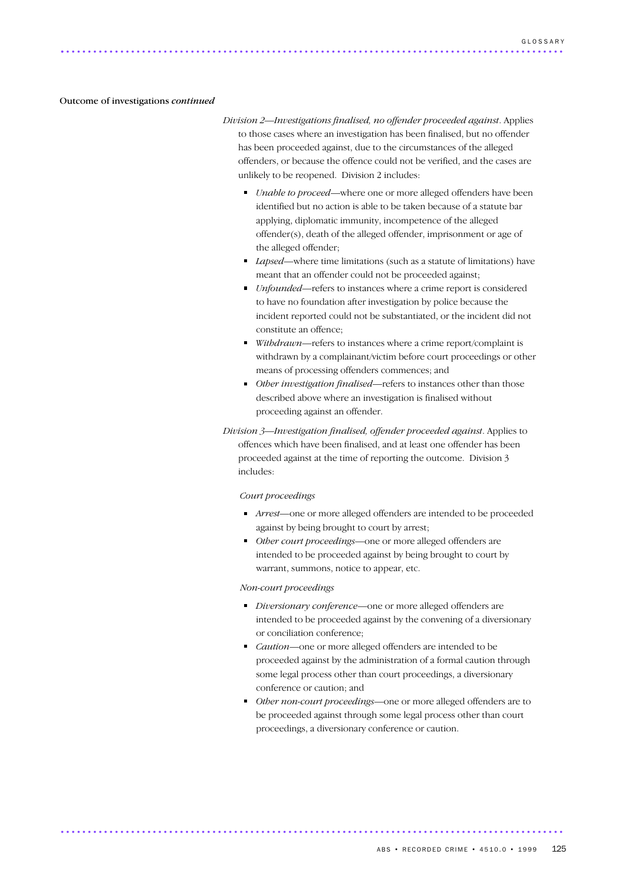Outcome of investigations *continued*

*Division 2—Investigations finalised, no offender proceeded against*. Applies to those cases where an investigation has been finalised, but no offender has been proceeded against, due to the circumstances of the alleged offenders, or because the offence could not be verified, and the cases are unlikely to be reopened. Division 2 includes:

- *Unable to proceed*—where one or more alleged offenders have been identified but no action is able to be taken because of a statute bar applying, diplomatic immunity, incompetence of the alleged offender(s), death of the alleged offender, imprisonment or age of the alleged offender;
- *Lapsed*—where time limitations (such as a statute of limitations) have meant that an offender could not be proceeded against;
- *Unfounded*—refers to instances where a crime report is considered to have no foundation after investigation by police because the incident reported could not be substantiated, or the incident did not constitute an offence;
- *Withdrawn*—refers to instances where a crime report/complaint is withdrawn by a complainant/victim before court proceedings or other means of processing offenders commences; and
- *Other investigation finalised*—refers to instances other than those described above where an investigation is finalised without proceeding against an offender.

*Division 3—Investigation finalised, offender proceeded against*. Applies to offences which have been finalised, and at least one offender has been proceeded against at the time of reporting the outcome. Division 3 includes:

*Court proceedings*

- *Arrest*—one or more alleged offenders are intended to be proceeded against by being brought to court by arrest;
- *Other court proceedings*—one or more alleged offenders are intended to be proceeded against by being brought to court by warrant, summons, notice to appear, etc.

*Non-court proceedings*

- *Diversionary conference*—one or more alleged offenders are intended to be proceeded against by the convening of a diversionary or conciliation conference;
- *Caution*—one or more alleged offenders are intended to be proceeded against by the administration of a formal caution through some legal process other than court proceedings, a diversionary conference or caution; and
- *Other non-court proceedings*—one or more alleged offenders are to be proceeded against through some legal process other than court proceedings, a diversionary conference or caution.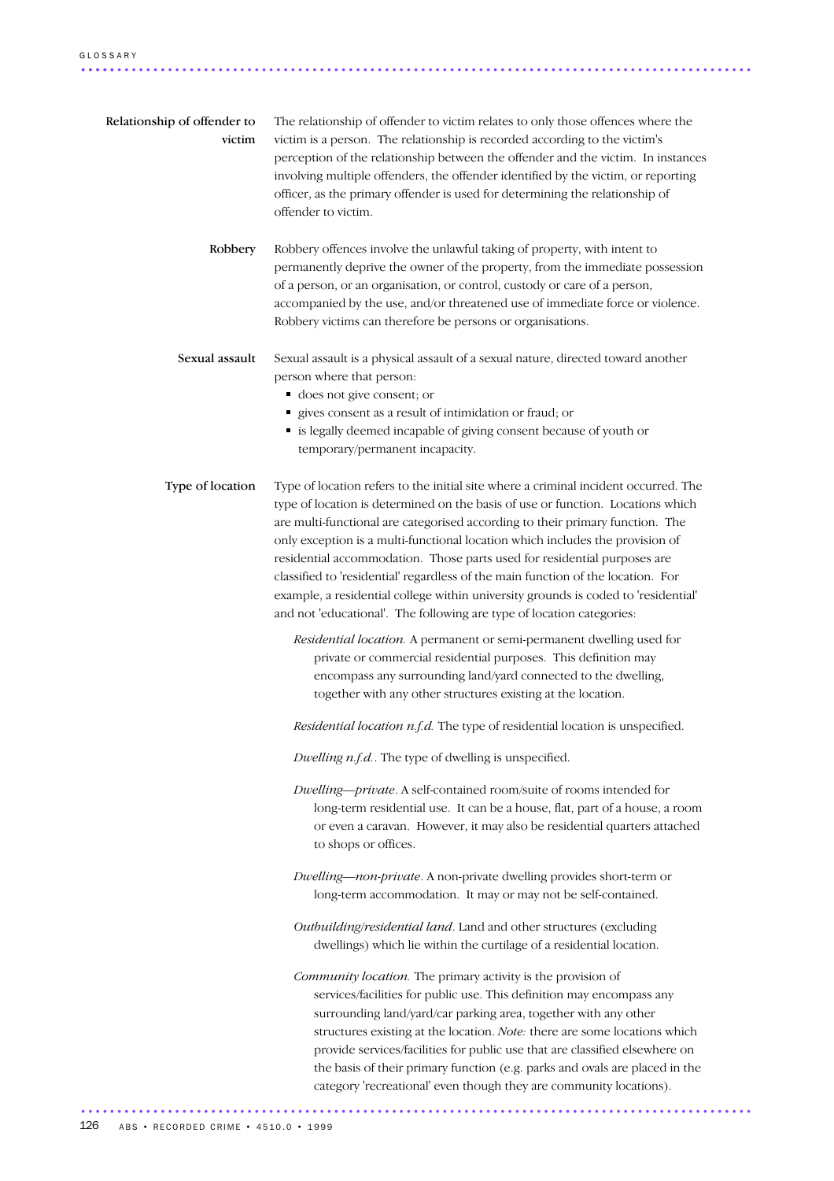**Relationship of offender to victim** The relationship of offender to victim relates to only those offences where the victim is a person. The relationship is recorded according to the victim's perception of the relationship between the offender and the victim. In instances involving multiple offenders, the offender identified by the victim, or reporting officer, as the primary offender is used for determining the relationship of offender to victim.

**Robbery** Robbery offences involve the unlawful taking of property, with intent to permanently deprive the owner of the property, from the immediate possession of a person, or an organisation, or control, custody or care of a person, accompanied by the use, and/or threatened use of immediate force or violence. Robbery victims can therefore be persons or organisations.

**Sexual assault** Sexual assault is a physical assault of a sexual nature, directed toward another person where that person:

- does not give consent; or
- gives consent as a result of intimidation or fraud; or
- is legally deemed incapable of giving consent because of youth or temporary/permanent incapacity.

**Type of location** Type of location refers to the initial site where a criminal incident occurred. The type of location is determined on the basis of use or function. Locations which are multi-functional are categorised according to their primary function. The only exception is a multi-functional location which includes the provision of residential accommodation. Those parts used for residential purposes are classified to 'residential' regardless of the main function of the location. For example, a residential college within university grounds is coded to 'residential' and not 'educational'. The following are type of location categories:

*Residential location.* A permanent or semi-permanent dwelling used for private or commercial residential purposes. This definition may encompass any surrounding land/yard connected to the dwelling, together with any other structures existing at the location.

*Residential location n.f.d.* The type of residential location is unspecified.

*Dwelling n.f.d.*. The type of dwelling is unspecified.

*Dwelling—private*. A self-contained room/suite of rooms intended for long-term residential use. It can be a house, flat, part of a house, a room or even a caravan. However, it may also be residential quarters attached to shops or offices.

*Dwelling—non-private*. A non-private dwelling provides short-term or long-term accommodation. It may or may not be self-contained.

*Outbuilding/residential land*. Land and other structures (excluding dwellings) which lie within the curtilage of a residential location.

*Community location.* The primary activity is the provision of services/facilities for public use. This definition may encompass any surrounding land/yard/car parking area, together with any other structures existing at the location. *Note:* there are some locations which provide services/facilities for public use that are classified elsewhere on the basis of their primary function (e.g. parks and ovals are placed in the category 'recreational' even though they are community locations).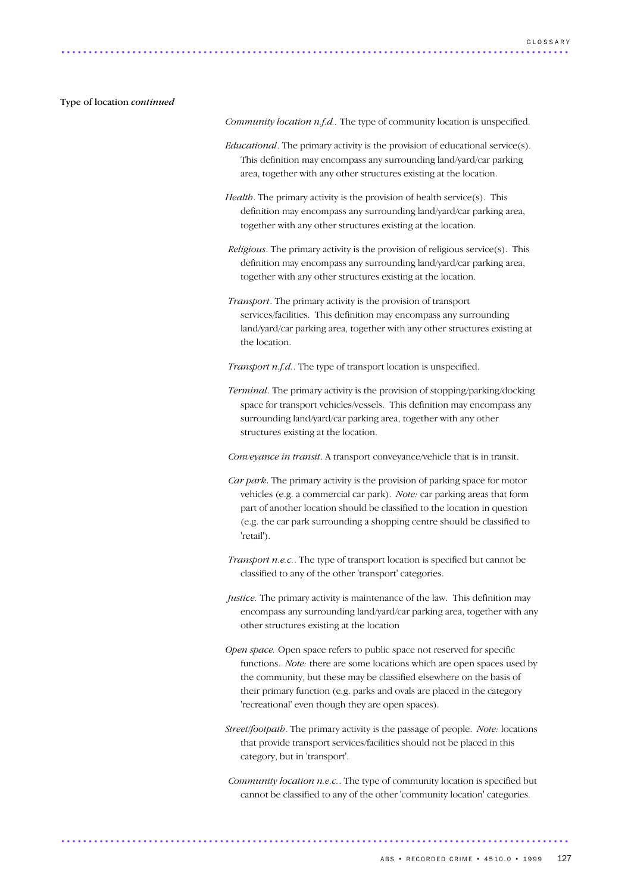Type of location *continued*

*Community location n.f.d.*. The type of community location is unspecified.

*Educational*. The primary activity is the provision of educational service(s). This definition may encompass any surrounding land/yard/car parking area, together with any other structures existing at the location.

*Health*. The primary activity is the provision of health service(s). This definition may encompass any surrounding land/yard/car parking area, together with any other structures existing at the location.

*Religious*. The primary activity is the provision of religious service(s). This definition may encompass any surrounding land/yard/car parking area, together with any other structures existing at the location.

*Transport*. The primary activity is the provision of transport services/facilities. This definition may encompass any surrounding land/yard/car parking area, together with any other structures existing at the location.

*Transport n.f.d.*. The type of transport location is unspecified.

*Terminal*. The primary activity is the provision of stopping/parking/docking space for transport vehicles/vessels. This definition may encompass any surrounding land/yard/car parking area, together with any other structures existing at the location.

*Conveyance in transit*. A transport conveyance/vehicle that is in transit.

*Car park*. The primary activity is the provision of parking space for motor vehicles (e.g. a commercial car park). *Note:* car parking areas that form part of another location should be classified to the location in question (e.g. the car park surrounding a shopping centre should be classified to 'retail').

*Transport n.e.c.*. The type of transport location is specified but cannot be classified to any of the other 'transport' categories.

*Justice.* The primary activity is maintenance of the law. This definition may encompass any surrounding land/yard/car parking area, together with any other structures existing at the location

*Open space.* Open space refers to public space not reserved for specific functions. *Note:* there are some locations which are open spaces used by the community, but these may be classified elsewhere on the basis of their primary function (e.g. parks and ovals are placed in the category 'recreational' even though they are open spaces).

*Street/footpath*. The primary activity is the passage of people. *Note:* locations that provide transport services/facilities should not be placed in this category, but in 'transport'.

*Community location n.e.c.*. The type of community location is specified but cannot be classified to any of the other 'community location' categories.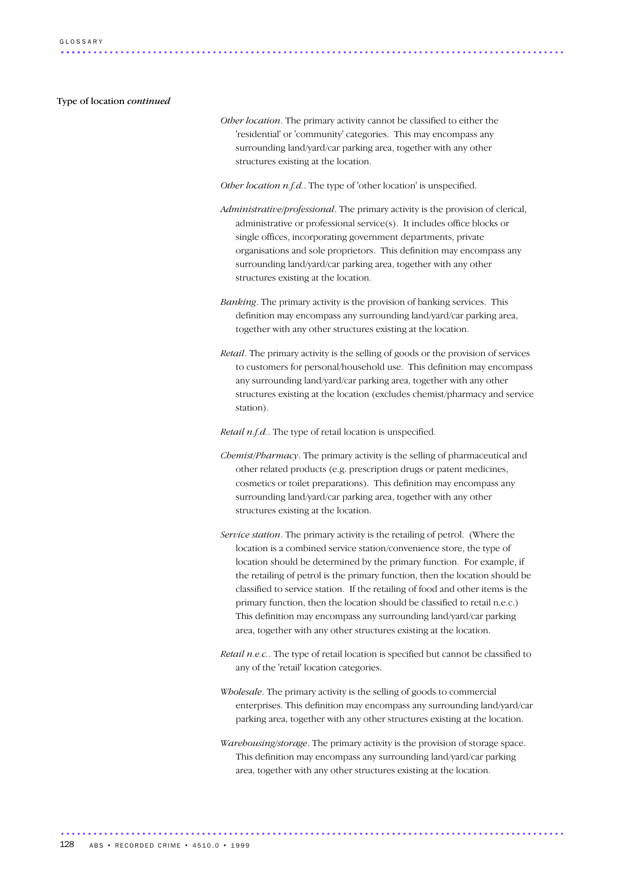Type of location *continued*

*Other location*. The primary activity cannot be classified to either the 'residential' or 'community' categories. This may encompass any surrounding land/yard/car parking area, together with any other structures existing at the location.

*Other location n.f.d.*. The type of 'other location' is unspecified.

*Administrative/professional*. The primary activity is the provision of clerical, administrative or professional service(s). It includes office blocks or single offices, incorporating government departments, private organisations and sole proprietors. This definition may encompass any surrounding land/yard/car parking area, together with any other structures existing at the location.

*Banking*. The primary activity is the provision of banking services. This definition may encompass any surrounding land/yard/car parking area, together with any other structures existing at the location.

*Retail*. The primary activity is the selling of goods or the provision of services to customers for personal/household use. This definition may encompass any surrounding land/yard/car parking area, together with any other structures existing at the location (excludes chemist/pharmacy and service station).

*Retail n.f.d.*. The type of retail location is unspecified.

*Chemist/Pharmacy*. The primary activity is the selling of pharmaceutical and other related products (e.g. prescription drugs or patent medicines, cosmetics or toilet preparations). This definition may encompass any surrounding land/yard/car parking area, together with any other structures existing at the location.

*Service station*. The primary activity is the retailing of petrol. (Where the location is a combined service station/convenience store, the type of location should be determined by the primary function. For example, if the retailing of petrol is the primary function, then the location should be classified to service station. If the retailing of food and other items is the primary function, then the location should be classified to retail n.e.c.) This definition may encompass any surrounding land/yard/car parking area, together with any other structures existing at the location.

*Retail n.e.c.*. The type of retail location is specified but cannot be classified to any of the 'retail' location categories.

*Wholesale*. The primary activity is the selling of goods to commercial enterprises. This definition may encompass any surrounding land/yard/car parking area, together with any other structures existing at the location.

*Warehousing/storage*. The primary activity is the provision of storage space. This definition may encompass any surrounding land/yard/car parking area, together with any other structures existing at the location.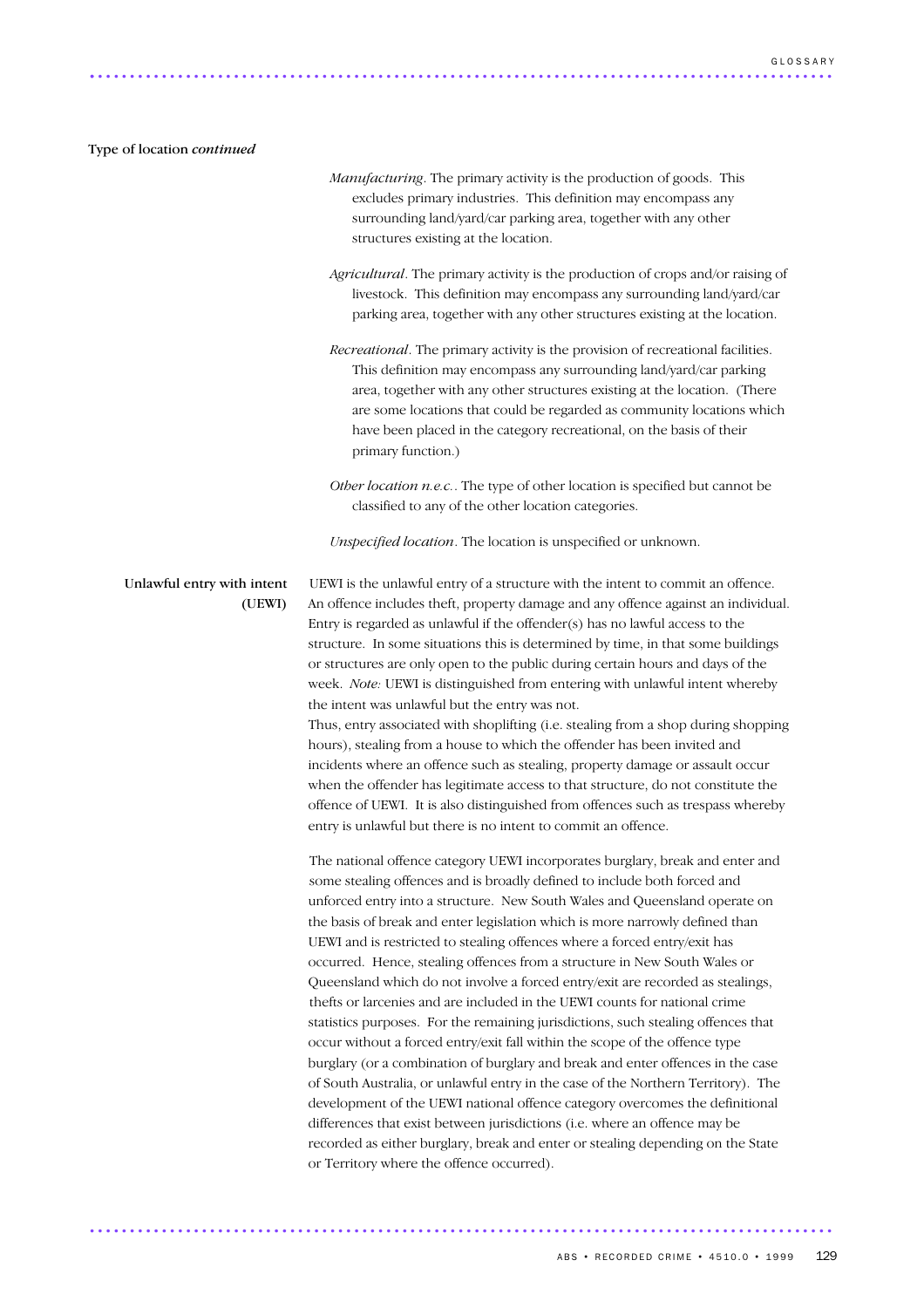**Type of location** *continued*

*Manufacturing*. The primary activity is the production of goods. This excludes primary industries. This definition may encompass any surrounding land/yard/car parking area, together with any other structures existing at the location.

*Agricultural*. The primary activity is the production of crops and/or raising of livestock. This definition may encompass any surrounding land/yard/car parking area, together with any other structures existing at the location.

*Recreational*. The primary activity is the provision of recreational facilities. This definition may encompass any surrounding land/yard/car parking area, together with any other structures existing at the location. (There are some locations that could be regarded as community locations which have been placed in the category recreational, on the basis of their primary function.)

*Other location n.e.c.*. The type of other location is specified but cannot be classified to any of the other location categories.

*Unspecified location*. The location is unspecified or unknown.

**Unlawful entry with intent (UEWI)**

UEWI is the unlawful entry of a structure with the intent to commit an offence. An offence includes theft, property damage and any offence against an individual. Entry is regarded as unlawful if the offender(s) has no lawful access to the structure. In some situations this is determined by time, in that some buildings or structures are only open to the public during certain hours and days of the week. *Note:* UEWI is distinguished from entering with unlawful intent whereby the intent was unlawful but the entry was not.
Thus, entry associated with shoplifting (i.e. stealing from a shop during shopping hours), stealing from a house to which the offender has been invited and incidents where an offence such as stealing, property damage or assault occur when the offender has legitimate access to that structure, do not constitute the offence of UEWI. It is also distinguished from offences such as trespass whereby entry is unlawful but there is no intent to commit an offence.

The national offence category UEWI incorporates burglary, break and enter and some stealing offences and is broadly defined to include both forced and unforced entry into a structure. New South Wales and Queensland operate on the basis of break and enter legislation which is more narrowly defined than UEWI and is restricted to stealing offences where a forced entry/exit has occurred. Hence, stealing offences from a structure in New South Wales or Queensland which do not involve a forced entry/exit are recorded as stealings, thefts or larcenies and are included in the UEWI counts for national crime statistics purposes. For the remaining jurisdictions, such stealing offences that occur without a forced entry/exit fall within the scope of the offence type burglary (or a combination of burglary and break and enter offences in the case of South Australia, or unlawful entry in the case of the Northern Territory). The development of the UEWI national offence category overcomes the definitional differences that exist between jurisdictions (i.e. where an offence may be recorded as either burglary, break and enter or stealing depending on the State or Territory where the offence occurred).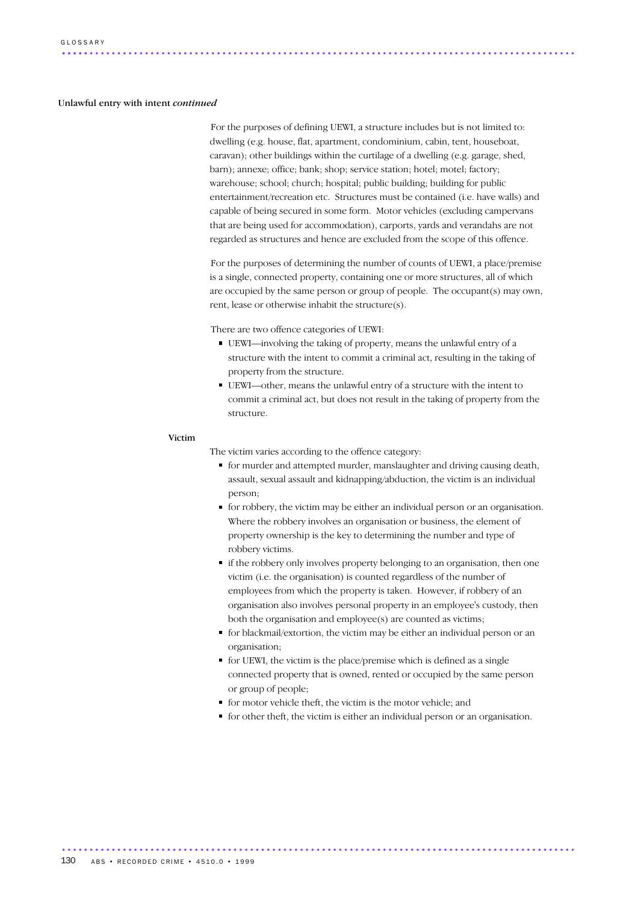### Unlawful entry with intent *continued*

For the purposes of defining UEWI, a structure includes but is not limited to: dwelling (e.g. house, flat, apartment, condominium, cabin, tent, houseboat, caravan); other buildings within the curtilage of a dwelling (e.g. garage, shed, barn); annexe; office; bank; shop; service station; hotel; motel; factory; warehouse; school; church; hospital; public building; building for public entertainment/recreation etc. Structures must be contained (i.e. have walls) and capable of being secured in some form. Motor vehicles (excluding campervans that are being used for accommodation), carports, yards and verandahs are not regarded as structures and hence are excluded from the scope of this offence.

For the purposes of determining the number of counts of UEWI, a place/premise is a single, connected property, containing one or more structures, all of which are occupied by the same person or group of people. The occupant(s) may own, rent, lease or otherwise inhabit the structure(s).

There are two offence categories of UEWI:

- UEWI—involving the taking of property, means the unlawful entry of a structure with the intent to commit a criminal act, resulting in the taking of property from the structure.
- UEWI—other, means the unlawful entry of a structure with the intent to commit a criminal act, but does not result in the taking of property from the structure.

### Victim

The victim varies according to the offence category:

- for murder and attempted murder, manslaughter and driving causing death, assault, sexual assault and kidnapping/abduction, the victim is an individual person;
- for robbery, the victim may be either an individual person or an organisation. Where the robbery involves an organisation or business, the element of property ownership is the key to determining the number and type of robbery victims.
- if the robbery only involves property belonging to an organisation, then one victim (i.e. the organisation) is counted regardless of the number of employees from which the property is taken. However, if robbery of an organisation also involves personal property in an employee's custody, then both the organisation and employee(s) are counted as victims;
- for blackmail/extortion, the victim may be either an individual person or an organisation;
- for UEWI, the victim is the place/premise which is defined as a single connected property that is owned, rented or occupied by the same person or group of people;
- for motor vehicle theft, the victim is the motor vehicle; and
- for other theft, the victim is either an individual person or an organisation.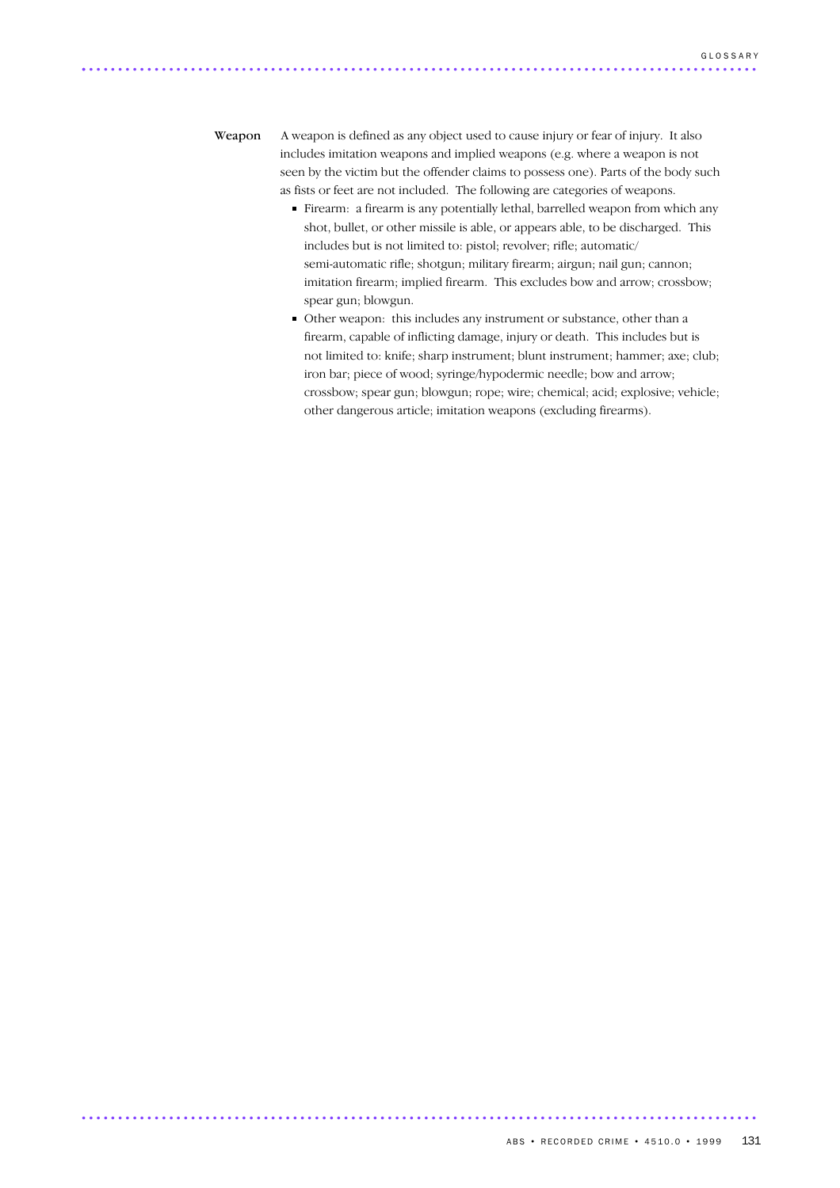**Weapon** A weapon is defined as any object used to cause injury or fear of injury. It also includes imitation weapons and implied weapons (e.g. where a weapon is not seen by the victim but the offender claims to possess one). Parts of the body such as fists or feet are not included. The following are categories of weapons.

- Firearm: a firearm is any potentially lethal, barrelled weapon from which any shot, bullet, or other missile is able, or appears able, to be discharged. This includes but is not limited to: pistol; revolver; rifle; automatic/semi-automatic rifle; shotgun; military firearm; airgun; nail gun; cannon; imitation firearm; implied firearm. This excludes bow and arrow; crossbow; spear gun; blowgun.
- Other weapon: this includes any instrument or substance, other than a firearm, capable of inflicting damage, injury or death. This includes but is not limited to: knife; sharp instrument; blunt instrument; hammer; axe; club; iron bar; piece of wood; syringe/hypodermic needle; bow and arrow; crossbow; spear gun; blowgun; rope; wire; chemical; acid; explosive; vehicle; other dangerous article; imitation weapons (excluding firearms).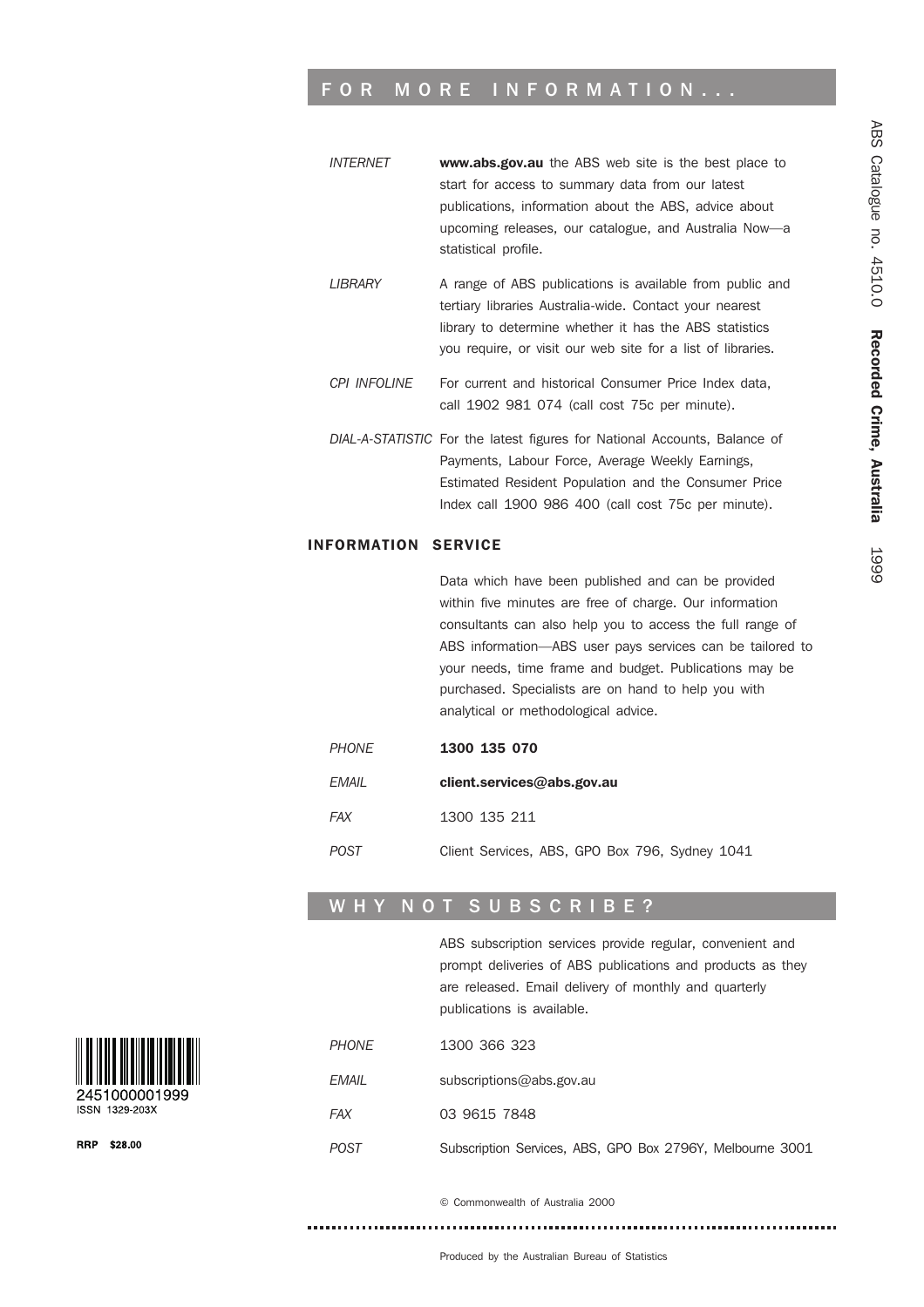## FOR MORE INFORMATION...

| | |
|---|---|
| *INTERNET* | **www.abs.gov.au** the ABS web site is the best place to start for access to summary data from our latest publications, information about the ABS, advice about upcoming releases, our catalogue, and Australia Now—a statistical profile. |
| *LIBRARY* | A range of ABS publications is available from public and tertiary libraries Australia-wide. Contact your nearest library to determine whether it has the ABS statistics you require, or visit our web site for a list of libraries. |
| *CPI INFOLINE* | For current and historical Consumer Price Index data, call 1902 981 074 (call cost 75c per minute). |
| *DIAL-A-STATISTIC* | For the latest figures for National Accounts, Balance of Payments, Labour Force, Average Weekly Earnings, Estimated Resident Population and the Consumer Price Index call 1900 986 400 (call cost 75c per minute). |

### INFORMATION SERVICE

Data which have been published and can be provided within five minutes are free of charge. Our information consultants can also help you to access the full range of ABS information—ABS user pays services can be tailored to your needs, time frame and budget. Publications may be purchased. Specialists are on hand to help you with analytical or methodological advice.

| | |
|---|---|
| *PHONE* | **1300 135 070** |
| *EMAIL* | **client.services@abs.gov.au** |
| *FAX* | 1300 135 211 |
| *POST* | Client Services, ABS, GPO Box 796, Sydney 1041 |

## WHY NOT SUBSCRIBE?

ABS subscription services provide regular, convenient and prompt deliveries of ABS publications and products as they are released. Email delivery of monthly and quarterly publications is available.

| | |
|---|---|
| *PHONE* | 1300 366 323 |
| *EMAIL* | subscriptions@abs.gov.au |
| *FAX* | 03 9615 7848 |
| *POST* | Subscription Services, ABS, GPO Box 2796Y, Melbourne 3001 |

© Commonwealth of Australia 2000

Produced by the Australian Bureau of Statistics

2451000001999

ISSN 1329-203X

**RRP $28.00**

ABS Catalogue no. 4510.0 **Recorded Crime, Australia** 1999